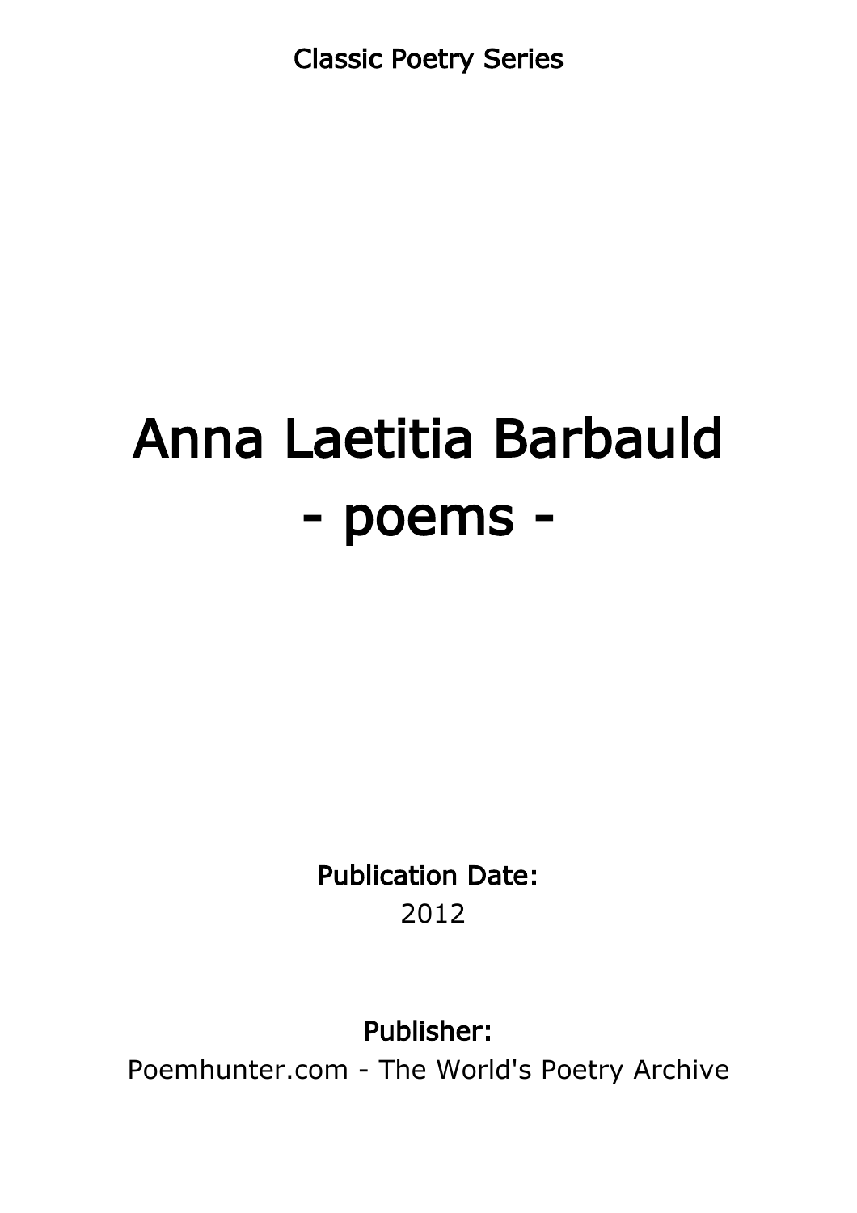Classic Poetry Series

# Anna Laetitia Barbauld
# - poems -

**Publication Date:**
2012

**Publisher:**
Poemhunter.com - The World's Poetry Archive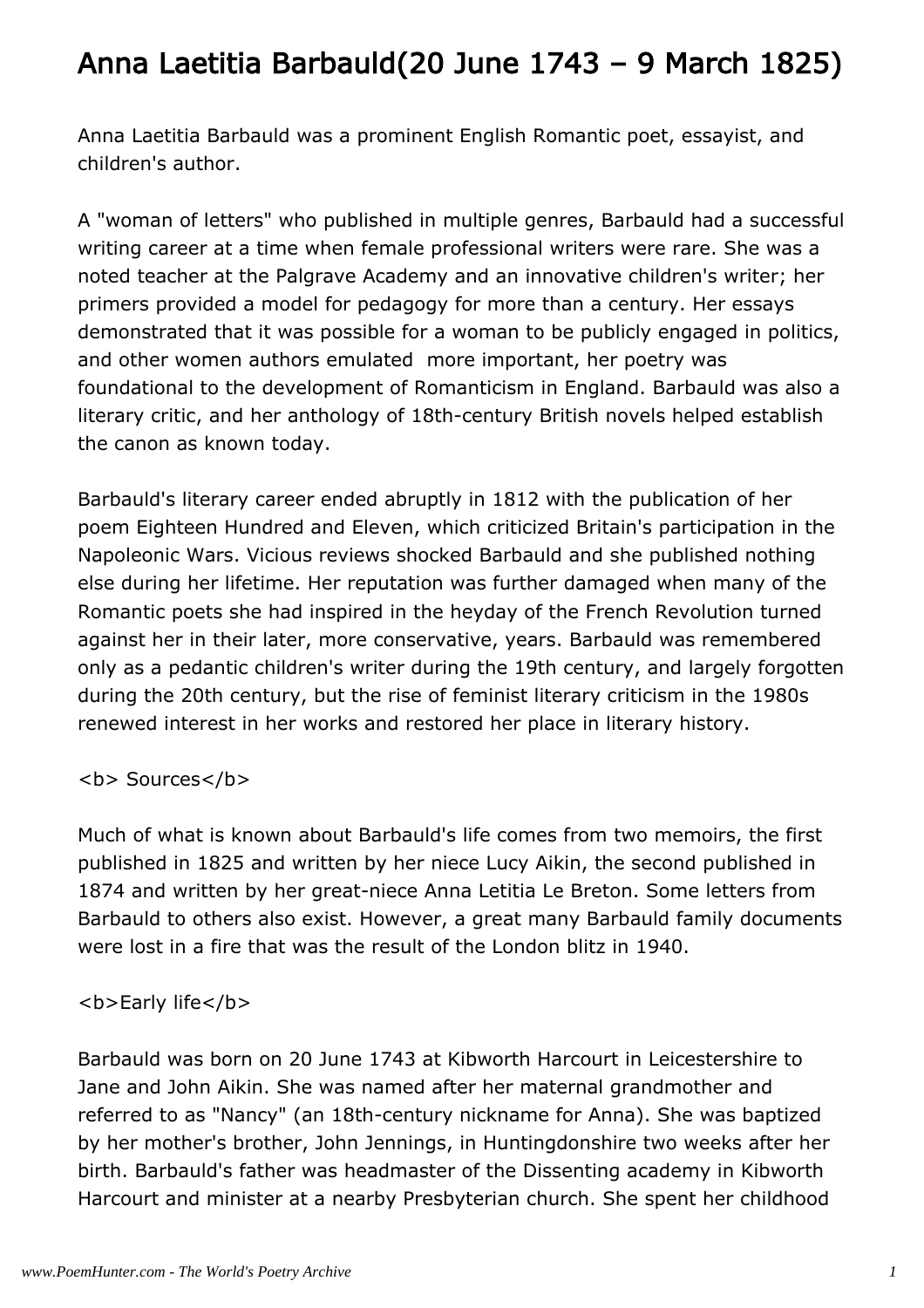# Anna Laetitia Barbauld(20 June 1743 – 9 March 1825)

Anna Laetitia Barbauld was a prominent English Romantic poet, essayist, and children's author.

A "woman of letters" who published in multiple genres, Barbauld had a successful writing career at a time when female professional writers were rare. She was a noted teacher at the Palgrave Academy and an innovative children's writer; her primers provided a model for pedagogy for more than a century. Her essays demonstrated that it was possible for a woman to be publicly engaged in politics, and other women authors emulated  more important, her poetry was foundational to the development of Romanticism in England. Barbauld was also a literary critic, and her anthology of 18th-century British novels helped establish the canon as known today.

Barbauld's literary career ended abruptly in 1812 with the publication of her poem Eighteen Hundred and Eleven, which criticized Britain's participation in the Napoleonic Wars. Vicious reviews shocked Barbauld and she published nothing else during her lifetime. Her reputation was further damaged when many of the Romantic poets she had inspired in the heyday of the French Revolution turned against her in their later, more conservative, years. Barbauld was remembered only as a pedantic children's writer during the 19th century, and largely forgotten during the 20th century, but the rise of feminist literary criticism in the 1980s renewed interest in her works and restored her place in literary history.

<b> Sources</b>

Much of what is known about Barbauld's life comes from two memoirs, the first published in 1825 and written by her niece Lucy Aikin, the second published in 1874 and written by her great-niece Anna Letitia Le Breton. Some letters from Barbauld to others also exist. However, a great many Barbauld family documents were lost in a fire that was the result of the London blitz in 1940.

<b>Early life</b>

Barbauld was born on 20 June 1743 at Kibworth Harcourt in Leicestershire to Jane and John Aikin. She was named after her maternal grandmother and referred to as "Nancy" (an 18th-century nickname for Anna). She was baptized by her mother's brother, John Jennings, in Huntingdonshire two weeks after her birth. Barbauld's father was headmaster of the Dissenting academy in Kibworth Harcourt and minister at a nearby Presbyterian church. She spent her childhood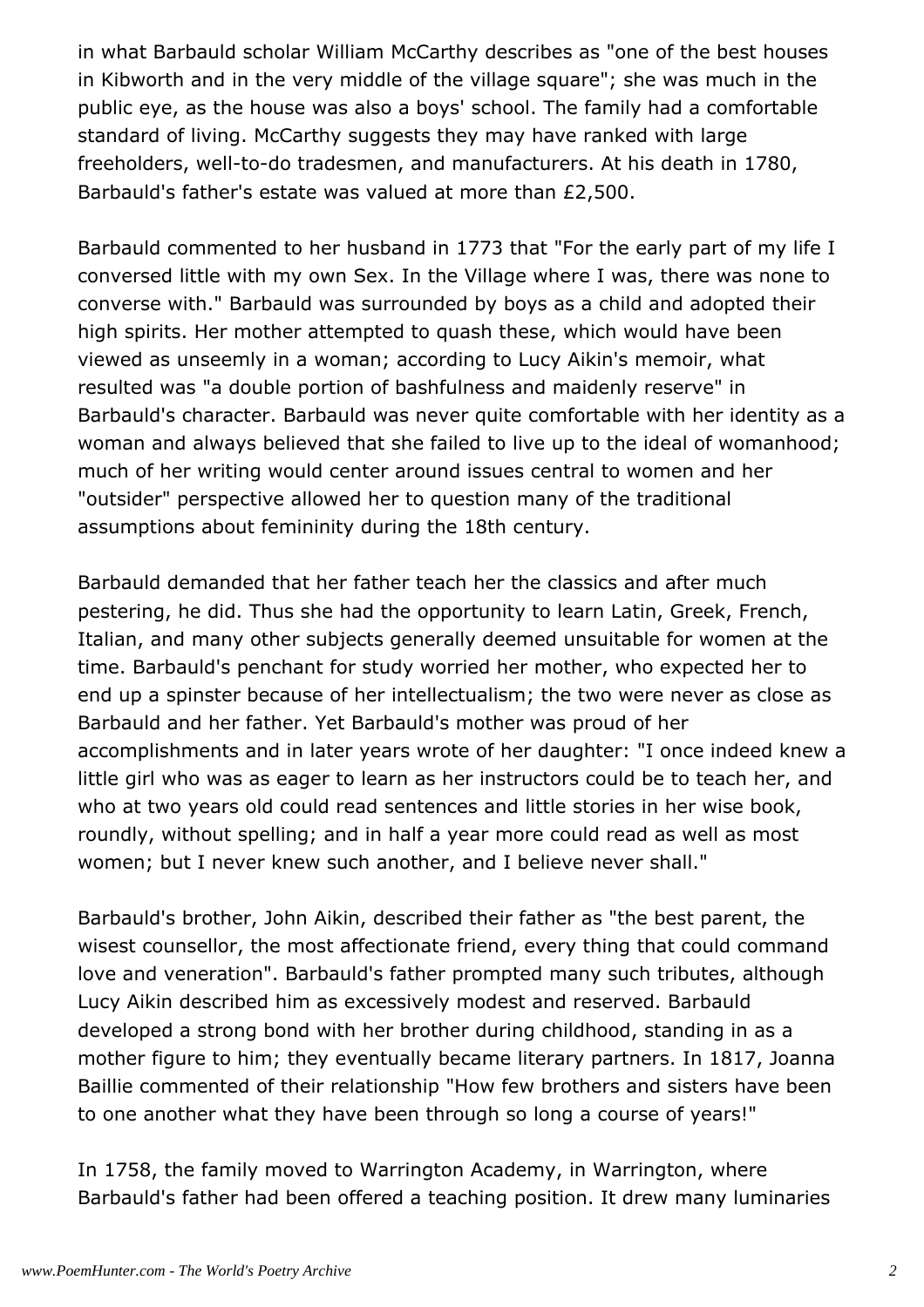in what Barbauld scholar William McCarthy describes as "one of the best houses in Kibworth and in the very middle of the village square"; she was much in the public eye, as the house was also a boys' school. The family had a comfortable standard of living. McCarthy suggests they may have ranked with large freeholders, well-to-do tradesmen, and manufacturers. At his death in 1780, Barbauld's father's estate was valued at more than £2,500.

Barbauld commented to her husband in 1773 that "For the early part of my life I conversed little with my own Sex. In the Village where I was, there was none to converse with." Barbauld was surrounded by boys as a child and adopted their high spirits. Her mother attempted to quash these, which would have been viewed as unseemly in a woman; according to Lucy Aikin's memoir, what resulted was "a double portion of bashfulness and maidenly reserve" in Barbauld's character. Barbauld was never quite comfortable with her identity as a woman and always believed that she failed to live up to the ideal of womanhood; much of her writing would center around issues central to women and her "outsider" perspective allowed her to question many of the traditional assumptions about femininity during the 18th century.

Barbauld demanded that her father teach her the classics and after much pestering, he did. Thus she had the opportunity to learn Latin, Greek, French, Italian, and many other subjects generally deemed unsuitable for women at the time. Barbauld's penchant for study worried her mother, who expected her to end up a spinster because of her intellectualism; the two were never as close as Barbauld and her father. Yet Barbauld's mother was proud of her accomplishments and in later years wrote of her daughter: "I once indeed knew a little girl who was as eager to learn as her instructors could be to teach her, and who at two years old could read sentences and little stories in her wise book, roundly, without spelling; and in half a year more could read as well as most women; but I never knew such another, and I believe never shall."

Barbauld's brother, John Aikin, described their father as "the best parent, the wisest counsellor, the most affectionate friend, every thing that could command love and veneration". Barbauld's father prompted many such tributes, although Lucy Aikin described him as excessively modest and reserved. Barbauld developed a strong bond with her brother during childhood, standing in as a mother figure to him; they eventually became literary partners. In 1817, Joanna Baillie commented of their relationship "How few brothers and sisters have been to one another what they have been through so long a course of years!"

In 1758, the family moved to Warrington Academy, in Warrington, where Barbauld's father had been offered a teaching position. It drew many luminaries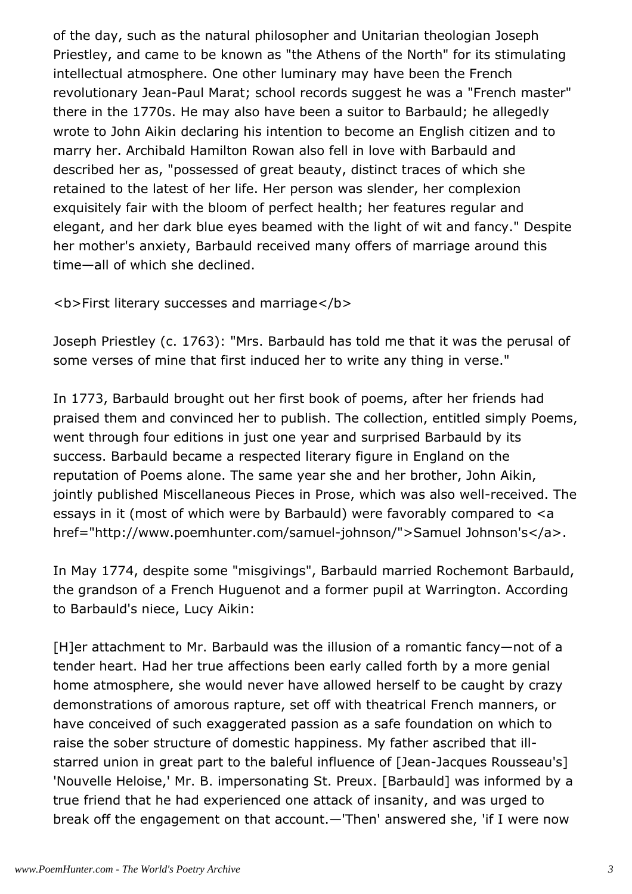of the day, such as the natural philosopher and Unitarian theologian Joseph Priestley, and came to be known as "the Athens of the North" for its stimulating intellectual atmosphere. One other luminary may have been the French revolutionary Jean-Paul Marat; school records suggest he was a "French master" there in the 1770s. He may also have been a suitor to Barbauld; he allegedly wrote to John Aikin declaring his intention to become an English citizen and to marry her. Archibald Hamilton Rowan also fell in love with Barbauld and described her as, "possessed of great beauty, distinct traces of which she retained to the latest of her life. Her person was slender, her complexion exquisitely fair with the bloom of perfect health; her features regular and elegant, and her dark blue eyes beamed with the light of wit and fancy." Despite her mother's anxiety, Barbauld received many offers of marriage around this time—all of which she declined.

**First literary successes and marriage**

Joseph Priestley (c. 1763): "Mrs. Barbauld has told me that it was the perusal of some verses of mine that first induced her to write any thing in verse."

In 1773, Barbauld brought out her first book of poems, after her friends had praised them and convinced her to publish. The collection, entitled simply Poems, went through four editions in just one year and surprised Barbauld by its success. Barbauld became a respected literary figure in England on the reputation of Poems alone. The same year she and her brother, John Aikin, jointly published Miscellaneous Pieces in Prose, which was also well-received. The essays in it (most of which were by Barbauld) were favorably compared to [Samuel Johnson's](http://www.poemhunter.com/samuel-johnson/).

In May 1774, despite some "misgivings", Barbauld married Rochemont Barbauld, the grandson of a French Huguenot and a former pupil at Warrington. According to Barbauld's niece, Lucy Aikin:

[H]er attachment to Mr. Barbauld was the illusion of a romantic fancy—not of a tender heart. Had her true affections been early called forth by a more genial home atmosphere, she would never have allowed herself to be caught by crazy demonstrations of amorous rapture, set off with theatrical French manners, or have conceived of such exaggerated passion as a safe foundation on which to raise the sober structure of domestic happiness. My father ascribed that ill-starred union in great part to the baleful influence of [Jean-Jacques Rousseau's] 'Nouvelle Heloise,' Mr. B. impersonating St. Preux. [Barbauld] was informed by a true friend that he had experienced one attack of insanity, and was urged to break off the engagement on that account.—'Then' answered she, 'if I were now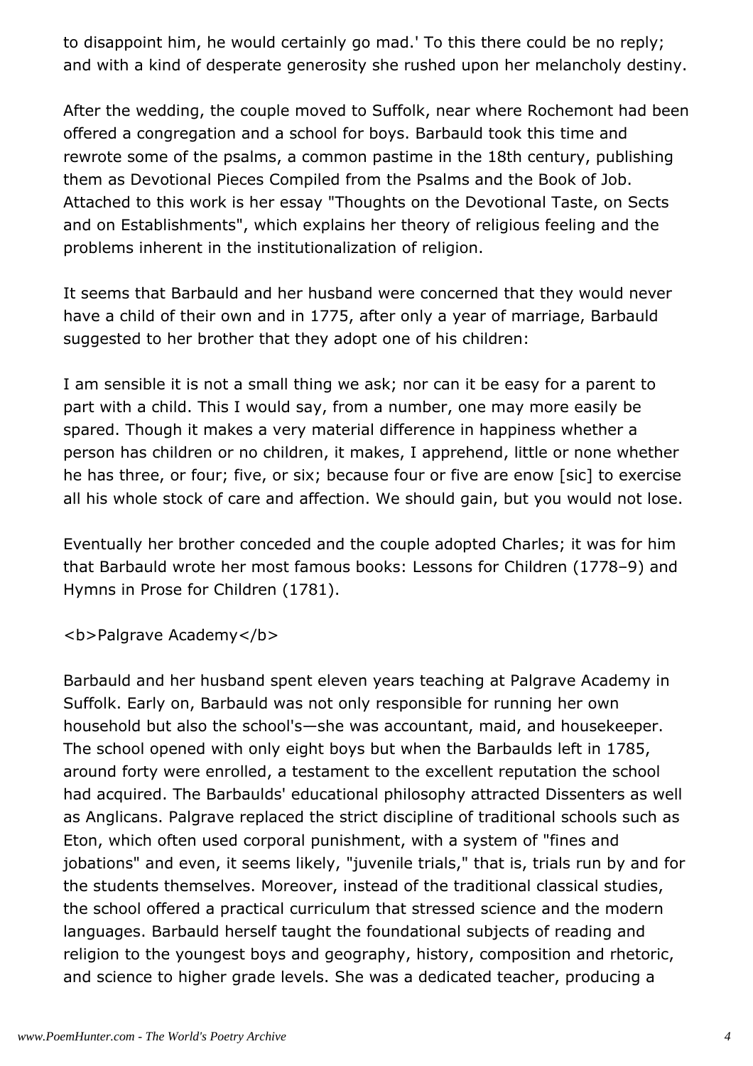to disappoint him, he would certainly go mad.' To this there could be no reply; and with a kind of desperate generosity she rushed upon her melancholy destiny.

After the wedding, the couple moved to Suffolk, near where Rochemont had been offered a congregation and a school for boys. Barbauld took this time and rewrote some of the psalms, a common pastime in the 18th century, publishing them as Devotional Pieces Compiled from the Psalms and the Book of Job. Attached to this work is her essay "Thoughts on the Devotional Taste, on Sects and on Establishments", which explains her theory of religious feeling and the problems inherent in the institutionalization of religion.

It seems that Barbauld and her husband were concerned that they would never have a child of their own and in 1775, after only a year of marriage, Barbauld suggested to her brother that they adopt one of his children:

I am sensible it is not a small thing we ask; nor can it be easy for a parent to part with a child. This I would say, from a number, one may more easily be spared. Though it makes a very material difference in happiness whether a person has children or no children, it makes, I apprehend, little or none whether he has three, or four; five, or six; because four or five are enow [sic] to exercise all his whole stock of care and affection. We should gain, but you would not lose.

Eventually her brother conceded and the couple adopted Charles; it was for him that Barbauld wrote her most famous books: Lessons for Children (1778–9) and Hymns in Prose for Children (1781).

**Palgrave Academy**

Barbauld and her husband spent eleven years teaching at Palgrave Academy in Suffolk. Early on, Barbauld was not only responsible for running her own household but also the school's—she was accountant, maid, and housekeeper. The school opened with only eight boys but when the Barbaulds left in 1785, around forty were enrolled, a testament to the excellent reputation the school had acquired. The Barbaulds' educational philosophy attracted Dissenters as well as Anglicans. Palgrave replaced the strict discipline of traditional schools such as Eton, which often used corporal punishment, with a system of "fines and jobations" and even, it seems likely, "juvenile trials," that is, trials run by and for the students themselves. Moreover, instead of the traditional classical studies, the school offered a practical curriculum that stressed science and the modern languages. Barbauld herself taught the foundational subjects of reading and religion to the youngest boys and geography, history, composition and rhetoric, and science to higher grade levels. She was a dedicated teacher, producing a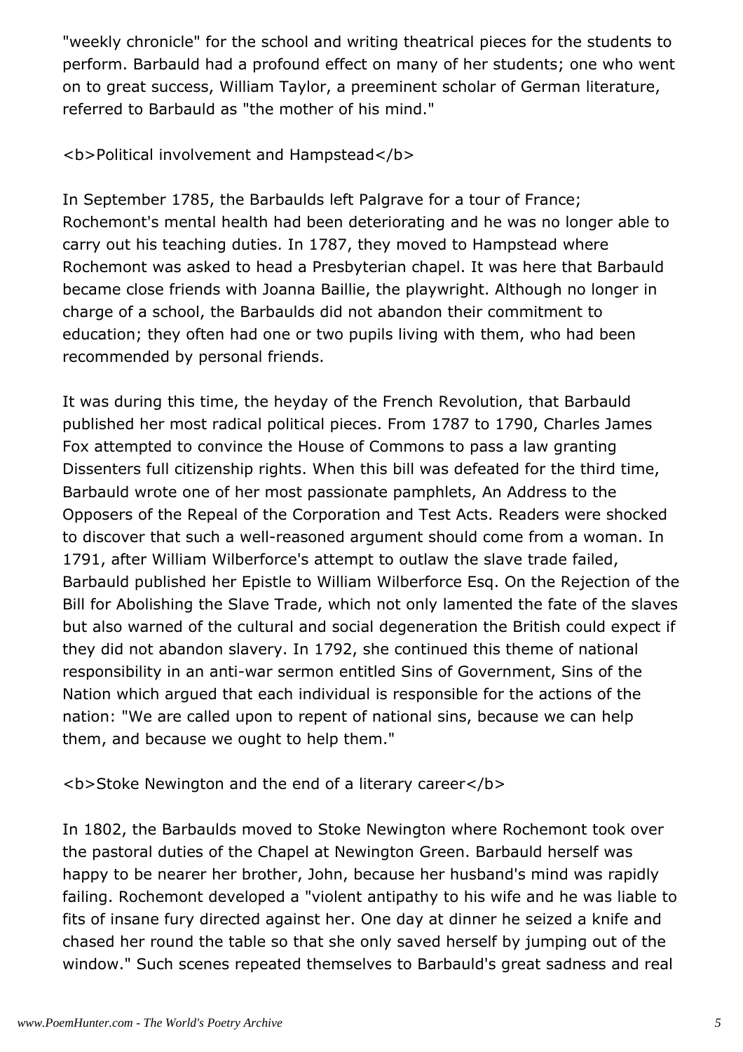"weekly chronicle" for the school and writing theatrical pieces for the students to perform. Barbauld had a profound effect on many of her students; one who went on to great success, William Taylor, a preeminent scholar of German literature, referred to Barbauld as "the mother of his mind."

**Political involvement and Hampstead**

In September 1785, the Barbaulds left Palgrave for a tour of France; Rochemont's mental health had been deteriorating and he was no longer able to carry out his teaching duties. In 1787, they moved to Hampstead where Rochemont was asked to head a Presbyterian chapel. It was here that Barbauld became close friends with Joanna Baillie, the playwright. Although no longer in charge of a school, the Barbaulds did not abandon their commitment to education; they often had one or two pupils living with them, who had been recommended by personal friends.

It was during this time, the heyday of the French Revolution, that Barbauld published her most radical political pieces. From 1787 to 1790, Charles James Fox attempted to convince the House of Commons to pass a law granting Dissenters full citizenship rights. When this bill was defeated for the third time, Barbauld wrote one of her most passionate pamphlets, An Address to the Opposers of the Repeal of the Corporation and Test Acts. Readers were shocked to discover that such a well-reasoned argument should come from a woman. In 1791, after William Wilberforce's attempt to outlaw the slave trade failed, Barbauld published her Epistle to William Wilberforce Esq. On the Rejection of the Bill for Abolishing the Slave Trade, which not only lamented the fate of the slaves but also warned of the cultural and social degeneration the British could expect if they did not abandon slavery. In 1792, she continued this theme of national responsibility in an anti-war sermon entitled Sins of Government, Sins of the Nation which argued that each individual is responsible for the actions of the nation: "We are called upon to repent of national sins, because we can help them, and because we ought to help them."

**Stoke Newington and the end of a literary career**

In 1802, the Barbaulds moved to Stoke Newington where Rochemont took over the pastoral duties of the Chapel at Newington Green. Barbauld herself was happy to be nearer her brother, John, because her husband's mind was rapidly failing. Rochemont developed a "violent antipathy to his wife and he was liable to fits of insane fury directed against her. One day at dinner he seized a knife and chased her round the table so that she only saved herself by jumping out of the window." Such scenes repeated themselves to Barbauld's great sadness and real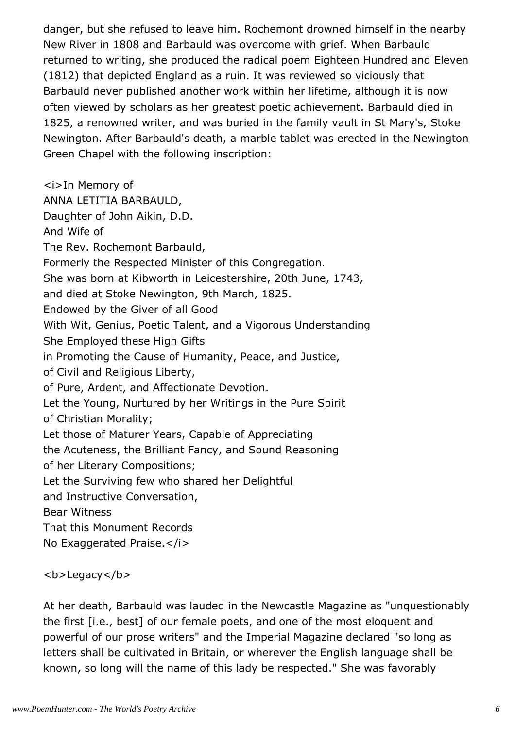danger, but she refused to leave him. Rochemont drowned himself in the nearby New River in 1808 and Barbauld was overcome with grief. When Barbauld returned to writing, she produced the radical poem Eighteen Hundred and Eleven (1812) that depicted England as a ruin. It was reviewed so viciously that Barbauld never published another work within her lifetime, although it is now often viewed by scholars as her greatest poetic achievement. Barbauld died in 1825, a renowned writer, and was buried in the family vault in St Mary's, Stoke Newington. After Barbauld's death, a marble tablet was erected in the Newington Green Chapel with the following inscription:

*In Memory of  
ANNA LETITIA BARBAULD,  
Daughter of John Aikin, D.D.  
And Wife of  
The Rev. Rochemont Barbauld,  
Formerly the Respected Minister of this Congregation.  
She was born at Kibworth in Leicestershire, 20th June, 1743,  
and died at Stoke Newington, 9th March, 1825.  
Endowed by the Giver of all Good  
With Wit, Genius, Poetic Talent, and a Vigorous Understanding  
She Employed these High Gifts  
in Promoting the Cause of Humanity, Peace, and Justice,  
of Civil and Religious Liberty,  
of Pure, Ardent, and Affectionate Devotion.  
Let the Young, Nurtured by her Writings in the Pure Spirit  
of Christian Morality;  
Let those of Maturer Years, Capable of Appreciating  
the Acuteness, the Brilliant Fancy, and Sound Reasoning  
of her Literary Compositions;  
Let the Surviving few who shared her Delightful  
and Instructive Conversation,  
Bear Witness  
That this Monument Records  
No Exaggerated Praise.*

**Legacy**

At her death, Barbauld was lauded in the Newcastle Magazine as "unquestionably the first [i.e., best] of our female poets, and one of the most eloquent and powerful of our prose writers" and the Imperial Magazine declared "so long as letters shall be cultivated in Britain, or wherever the English language shall be known, so long will the name of this lady be respected." She was favorably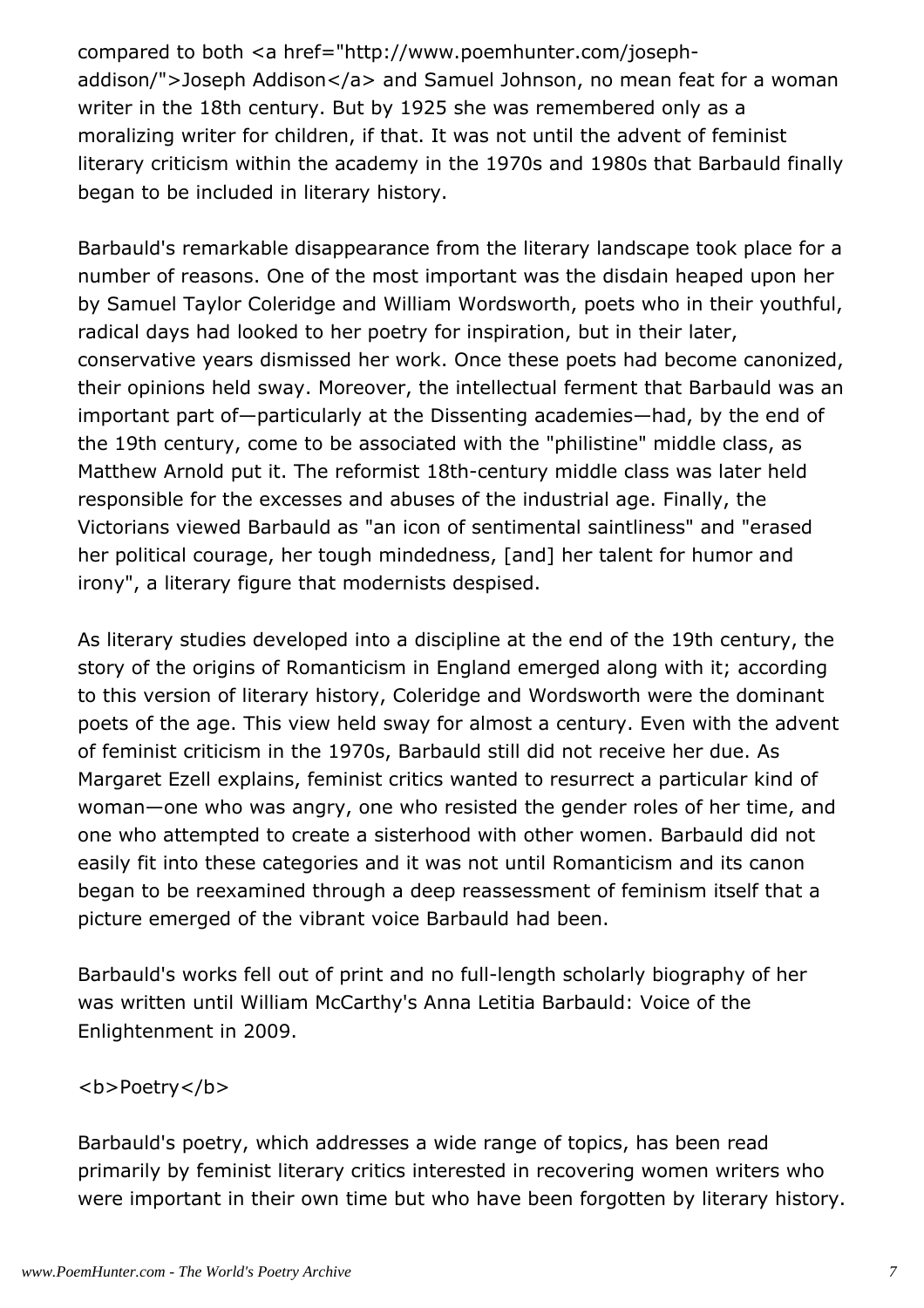compared to both <a href="http://www.poemhunter.com/joseph-addison/">Joseph Addison</a> and Samuel Johnson, no mean feat for a woman writer in the 18th century. But by 1925 she was remembered only as a moralizing writer for children, if that. It was not until the advent of feminist literary criticism within the academy in the 1970s and 1980s that Barbauld finally began to be included in literary history.

Barbauld's remarkable disappearance from the literary landscape took place for a number of reasons. One of the most important was the disdain heaped upon her by Samuel Taylor Coleridge and William Wordsworth, poets who in their youthful, radical days had looked to her poetry for inspiration, but in their later, conservative years dismissed her work. Once these poets had become canonized, their opinions held sway. Moreover, the intellectual ferment that Barbauld was an important part of—particularly at the Dissenting academies—had, by the end of the 19th century, come to be associated with the "philistine" middle class, as Matthew Arnold put it. The reformist 18th-century middle class was later held responsible for the excesses and abuses of the industrial age. Finally, the Victorians viewed Barbauld as "an icon of sentimental saintliness" and "erased her political courage, her tough mindedness, [and] her talent for humor and irony", a literary figure that modernists despised.

As literary studies developed into a discipline at the end of the 19th century, the story of the origins of Romanticism in England emerged along with it; according to this version of literary history, Coleridge and Wordsworth were the dominant poets of the age. This view held sway for almost a century. Even with the advent of feminist criticism in the 1970s, Barbauld still did not receive her due. As Margaret Ezell explains, feminist critics wanted to resurrect a particular kind of woman—one who was angry, one who resisted the gender roles of her time, and one who attempted to create a sisterhood with other women. Barbauld did not easily fit into these categories and it was not until Romanticism and its canon began to be reexamined through a deep reassessment of feminism itself that a picture emerged of the vibrant voice Barbauld had been.

Barbauld's works fell out of print and no full-length scholarly biography of her was written until William McCarthy's Anna Letitia Barbauld: Voice of the Enlightenment in 2009.

<b>Poetry</b>

Barbauld's poetry, which addresses a wide range of topics, has been read primarily by feminist literary critics interested in recovering women writers who were important in their own time but who have been forgotten by literary history.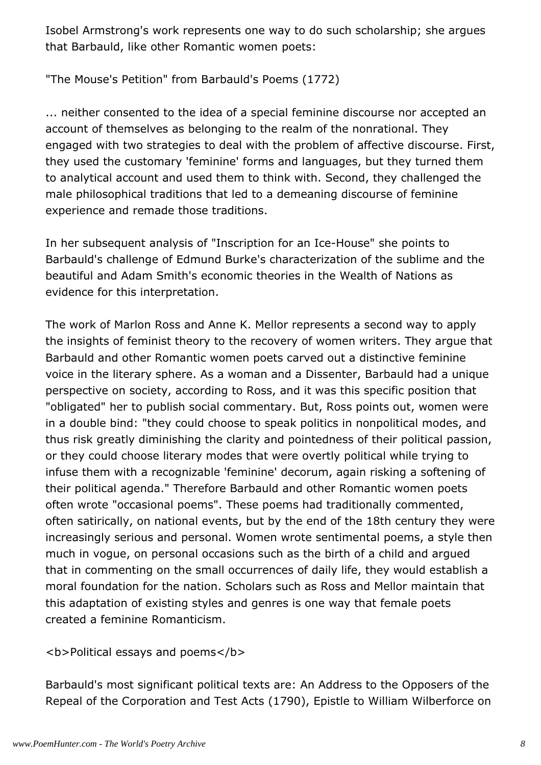Isobel Armstrong's work represents one way to do such scholarship; she argues that Barbauld, like other Romantic women poets:

"The Mouse's Petition" from Barbauld's Poems (1772)

... neither consented to the idea of a special feminine discourse nor accepted an account of themselves as belonging to the realm of the nonrational. They engaged with two strategies to deal with the problem of affective discourse. First, they used the customary 'feminine' forms and languages, but they turned them to analytical account and used them to think with. Second, they challenged the male philosophical traditions that led to a demeaning discourse of feminine experience and remade those traditions.

In her subsequent analysis of "Inscription for an Ice-House" she points to Barbauld's challenge of Edmund Burke's characterization of the sublime and the beautiful and Adam Smith's economic theories in the Wealth of Nations as evidence for this interpretation.

The work of Marlon Ross and Anne K. Mellor represents a second way to apply the insights of feminist theory to the recovery of women writers. They argue that Barbauld and other Romantic women poets carved out a distinctive feminine voice in the literary sphere. As a woman and a Dissenter, Barbauld had a unique perspective on society, according to Ross, and it was this specific position that "obligated" her to publish social commentary. But, Ross points out, women were in a double bind: "they could choose to speak politics in nonpolitical modes, and thus risk greatly diminishing the clarity and pointedness of their political passion, or they could choose literary modes that were overtly political while trying to infuse them with a recognizable 'feminine' decorum, again risking a softening of their political agenda." Therefore Barbauld and other Romantic women poets often wrote "occasional poems". These poems had traditionally commented, often satirically, on national events, but by the end of the 18th century they were increasingly serious and personal. Women wrote sentimental poems, a style then much in vogue, on personal occasions such as the birth of a child and argued that in commenting on the small occurrences of daily life, they would establish a moral foundation for the nation. Scholars such as Ross and Mellor maintain that this adaptation of existing styles and genres is one way that female poets created a feminine Romanticism.

**Political essays and poems**

Barbauld's most significant political texts are: An Address to the Opposers of the Repeal of the Corporation and Test Acts (1790), Epistle to William Wilberforce on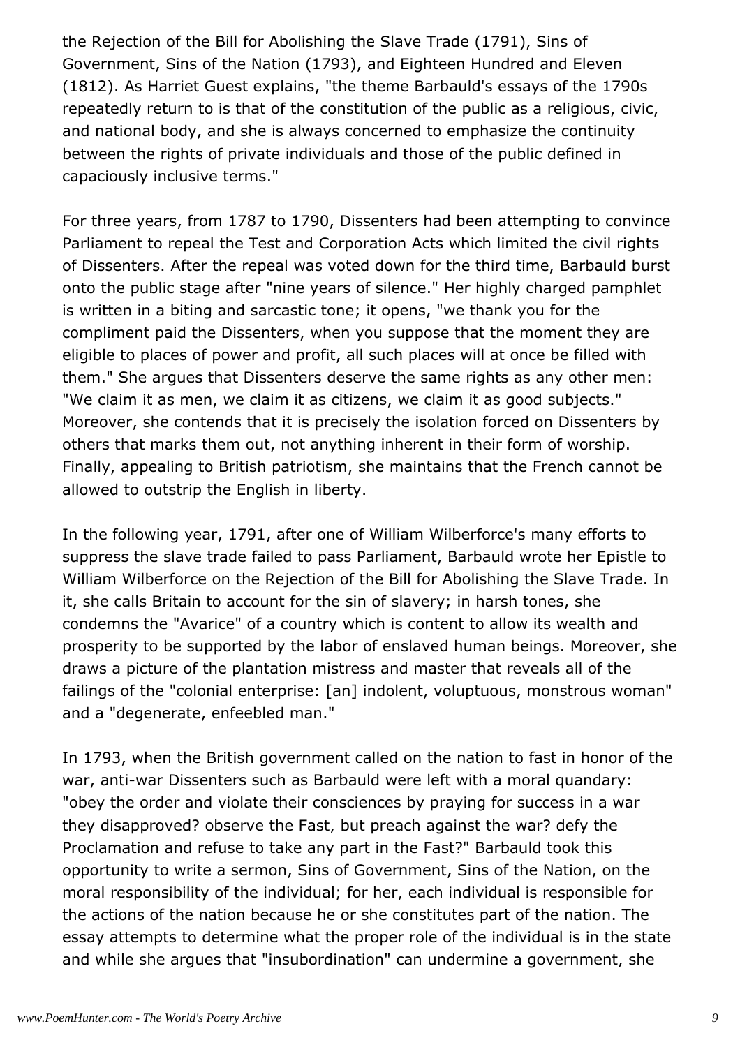the Rejection of the Bill for Abolishing the Slave Trade (1791), Sins of Government, Sins of the Nation (1793), and Eighteen Hundred and Eleven (1812). As Harriet Guest explains, "the theme Barbauld's essays of the 1790s repeatedly return to is that of the constitution of the public as a religious, civic, and national body, and she is always concerned to emphasize the continuity between the rights of private individuals and those of the public defined in capaciously inclusive terms."

For three years, from 1787 to 1790, Dissenters had been attempting to convince Parliament to repeal the Test and Corporation Acts which limited the civil rights of Dissenters. After the repeal was voted down for the third time, Barbauld burst onto the public stage after "nine years of silence." Her highly charged pamphlet is written in a biting and sarcastic tone; it opens, "we thank you for the compliment paid the Dissenters, when you suppose that the moment they are eligible to places of power and profit, all such places will at once be filled with them." She argues that Dissenters deserve the same rights as any other men: "We claim it as men, we claim it as citizens, we claim it as good subjects." Moreover, she contends that it is precisely the isolation forced on Dissenters by others that marks them out, not anything inherent in their form of worship. Finally, appealing to British patriotism, she maintains that the French cannot be allowed to outstrip the English in liberty.

In the following year, 1791, after one of William Wilberforce's many efforts to suppress the slave trade failed to pass Parliament, Barbauld wrote her Epistle to William Wilberforce on the Rejection of the Bill for Abolishing the Slave Trade. In it, she calls Britain to account for the sin of slavery; in harsh tones, she condemns the "Avarice" of a country which is content to allow its wealth and prosperity to be supported by the labor of enslaved human beings. Moreover, she draws a picture of the plantation mistress and master that reveals all of the failings of the "colonial enterprise: [an] indolent, voluptuous, monstrous woman" and a "degenerate, enfeebled man."

In 1793, when the British government called on the nation to fast in honor of the war, anti-war Dissenters such as Barbauld were left with a moral quandary: "obey the order and violate their consciences by praying for success in a war they disapproved? observe the Fast, but preach against the war? defy the Proclamation and refuse to take any part in the Fast?" Barbauld took this opportunity to write a sermon, Sins of Government, Sins of the Nation, on the moral responsibility of the individual; for her, each individual is responsible for the actions of the nation because he or she constitutes part of the nation. The essay attempts to determine what the proper role of the individual is in the state and while she argues that "insubordination" can undermine a government, she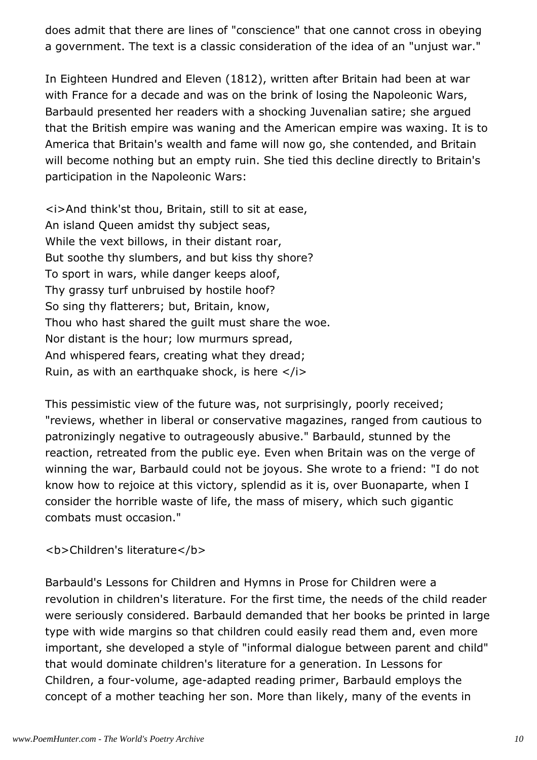does admit that there are lines of "conscience" that one cannot cross in obeying a government. The text is a classic consideration of the idea of an "unjust war."

In Eighteen Hundred and Eleven (1812), written after Britain had been at war with France for a decade and was on the brink of losing the Napoleonic Wars, Barbauld presented her readers with a shocking Juvenalian satire; she argued that the British empire was waning and the American empire was waxing. It is to America that Britain's wealth and fame will now go, she contended, and Britain will become nothing but an empty ruin. She tied this decline directly to Britain's participation in the Napoleonic Wars:

*And think'st thou, Britain, still to sit at ease,  
An island Queen amidst thy subject seas,  
While the vext billows, in their distant roar,  
But soothe thy slumbers, and but kiss thy shore?  
To sport in wars, while danger keeps aloof,  
Thy grassy turf unbruised by hostile hoof?  
So sing thy flatterers; but, Britain, know,  
Thou who hast shared the guilt must share the woe.  
Nor distant is the hour; low murmurs spread,  
And whispered fears, creating what they dread;  
Ruin, as with an earthquake shock, is here*

This pessimistic view of the future was, not surprisingly, poorly received; "reviews, whether in liberal or conservative magazines, ranged from cautious to patronizingly negative to outrageously abusive." Barbauld, stunned by the reaction, retreated from the public eye. Even when Britain was on the verge of winning the war, Barbauld could not be joyous. She wrote to a friend: "I do not know how to rejoice at this victory, splendid as it is, over Buonaparte, when I consider the horrible waste of life, the mass of misery, which such gigantic combats must occasion."

**Children's literature**

Barbauld's Lessons for Children and Hymns in Prose for Children were a revolution in children's literature. For the first time, the needs of the child reader were seriously considered. Barbauld demanded that her books be printed in large type with wide margins so that children could easily read them and, even more important, she developed a style of "informal dialogue between parent and child" that would dominate children's literature for a generation. In Lessons for Children, a four-volume, age-adapted reading primer, Barbauld employs the concept of a mother teaching her son. More than likely, many of the events in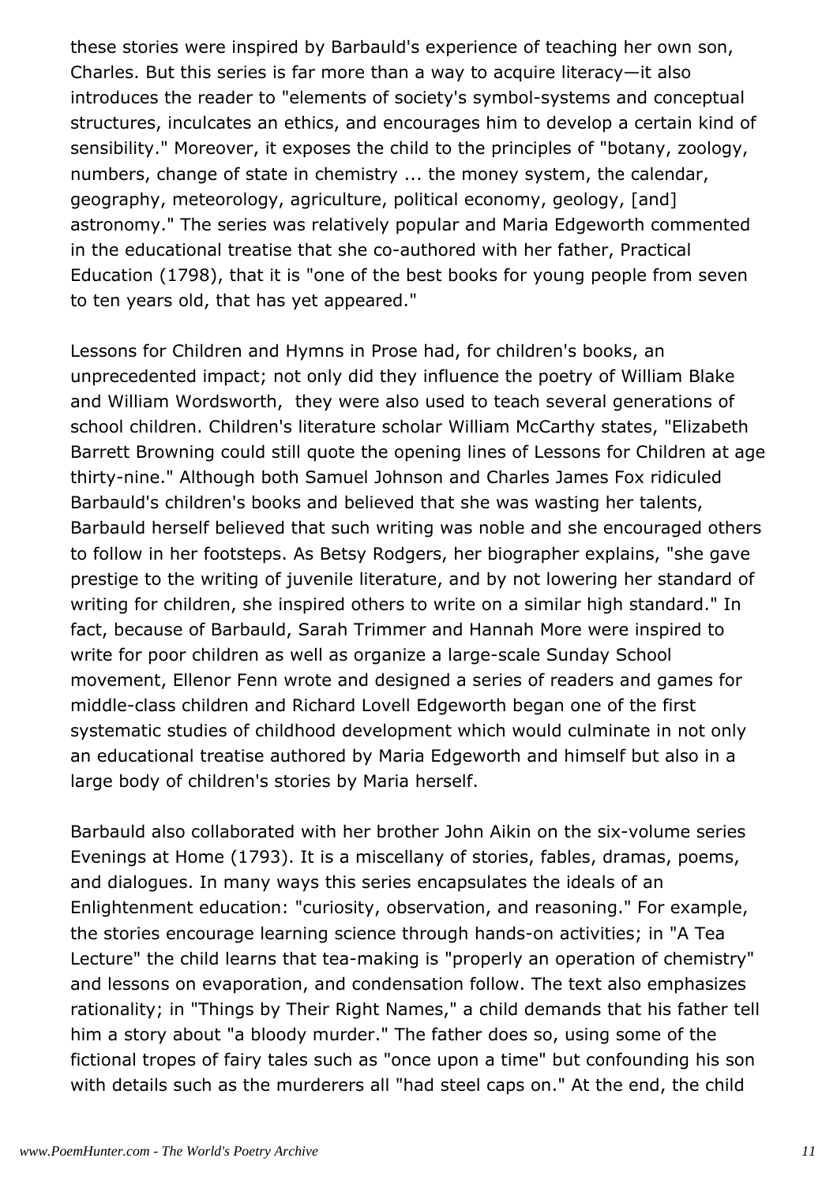these stories were inspired by Barbauld's experience of teaching her own son, Charles. But this series is far more than a way to acquire literacy—it also introduces the reader to "elements of society's symbol-systems and conceptual structures, inculcates an ethics, and encourages him to develop a certain kind of sensibility." Moreover, it exposes the child to the principles of "botany, zoology, numbers, change of state in chemistry ... the money system, the calendar, geography, meteorology, agriculture, political economy, geology, [and] astronomy." The series was relatively popular and Maria Edgeworth commented in the educational treatise that she co-authored with her father, Practical Education (1798), that it is "one of the best books for young people from seven to ten years old, that has yet appeared."

Lessons for Children and Hymns in Prose had, for children's books, an unprecedented impact; not only did they influence the poetry of William Blake and William Wordsworth, they were also used to teach several generations of school children. Children's literature scholar William McCarthy states, "Elizabeth Barrett Browning could still quote the opening lines of Lessons for Children at age thirty-nine." Although both Samuel Johnson and Charles James Fox ridiculed Barbauld's children's books and believed that she was wasting her talents, Barbauld herself believed that such writing was noble and she encouraged others to follow in her footsteps. As Betsy Rodgers, her biographer explains, "she gave prestige to the writing of juvenile literature, and by not lowering her standard of writing for children, she inspired others to write on a similar high standard." In fact, because of Barbauld, Sarah Trimmer and Hannah More were inspired to write for poor children as well as organize a large-scale Sunday School movement, Ellenor Fenn wrote and designed a series of readers and games for middle-class children and Richard Lovell Edgeworth began one of the first systematic studies of childhood development which would culminate in not only an educational treatise authored by Maria Edgeworth and himself but also in a large body of children's stories by Maria herself.

Barbauld also collaborated with her brother John Aikin on the six-volume series Evenings at Home (1793). It is a miscellany of stories, fables, dramas, poems, and dialogues. In many ways this series encapsulates the ideals of an Enlightenment education: "curiosity, observation, and reasoning." For example, the stories encourage learning science through hands-on activities; in "A Tea Lecture" the child learns that tea-making is "properly an operation of chemistry" and lessons on evaporation, and condensation follow. The text also emphasizes rationality; in "Things by Their Right Names," a child demands that his father tell him a story about "a bloody murder." The father does so, using some of the fictional tropes of fairy tales such as "once upon a time" but confounding his son with details such as the murderers all "had steel caps on." At the end, the child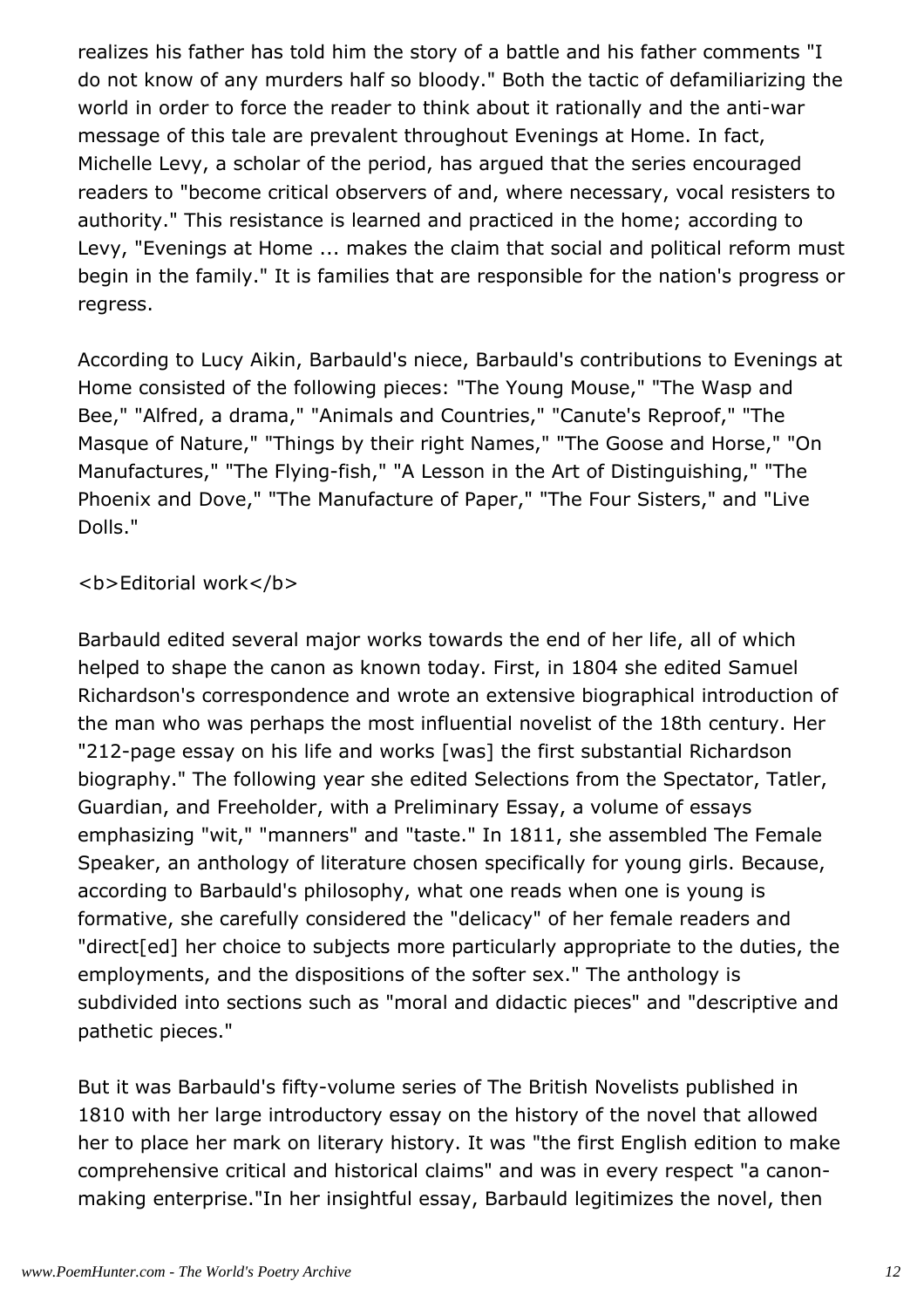realizes his father has told him the story of a battle and his father comments "I do not know of any murders half so bloody." Both the tactic of defamiliarizing the world in order to force the reader to think about it rationally and the anti-war message of this tale are prevalent throughout Evenings at Home. In fact, Michelle Levy, a scholar of the period, has argued that the series encouraged readers to "become critical observers of and, where necessary, vocal resisters to authority." This resistance is learned and practiced in the home; according to Levy, "Evenings at Home ... makes the claim that social and political reform must begin in the family." It is families that are responsible for the nation's progress or regress.

According to Lucy Aikin, Barbauld's niece, Barbauld's contributions to Evenings at Home consisted of the following pieces: "The Young Mouse," "The Wasp and Bee," "Alfred, a drama," "Animals and Countries," "Canute's Reproof," "The Masque of Nature," "Things by their right Names," "The Goose and Horse," "On Manufactures," "The Flying-fish," "A Lesson in the Art of Distinguishing," "The Phoenix and Dove," "The Manufacture of Paper," "The Four Sisters," and "Live Dolls."

**Editorial work**

Barbauld edited several major works towards the end of her life, all of which helped to shape the canon as known today. First, in 1804 she edited Samuel Richardson's correspondence and wrote an extensive biographical introduction of the man who was perhaps the most influential novelist of the 18th century. Her "212-page essay on his life and works [was] the first substantial Richardson biography." The following year she edited Selections from the Spectator, Tatler, Guardian, and Freeholder, with a Preliminary Essay, a volume of essays emphasizing "wit," "manners" and "taste." In 1811, she assembled The Female Speaker, an anthology of literature chosen specifically for young girls. Because, according to Barbauld's philosophy, what one reads when one is young is formative, she carefully considered the "delicacy" of her female readers and "direct[ed] her choice to subjects more particularly appropriate to the duties, the employments, and the dispositions of the softer sex." The anthology is subdivided into sections such as "moral and didactic pieces" and "descriptive and pathetic pieces."

But it was Barbauld's fifty-volume series of The British Novelists published in 1810 with her large introductory essay on the history of the novel that allowed her to place her mark on literary history. It was "the first English edition to make comprehensive critical and historical claims" and was in every respect "a canon-making enterprise."In her insightful essay, Barbauld legitimizes the novel, then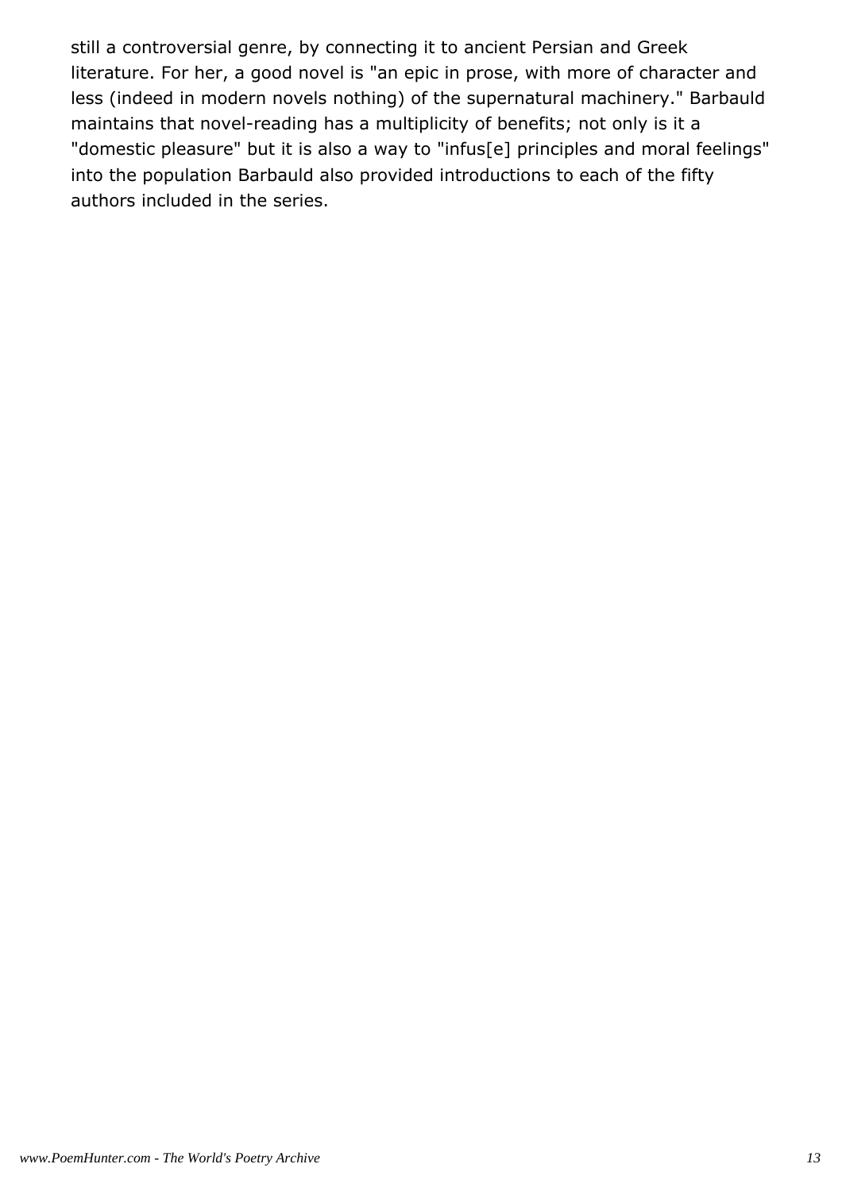still a controversial genre, by connecting it to ancient Persian and Greek literature. For her, a good novel is "an epic in prose, with more of character and less (indeed in modern novels nothing) of the supernatural machinery." Barbauld maintains that novel-reading has a multiplicity of benefits; not only is it a "domestic pleasure" but it is also a way to "infus[e] principles and moral feelings" into the population Barbauld also provided introductions to each of the fifty authors included in the series.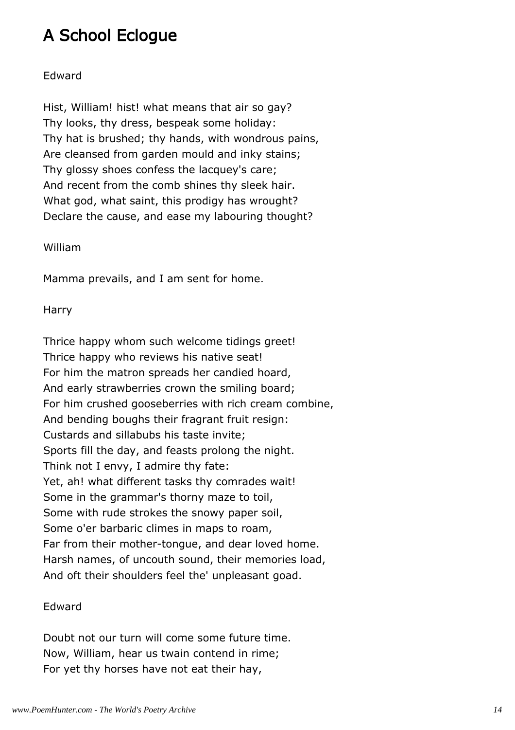# A School Eclogue

Edward

Hist, William! hist! what means that air so gay?
Thy looks, thy dress, bespeak some holiday:
Thy hat is brushed; thy hands, with wondrous pains,
Are cleansed from garden mould and inky stains;
Thy glossy shoes confess the lacquey's care;
And recent from the comb shines thy sleek hair.
What god, what saint, this prodigy has wrought?
Declare the cause, and ease my labouring thought?

William

Mamma prevails, and I am sent for home.

Harry

Thrice happy whom such welcome tidings greet!
Thrice happy who reviews his native seat!
For him the matron spreads her candied hoard,
And early strawberries crown the smiling board;
For him crushed gooseberries with rich cream combine,
And bending boughs their fragrant fruit resign:
Custards and sillabubs his taste invite;
Sports fill the day, and feasts prolong the night.
Think not I envy, I admire thy fate:
Yet, ah! what different tasks thy comrades wait!
Some in the grammar's thorny maze to toil,
Some with rude strokes the snowy paper soil,
Some o'er barbaric climes in maps to roam,
Far from their mother-tongue, and dear loved home.
Harsh names, of uncouth sound, their memories load,
And oft their shoulders feel the' unpleasant goad.

Edward

Doubt not our turn will come some future time.
Now, William, hear us twain contend in rime;
For yet thy horses have not eat their hay,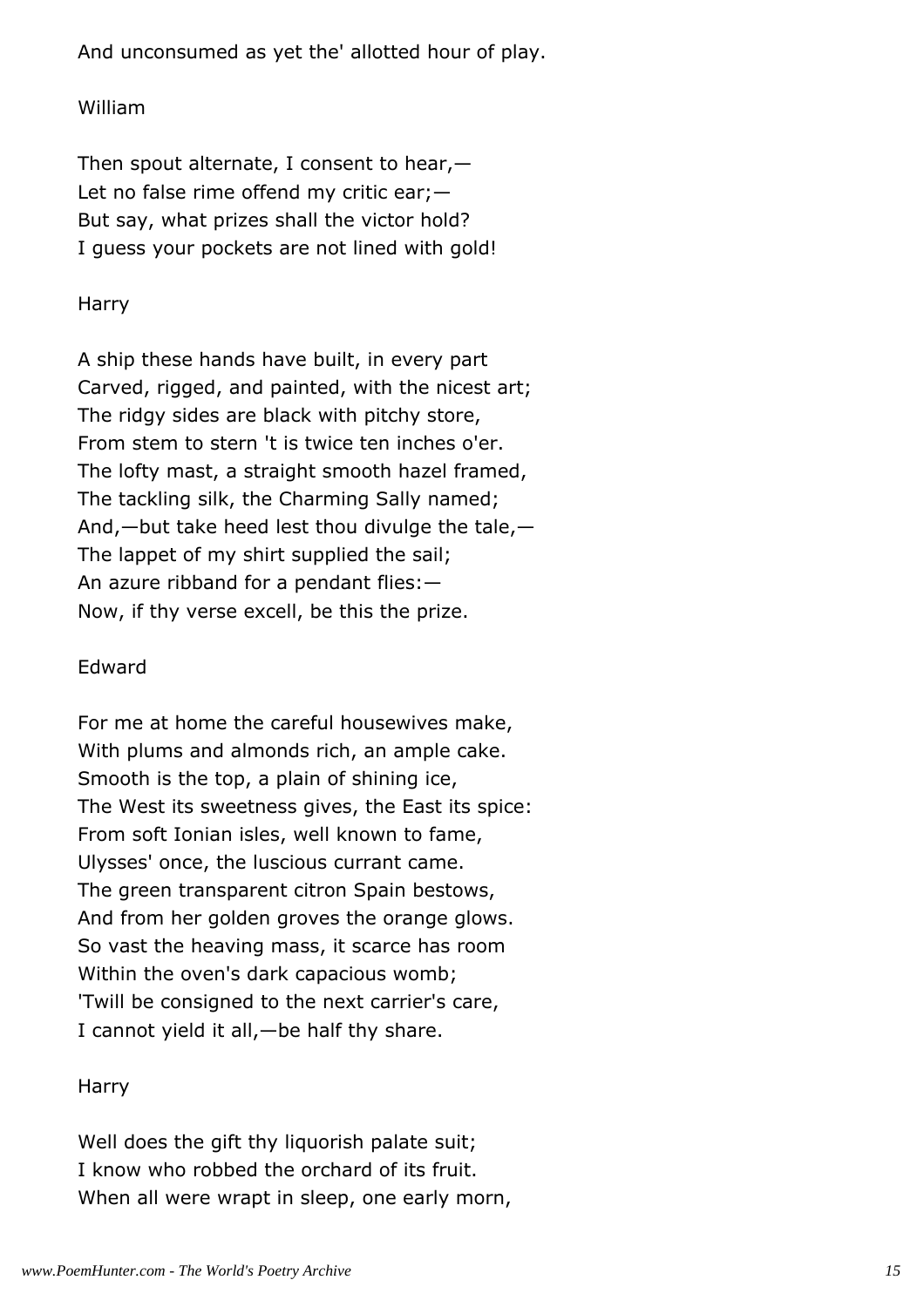And unconsumed as yet the' allotted hour of play.

William

Then spout alternate, I consent to hear,—
Let no false rime offend my critic ear;—
But say, what prizes shall the victor hold?
I guess your pockets are not lined with gold!

Harry

A ship these hands have built, in every part
Carved, rigged, and painted, with the nicest art;
The ridgy sides are black with pitchy store,
From stem to stern 't is twice ten inches o'er.
The lofty mast, a straight smooth hazel framed,
The tackling silk, the Charming Sally named;
And,—but take heed lest thou divulge the tale,—
The lappet of my shirt supplied the sail;
An azure ribband for a pendant flies:—
Now, if thy verse excell, be this the prize.

Edward

For me at home the careful housewives make,
With plums and almonds rich, an ample cake.
Smooth is the top, a plain of shining ice,
The West its sweetness gives, the East its spice:
From soft Ionian isles, well known to fame,
Ulysses' once, the luscious currant came.
The green transparent citron Spain bestows,
And from her golden groves the orange glows.
So vast the heaving mass, it scarce has room
Within the oven's dark capacious womb;
'Twill be consigned to the next carrier's care,
I cannot yield it all,—be half thy share.

Harry

Well does the gift thy liquorish palate suit;
I know who robbed the orchard of its fruit.
When all were wrapt in sleep, one early morn,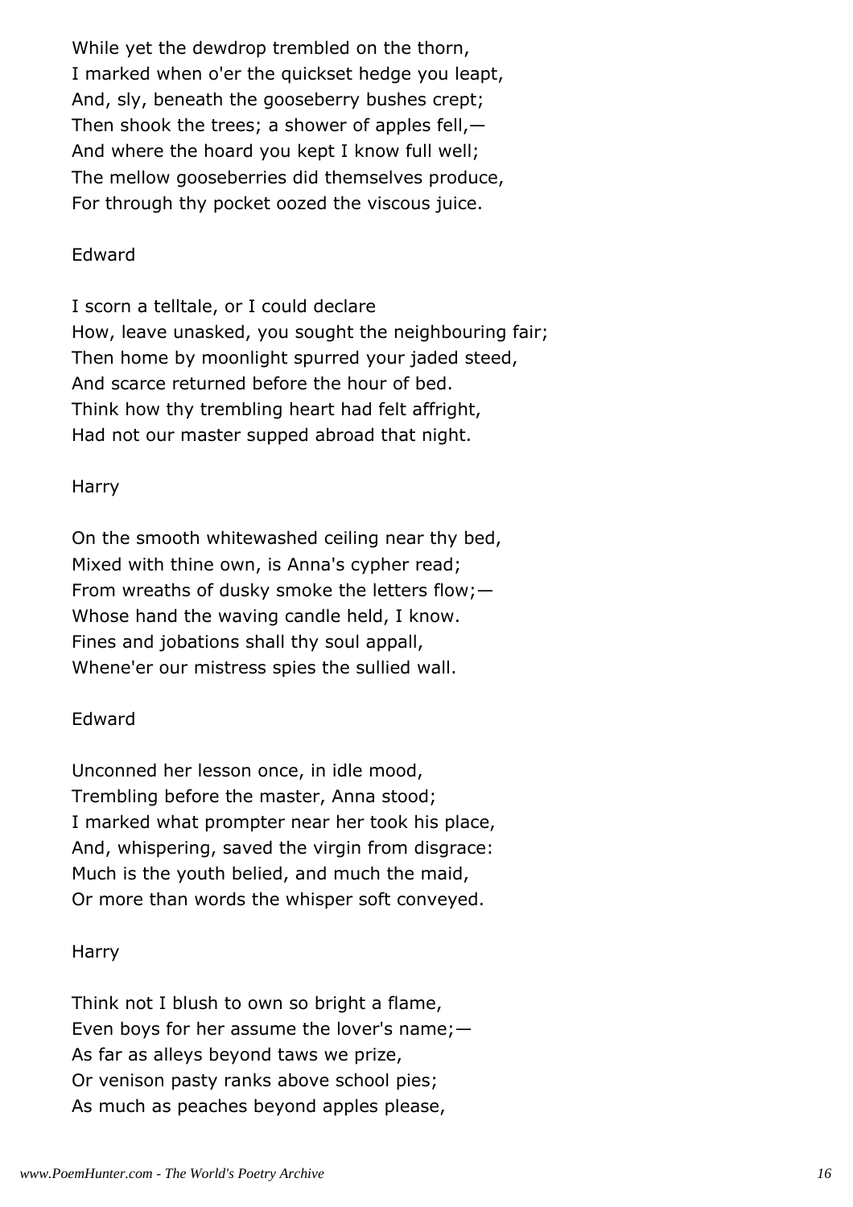While yet the dewdrop trembled on the thorn,
I marked when o'er the quickset hedge you leapt,
And, sly, beneath the gooseberry bushes crept;
Then shook the trees; a shower of apples fell,—
And where the hoard you kept I know full well;
The mellow gooseberries did themselves produce,
For through thy pocket oozed the viscous juice.

Edward

I scorn a telltale, or I could declare
How, leave unasked, you sought the neighbouring fair;
Then home by moonlight spurred your jaded steed,
And scarce returned before the hour of bed.
Think how thy trembling heart had felt affright,
Had not our master supped abroad that night.

Harry

On the smooth whitewashed ceiling near thy bed,
Mixed with thine own, is Anna's cypher read;
From wreaths of dusky smoke the letters flow;—
Whose hand the waving candle held, I know.
Fines and jobations shall thy soul appall,
Whene'er our mistress spies the sullied wall.

Edward

Unconned her lesson once, in idle mood,
Trembling before the master, Anna stood;
I marked what prompter near her took his place,
And, whispering, saved the virgin from disgrace:
Much is the youth belied, and much the maid,
Or more than words the whisper soft conveyed.

Harry

Think not I blush to own so bright a flame,
Even boys for her assume the lover's name;—
As far as alleys beyond taws we prize,
Or venison pasty ranks above school pies;
As much as peaches beyond apples please,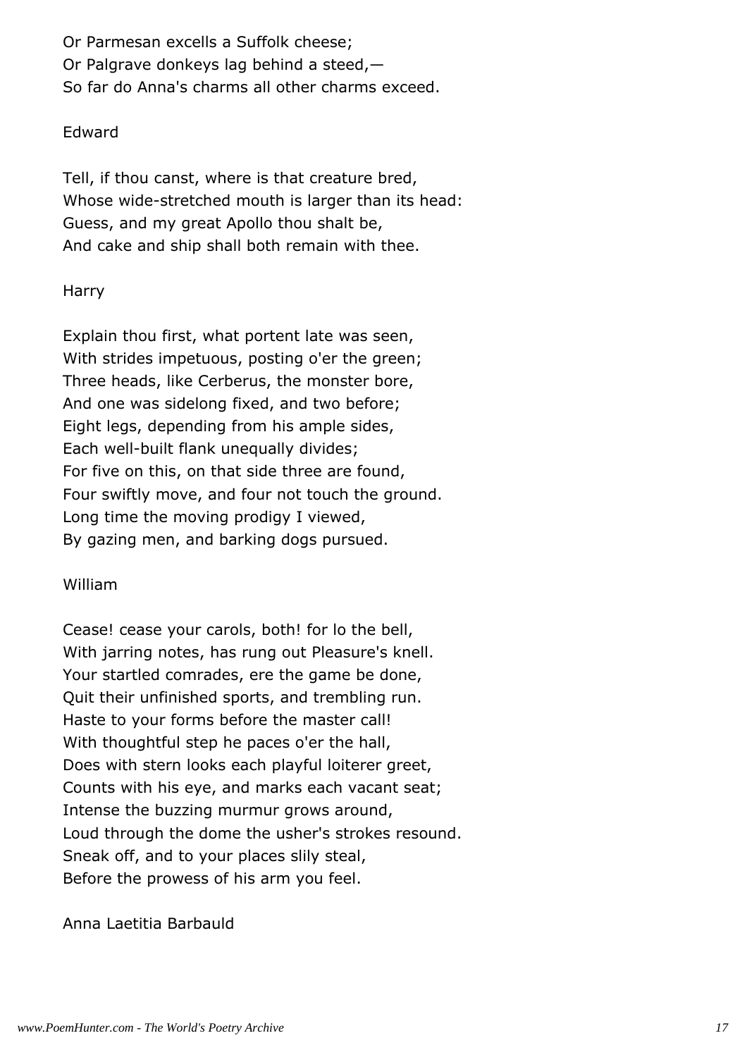Or Parmesan excells a Suffolk cheese;
Or Palgrave donkeys lag behind a steed,—
So far do Anna's charms all other charms exceed.

Edward

Tell, if thou canst, where is that creature bred,
Whose wide-stretched mouth is larger than its head:
Guess, and my great Apollo thou shalt be,
And cake and ship shall both remain with thee.

Harry

Explain thou first, what portent late was seen,
With strides impetuous, posting o'er the green;
Three heads, like Cerberus, the monster bore,
And one was sidelong fixed, and two before;
Eight legs, depending from his ample sides,
Each well-built flank unequally divides;
For five on this, on that side three are found,
Four swiftly move, and four not touch the ground.
Long time the moving prodigy I viewed,
By gazing men, and barking dogs pursued.

William

Cease! cease your carols, both! for lo the bell,
With jarring notes, has rung out Pleasure's knell.
Your startled comrades, ere the game be done,
Quit their unfinished sports, and trembling run.
Haste to your forms before the master call!
With thoughtful step he paces o'er the hall,
Does with stern looks each playful loiterer greet,
Counts with his eye, and marks each vacant seat;
Intense the buzzing murmur grows around,
Loud through the dome the usher's strokes resound.
Sneak off, and to your places slily steal,
Before the prowess of his arm you feel.

Anna Laetitia Barbauld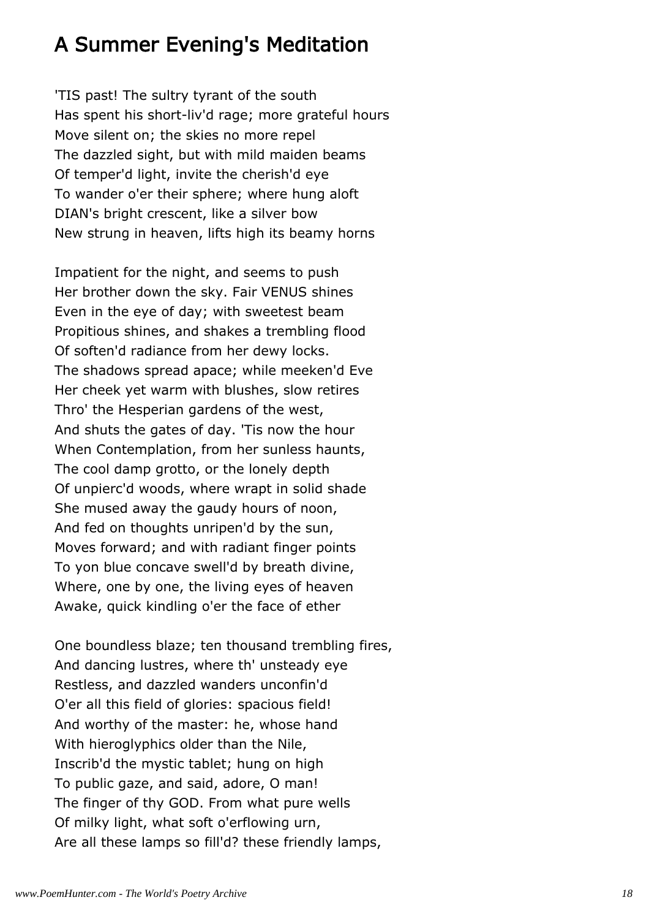# A Summer Evening's Meditation

'TIS past! The sultry tyrant of the south
Has spent his short-liv'd rage; more grateful hours
Move silent on; the skies no more repel
The dazzled sight, but with mild maiden beams
Of temper'd light, invite the cherish'd eye
To wander o'er their sphere; where hung aloft
DIAN's bright crescent, like a silver bow
New strung in heaven, lifts high its beamy horns

Impatient for the night, and seems to push
Her brother down the sky. Fair VENUS shines
Even in the eye of day; with sweetest beam
Propitious shines, and shakes a trembling flood
Of soften'd radiance from her dewy locks.
The shadows spread apace; while meeken'd Eve
Her cheek yet warm with blushes, slow retires
Thro' the Hesperian gardens of the west,
And shuts the gates of day. 'Tis now the hour
When Contemplation, from her sunless haunts,
The cool damp grotto, or the lonely depth
Of unpierc'd woods, where wrapt in solid shade
She mused away the gaudy hours of noon,
And fed on thoughts unripen'd by the sun,
Moves forward; and with radiant finger points
To yon blue concave swell'd by breath divine,
Where, one by one, the living eyes of heaven
Awake, quick kindling o'er the face of ether

One boundless blaze; ten thousand trembling fires,
And dancing lustres, where th' unsteady eye
Restless, and dazzled wanders unconfin'd
O'er all this field of glories: spacious field!
And worthy of the master: he, whose hand
With hieroglyphics older than the Nile,
Inscrib'd the mystic tablet; hung on high
To public gaze, and said, adore, O man!
The finger of thy GOD. From what pure wells
Of milky light, what soft o'erflowing urn,
Are all these lamps so fill'd? these friendly lamps,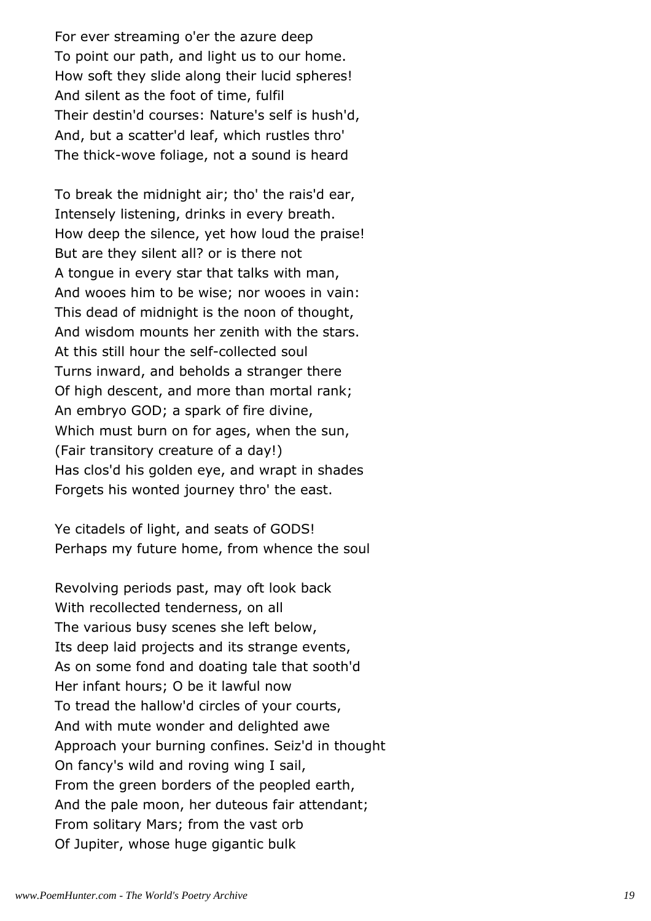For ever streaming o'er the azure deep
To point our path, and light us to our home.
How soft they slide along their lucid spheres!
And silent as the foot of time, fulfil
Their destin'd courses: Nature's self is hush'd,
And, but a scatter'd leaf, which rustles thro'
The thick-wove foliage, not a sound is heard

To break the midnight air; tho' the rais'd ear,
Intensely listening, drinks in every breath.
How deep the silence, yet how loud the praise!
But are they silent all? or is there not
A tongue in every star that talks with man,
And wooes him to be wise; nor wooes in vain:
This dead of midnight is the noon of thought,
And wisdom mounts her zenith with the stars.
At this still hour the self-collected soul
Turns inward, and beholds a stranger there
Of high descent, and more than mortal rank;
An embryo GOD; a spark of fire divine,
Which must burn on for ages, when the sun,
(Fair transitory creature of a day!)
Has clos'd his golden eye, and wrapt in shades
Forgets his wonted journey thro' the east.

Ye citadels of light, and seats of GODS!
Perhaps my future home, from whence the soul

Revolving periods past, may oft look back
With recollected tenderness, on all
The various busy scenes she left below,
Its deep laid projects and its strange events,
As on some fond and doating tale that sooth'd
Her infant hours; O be it lawful now
To tread the hallow'd circles of your courts,
And with mute wonder and delighted awe
Approach your burning confines. Seiz'd in thought
On fancy's wild and roving wing I sail,
From the green borders of the peopled earth,
And the pale moon, her duteous fair attendant;
From solitary Mars; from the vast orb
Of Jupiter, whose huge gigantic bulk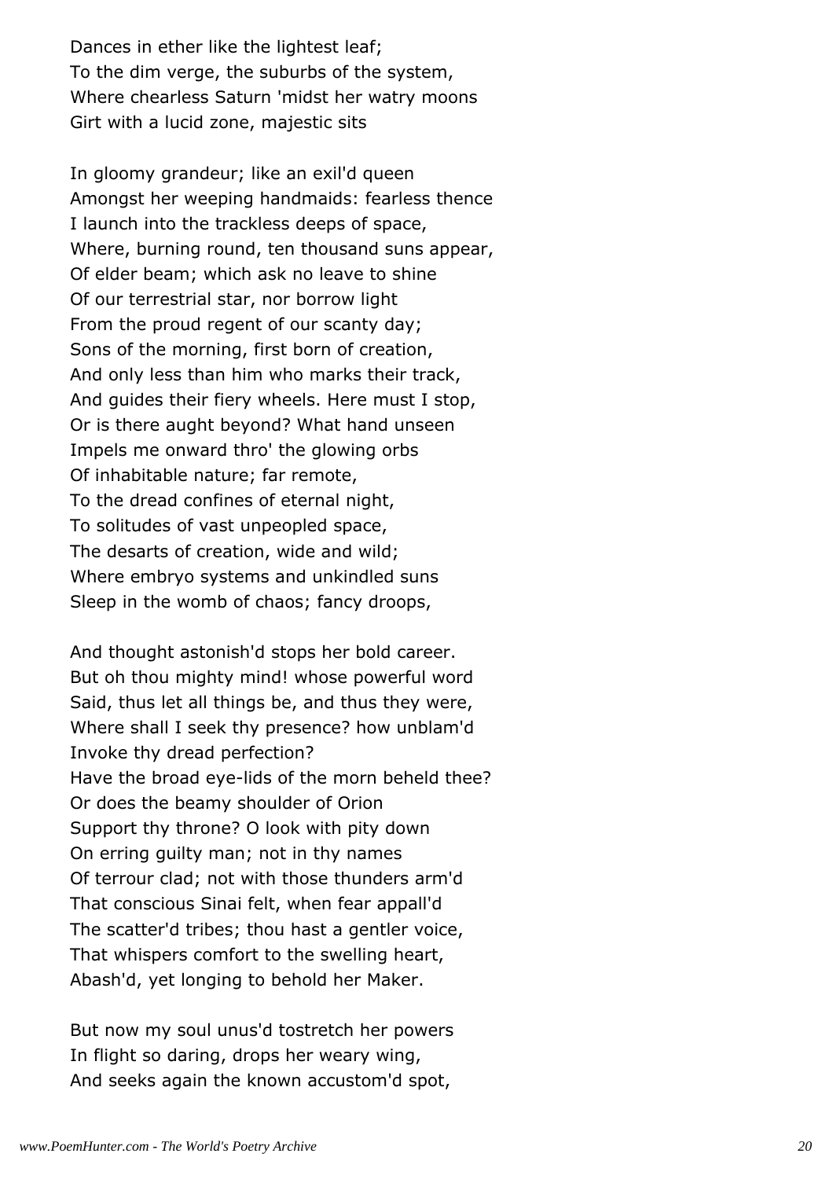Dances in ether like the lightest leaf;  
To the dim verge, the suburbs of the system,  
Where chearless Saturn 'midst her watry moons  
Girt with a lucid zone, majestic sits

In gloomy grandeur; like an exil'd queen  
Amongst her weeping handmaids: fearless thence  
I launch into the trackless deeps of space,  
Where, burning round, ten thousand suns appear,  
Of elder beam; which ask no leave to shine  
Of our terrestrial star, nor borrow light  
From the proud regent of our scanty day;  
Sons of the morning, first born of creation,  
And only less than him who marks their track,  
And guides their fiery wheels. Here must I stop,  
Or is there aught beyond? What hand unseen  
Impels me onward thro' the glowing orbs  
Of inhabitable nature; far remote,  
To the dread confines of eternal night,  
To solitudes of vast unpeopled space,  
The desarts of creation, wide and wild;  
Where embryo systems and unkindled suns  
Sleep in the womb of chaos; fancy droops,

And thought astonish'd stops her bold career.  
But oh thou mighty mind! whose powerful word  
Said, thus let all things be, and thus they were,  
Where shall I seek thy presence? how unblam'd  
Invoke thy dread perfection?  
Have the broad eye-lids of the morn beheld thee?  
Or does the beamy shoulder of Orion  
Support thy throne? O look with pity down  
On erring guilty man; not in thy names  
Of terrour clad; not with those thunders arm'd  
That conscious Sinai felt, when fear appall'd  
The scatter'd tribes; thou hast a gentler voice,  
That whispers comfort to the swelling heart,  
Abash'd, yet longing to behold her Maker.

But now my soul unus'd tostretch her powers  
In flight so daring, drops her weary wing,  
And seeks again the known accustom'd spot,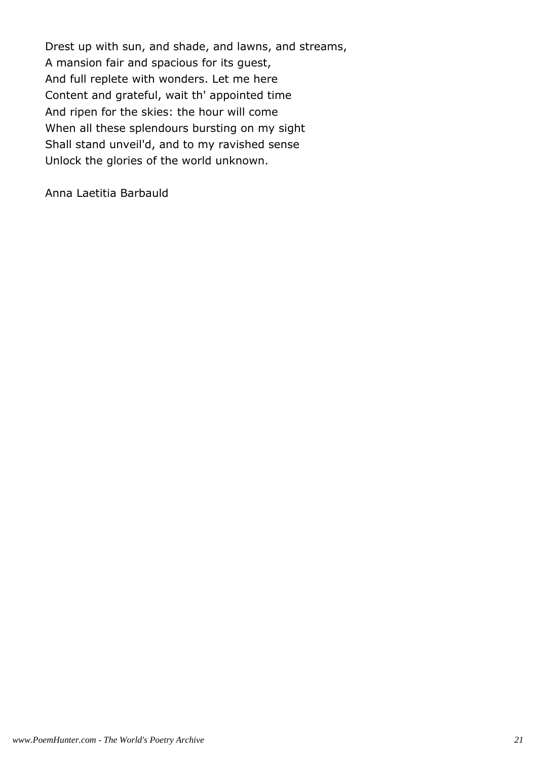Drest up with sun, and shade, and lawns, and streams,
A mansion fair and spacious for its guest,
And full replete with wonders. Let me here
Content and grateful, wait th' appointed time
And ripen for the skies: the hour will come
When all these splendours bursting on my sight
Shall stand unveil'd, and to my ravished sense
Unlock the glories of the world unknown.

Anna Laetitia Barbauld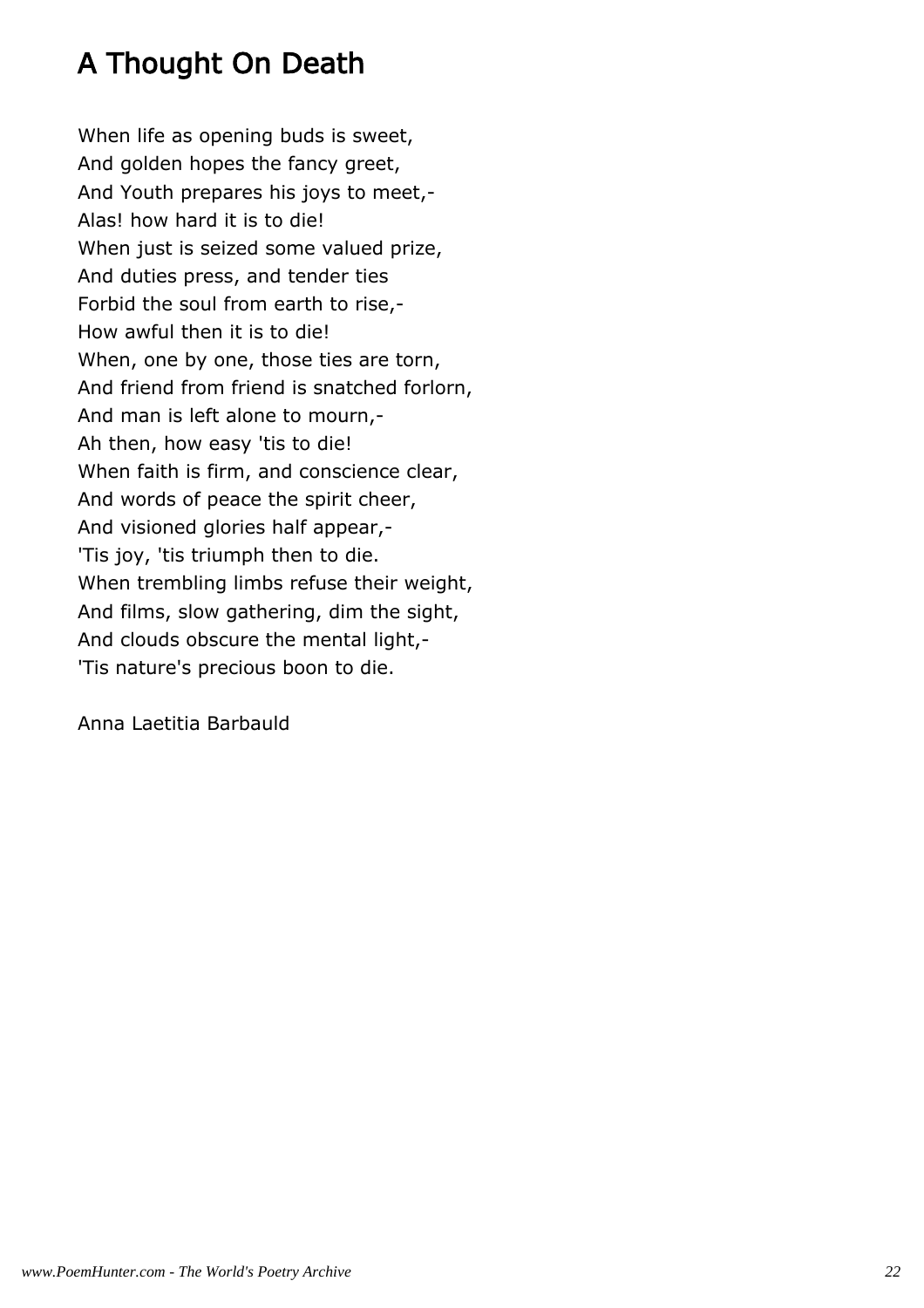# A Thought On Death

When life as opening buds is sweet,
And golden hopes the fancy greet,
And Youth prepares his joys to meet,-
Alas! how hard it is to die!
When just is seized some valued prize,
And duties press, and tender ties
Forbid the soul from earth to rise,-
How awful then it is to die!
When, one by one, those ties are torn,
And friend from friend is snatched forlorn,
And man is left alone to mourn,-
Ah then, how easy 'tis to die!
When faith is firm, and conscience clear,
And words of peace the spirit cheer,
And visioned glories half appear,-
'Tis joy, 'tis triumph then to die.
When trembling limbs refuse their weight,
And films, slow gathering, dim the sight,
And clouds obscure the mental light,-
'Tis nature's precious boon to die.

Anna Laetitia Barbauld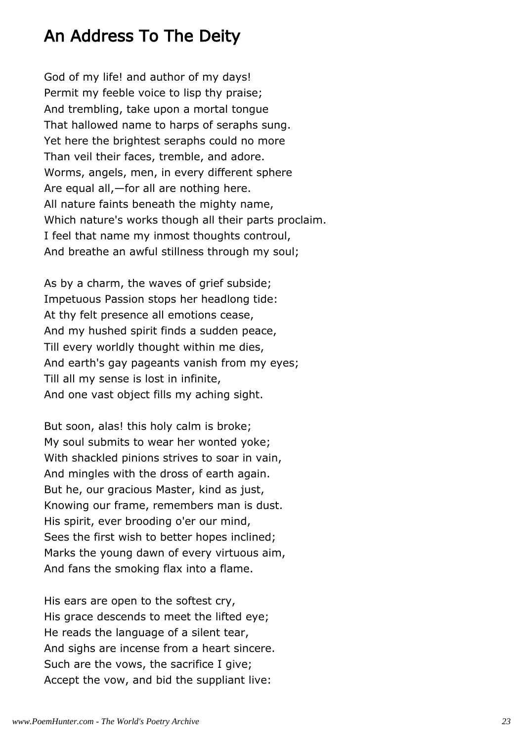## An Address To The Deity

God of my life! and author of my days!
Permit my feeble voice to lisp thy praise;
And trembling, take upon a mortal tongue
That hallowed name to harps of seraphs sung.
Yet here the brightest seraphs could no more
Than veil their faces, tremble, and adore.
Worms, angels, men, in every different sphere
Are equal all,—for all are nothing here.
All nature faints beneath the mighty name,
Which nature's works though all their parts proclaim.
I feel that name my inmost thoughts controul,
And breathe an awful stillness through my soul;

As by a charm, the waves of grief subside;
Impetuous Passion stops her headlong tide:
At thy felt presence all emotions cease,
And my hushed spirit finds a sudden peace,
Till every worldly thought within me dies,
And earth's gay pageants vanish from my eyes;
Till all my sense is lost in infinite,
And one vast object fills my aching sight.

But soon, alas! this holy calm is broke;
My soul submits to wear her wonted yoke;
With shackled pinions strives to soar in vain,
And mingles with the dross of earth again.
But he, our gracious Master, kind as just,
Knowing our frame, remembers man is dust.
His spirit, ever brooding o'er our mind,
Sees the first wish to better hopes inclined;
Marks the young dawn of every virtuous aim,
And fans the smoking flax into a flame.

His ears are open to the softest cry,
His grace descends to meet the lifted eye;
He reads the language of a silent tear,
And sighs are incense from a heart sincere.
Such are the vows, the sacrifice I give;
Accept the vow, and bid the suppliant live: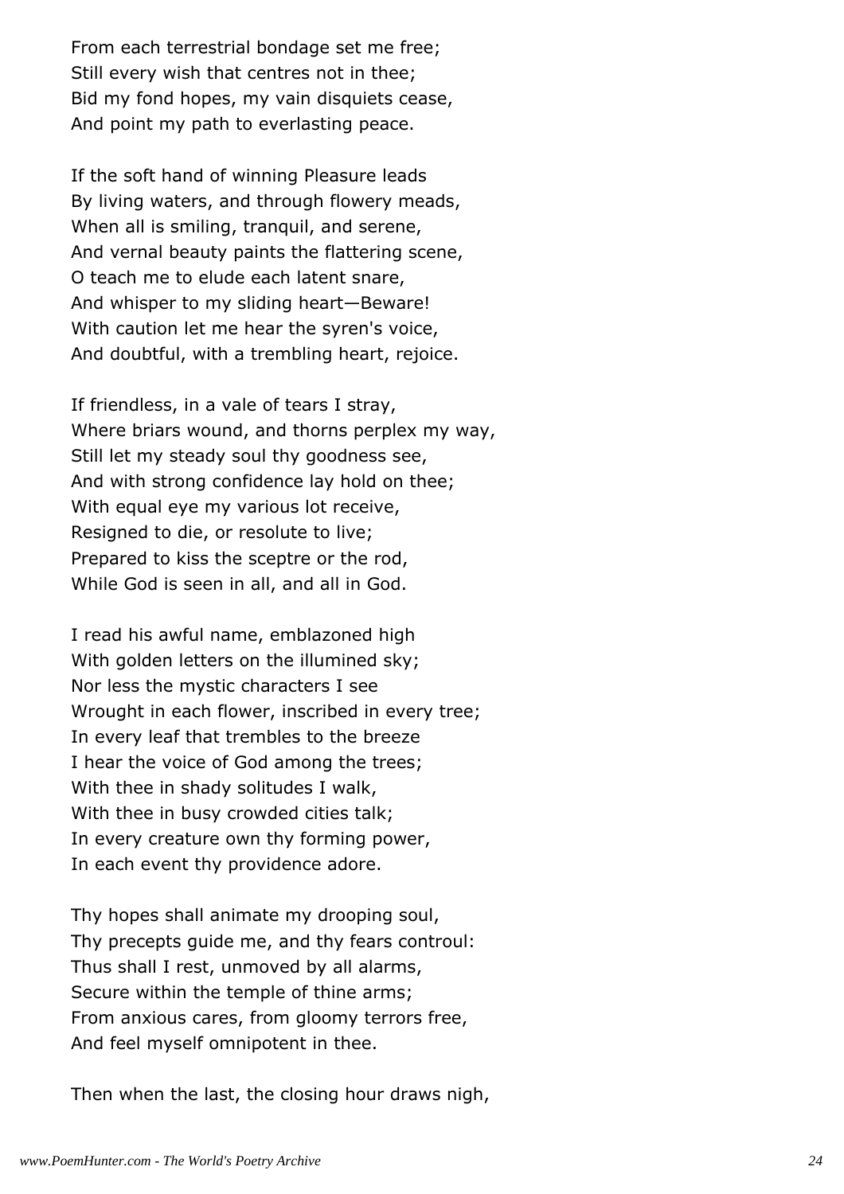From each terrestrial bondage set me free;
Still every wish that centres not in thee;
Bid my fond hopes, my vain disquiets cease,
And point my path to everlasting peace.

If the soft hand of winning Pleasure leads
By living waters, and through flowery meads,
When all is smiling, tranquil, and serene,
And vernal beauty paints the flattering scene,
O teach me to elude each latent snare,
And whisper to my sliding heart—Beware!
With caution let me hear the syren's voice,
And doubtful, with a trembling heart, rejoice.

If friendless, in a vale of tears I stray,
Where briars wound, and thorns perplex my way,
Still let my steady soul thy goodness see,
And with strong confidence lay hold on thee;
With equal eye my various lot receive,
Resigned to die, or resolute to live;
Prepared to kiss the sceptre or the rod,
While God is seen in all, and all in God.

I read his awful name, emblazoned high
With golden letters on the illumined sky;
Nor less the mystic characters I see
Wrought in each flower, inscribed in every tree;
In every leaf that trembles to the breeze
I hear the voice of God among the trees;
With thee in shady solitudes I walk,
With thee in busy crowded cities talk;
In every creature own thy forming power,
In each event thy providence adore.

Thy hopes shall animate my drooping soul,
Thy precepts guide me, and thy fears controul:
Thus shall I rest, unmoved by all alarms,
Secure within the temple of thine arms;
From anxious cares, from gloomy terrors free,
And feel myself omnipotent in thee.

Then when the last, the closing hour draws nigh,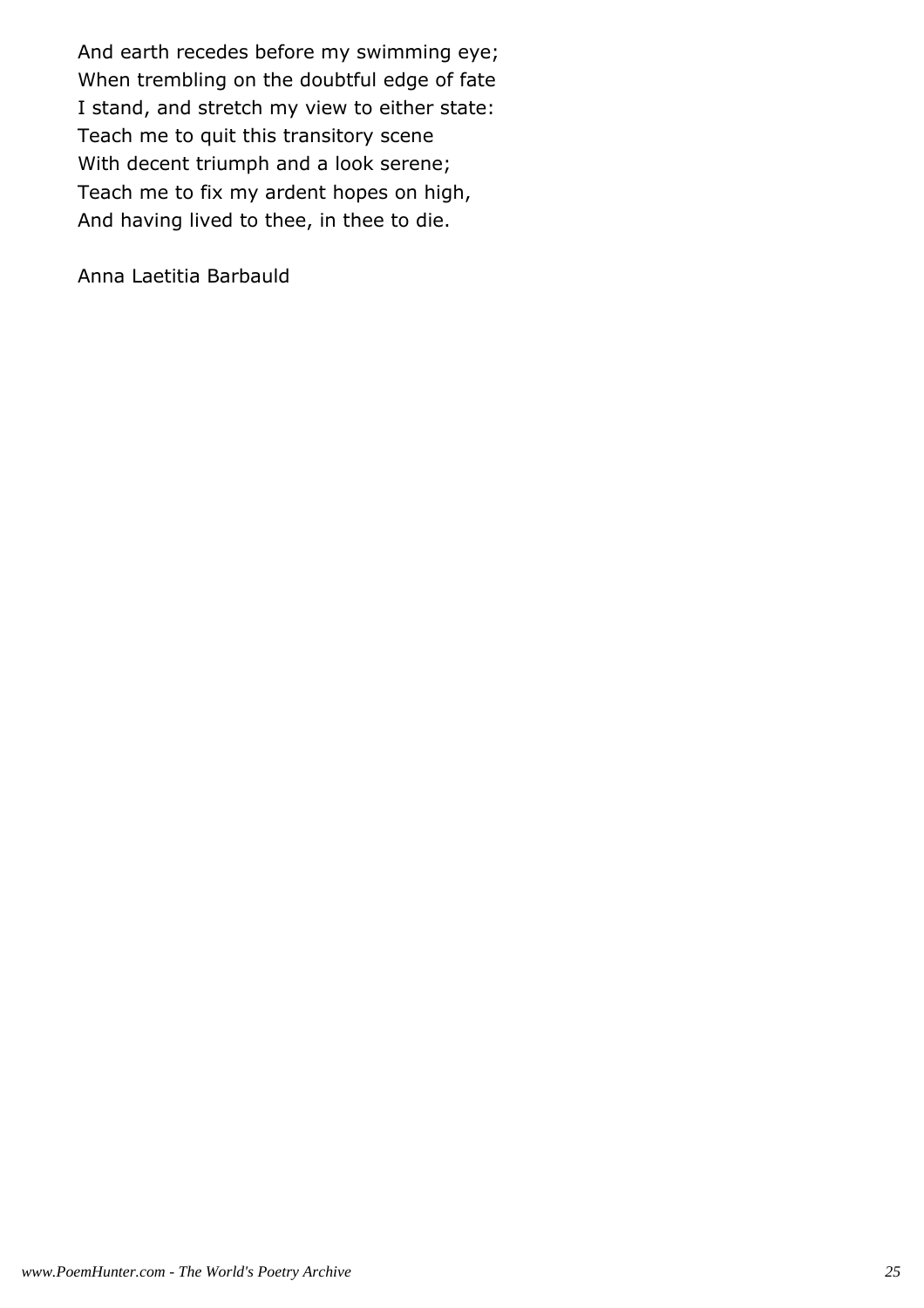And earth recedes before my swimming eye;  
When trembling on the doubtful edge of fate  
I stand, and stretch my view to either state:  
Teach me to quit this transitory scene  
With decent triumph and a look serene;  
Teach me to fix my ardent hopes on high,  
And having lived to thee, in thee to die.

Anna Laetitia Barbauld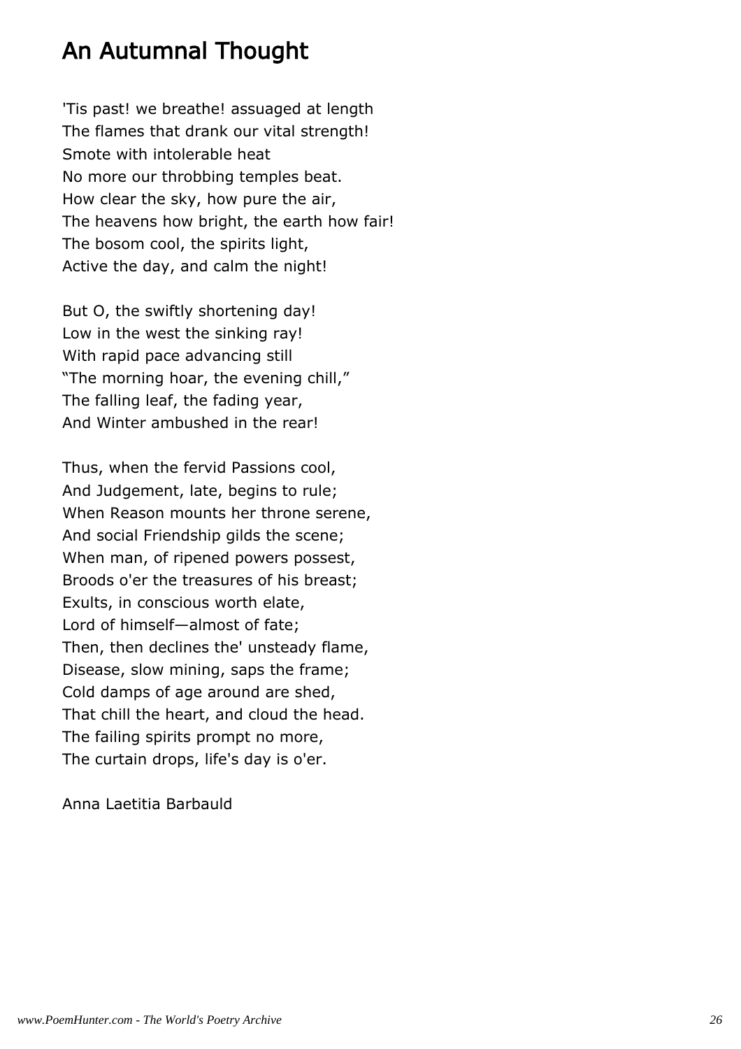## An Autumnal Thought

'Tis past! we breathe! assuaged at length
The flames that drank our vital strength!
Smote with intolerable heat
No more our throbbing temples beat.
How clear the sky, how pure the air,
The heavens how bright, the earth how fair!
The bosom cool, the spirits light,
Active the day, and calm the night!

But O, the swiftly shortening day!
Low in the west the sinking ray!
With rapid pace advancing still
"The morning hoar, the evening chill,"
The falling leaf, the fading year,
And Winter ambushed in the rear!

Thus, when the fervid Passions cool,
And Judgement, late, begins to rule;
When Reason mounts her throne serene,
And social Friendship gilds the scene;
When man, of ripened powers possest,
Broods o'er the treasures of his breast;
Exults, in conscious worth elate,
Lord of himself—almost of fate;
Then, then declines the' unsteady flame,
Disease, slow mining, saps the frame;
Cold damps of age around are shed,
That chill the heart, and cloud the head.
The failing spirits prompt no more,
The curtain drops, life's day is o'er.

Anna Laetitia Barbauld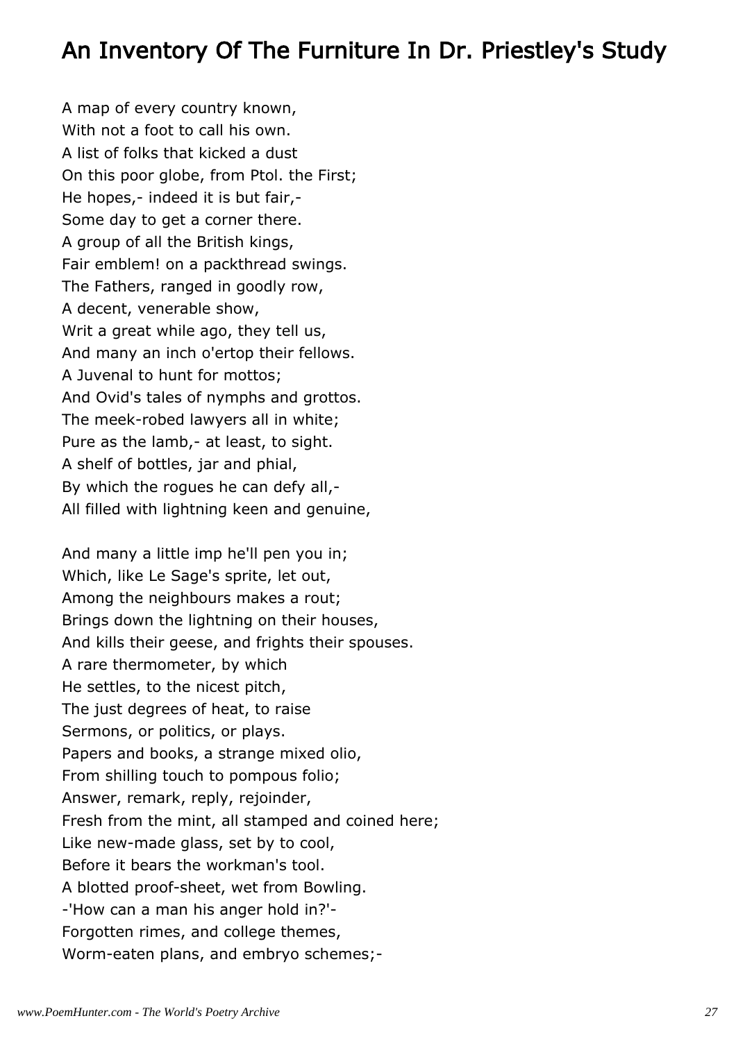# An Inventory Of The Furniture In Dr. Priestley's Study

A map of every country known,
With not a foot to call his own.
A list of folks that kicked a dust
On this poor globe, from Ptol. the First;
He hopes,- indeed it is but fair,-
Some day to get a corner there.
A group of all the British kings,
Fair emblem! on a packthread swings.
The Fathers, ranged in goodly row,
A decent, venerable show,
Writ a great while ago, they tell us,
And many an inch o'ertop their fellows.
A Juvenal to hunt for mottos;
And Ovid's tales of nymphs and grottos.
The meek-robed lawyers all in white;
Pure as the lamb,- at least, to sight.
A shelf of bottles, jar and phial,
By which the rogues he can defy all,-
All filled with lightning keen and genuine,

And many a little imp he'll pen you in;
Which, like Le Sage's sprite, let out,
Among the neighbours makes a rout;
Brings down the lightning on their houses,
And kills their geese, and frights their spouses.
A rare thermometer, by which
He settles, to the nicest pitch,
The just degrees of heat, to raise
Sermons, or politics, or plays.
Papers and books, a strange mixed olio,
From shilling touch to pompous folio;
Answer, remark, reply, rejoinder,
Fresh from the mint, all stamped and coined here;
Like new-made glass, set by to cool,
Before it bears the workman's tool.
A blotted proof-sheet, wet from Bowling.
-'How can a man his anger hold in?'-
Forgotten rimes, and college themes,
Worm-eaten plans, and embryo schemes;-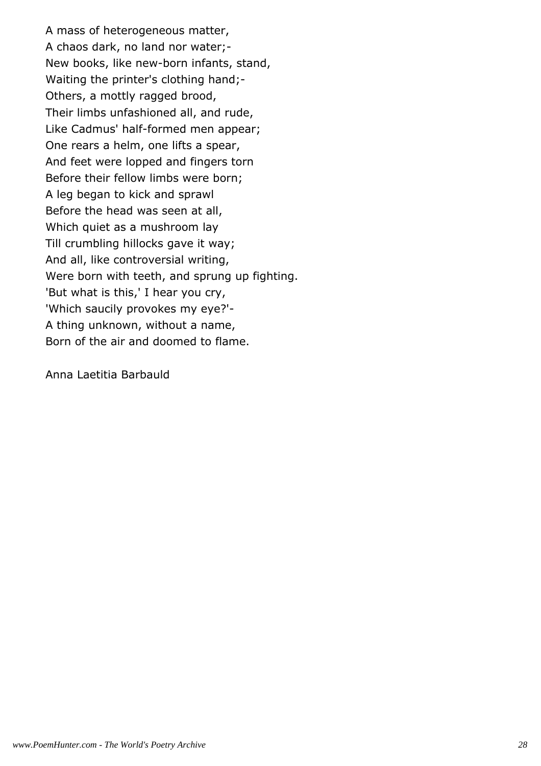A mass of heterogeneous matter,  
A chaos dark, no land nor water;-  
New books, like new-born infants, stand,  
Waiting the printer's clothing hand;-  
Others, a mottly ragged brood,  
Their limbs unfashioned all, and rude,  
Like Cadmus' half-formed men appear;  
One rears a helm, one lifts a spear,  
And feet were lopped and fingers torn  
Before their fellow limbs were born;  
A leg began to kick and sprawl  
Before the head was seen at all,  
Which quiet as a mushroom lay  
Till crumbling hillocks gave it way;  
And all, like controversial writing,  
Were born with teeth, and sprung up fighting.  
'But what is this,' I hear you cry,  
'Which saucily provokes my eye?'-  
A thing unknown, without a name,  
Born of the air and doomed to flame.

Anna Laetitia Barbauld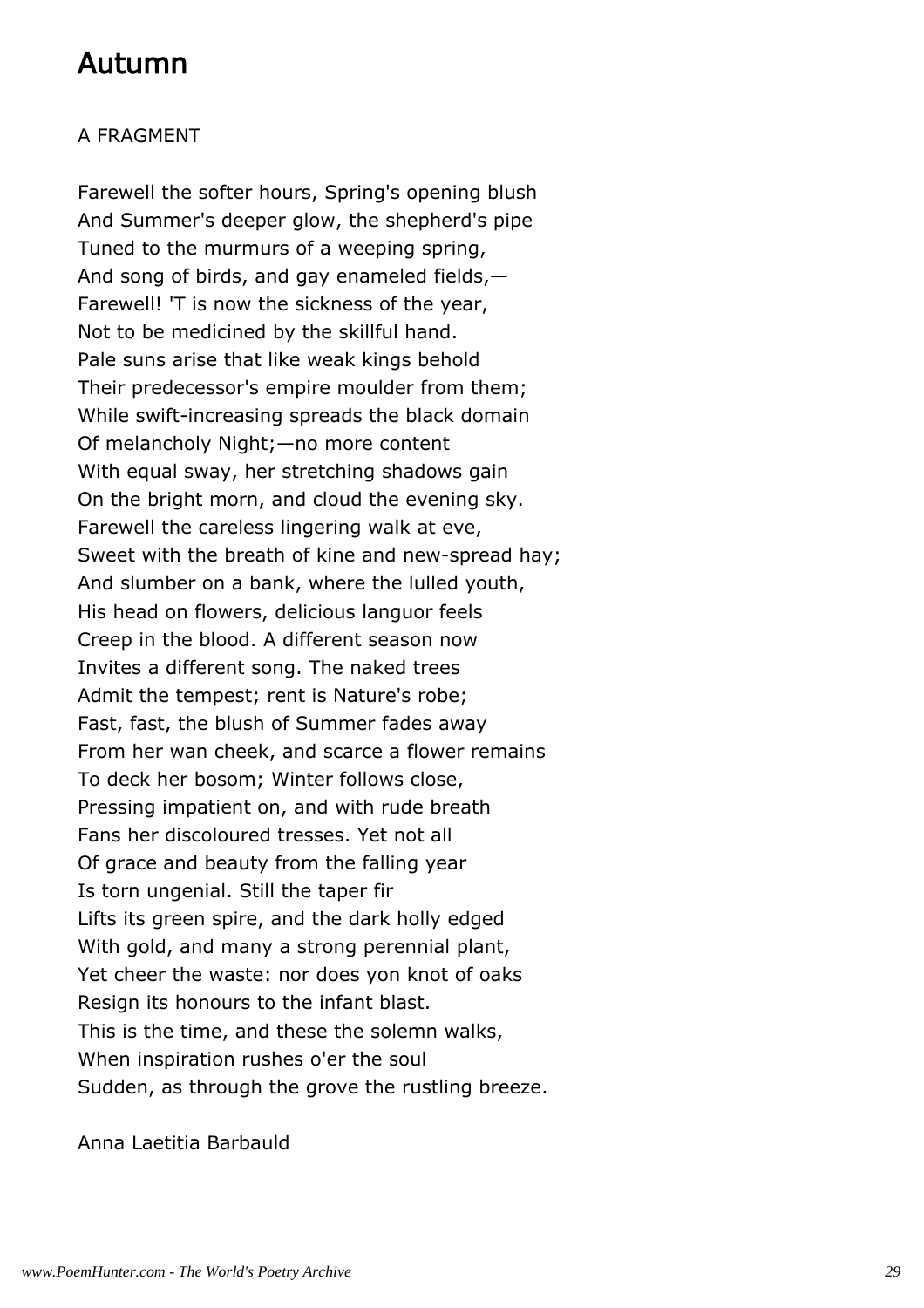# Autumn

A FRAGMENT

Farewell the softer hours, Spring's opening blush
And Summer's deeper glow, the shepherd's pipe
Tuned to the murmurs of a weeping spring,
And song of birds, and gay enameled fields,—
Farewell! 'T is now the sickness of the year,
Not to be medicined by the skillful hand.
Pale suns arise that like weak kings behold
Their predecessor's empire moulder from them;
While swift-increasing spreads the black domain
Of melancholy Night;—no more content
With equal sway, her stretching shadows gain
On the bright morn, and cloud the evening sky.
Farewell the careless lingering walk at eve,
Sweet with the breath of kine and new-spread hay;
And slumber on a bank, where the lulled youth,
His head on flowers, delicious languor feels
Creep in the blood. A different season now
Invites a different song. The naked trees
Admit the tempest; rent is Nature's robe;
Fast, fast, the blush of Summer fades away
From her wan cheek, and scarce a flower remains
To deck her bosom; Winter follows close,
Pressing impatient on, and with rude breath
Fans her discoloured tresses. Yet not all
Of grace and beauty from the falling year
Is torn ungenial. Still the taper fir
Lifts its green spire, and the dark holly edged
With gold, and many a strong perennial plant,
Yet cheer the waste: nor does yon knot of oaks
Resign its honours to the infant blast.
This is the time, and these the solemn walks,
When inspiration rushes o'er the soul
Sudden, as through the grove the rustling breeze.

Anna Laetitia Barbauld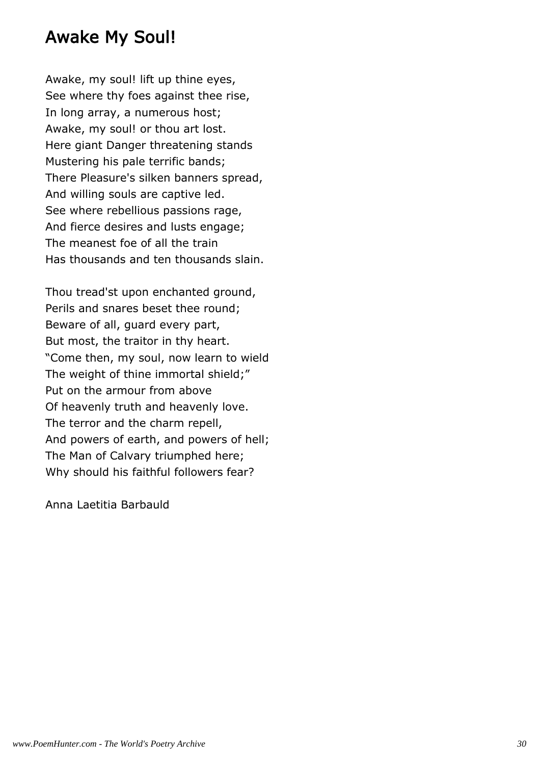# Awake My Soul!

Awake, my soul! lift up thine eyes,
See where thy foes against thee rise,
In long array, a numerous host;
Awake, my soul! or thou art lost.
Here giant Danger threatening stands
Mustering his pale terrific bands;
There Pleasure's silken banners spread,
And willing souls are captive led.
See where rebellious passions rage,
And fierce desires and lusts engage;
The meanest foe of all the train
Has thousands and ten thousands slain.

Thou tread'st upon enchanted ground,
Perils and snares beset thee round;
Beware of all, guard every part,
But most, the traitor in thy heart.
“Come then, my soul, now learn to wield
The weight of thine immortal shield;”
Put on the armour from above
Of heavenly truth and heavenly love.
The terror and the charm repell,
And powers of earth, and powers of hell;
The Man of Calvary triumphed here;
Why should his faithful followers fear?

Anna Laetitia Barbauld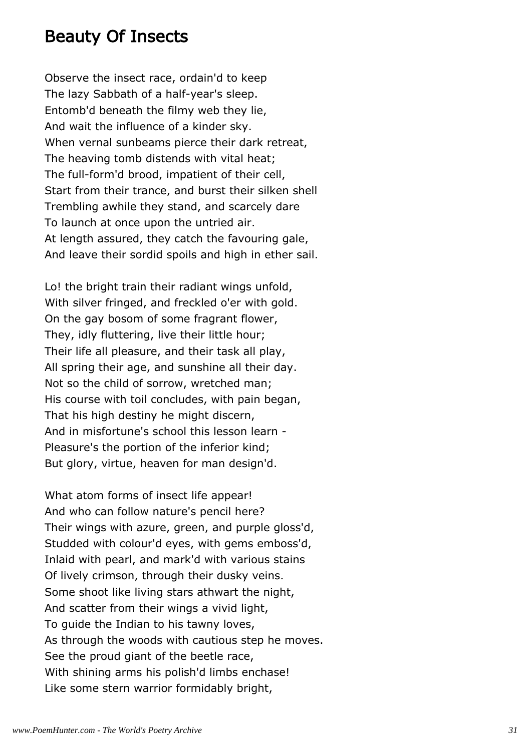## Beauty Of Insects

Observe the insect race, ordain'd to keep
The lazy Sabbath of a half-year's sleep.
Entomb'd beneath the filmy web they lie,
And wait the influence of a kinder sky.
When vernal sunbeams pierce their dark retreat,
The heaving tomb distends with vital heat;
The full-form'd brood, impatient of their cell,
Start from their trance, and burst their silken shell
Trembling awhile they stand, and scarcely dare
To launch at once upon the untried air.
At length assured, they catch the favouring gale,
And leave their sordid spoils and high in ether sail.

Lo! the bright train their radiant wings unfold,
With silver fringed, and freckled o'er with gold.
On the gay bosom of some fragrant flower,
They, idly fluttering, live their little hour;
Their life all pleasure, and their task all play,
All spring their age, and sunshine all their day.
Not so the child of sorrow, wretched man;
His course with toil concludes, with pain began,
That his high destiny he might discern,
And in misfortune's school this lesson learn -
Pleasure's the portion of the inferior kind;
But glory, virtue, heaven for man design'd.

What atom forms of insect life appear!
And who can follow nature's pencil here?
Their wings with azure, green, and purple gloss'd,
Studded with colour'd eyes, with gems emboss'd,
Inlaid with pearl, and mark'd with various stains
Of lively crimson, through their dusky veins.
Some shoot like living stars athwart the night,
And scatter from their wings a vivid light,
To guide the Indian to his tawny loves,
As through the woods with cautious step he moves.
See the proud giant of the beetle race,
With shining arms his polish'd limbs enchase!
Like some stern warrior formidably bright,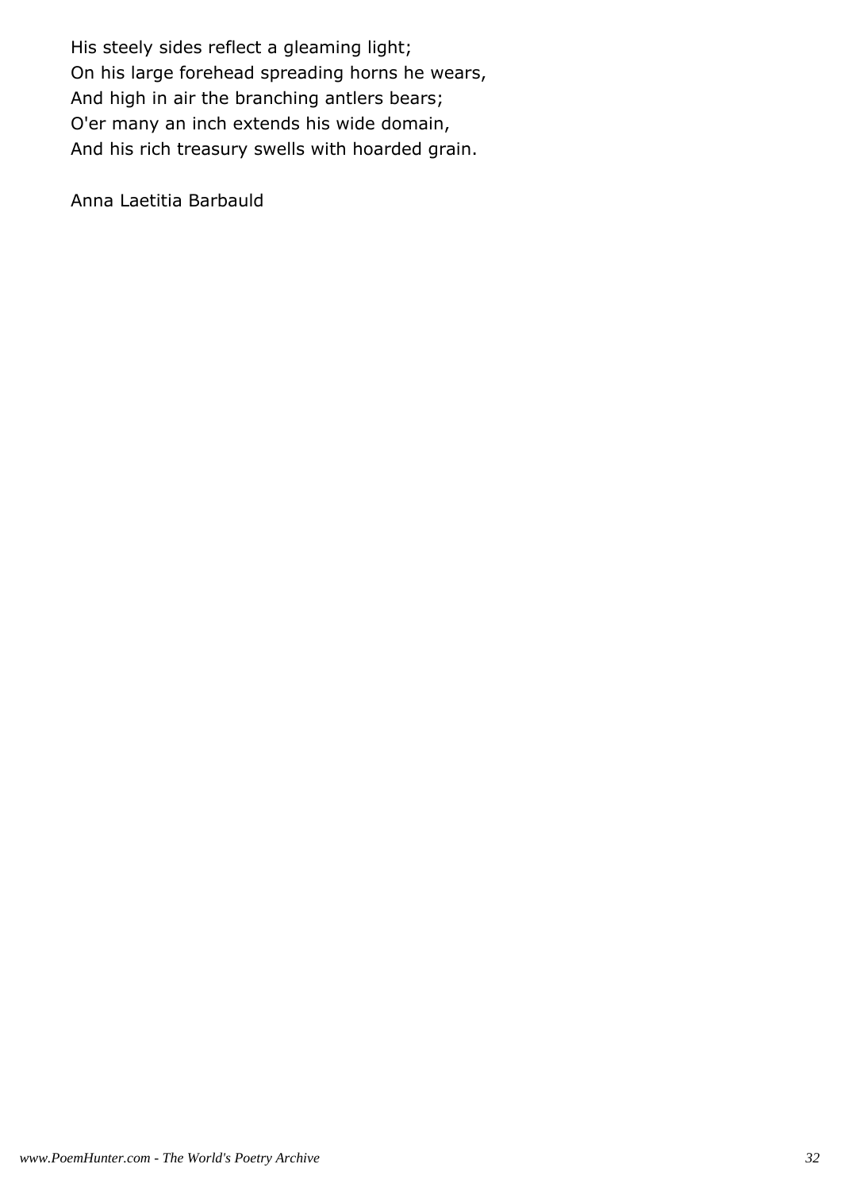His steely sides reflect a gleaming light;
On his large forehead spreading horns he wears,
And high in air the branching antlers bears;
O'er many an inch extends his wide domain,
And his rich treasury swells with hoarded grain.

Anna Laetitia Barbauld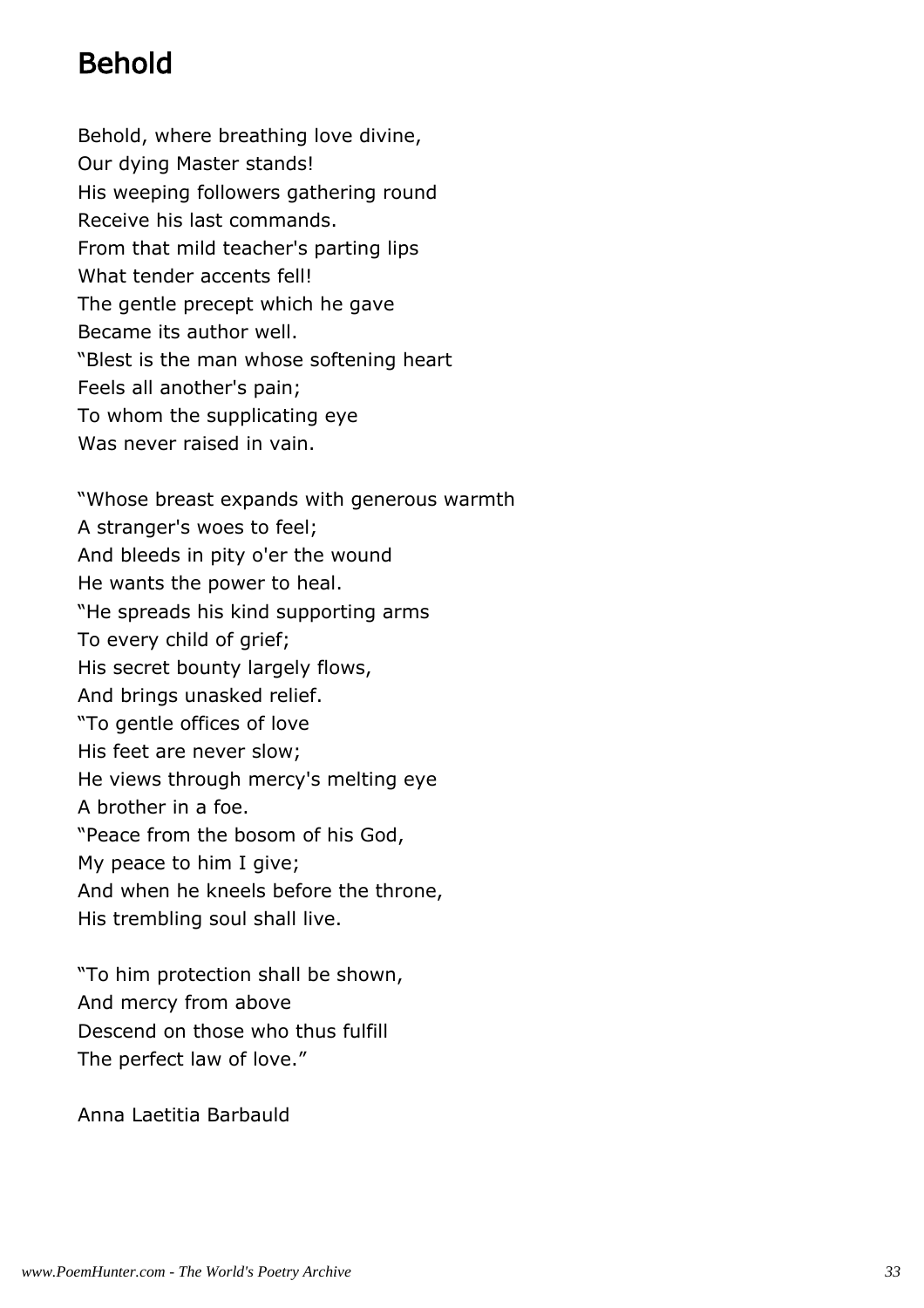# Behold

Behold, where breathing love divine,
Our dying Master stands!
His weeping followers gathering round
Receive his last commands.
From that mild teacher's parting lips
What tender accents fell!
The gentle precept which he gave
Became its author well.
"Blest is the man whose softening heart
Feels all another's pain;
To whom the supplicating eye
Was never raised in vain.

"Whose breast expands with generous warmth
A stranger's woes to feel;
And bleeds in pity o'er the wound
He wants the power to heal.
"He spreads his kind supporting arms
To every child of grief;
His secret bounty largely flows,
And brings unasked relief.
"To gentle offices of love
His feet are never slow;
He views through mercy's melting eye
A brother in a foe.
"Peace from the bosom of his God,
My peace to him I give;
And when he kneels before the throne,
His trembling soul shall live.

"To him protection shall be shown,
And mercy from above
Descend on those who thus fulfill
The perfect law of love."

Anna Laetitia Barbauld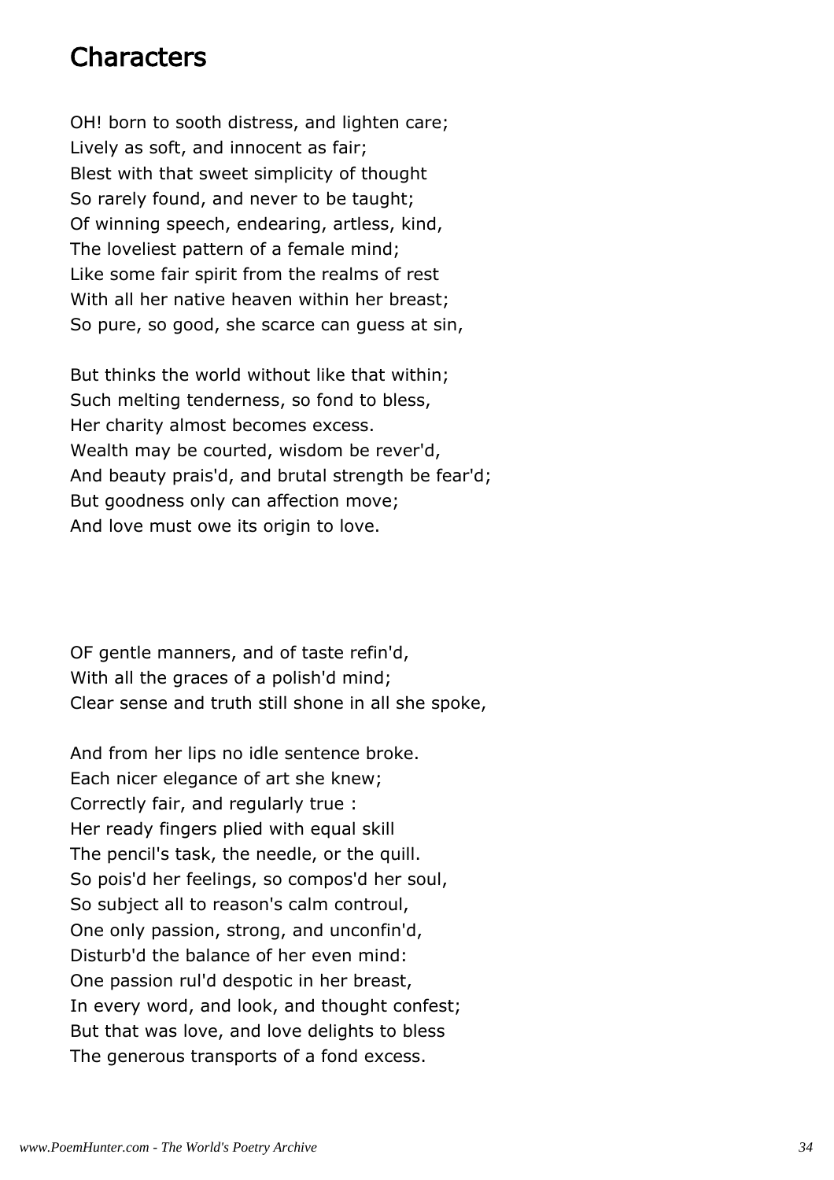## Characters

OH! born to sooth distress, and lighten care;
Lively as soft, and innocent as fair;
Blest with that sweet simplicity of thought
So rarely found, and never to be taught;
Of winning speech, endearing, artless, kind,
The loveliest pattern of a female mind;
Like some fair spirit from the realms of rest
With all her native heaven within her breast;
So pure, so good, she scarce can guess at sin,

But thinks the world without like that within;
Such melting tenderness, so fond to bless,
Her charity almost becomes excess.
Wealth may be courted, wisdom be rever'd,
And beauty prais'd, and brutal strength be fear'd;
But goodness only can affection move;
And love must owe its origin to love.

OF gentle manners, and of taste refin'd,
With all the graces of a polish'd mind;
Clear sense and truth still shone in all she spoke,

And from her lips no idle sentence broke.
Each nicer elegance of art she knew;
Correctly fair, and regularly true :
Her ready fingers plied with equal skill
The pencil's task, the needle, or the quill.
So pois'd her feelings, so compos'd her soul,
So subject all to reason's calm controul,
One only passion, strong, and unconfin'd,
Disturb'd the balance of her even mind:
One passion rul'd despotic in her breast,
In every word, and look, and thought confest;
But that was love, and love delights to bless
The generous transports of a fond excess.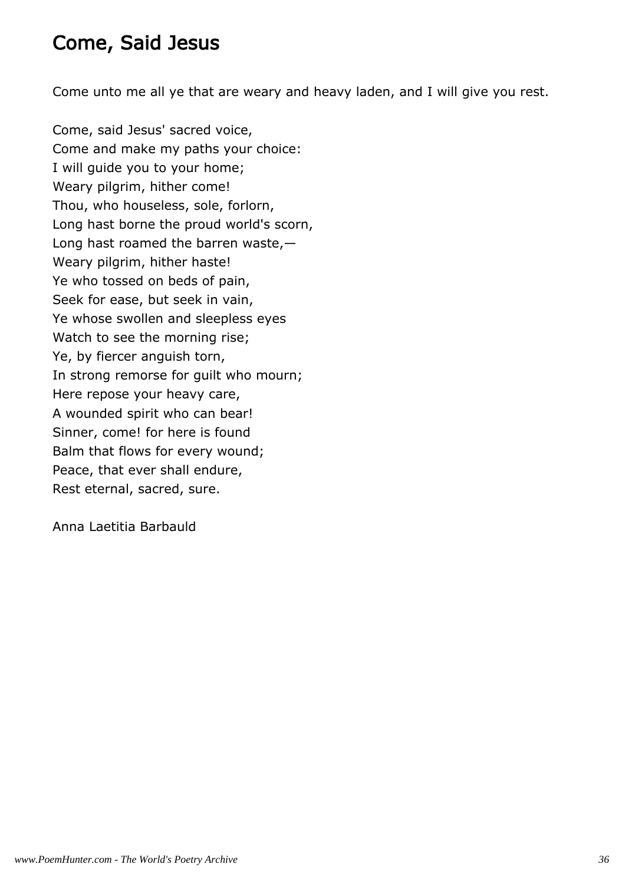## Come, Said Jesus

Come unto me all ye that are weary and heavy laden, and I will give you rest.

Come, said Jesus' sacred voice,
Come and make my paths your choice:
I will guide you to your home;
Weary pilgrim, hither come!
Thou, who houseless, sole, forlorn,
Long hast borne the proud world's scorn,
Long hast roamed the barren waste,—
Weary pilgrim, hither haste!
Ye who tossed on beds of pain,
Seek for ease, but seek in vain,
Ye whose swollen and sleepless eyes
Watch to see the morning rise;
Ye, by fiercer anguish torn,
In strong remorse for guilt who mourn;
Here repose your heavy care,
A wounded spirit who can bear!
Sinner, come! for here is found
Balm that flows for every wound;
Peace, that ever shall endure,
Rest eternal, sacred, sure.

Anna Laetitia Barbauld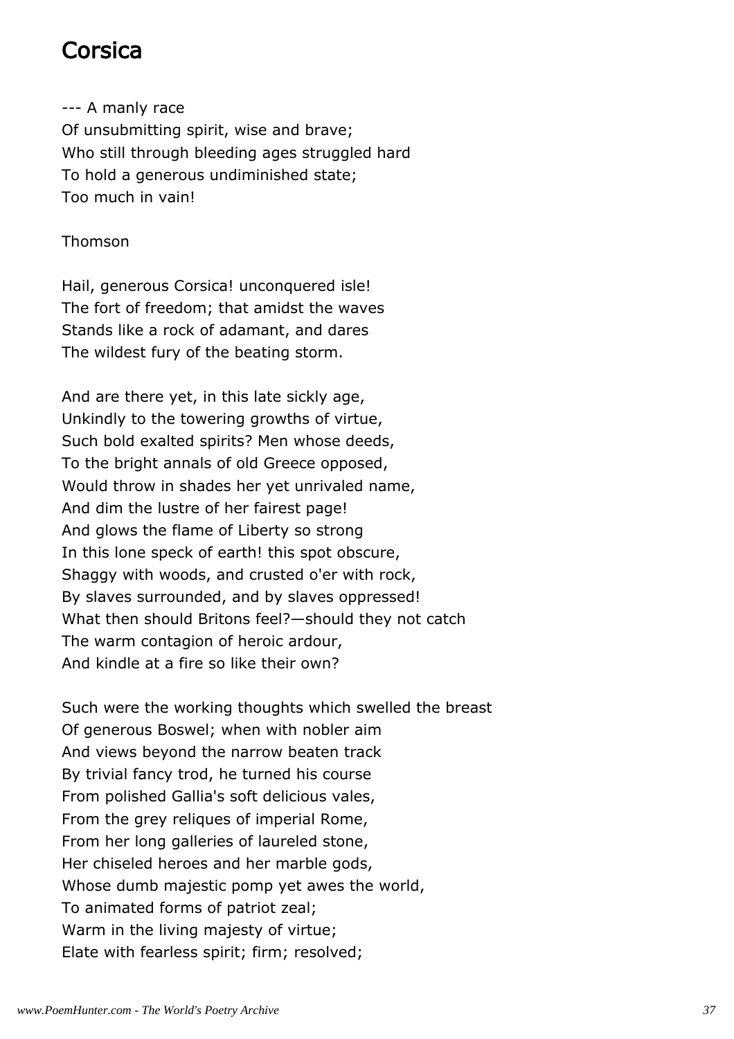# Corsica

--- A manly race  
Of unsubmitting spirit, wise and brave;  
Who still through bleeding ages struggled hard  
To hold a generous undiminished state;  
Too much in vain!

Thomson

Hail, generous Corsica! unconquered isle!  
The fort of freedom; that amidst the waves  
Stands like a rock of adamant, and dares  
The wildest fury of the beating storm.

And are there yet, in this late sickly age,  
Unkindly to the towering growths of virtue,  
Such bold exalted spirits? Men whose deeds,  
To the bright annals of old Greece opposed,  
Would throw in shades her yet unrivaled name,  
And dim the lustre of her fairest page!  
And glows the flame of Liberty so strong  
In this lone speck of earth! this spot obscure,  
Shaggy with woods, and crusted o'er with rock,  
By slaves surrounded, and by slaves oppressed!  
What then should Britons feel?—should they not catch  
The warm contagion of heroic ardour,  
And kindle at a fire so like their own?

Such were the working thoughts which swelled the breast  
Of generous Boswel; when with nobler aim  
And views beyond the narrow beaten track  
By trivial fancy trod, he turned his course  
From polished Gallia's soft delicious vales,  
From the grey reliques of imperial Rome,  
From her long galleries of laureled stone,  
Her chiseled heroes and her marble gods,  
Whose dumb majestic pomp yet awes the world,  
To animated forms of patriot zeal;  
Warm in the living majesty of virtue;  
Elate with fearless spirit; firm; resolved;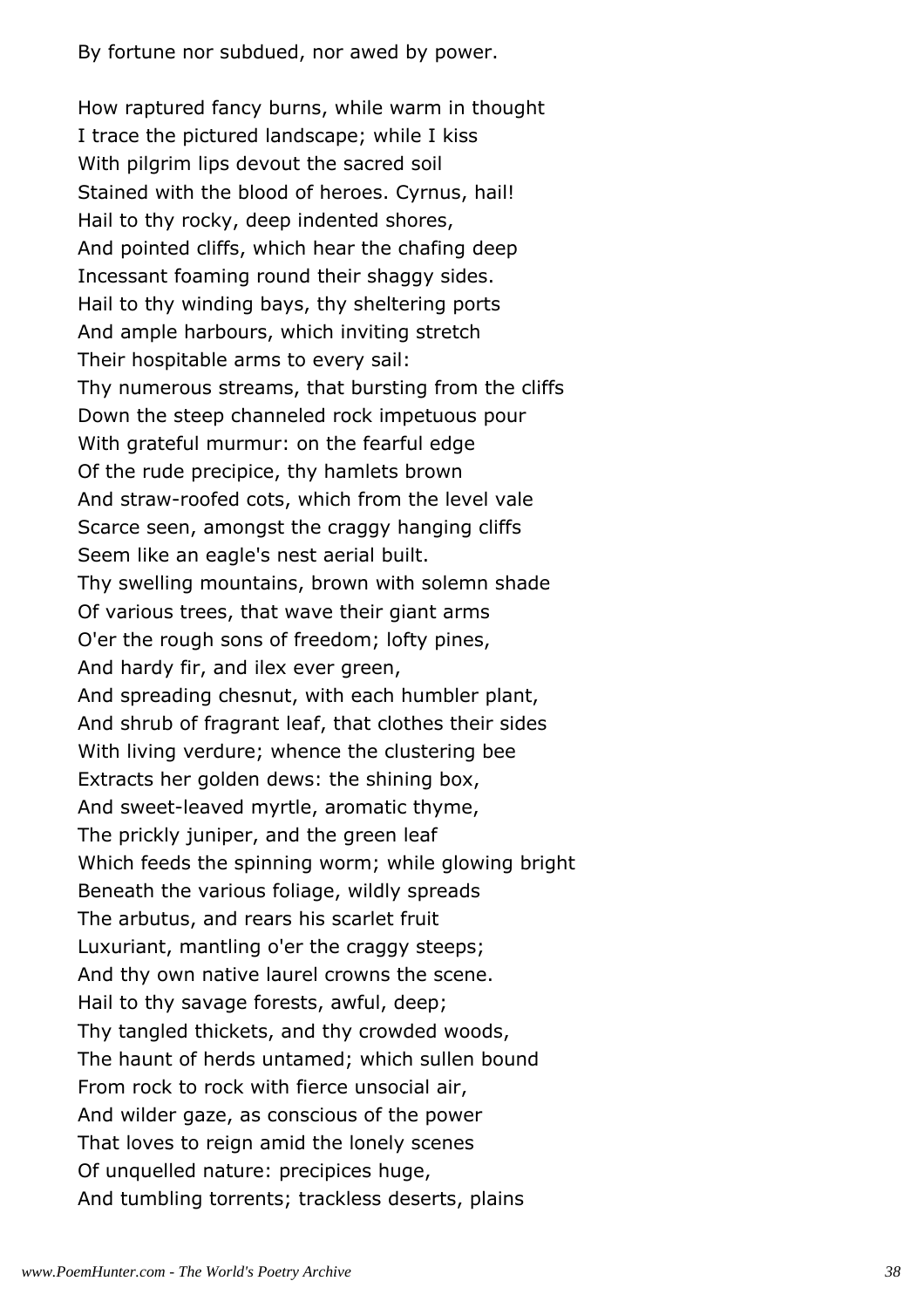By fortune nor subdued, nor awed by power.

How raptured fancy burns, while warm in thought
I trace the pictured landscape; while I kiss
With pilgrim lips devout the sacred soil
Stained with the blood of heroes. Cyrnus, hail!
Hail to thy rocky, deep indented shores,
And pointed cliffs, which hear the chafing deep
Incessant foaming round their shaggy sides.
Hail to thy winding bays, thy sheltering ports
And ample harbours, which inviting stretch
Their hospitable arms to every sail:
Thy numerous streams, that bursting from the cliffs
Down the steep channeled rock impetuous pour
With grateful murmur: on the fearful edge
Of the rude precipice, thy hamlets brown
And straw-roofed cots, which from the level vale
Scarce seen, amongst the craggy hanging cliffs
Seem like an eagle's nest aerial built.
Thy swelling mountains, brown with solemn shade
Of various trees, that wave their giant arms
O'er the rough sons of freedom; lofty pines,
And hardy fir, and ilex ever green,
And spreading chesnut, with each humbler plant,
And shrub of fragrant leaf, that clothes their sides
With living verdure; whence the clustering bee
Extracts her golden dews: the shining box,
And sweet-leaved myrtle, aromatic thyme,
The prickly juniper, and the green leaf
Which feeds the spinning worm; while glowing bright
Beneath the various foliage, wildly spreads
The arbutus, and rears his scarlet fruit
Luxuriant, mantling o'er the craggy steeps;
And thy own native laurel crowns the scene.
Hail to thy savage forests, awful, deep;
Thy tangled thickets, and thy crowded woods,
The haunt of herds untamed; which sullen bound
From rock to rock with fierce unsocial air,
And wilder gaze, as conscious of the power
That loves to reign amid the lonely scenes
Of unquelled nature: precipices huge,
And tumbling torrents; trackless deserts, plains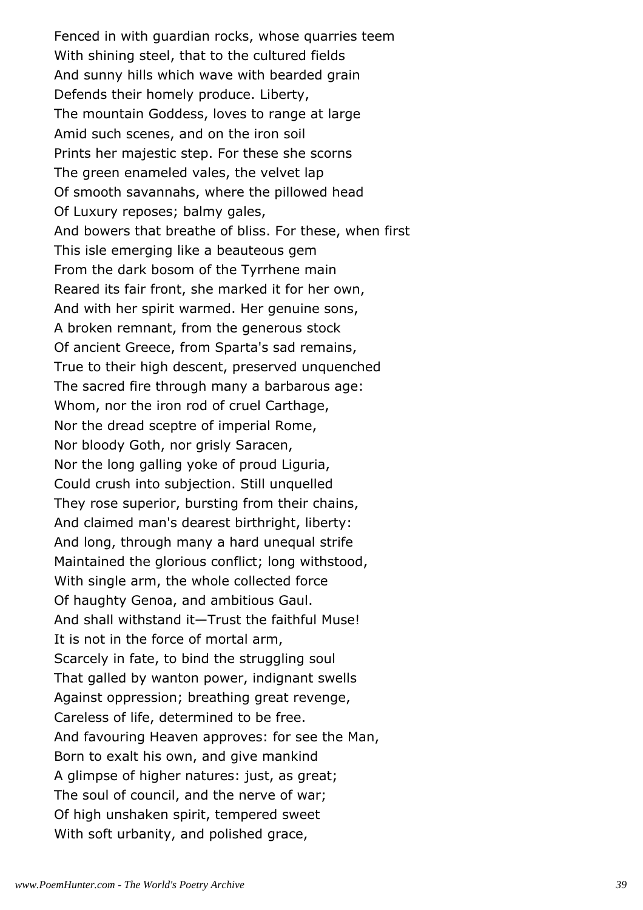Fenced in with guardian rocks, whose quarries teem
With shining steel, that to the cultured fields
And sunny hills which wave with bearded grain
Defends their homely produce. Liberty,
The mountain Goddess, loves to range at large
Amid such scenes, and on the iron soil
Prints her majestic step. For these she scorns
The green enameled vales, the velvet lap
Of smooth savannahs, where the pillowed head
Of Luxury reposes; balmy gales,
And bowers that breathe of bliss. For these, when first
This isle emerging like a beauteous gem
From the dark bosom of the Tyrrhene main
Reared its fair front, she marked it for her own,
And with her spirit warmed. Her genuine sons,
A broken remnant, from the generous stock
Of ancient Greece, from Sparta's sad remains,
True to their high descent, preserved unquenched
The sacred fire through many a barbarous age:
Whom, nor the iron rod of cruel Carthage,
Nor the dread sceptre of imperial Rome,
Nor bloody Goth, nor grisly Saracen,
Nor the long galling yoke of proud Liguria,
Could crush into subjection. Still unquelled
They rose superior, bursting from their chains,
And claimed man's dearest birthright, liberty:
And long, through many a hard unequal strife
Maintained the glorious conflict; long withstood,
With single arm, the whole collected force
Of haughty Genoa, and ambitious Gaul.
And shall withstand it—Trust the faithful Muse!
It is not in the force of mortal arm,
Scarcely in fate, to bind the struggling soul
That galled by wanton power, indignant swells
Against oppression; breathing great revenge,
Careless of life, determined to be free.
And favouring Heaven approves: for see the Man,
Born to exalt his own, and give mankind
A glimpse of higher natures: just, as great;
The soul of council, and the nerve of war;
Of high unshaken spirit, tempered sweet
With soft urbanity, and polished grace,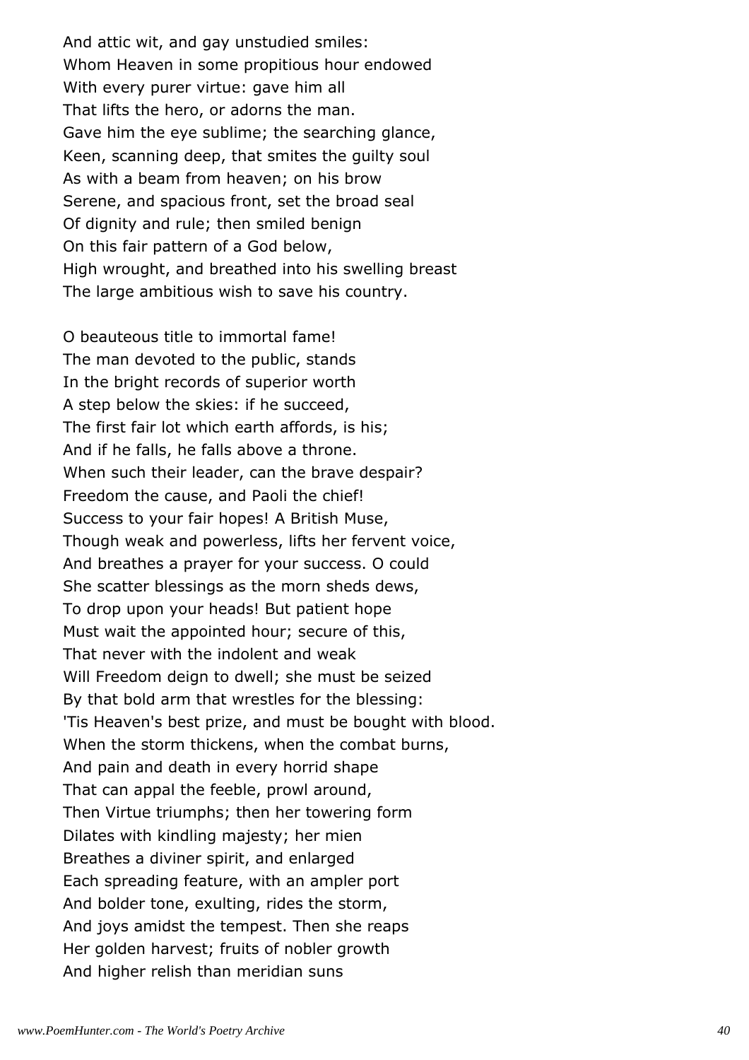And attic wit, and gay unstudied smiles:
Whom Heaven in some propitious hour endowed
With every purer virtue: gave him all
That lifts the hero, or adorns the man.
Gave him the eye sublime; the searching glance,
Keen, scanning deep, that smites the guilty soul
As with a beam from heaven; on his brow
Serene, and spacious front, set the broad seal
Of dignity and rule; then smiled benign
On this fair pattern of a God below,
High wrought, and breathed into his swelling breast
The large ambitious wish to save his country.

O beauteous title to immortal fame!
The man devoted to the public, stands
In the bright records of superior worth
A step below the skies: if he succeed,
The first fair lot which earth affords, is his;
And if he falls, he falls above a throne.
When such their leader, can the brave despair?
Freedom the cause, and Paoli the chief!
Success to your fair hopes! A British Muse,
Though weak and powerless, lifts her fervent voice,
And breathes a prayer for your success. O could
She scatter blessings as the morn sheds dews,
To drop upon your heads! But patient hope
Must wait the appointed hour; secure of this,
That never with the indolent and weak
Will Freedom deign to dwell; she must be seized
By that bold arm that wrestles for the blessing:
'Tis Heaven's best prize, and must be bought with blood.
When the storm thickens, when the combat burns,
And pain and death in every horrid shape
That can appal the feeble, prowl around,
Then Virtue triumphs; then her towering form
Dilates with kindling majesty; her mien
Breathes a diviner spirit, and enlarged
Each spreading feature, with an ampler port
And bolder tone, exulting, rides the storm,
And joys amidst the tempest. Then she reaps
Her golden harvest; fruits of nobler growth
And higher relish than meridian suns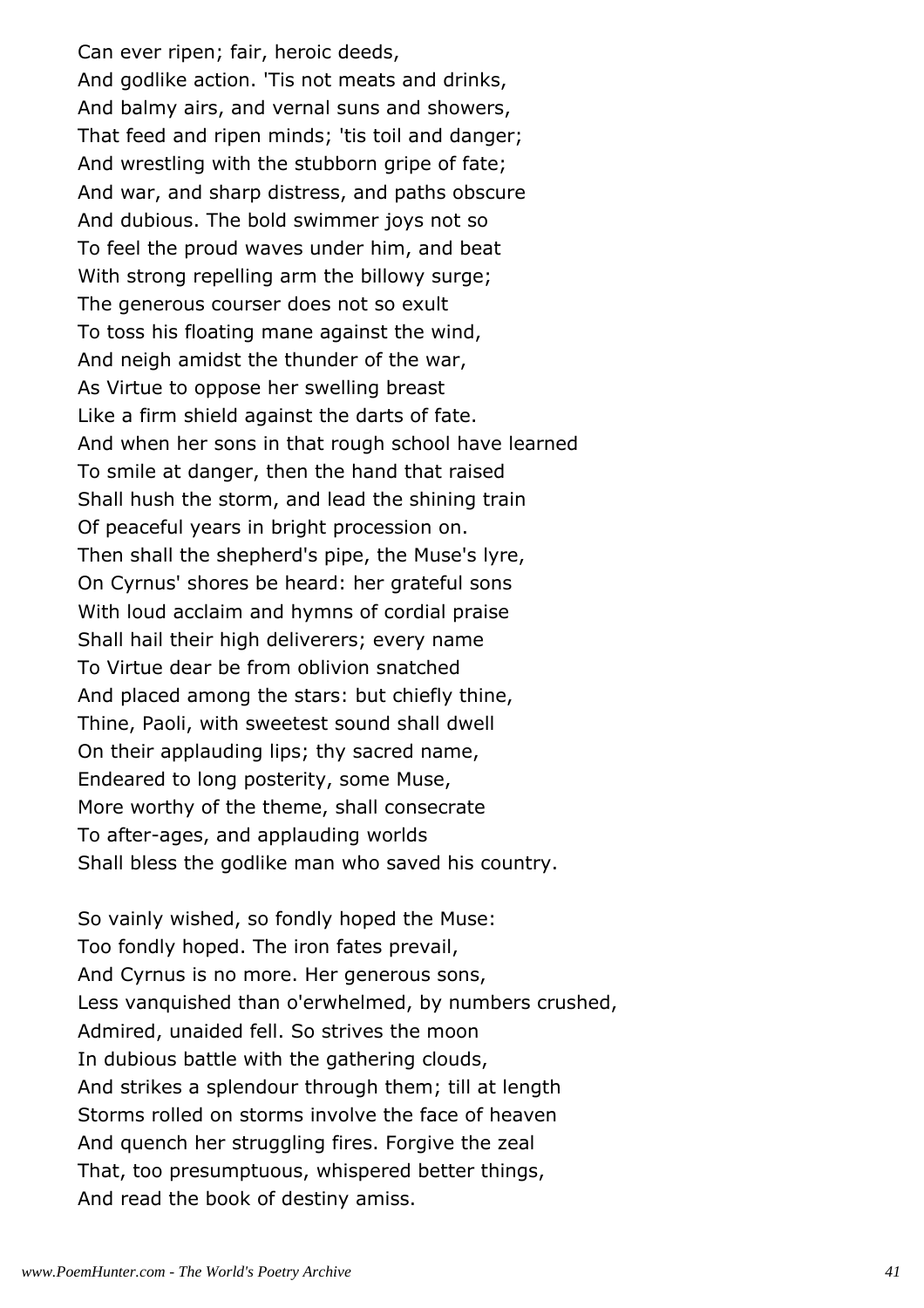Can ever ripen; fair, heroic deeds,
And godlike action. 'Tis not meats and drinks,
And balmy airs, and vernal suns and showers,
That feed and ripen minds; 'tis toil and danger;
And wrestling with the stubborn gripe of fate;
And war, and sharp distress, and paths obscure
And dubious. The bold swimmer joys not so
To feel the proud waves under him, and beat
With strong repelling arm the billowy surge;
The generous courser does not so exult
To toss his floating mane against the wind,
And neigh amidst the thunder of the war,
As Virtue to oppose her swelling breast
Like a firm shield against the darts of fate.
And when her sons in that rough school have learned
To smile at danger, then the hand that raised
Shall hush the storm, and lead the shining train
Of peaceful years in bright procession on.
Then shall the shepherd's pipe, the Muse's lyre,
On Cyrnus' shores be heard: her grateful sons
With loud acclaim and hymns of cordial praise
Shall hail their high deliverers; every name
To Virtue dear be from oblivion snatched
And placed among the stars: but chiefly thine,
Thine, Paoli, with sweetest sound shall dwell
On their applauding lips; thy sacred name,
Endeared to long posterity, some Muse,
More worthy of the theme, shall consecrate
To after-ages, and applauding worlds
Shall bless the godlike man who saved his country.

So vainly wished, so fondly hoped the Muse:
Too fondly hoped. The iron fates prevail,
And Cyrnus is no more. Her generous sons,
Less vanquished than o'erwhelmed, by numbers crushed,
Admired, unaided fell. So strives the moon
In dubious battle with the gathering clouds,
And strikes a splendour through them; till at length
Storms rolled on storms involve the face of heaven
And quench her struggling fires. Forgive the zeal
That, too presumptuous, whispered better things,
And read the book of destiny amiss.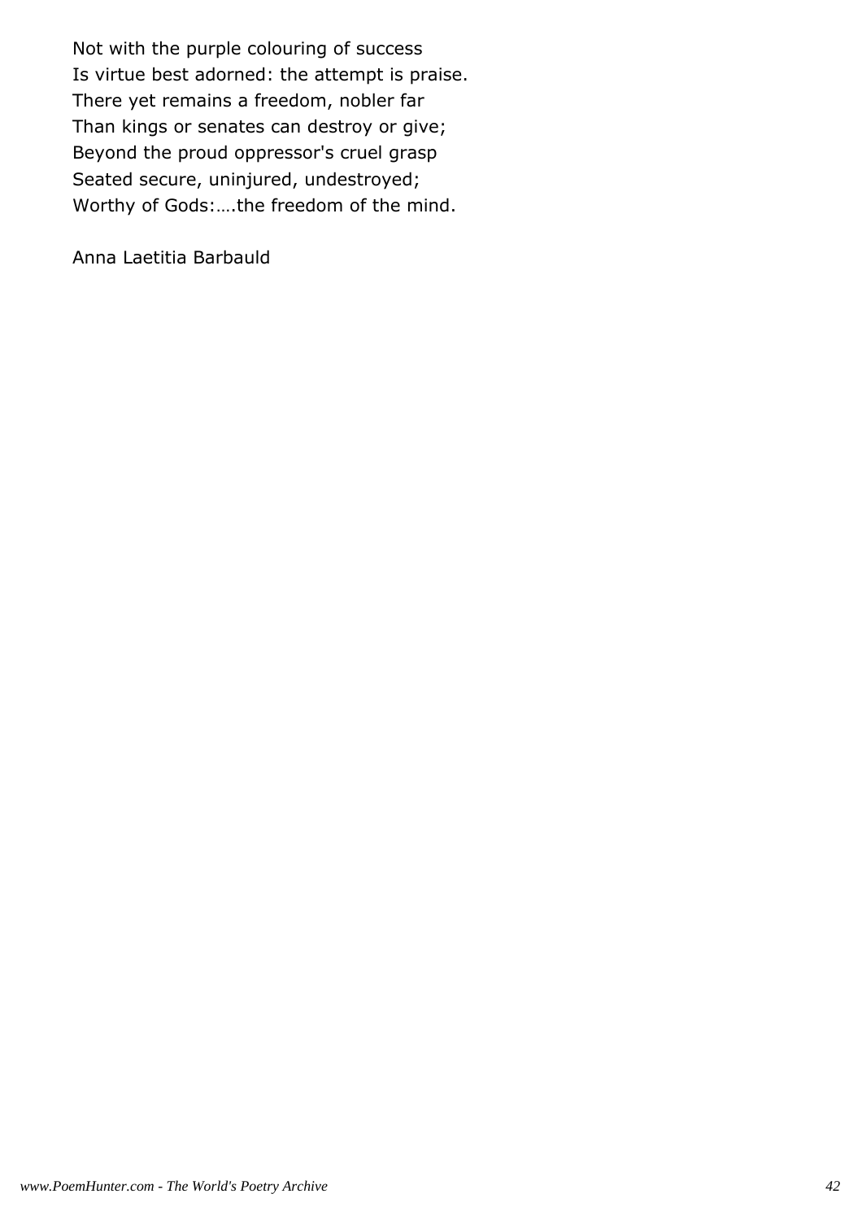Not with the purple colouring of success
Is virtue best adorned: the attempt is praise.
There yet remains a freedom, nobler far
Than kings or senates can destroy or give;
Beyond the proud oppressor's cruel grasp
Seated secure, uninjured, undestroyed;
Worthy of Gods:….the freedom of the mind.

Anna Laetitia Barbauld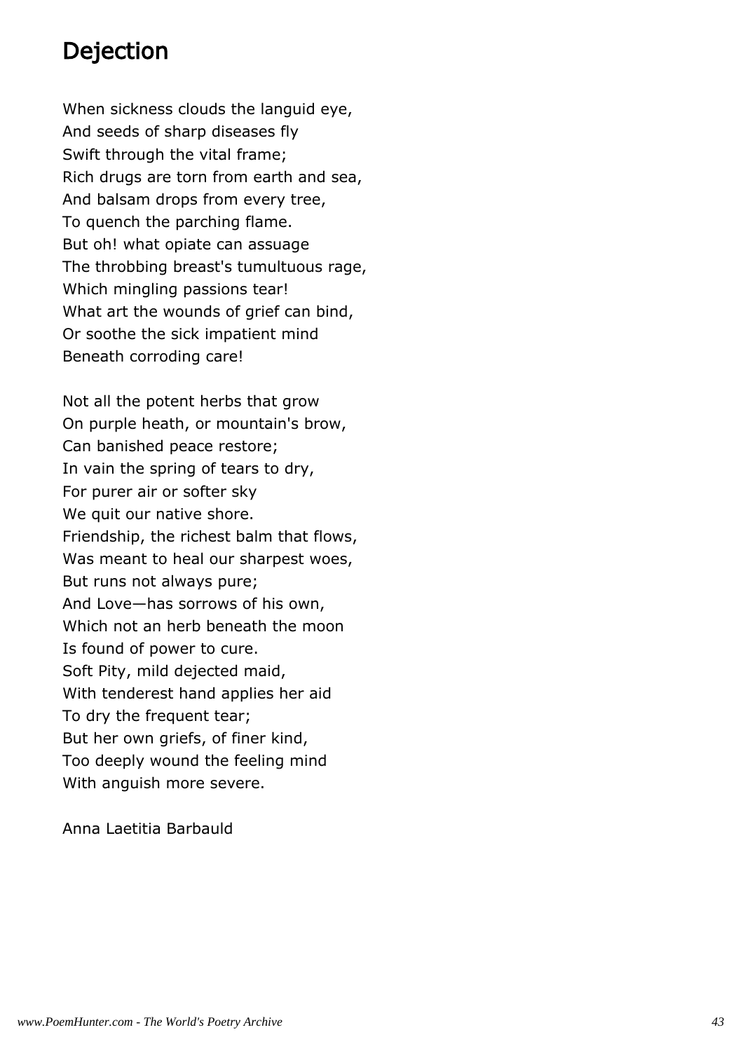# Dejection

When sickness clouds the languid eye,
And seeds of sharp diseases fly
Swift through the vital frame;
Rich drugs are torn from earth and sea,
And balsam drops from every tree,
To quench the parching flame.
But oh! what opiate can assuage
The throbbing breast's tumultuous rage,
Which mingling passions tear!
What art the wounds of grief can bind,
Or soothe the sick impatient mind
Beneath corroding care!

Not all the potent herbs that grow
On purple heath, or mountain's brow,
Can banished peace restore;
In vain the spring of tears to dry,
For purer air or softer sky
We quit our native shore.
Friendship, the richest balm that flows,
Was meant to heal our sharpest woes,
But runs not always pure;
And Love—has sorrows of his own,
Which not an herb beneath the moon
Is found of power to cure.
Soft Pity, mild dejected maid,
With tenderest hand applies her aid
To dry the frequent tear;
But her own griefs, of finer kind,
Too deeply wound the feeling mind
With anguish more severe.

Anna Laetitia Barbauld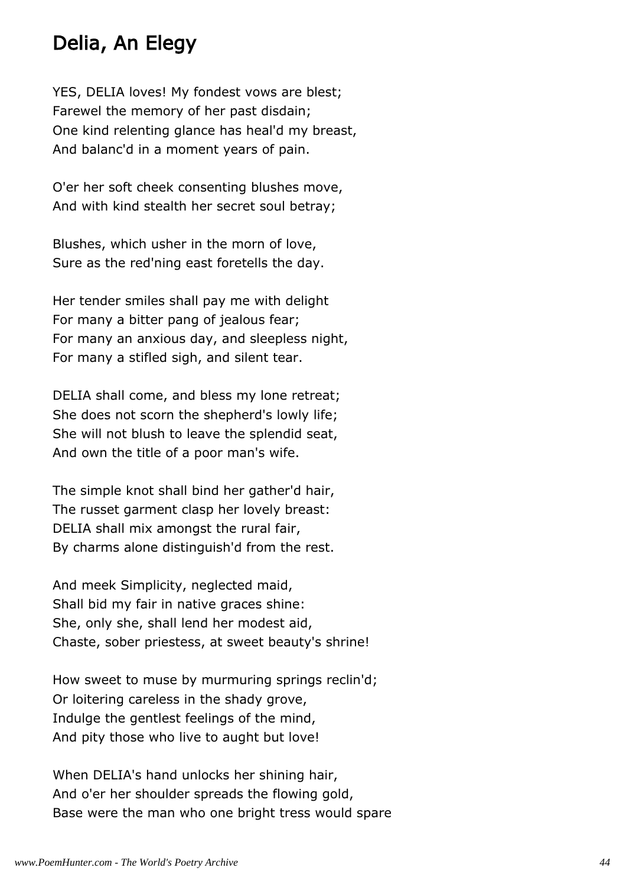## Delia, An Elegy

YES, DELIA loves! My fondest vows are blest;
Farewel the memory of her past disdain;
One kind relenting glance has heal'd my breast,
And balanc'd in a moment years of pain.

O'er her soft cheek consenting blushes move,
And with kind stealth her secret soul betray;

Blushes, which usher in the morn of love,
Sure as the red'ning east foretells the day.

Her tender smiles shall pay me with delight
For many a bitter pang of jealous fear;
For many an anxious day, and sleepless night,
For many a stifled sigh, and silent tear.

DELIA shall come, and bless my lone retreat;
She does not scorn the shepherd's lowly life;
She will not blush to leave the splendid seat,
And own the title of a poor man's wife.

The simple knot shall bind her gather'd hair,
The russet garment clasp her lovely breast:
DELIA shall mix amongst the rural fair,
By charms alone distinguish'd from the rest.

And meek Simplicity, neglected maid,
Shall bid my fair in native graces shine:
She, only she, shall lend her modest aid,
Chaste, sober priestess, at sweet beauty's shrine!

How sweet to muse by murmuring springs reclin'd;
Or loitering careless in the shady grove,
Indulge the gentlest feelings of the mind,
And pity those who live to aught but love!

When DELIA's hand unlocks her shining hair,
And o'er her shoulder spreads the flowing gold,
Base were the man who one bright tress would spare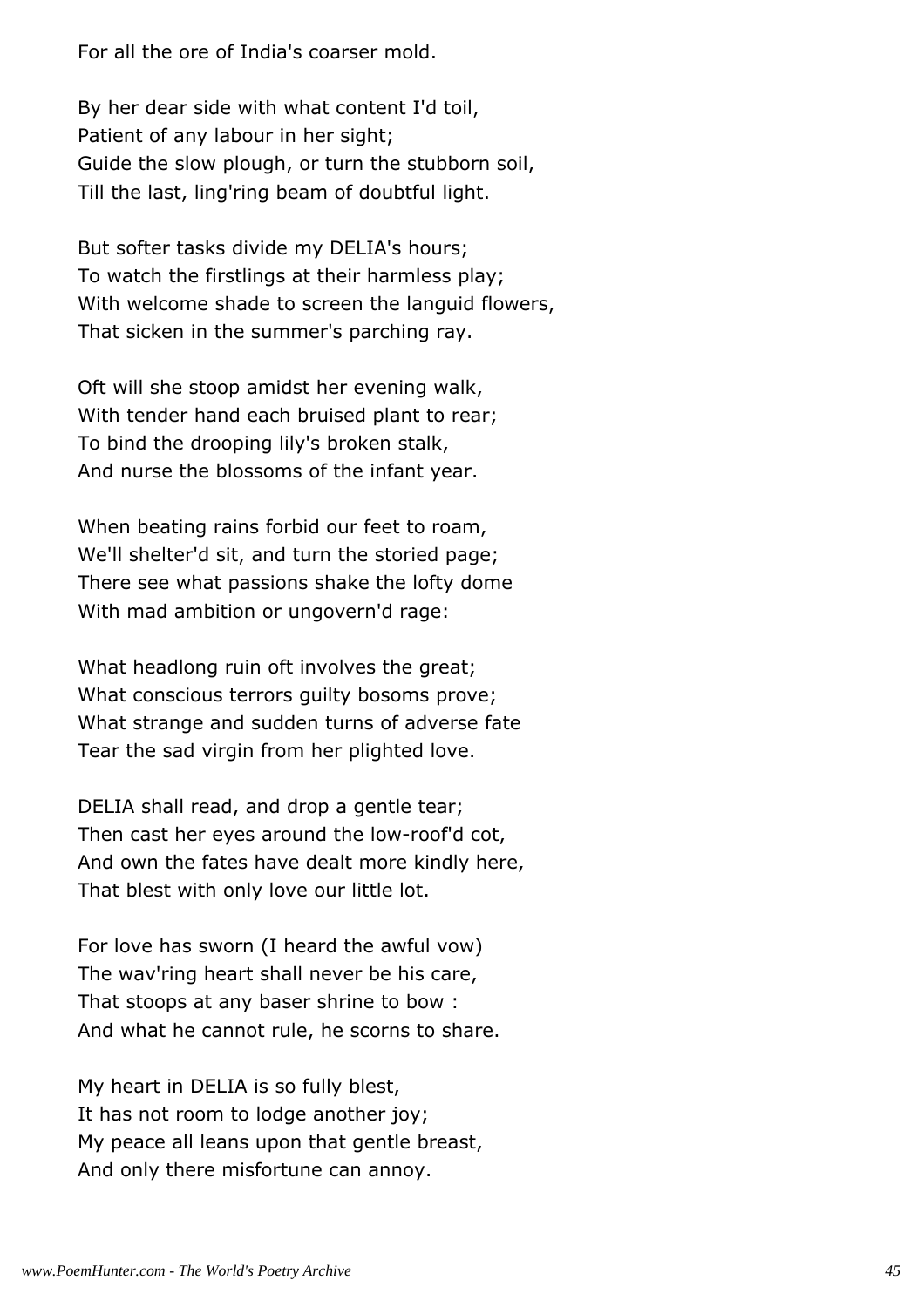For all the ore of India's coarser mold.

By her dear side with what content I'd toil,
Patient of any labour in her sight;
Guide the slow plough, or turn the stubborn soil,
Till the last, ling'ring beam of doubtful light.

But softer tasks divide my DELIA's hours;
To watch the firstlings at their harmless play;
With welcome shade to screen the languid flowers,
That sicken in the summer's parching ray.

Oft will she stoop amidst her evening walk,
With tender hand each bruised plant to rear;
To bind the drooping lily's broken stalk,
And nurse the blossoms of the infant year.

When beating rains forbid our feet to roam,
We'll shelter'd sit, and turn the storied page;
There see what passions shake the lofty dome
With mad ambition or ungovern'd rage:

What headlong ruin oft involves the great;
What conscious terrors guilty bosoms prove;
What strange and sudden turns of adverse fate
Tear the sad virgin from her plighted love.

DELIA shall read, and drop a gentle tear;
Then cast her eyes around the low-roof'd cot,
And own the fates have dealt more kindly here,
That blest with only love our little lot.

For love has sworn (I heard the awful vow)
The wav'ring heart shall never be his care,
That stoops at any baser shrine to bow :
And what he cannot rule, he scorns to share.

My heart in DELIA is so fully blest,
It has not room to lodge another joy;
My peace all leans upon that gentle breast,
And only there misfortune can annoy.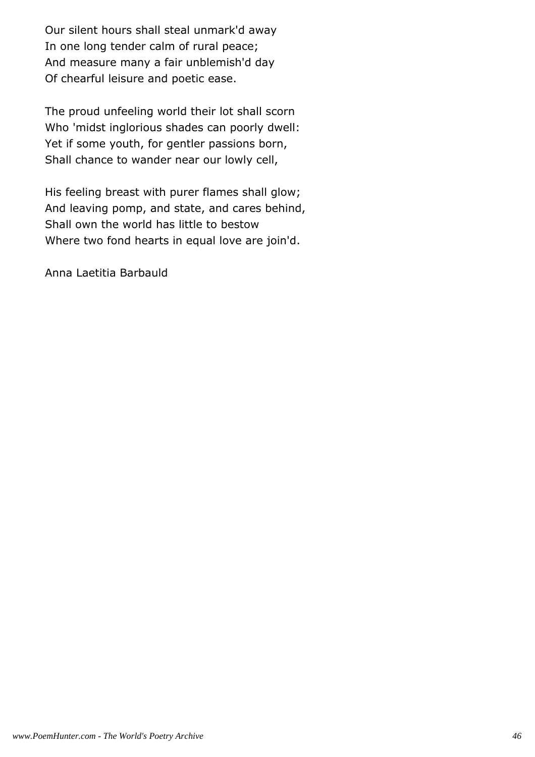Our silent hours shall steal unmark'd away
In one long tender calm of rural peace;
And measure many a fair unblemish'd day
Of chearful leisure and poetic ease.

The proud unfeeling world their lot shall scorn
Who 'midst inglorious shades can poorly dwell:
Yet if some youth, for gentler passions born,
Shall chance to wander near our lowly cell,

His feeling breast with purer flames shall glow;
And leaving pomp, and state, and cares behind,
Shall own the world has little to bestow
Where two fond hearts in equal love are join'd.

Anna Laetitia Barbauld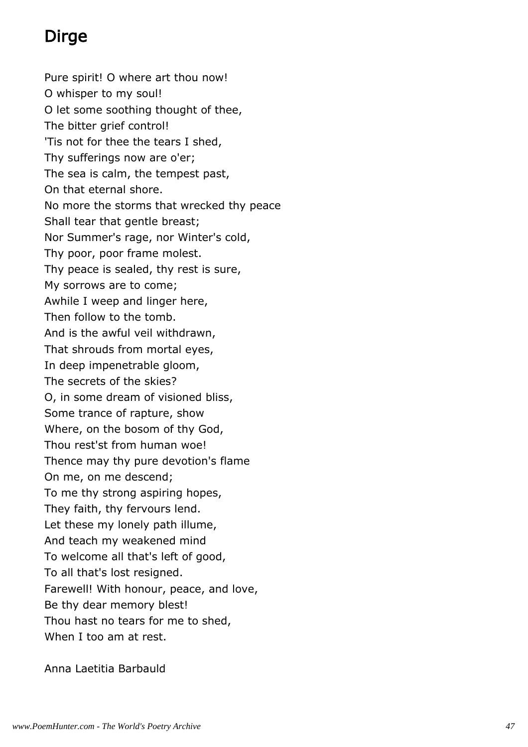# Dirge

Pure spirit! O where art thou now!
O whisper to my soul!
O let some soothing thought of thee,
The bitter grief control!
'Tis not for thee the tears I shed,
Thy sufferings now are o'er;
The sea is calm, the tempest past,
On that eternal shore.
No more the storms that wrecked thy peace
Shall tear that gentle breast;
Nor Summer's rage, nor Winter's cold,
Thy poor, poor frame molest.
Thy peace is sealed, thy rest is sure,
My sorrows are to come;
Awhile I weep and linger here,
Then follow to the tomb.
And is the awful veil withdrawn,
That shrouds from mortal eyes,
In deep impenetrable gloom,
The secrets of the skies?
O, in some dream of visioned bliss,
Some trance of rapture, show
Where, on the bosom of thy God,
Thou rest'st from human woe!
Thence may thy pure devotion's flame
On me, on me descend;
To me thy strong aspiring hopes,
They faith, thy fervours lend.
Let these my lonely path illume,
And teach my weakened mind
To welcome all that's left of good,
To all that's lost resigned.
Farewell! With honour, peace, and love,
Be thy dear memory blest!
Thou hast no tears for me to shed,
When I too am at rest.

Anna Laetitia Barbauld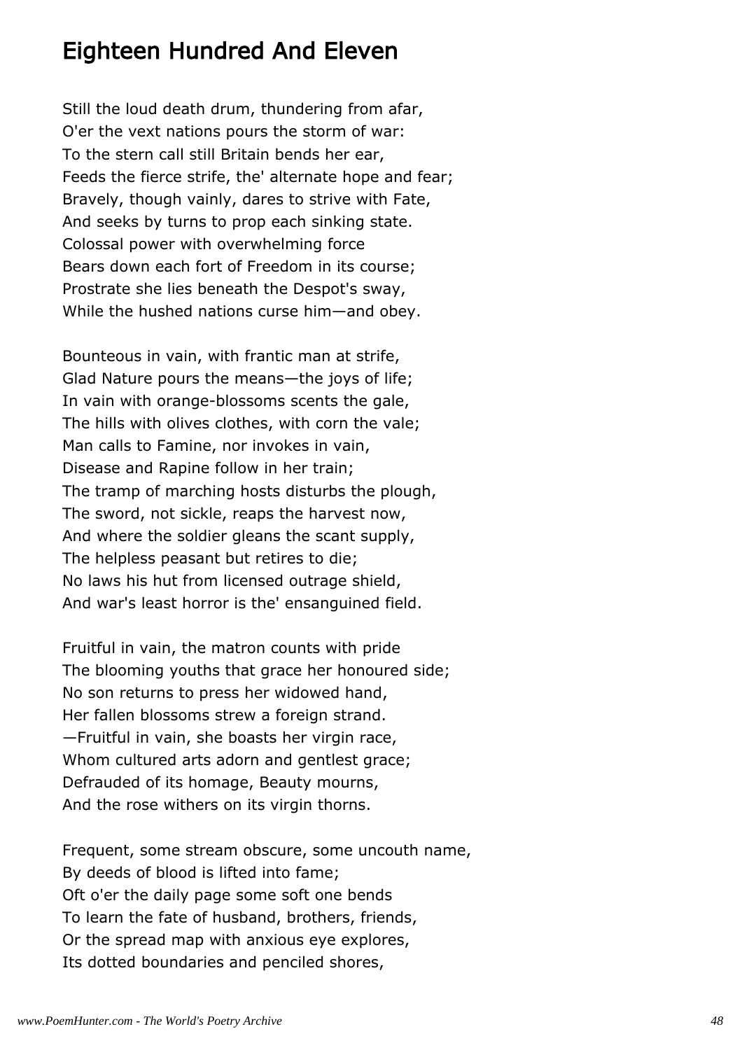# Eighteen Hundred And Eleven

Still the loud death drum, thundering from afar,
O'er the vext nations pours the storm of war:
To the stern call still Britain bends her ear,
Feeds the fierce strife, the' alternate hope and fear;
Bravely, though vainly, dares to strive with Fate,
And seeks by turns to prop each sinking state.
Colossal power with overwhelming force
Bears down each fort of Freedom in its course;
Prostrate she lies beneath the Despot's sway,
While the hushed nations curse him—and obey.

Bounteous in vain, with frantic man at strife,
Glad Nature pours the means—the joys of life;
In vain with orange-blossoms scents the gale,
The hills with olives clothes, with corn the vale;
Man calls to Famine, nor invokes in vain,
Disease and Rapine follow in her train;
The tramp of marching hosts disturbs the plough,
The sword, not sickle, reaps the harvest now,
And where the soldier gleans the scant supply,
The helpless peasant but retires to die;
No laws his hut from licensed outrage shield,
And war's least horror is the' ensanguined field.

Fruitful in vain, the matron counts with pride
The blooming youths that grace her honoured side;
No son returns to press her widowed hand,
Her fallen blossoms strew a foreign strand.
—Fruitful in vain, she boasts her virgin race,
Whom cultured arts adorn and gentlest grace;
Defrauded of its homage, Beauty mourns,
And the rose withers on its virgin thorns.

Frequent, some stream obscure, some uncouth name,
By deeds of blood is lifted into fame;
Oft o'er the daily page some soft one bends
To learn the fate of husband, brothers, friends,
Or the spread map with anxious eye explores,
Its dotted boundaries and penciled shores,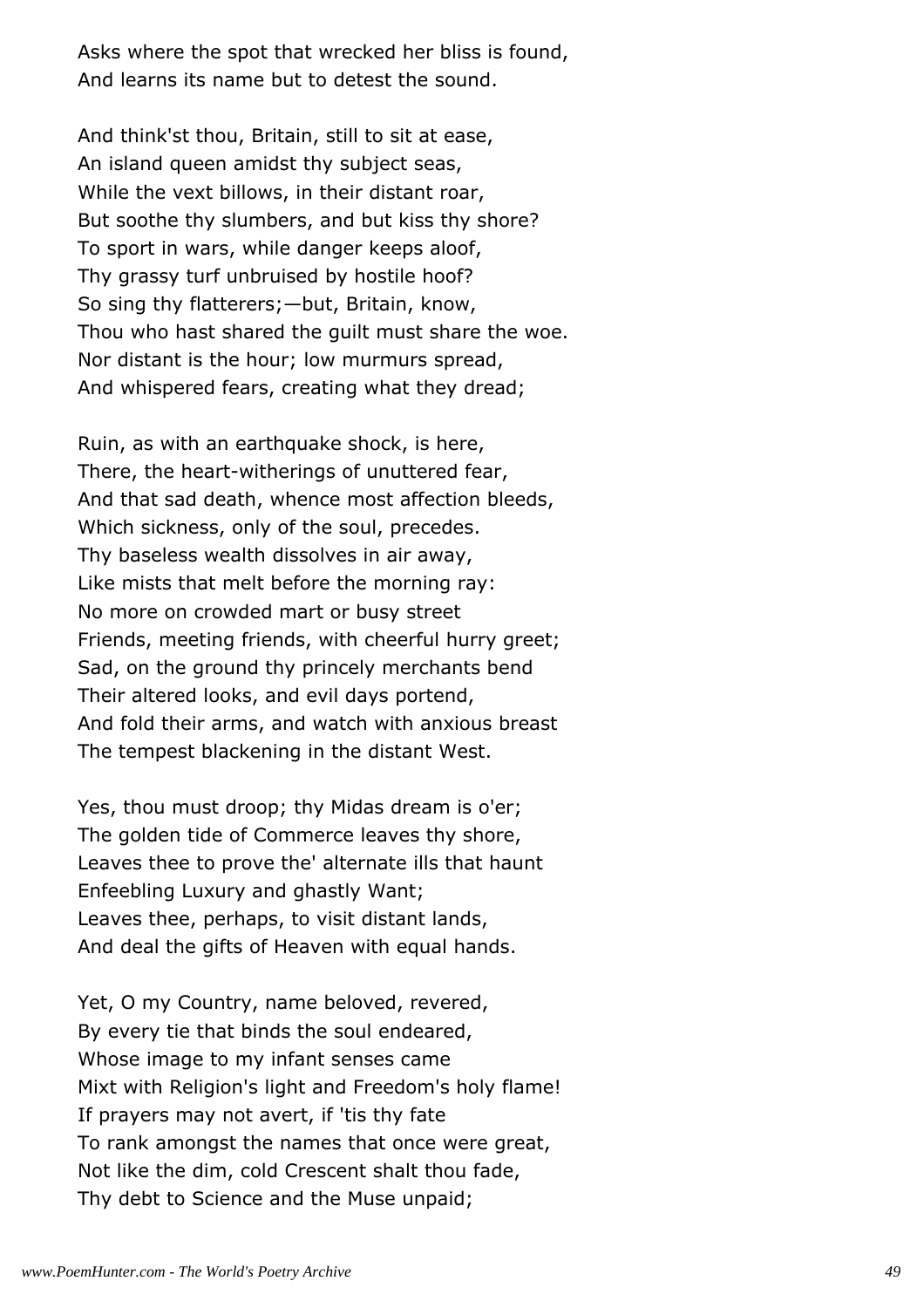Asks where the spot that wrecked her bliss is found,
And learns its name but to detest the sound.

And think'st thou, Britain, still to sit at ease,
An island queen amidst thy subject seas,
While the vext billows, in their distant roar,
But soothe thy slumbers, and but kiss thy shore?
To sport in wars, while danger keeps aloof,
Thy grassy turf unbruised by hostile hoof?
So sing thy flatterers;—but, Britain, know,
Thou who hast shared the guilt must share the woe.
Nor distant is the hour; low murmurs spread,
And whispered fears, creating what they dread;

Ruin, as with an earthquake shock, is here,
There, the heart-witherings of unuttered fear,
And that sad death, whence most affection bleeds,
Which sickness, only of the soul, precedes.
Thy baseless wealth dissolves in air away,
Like mists that melt before the morning ray:
No more on crowded mart or busy street
Friends, meeting friends, with cheerful hurry greet;
Sad, on the ground thy princely merchants bend
Their altered looks, and evil days portend,
And fold their arms, and watch with anxious breast
The tempest blackening in the distant West.

Yes, thou must droop; thy Midas dream is o'er;
The golden tide of Commerce leaves thy shore,
Leaves thee to prove the' alternate ills that haunt
Enfeebling Luxury and ghastly Want;
Leaves thee, perhaps, to visit distant lands,
And deal the gifts of Heaven with equal hands.

Yet, O my Country, name beloved, revered,
By every tie that binds the soul endeared,
Whose image to my infant senses came
Mixt with Religion's light and Freedom's holy flame!
If prayers may not avert, if 'tis thy fate
To rank amongst the names that once were great,
Not like the dim, cold Crescent shalt thou fade,
Thy debt to Science and the Muse unpaid;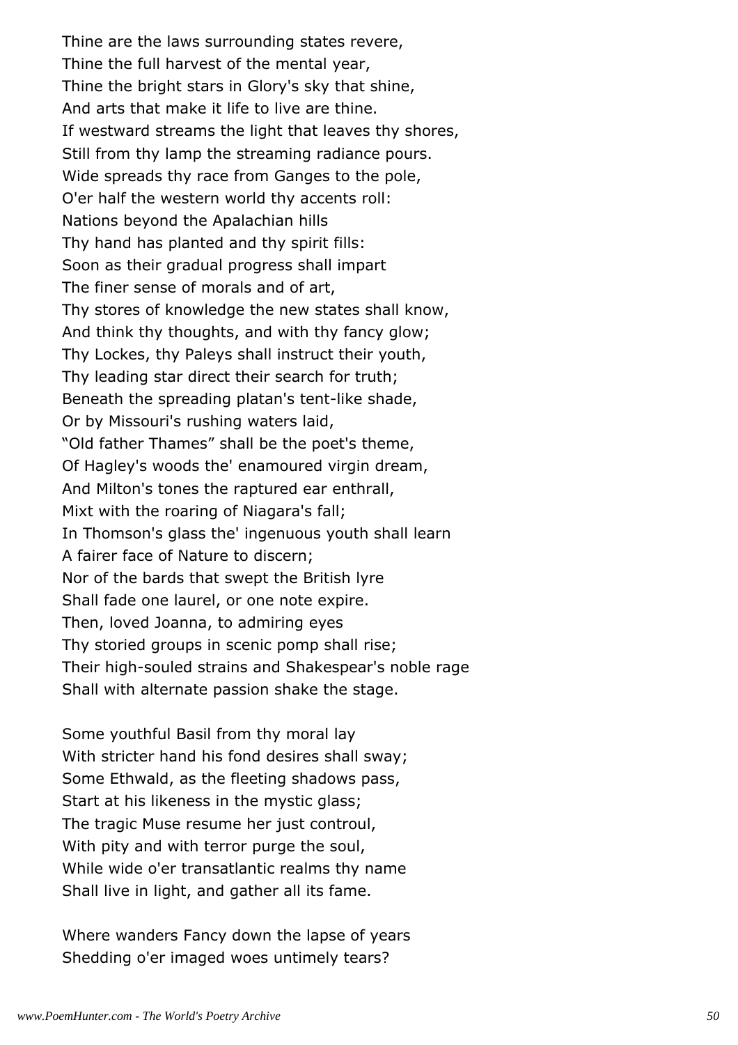Thine are the laws surrounding states revere,
Thine the full harvest of the mental year,
Thine the bright stars in Glory's sky that shine,
And arts that make it life to live are thine.
If westward streams the light that leaves thy shores,
Still from thy lamp the streaming radiance pours.
Wide spreads thy race from Ganges to the pole,
O'er half the western world thy accents roll:
Nations beyond the Apalachian hills
Thy hand has planted and thy spirit fills:
Soon as their gradual progress shall impart
The finer sense of morals and of art,
Thy stores of knowledge the new states shall know,
And think thy thoughts, and with thy fancy glow;
Thy Lockes, thy Paleys shall instruct their youth,
Thy leading star direct their search for truth;
Beneath the spreading platan's tent-like shade,
Or by Missouri's rushing waters laid,
"Old father Thames" shall be the poet's theme,
Of Hagley's woods the' enamoured virgin dream,
And Milton's tones the raptured ear enthrall,
Mixt with the roaring of Niagara's fall;
In Thomson's glass the' ingenuous youth shall learn
A fairer face of Nature to discern;
Nor of the bards that swept the British lyre
Shall fade one laurel, or one note expire.
Then, loved Joanna, to admiring eyes
Thy storied groups in scenic pomp shall rise;
Their high-souled strains and Shakespear's noble rage
Shall with alternate passion shake the stage.

Some youthful Basil from thy moral lay
With stricter hand his fond desires shall sway;
Some Ethwald, as the fleeting shadows pass,
Start at his likeness in the mystic glass;
The tragic Muse resume her just controul,
With pity and with terror purge the soul,
While wide o'er transatlantic realms thy name
Shall live in light, and gather all its fame.

Where wanders Fancy down the lapse of years
Shedding o'er imaged woes untimely tears?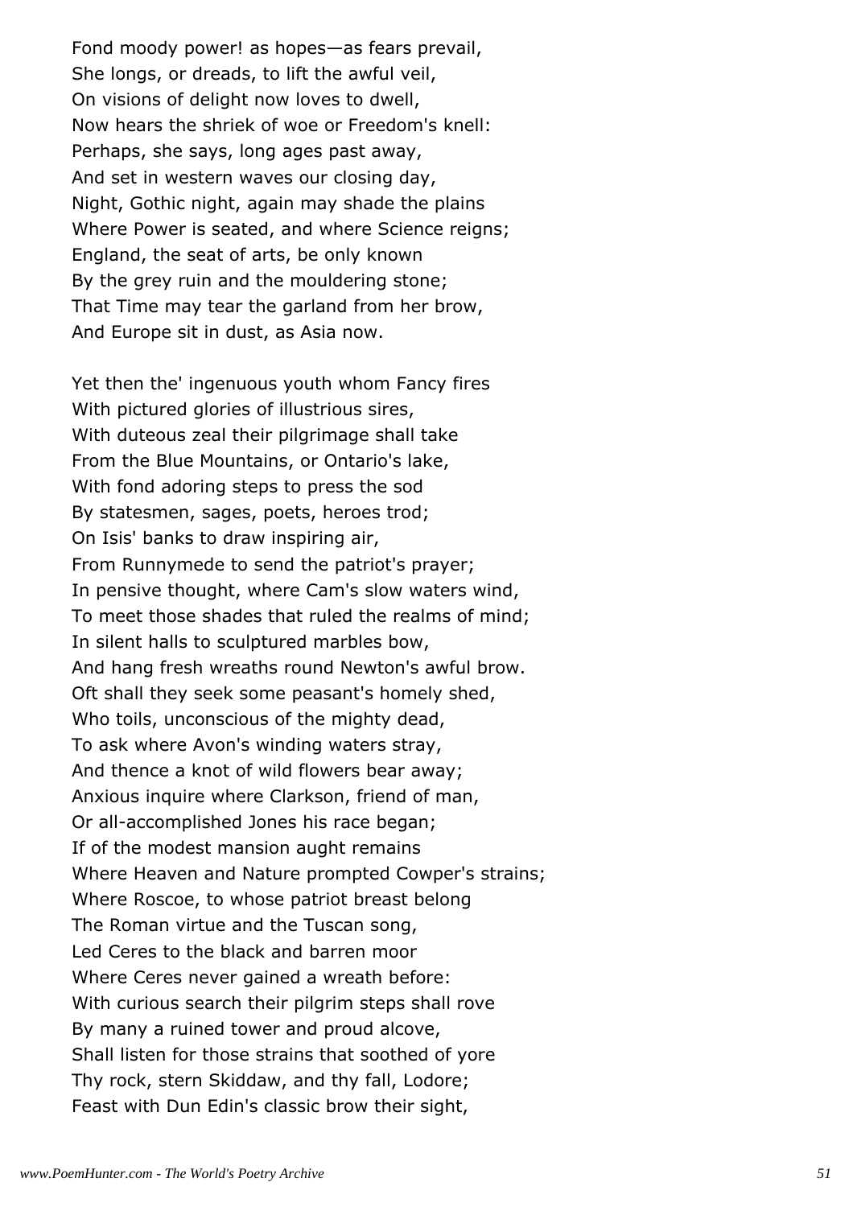Fond moody power! as hopes—as fears prevail,
She longs, or dreads, to lift the awful veil,
On visions of delight now loves to dwell,
Now hears the shriek of woe or Freedom's knell:
Perhaps, she says, long ages past away,
And set in western waves our closing day,
Night, Gothic night, again may shade the plains
Where Power is seated, and where Science reigns;
England, the seat of arts, be only known
By the grey ruin and the mouldering stone;
That Time may tear the garland from her brow,
And Europe sit in dust, as Asia now.

Yet then the' ingenuous youth whom Fancy fires
With pictured glories of illustrious sires,
With duteous zeal their pilgrimage shall take
From the Blue Mountains, or Ontario's lake,
With fond adoring steps to press the sod
By statesmen, sages, poets, heroes trod;
On Isis' banks to draw inspiring air,
From Runnymede to send the patriot's prayer;
In pensive thought, where Cam's slow waters wind,
To meet those shades that ruled the realms of mind;
In silent halls to sculptured marbles bow,
And hang fresh wreaths round Newton's awful brow.
Oft shall they seek some peasant's homely shed,
Who toils, unconscious of the mighty dead,
To ask where Avon's winding waters stray,
And thence a knot of wild flowers bear away;
Anxious inquire where Clarkson, friend of man,
Or all-accomplished Jones his race began;
If of the modest mansion aught remains
Where Heaven and Nature prompted Cowper's strains;
Where Roscoe, to whose patriot breast belong
The Roman virtue and the Tuscan song,
Led Ceres to the black and barren moor
Where Ceres never gained a wreath before:
With curious search their pilgrim steps shall rove
By many a ruined tower and proud alcove,
Shall listen for those strains that soothed of yore
Thy rock, stern Skiddaw, and thy fall, Lodore;
Feast with Dun Edin's classic brow their sight,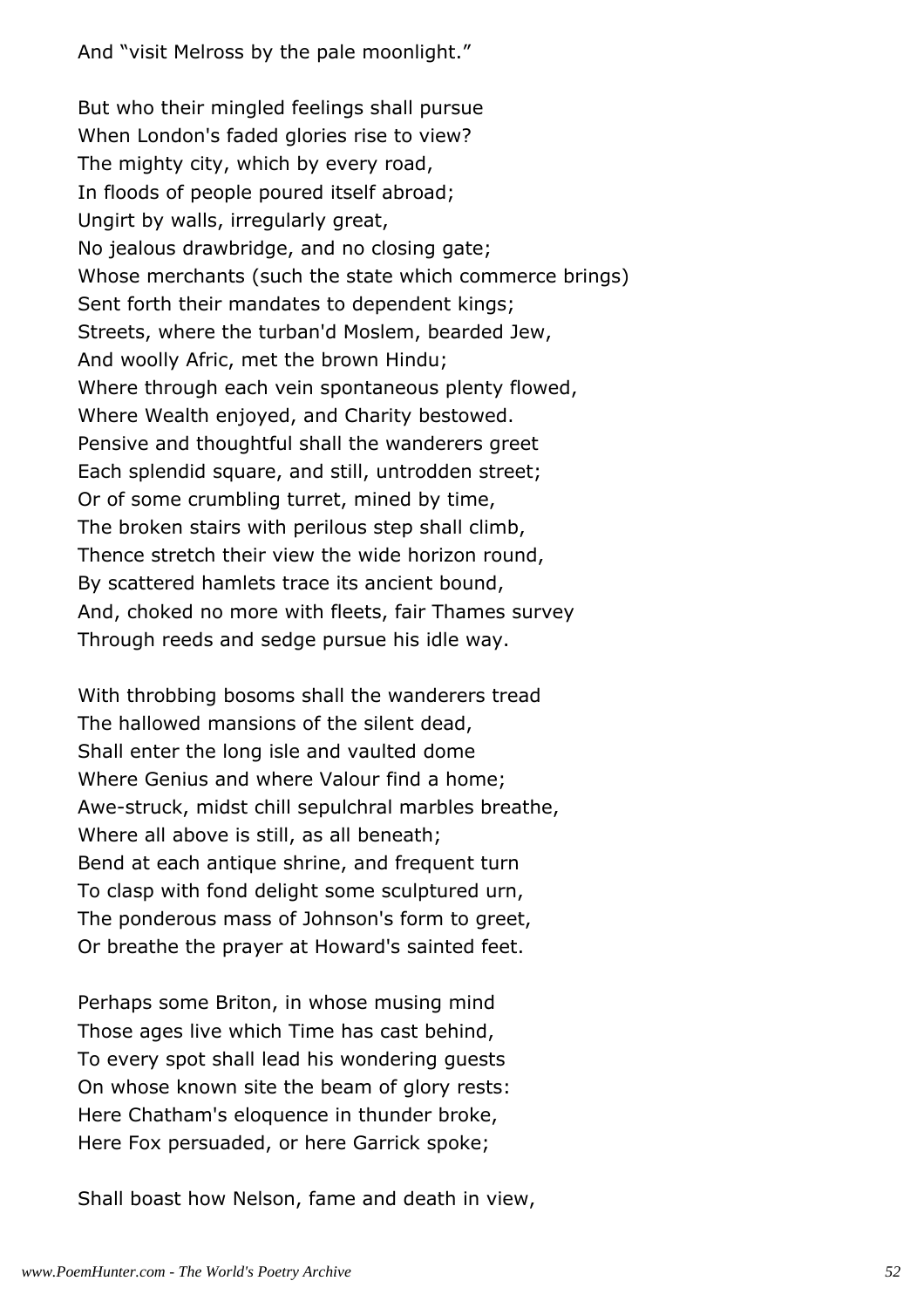And "visit Melross by the pale moonlight."

But who their mingled feelings shall pursue  
When London's faded glories rise to view?  
The mighty city, which by every road,  
In floods of people poured itself abroad;  
Ungirt by walls, irregularly great,  
No jealous drawbridge, and no closing gate;  
Whose merchants (such the state which commerce brings)  
Sent forth their mandates to dependent kings;  
Streets, where the turban'd Moslem, bearded Jew,  
And woolly Afric, met the brown Hindu;  
Where through each vein spontaneous plenty flowed,  
Where Wealth enjoyed, and Charity bestowed.  
Pensive and thoughtful shall the wanderers greet  
Each splendid square, and still, untrodden street;  
Or of some crumbling turret, mined by time,  
The broken stairs with perilous step shall climb,  
Thence stretch their view the wide horizon round,  
By scattered hamlets trace its ancient bound,  
And, choked no more with fleets, fair Thames survey  
Through reeds and sedge pursue his idle way.

With throbbing bosoms shall the wanderers tread  
The hallowed mansions of the silent dead,  
Shall enter the long isle and vaulted dome  
Where Genius and where Valour find a home;  
Awe-struck, midst chill sepulchral marbles breathe,  
Where all above is still, as all beneath;  
Bend at each antique shrine, and frequent turn  
To clasp with fond delight some sculptured urn,  
The ponderous mass of Johnson's form to greet,  
Or breathe the prayer at Howard's sainted feet.

Perhaps some Briton, in whose musing mind  
Those ages live which Time has cast behind,  
To every spot shall lead his wondering guests  
On whose known site the beam of glory rests:  
Here Chatham's eloquence in thunder broke,  
Here Fox persuaded, or here Garrick spoke;

Shall boast how Nelson, fame and death in view,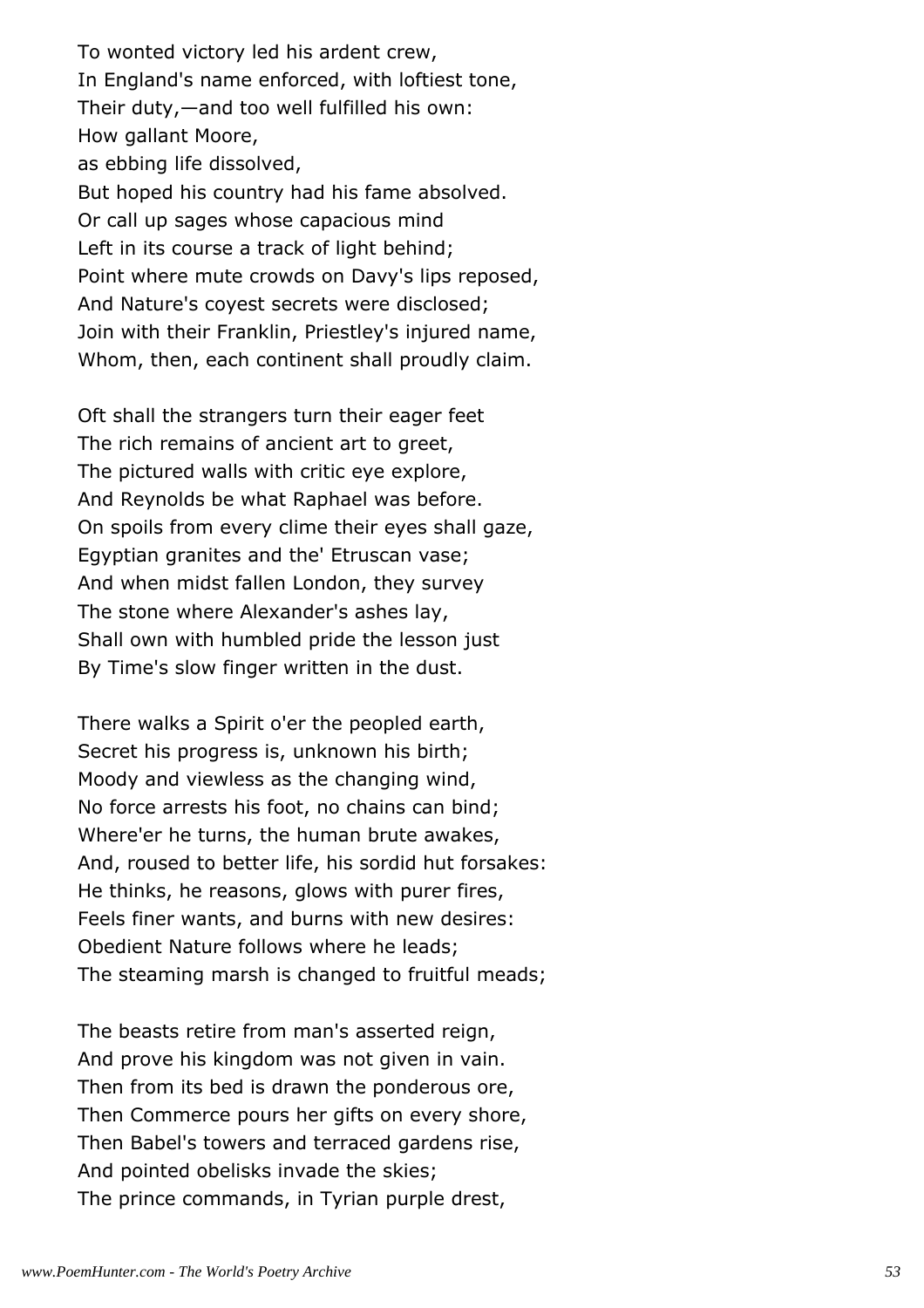To wonted victory led his ardent crew,
In England's name enforced, with loftiest tone,
Their duty,—and too well fulfilled his own:
How gallant Moore,
as ebbing life dissolved,
But hoped his country had his fame absolved.
Or call up sages whose capacious mind
Left in its course a track of light behind;
Point where mute crowds on Davy's lips reposed,
And Nature's coyest secrets were disclosed;
Join with their Franklin, Priestley's injured name,
Whom, then, each continent shall proudly claim.

Oft shall the strangers turn their eager feet
The rich remains of ancient art to greet,
The pictured walls with critic eye explore,
And Reynolds be what Raphael was before.
On spoils from every clime their eyes shall gaze,
Egyptian granites and the' Etruscan vase;
And when midst fallen London, they survey
The stone where Alexander's ashes lay,
Shall own with humbled pride the lesson just
By Time's slow finger written in the dust.

There walks a Spirit o'er the peopled earth,
Secret his progress is, unknown his birth;
Moody and viewless as the changing wind,
No force arrests his foot, no chains can bind;
Where'er he turns, the human brute awakes,
And, roused to better life, his sordid hut forsakes:
He thinks, he reasons, glows with purer fires,
Feels finer wants, and burns with new desires:
Obedient Nature follows where he leads;
The steaming marsh is changed to fruitful meads;

The beasts retire from man's asserted reign,
And prove his kingdom was not given in vain.
Then from its bed is drawn the ponderous ore,
Then Commerce pours her gifts on every shore,
Then Babel's towers and terraced gardens rise,
And pointed obelisks invade the skies;
The prince commands, in Tyrian purple drest,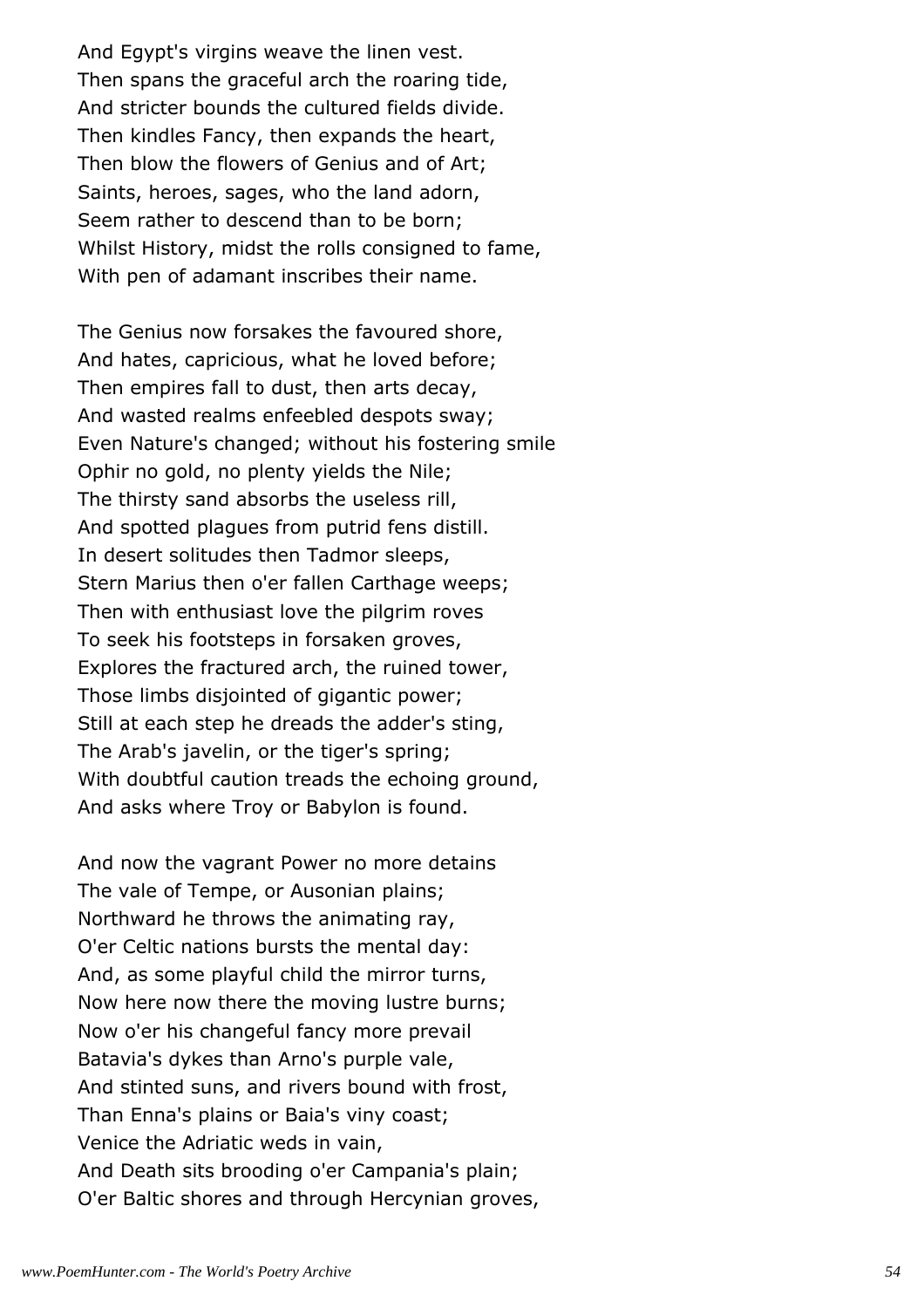And Egypt's virgins weave the linen vest.
Then spans the graceful arch the roaring tide,
And stricter bounds the cultured fields divide.
Then kindles Fancy, then expands the heart,
Then blow the flowers of Genius and of Art;
Saints, heroes, sages, who the land adorn,
Seem rather to descend than to be born;
Whilst History, midst the rolls consigned to fame,
With pen of adamant inscribes their name.

The Genius now forsakes the favoured shore,
And hates, capricious, what he loved before;
Then empires fall to dust, then arts decay,
And wasted realms enfeebled despots sway;
Even Nature's changed; without his fostering smile
Ophir no gold, no plenty yields the Nile;
The thirsty sand absorbs the useless rill,
And spotted plagues from putrid fens distill.
In desert solitudes then Tadmor sleeps,
Stern Marius then o'er fallen Carthage weeps;
Then with enthusiast love the pilgrim roves
To seek his footsteps in forsaken groves,
Explores the fractured arch, the ruined tower,
Those limbs disjointed of gigantic power;
Still at each step he dreads the adder's sting,
The Arab's javelin, or the tiger's spring;
With doubtful caution treads the echoing ground,
And asks where Troy or Babylon is found.

And now the vagrant Power no more detains
The vale of Tempe, or Ausonian plains;
Northward he throws the animating ray,
O'er Celtic nations bursts the mental day:
And, as some playful child the mirror turns,
Now here now there the moving lustre burns;
Now o'er his changeful fancy more prevail
Batavia's dykes than Arno's purple vale,
And stinted suns, and rivers bound with frost,
Than Enna's plains or Baia's viny coast;
Venice the Adriatic weds in vain,
And Death sits brooding o'er Campania's plain;
O'er Baltic shores and through Hercynian groves,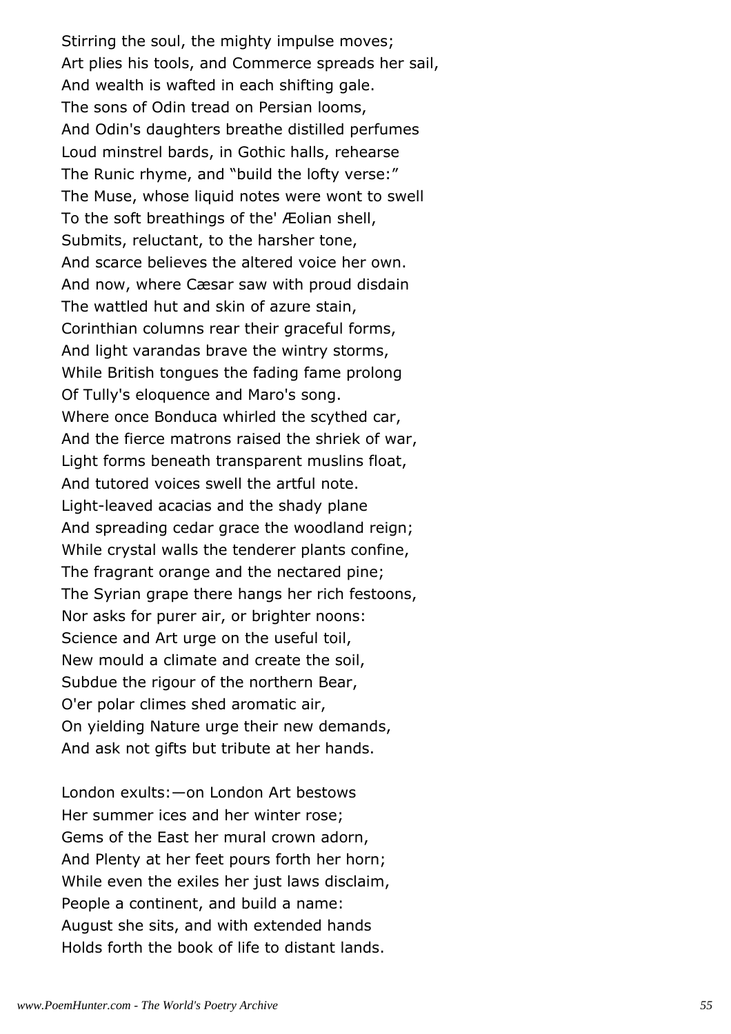Stirring the soul, the mighty impulse moves;
Art plies his tools, and Commerce spreads her sail,
And wealth is wafted in each shifting gale.
The sons of Odin tread on Persian looms,
And Odin's daughters breathe distilled perfumes
Loud minstrel bards, in Gothic halls, rehearse
The Runic rhyme, and "build the lofty verse:"
The Muse, whose liquid notes were wont to swell
To the soft breathings of the' Æolian shell,
Submits, reluctant, to the harsher tone,
And scarce believes the altered voice her own.
And now, where Cæsar saw with proud disdain
The wattled hut and skin of azure stain,
Corinthian columns rear their graceful forms,
And light varandas brave the wintry storms,
While British tongues the fading fame prolong
Of Tully's eloquence and Maro's song.
Where once Bonduca whirled the scythed car,
And the fierce matrons raised the shriek of war,
Light forms beneath transparent muslins float,
And tutored voices swell the artful note.
Light-leaved acacias and the shady plane
And spreading cedar grace the woodland reign;
While crystal walls the tenderer plants confine,
The fragrant orange and the nectared pine;
The Syrian grape there hangs her rich festoons,
Nor asks for purer air, or brighter noons:
Science and Art urge on the useful toil,
New mould a climate and create the soil,
Subdue the rigour of the northern Bear,
O'er polar climes shed aromatic air,
On yielding Nature urge their new demands,
And ask not gifts but tribute at her hands.

London exults:—on London Art bestows
Her summer ices and her winter rose;
Gems of the East her mural crown adorn,
And Plenty at her feet pours forth her horn;
While even the exiles her just laws disclaim,
People a continent, and build a name:
August she sits, and with extended hands
Holds forth the book of life to distant lands.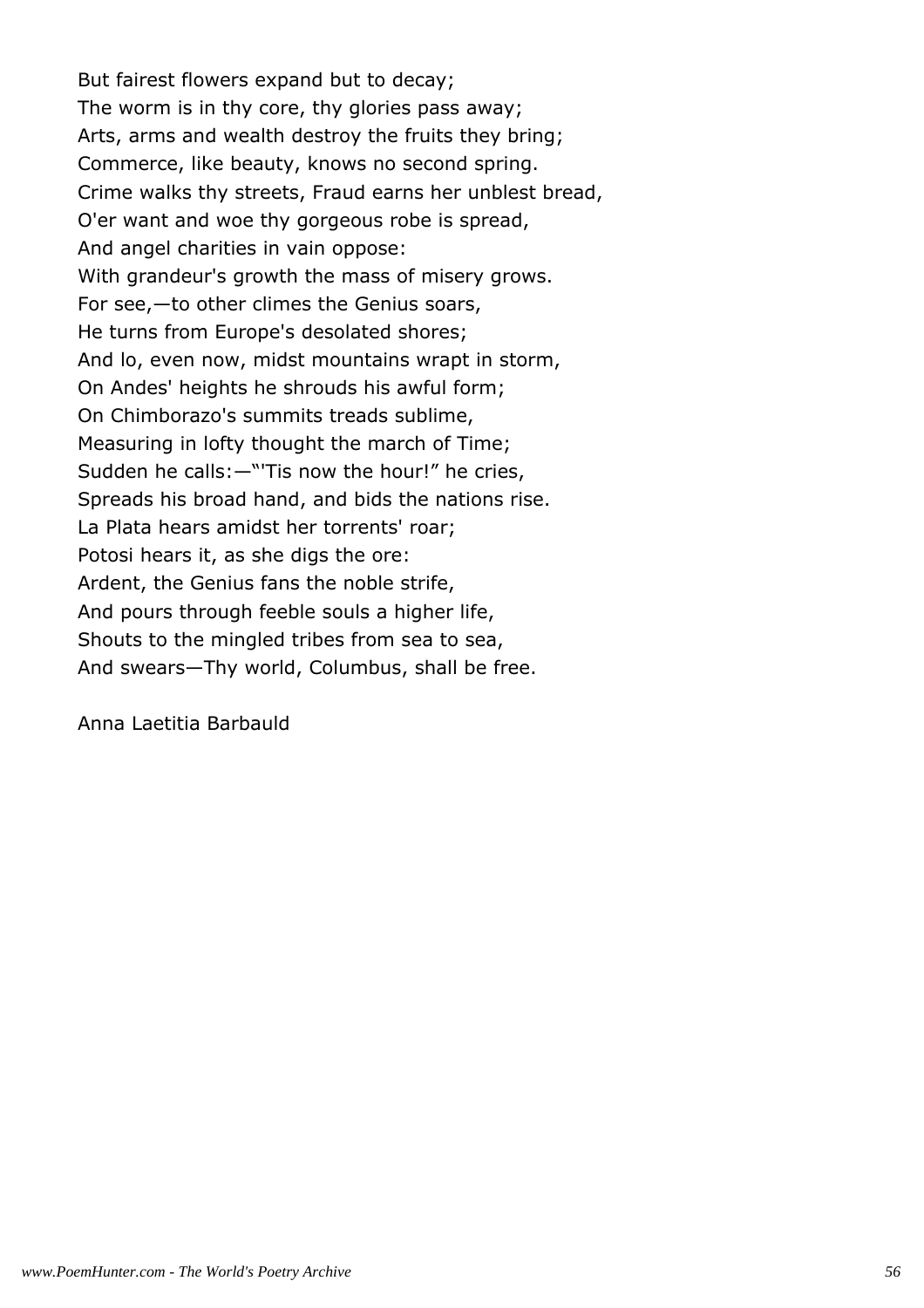But fairest flowers expand but to decay;
The worm is in thy core, thy glories pass away;
Arts, arms and wealth destroy the fruits they bring;
Commerce, like beauty, knows no second spring.
Crime walks thy streets, Fraud earns her unblest bread,
O'er want and woe thy gorgeous robe is spread,
And angel charities in vain oppose:
With grandeur's growth the mass of misery grows.
For see,—to other climes the Genius soars,
He turns from Europe's desolated shores;
And lo, even now, midst mountains wrapt in storm,
On Andes' heights he shrouds his awful form;
On Chimborazo's summits treads sublime,
Measuring in lofty thought the march of Time;
Sudden he calls:—"'Tis now the hour!" he cries,
Spreads his broad hand, and bids the nations rise.
La Plata hears amidst her torrents' roar;
Potosi hears it, as she digs the ore:
Ardent, the Genius fans the noble strife,
And pours through feeble souls a higher life,
Shouts to the mingled tribes from sea to sea,
And swears—Thy world, Columbus, shall be free.

Anna Laetitia Barbauld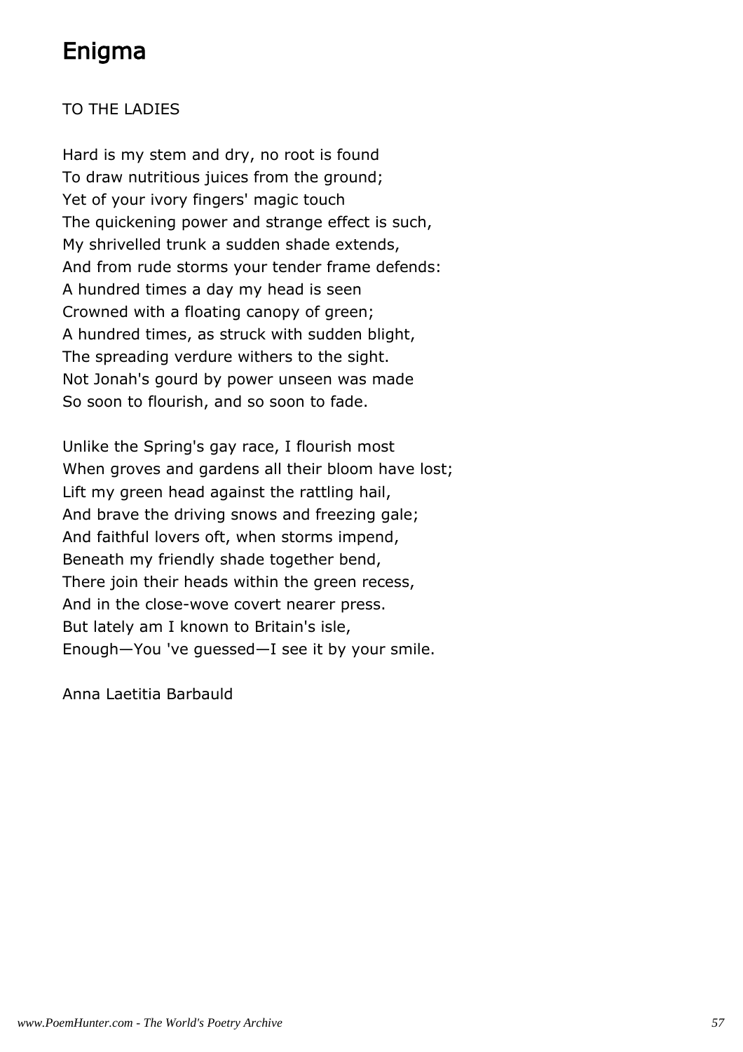# Enigma

TO THE LADIES

Hard is my stem and dry, no root is found
To draw nutritious juices from the ground;
Yet of your ivory fingers' magic touch
The quickening power and strange effect is such,
My shrivelled trunk a sudden shade extends,
And from rude storms your tender frame defends:
A hundred times a day my head is seen
Crowned with a floating canopy of green;
A hundred times, as struck with sudden blight,
The spreading verdure withers to the sight.
Not Jonah's gourd by power unseen was made
So soon to flourish, and so soon to fade.

Unlike the Spring's gay race, I flourish most
When groves and gardens all their bloom have lost;
Lift my green head against the rattling hail,
And brave the driving snows and freezing gale;
And faithful lovers oft, when storms impend,
Beneath my friendly shade together bend,
There join their heads within the green recess,
And in the close-wove covert nearer press.
But lately am I known to Britain's isle,
Enough—You 've guessed—I see it by your smile.

Anna Laetitia Barbauld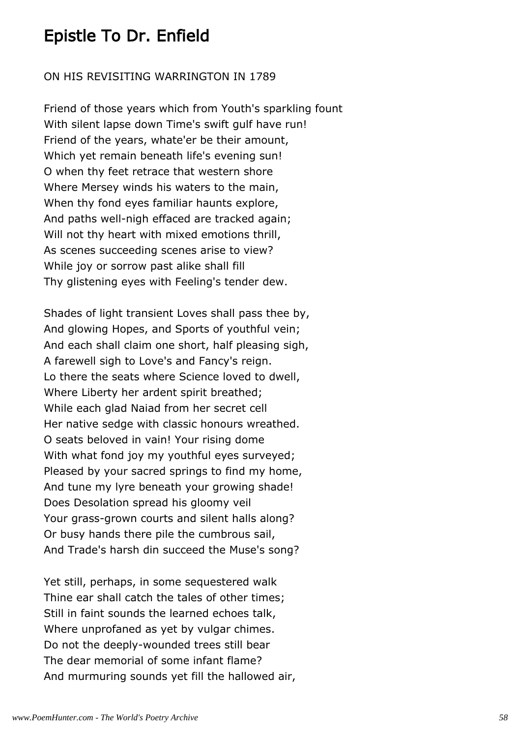# Epistle To Dr. Enfield

ON HIS REVISITING WARRINGTON IN 1789

Friend of those years which from Youth's sparkling fount
With silent lapse down Time's swift gulf have run!
Friend of the years, whate'er be their amount,
Which yet remain beneath life's evening sun!
O when thy feet retrace that western shore
Where Mersey winds his waters to the main,
When thy fond eyes familiar haunts explore,
And paths well-nigh effaced are tracked again;
Will not thy heart with mixed emotions thrill,
As scenes succeeding scenes arise to view?
While joy or sorrow past alike shall fill
Thy glistening eyes with Feeling's tender dew.

Shades of light transient Loves shall pass thee by,
And glowing Hopes, and Sports of youthful vein;
And each shall claim one short, half pleasing sigh,
A farewell sigh to Love's and Fancy's reign.
Lo there the seats where Science loved to dwell,
Where Liberty her ardent spirit breathed;
While each glad Naiad from her secret cell
Her native sedge with classic honours wreathed.
O seats beloved in vain! Your rising dome
With what fond joy my youthful eyes surveyed;
Pleased by your sacred springs to find my home,
And tune my lyre beneath your growing shade!
Does Desolation spread his gloomy veil
Your grass-grown courts and silent halls along?
Or busy hands there pile the cumbrous sail,
And Trade's harsh din succeed the Muse's song?

Yet still, perhaps, in some sequestered walk
Thine ear shall catch the tales of other times;
Still in faint sounds the learned echoes talk,
Where unprofaned as yet by vulgar chimes.
Do not the deeply-wounded trees still bear
The dear memorial of some infant flame?
And murmuring sounds yet fill the hallowed air,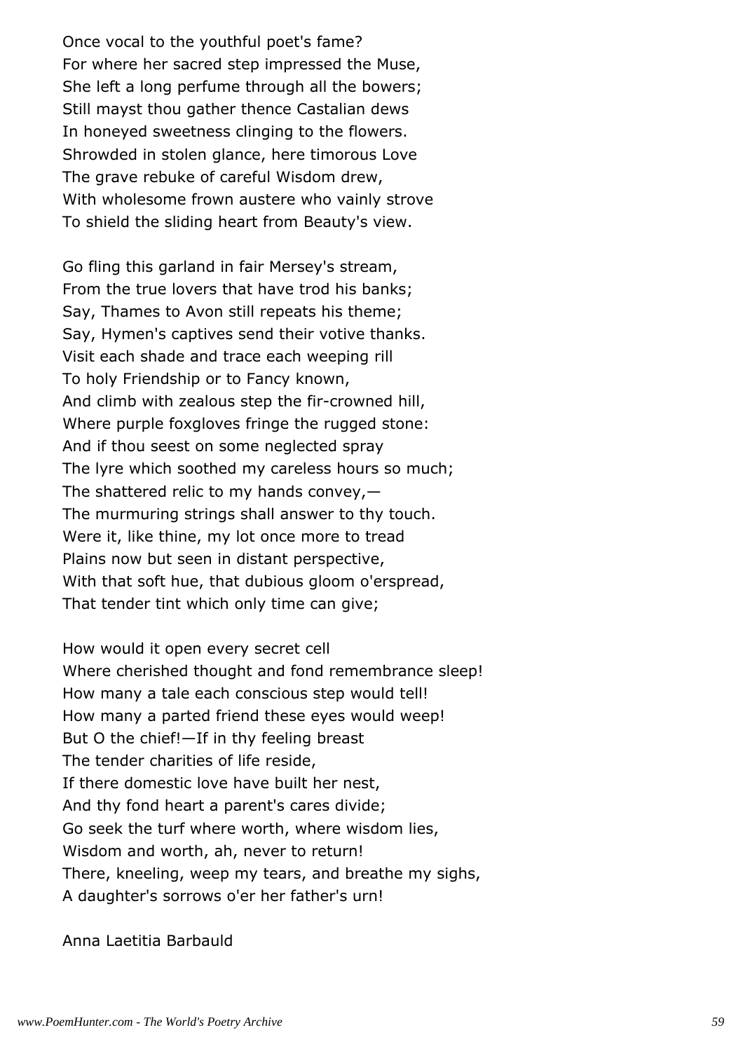Once vocal to the youthful poet's fame?
For where her sacred step impressed the Muse,
She left a long perfume through all the bowers;
Still mayst thou gather thence Castalian dews
In honeyed sweetness clinging to the flowers.
Shrowded in stolen glance, here timorous Love
The grave rebuke of careful Wisdom drew,
With wholesome frown austere who vainly strove
To shield the sliding heart from Beauty's view.

Go fling this garland in fair Mersey's stream,
From the true lovers that have trod his banks;
Say, Thames to Avon still repeats his theme;
Say, Hymen's captives send their votive thanks.
Visit each shade and trace each weeping rill
To holy Friendship or to Fancy known,
And climb with zealous step the fir-crowned hill,
Where purple foxgloves fringe the rugged stone:
And if thou seest on some neglected spray
The lyre which soothed my careless hours so much;
The shattered relic to my hands convey,—
The murmuring strings shall answer to thy touch.
Were it, like thine, my lot once more to tread
Plains now but seen in distant perspective,
With that soft hue, that dubious gloom o'erspread,
That tender tint which only time can give;

How would it open every secret cell
Where cherished thought and fond remembrance sleep!
How many a tale each conscious step would tell!
How many a parted friend these eyes would weep!
But O the chief!—If in thy feeling breast
The tender charities of life reside,
If there domestic love have built her nest,
And thy fond heart a parent's cares divide;
Go seek the turf where worth, where wisdom lies,
Wisdom and worth, ah, never to return!
There, kneeling, weep my tears, and breathe my sighs,
A daughter's sorrows o'er her father's urn!

Anna Laetitia Barbauld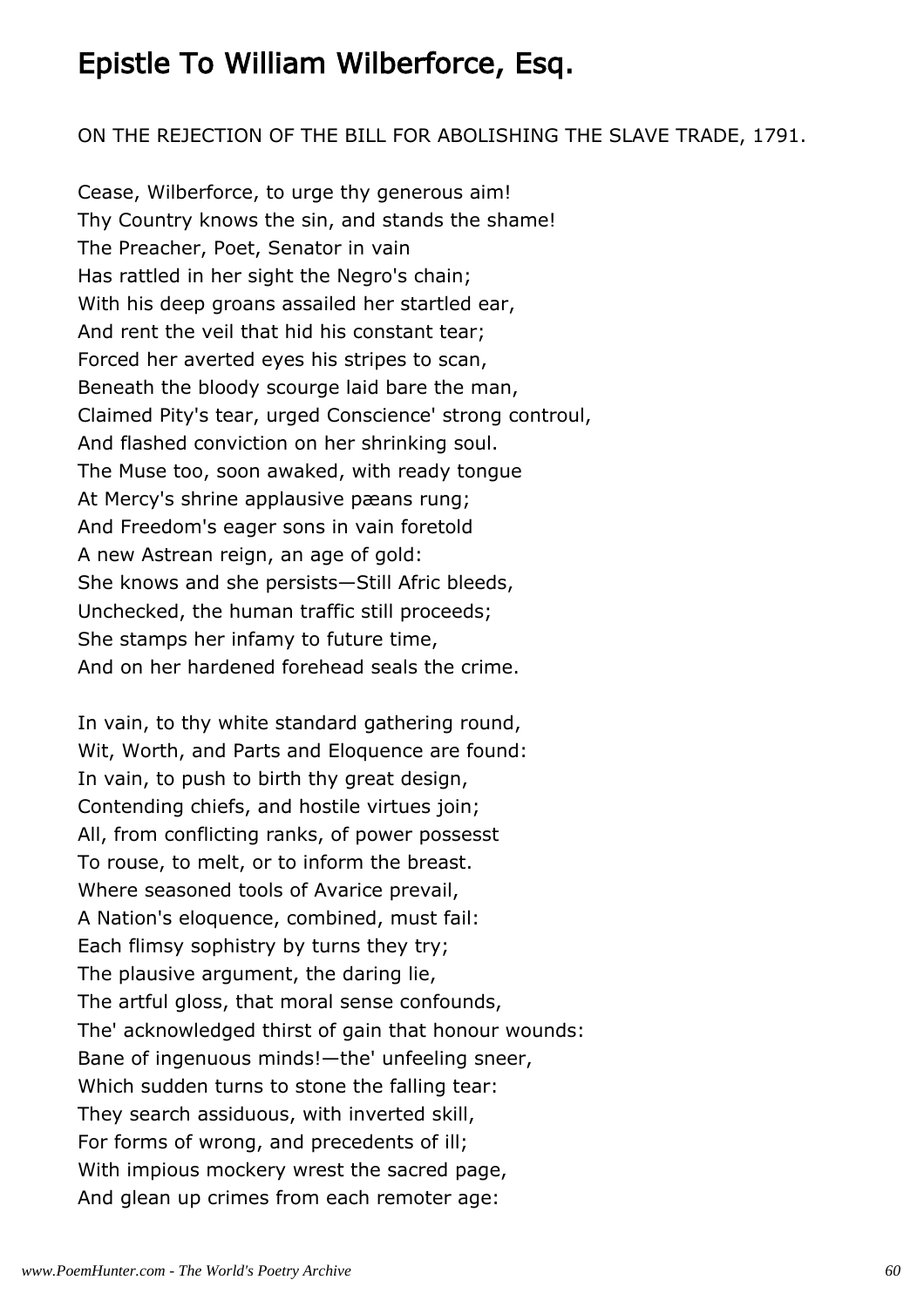# Epistle To William Wilberforce, Esq.

ON THE REJECTION OF THE BILL FOR ABOLISHING THE SLAVE TRADE, 1791.

Cease, Wilberforce, to urge thy generous aim!  
Thy Country knows the sin, and stands the shame!  
The Preacher, Poet, Senator in vain  
Has rattled in her sight the Negro's chain;  
With his deep groans assailed her startled ear,  
And rent the veil that hid his constant tear;  
Forced her averted eyes his stripes to scan,  
Beneath the bloody scourge laid bare the man,  
Claimed Pity's tear, urged Conscience' strong controul,  
And flashed conviction on her shrinking soul.  
The Muse too, soon awaked, with ready tongue  
At Mercy's shrine applausive pæans rung;  
And Freedom's eager sons in vain foretold  
A new Astrean reign, an age of gold:  
She knows and she persists—Still Afric bleeds,  
Unchecked, the human traffic still proceeds;  
She stamps her infamy to future time,  
And on her hardened forehead seals the crime.

In vain, to thy white standard gathering round,  
Wit, Worth, and Parts and Eloquence are found:  
In vain, to push to birth thy great design,  
Contending chiefs, and hostile virtues join;  
All, from conflicting ranks, of power possesst  
To rouse, to melt, or to inform the breast.  
Where seasoned tools of Avarice prevail,  
A Nation's eloquence, combined, must fail:  
Each flimsy sophistry by turns they try;  
The plausive argument, the daring lie,  
The artful gloss, that moral sense confounds,  
The' acknowledged thirst of gain that honour wounds:  
Bane of ingenuous minds!—the' unfeeling sneer,  
Which sudden turns to stone the falling tear:  
They search assiduous, with inverted skill,  
For forms of wrong, and precedents of ill;  
With impious mockery wrest the sacred page,  
And glean up crimes from each remoter age: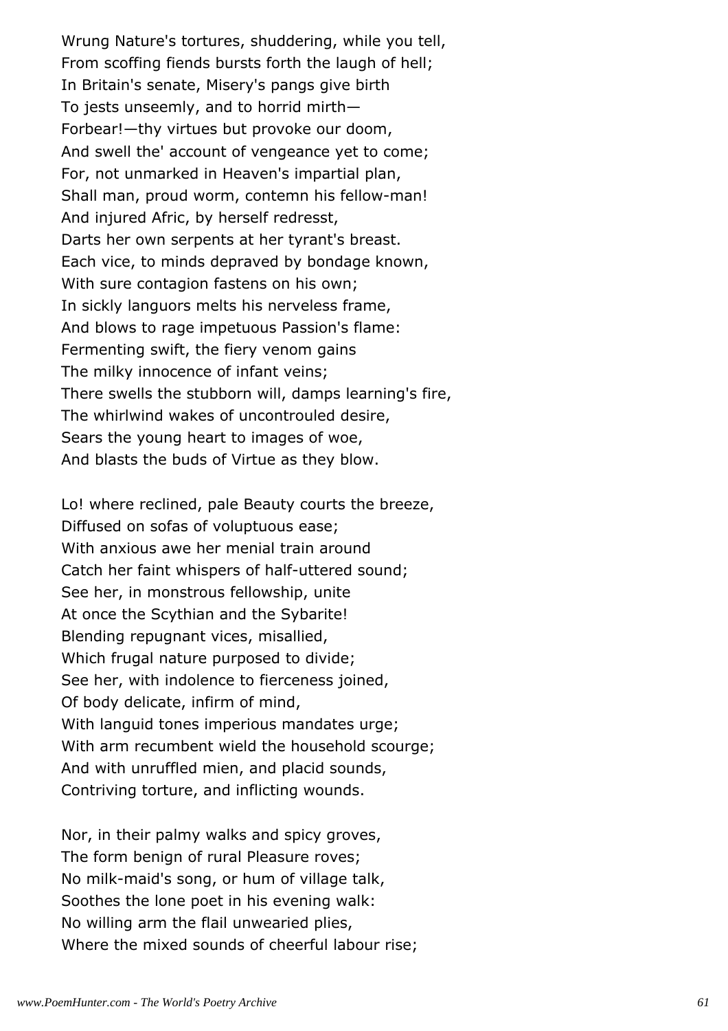Wrung Nature's tortures, shuddering, while you tell,
From scoffing fiends bursts forth the laugh of hell;
In Britain's senate, Misery's pangs give birth
To jests unseemly, and to horrid mirth—
Forbear!—thy virtues but provoke our doom,
And swell the' account of vengeance yet to come;
For, not unmarked in Heaven's impartial plan,
Shall man, proud worm, contemn his fellow-man!
And injured Afric, by herself redresst,
Darts her own serpents at her tyrant's breast.
Each vice, to minds depraved by bondage known,
With sure contagion fastens on his own;
In sickly languors melts his nerveless frame,
And blows to rage impetuous Passion's flame:
Fermenting swift, the fiery venom gains
The milky innocence of infant veins;
There swells the stubborn will, damps learning's fire,
The whirlwind wakes of uncontrouled desire,
Sears the young heart to images of woe,
And blasts the buds of Virtue as they blow.

Lo! where reclined, pale Beauty courts the breeze,
Diffused on sofas of voluptuous ease;
With anxious awe her menial train around
Catch her faint whispers of half-uttered sound;
See her, in monstrous fellowship, unite
At once the Scythian and the Sybarite!
Blending repugnant vices, misallied,
Which frugal nature purposed to divide;
See her, with indolence to fierceness joined,
Of body delicate, infirm of mind,
With languid tones imperious mandates urge;
With arm recumbent wield the household scourge;
And with unruffled mien, and placid sounds,
Contriving torture, and inflicting wounds.

Nor, in their palmy walks and spicy groves,
The form benign of rural Pleasure roves;
No milk-maid's song, or hum of village talk,
Soothes the lone poet in his evening walk:
No willing arm the flail unwearied plies,
Where the mixed sounds of cheerful labour rise;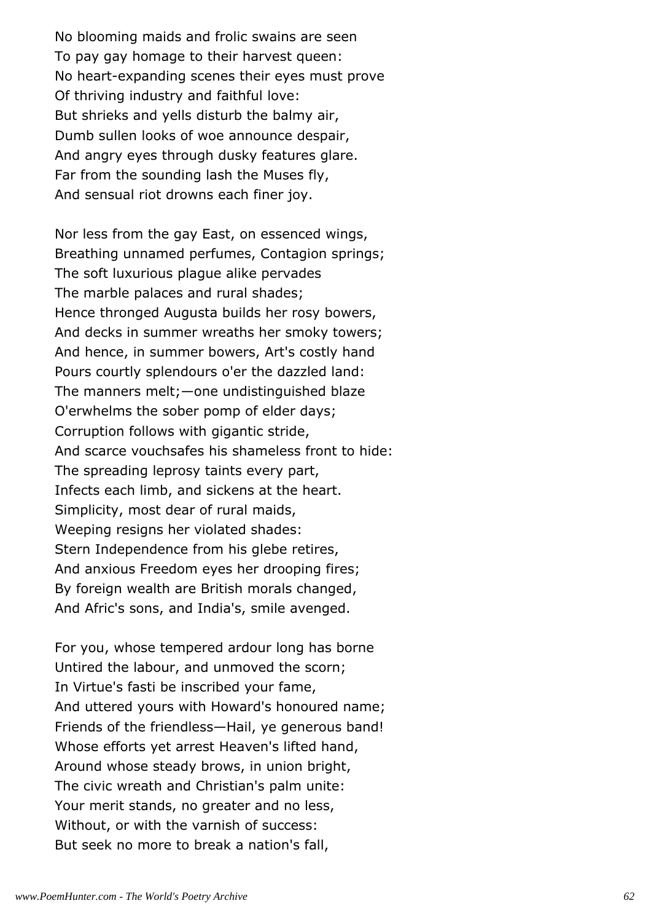No blooming maids and frolic swains are seen
To pay gay homage to their harvest queen:
No heart-expanding scenes their eyes must prove
Of thriving industry and faithful love:
But shrieks and yells disturb the balmy air,
Dumb sullen looks of woe announce despair,
And angry eyes through dusky features glare.
Far from the sounding lash the Muses fly,
And sensual riot drowns each finer joy.

Nor less from the gay East, on essenced wings,
Breathing unnamed perfumes, Contagion springs;
The soft luxurious plague alike pervades
The marble palaces and rural shades;
Hence thronged Augusta builds her rosy bowers,
And decks in summer wreaths her smoky towers;
And hence, in summer bowers, Art's costly hand
Pours courtly splendours o'er the dazzled land:
The manners melt;—one undistinguished blaze
O'erwhelms the sober pomp of elder days;
Corruption follows with gigantic stride,
And scarce vouchsafes his shameless front to hide:
The spreading leprosy taints every part,
Infects each limb, and sickens at the heart.
Simplicity, most dear of rural maids,
Weeping resigns her violated shades:
Stern Independence from his glebe retires,
And anxious Freedom eyes her drooping fires;
By foreign wealth are British morals changed,
And Afric's sons, and India's, smile avenged.

For you, whose tempered ardour long has borne
Untired the labour, and unmoved the scorn;
In Virtue's fasti be inscribed your fame,
And uttered yours with Howard's honoured name;
Friends of the friendless—Hail, ye generous band!
Whose efforts yet arrest Heaven's lifted hand,
Around whose steady brows, in union bright,
The civic wreath and Christian's palm unite:
Your merit stands, no greater and no less,
Without, or with the varnish of success:
But seek no more to break a nation's fall,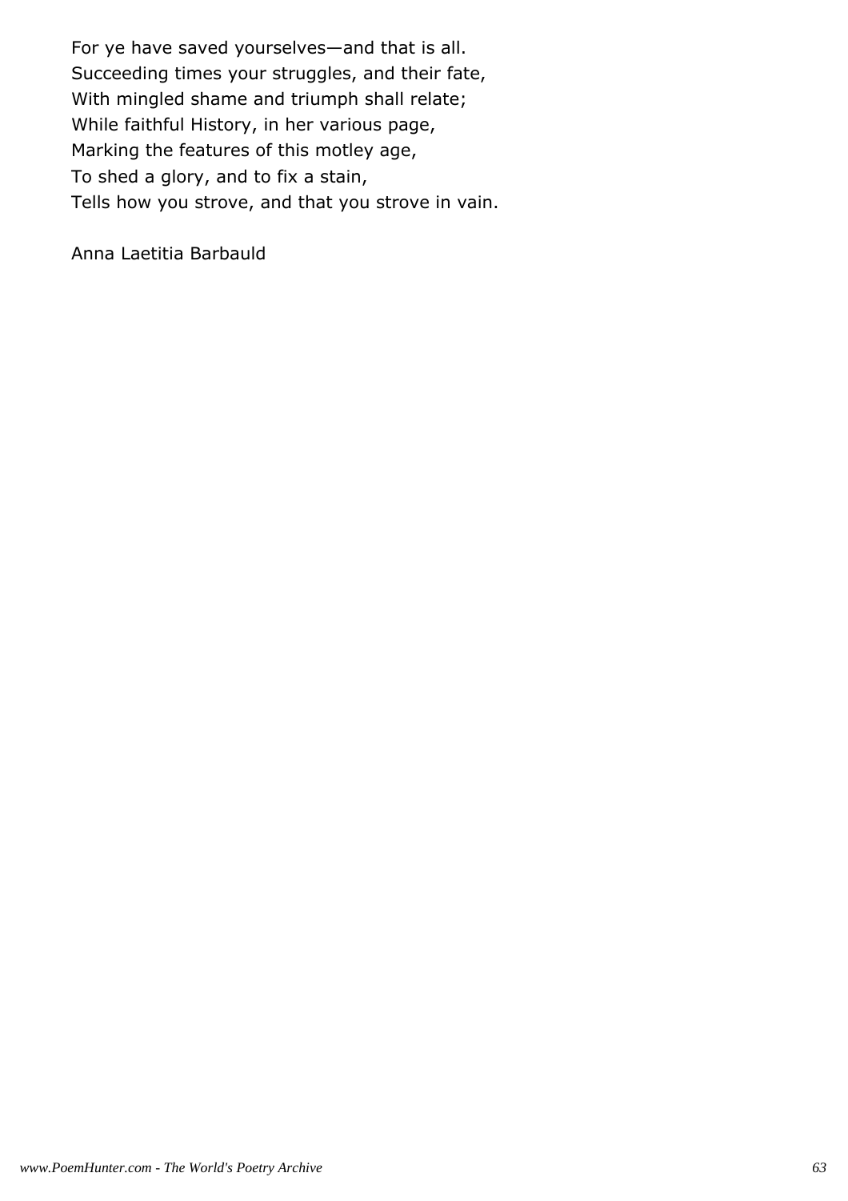For ye have saved yourselves—and that is all.
Succeeding times your struggles, and their fate,
With mingled shame and triumph shall relate;
While faithful History, in her various page,
Marking the features of this motley age,
To shed a glory, and to fix a stain,
Tells how you strove, and that you strove in vain.

Anna Laetitia Barbauld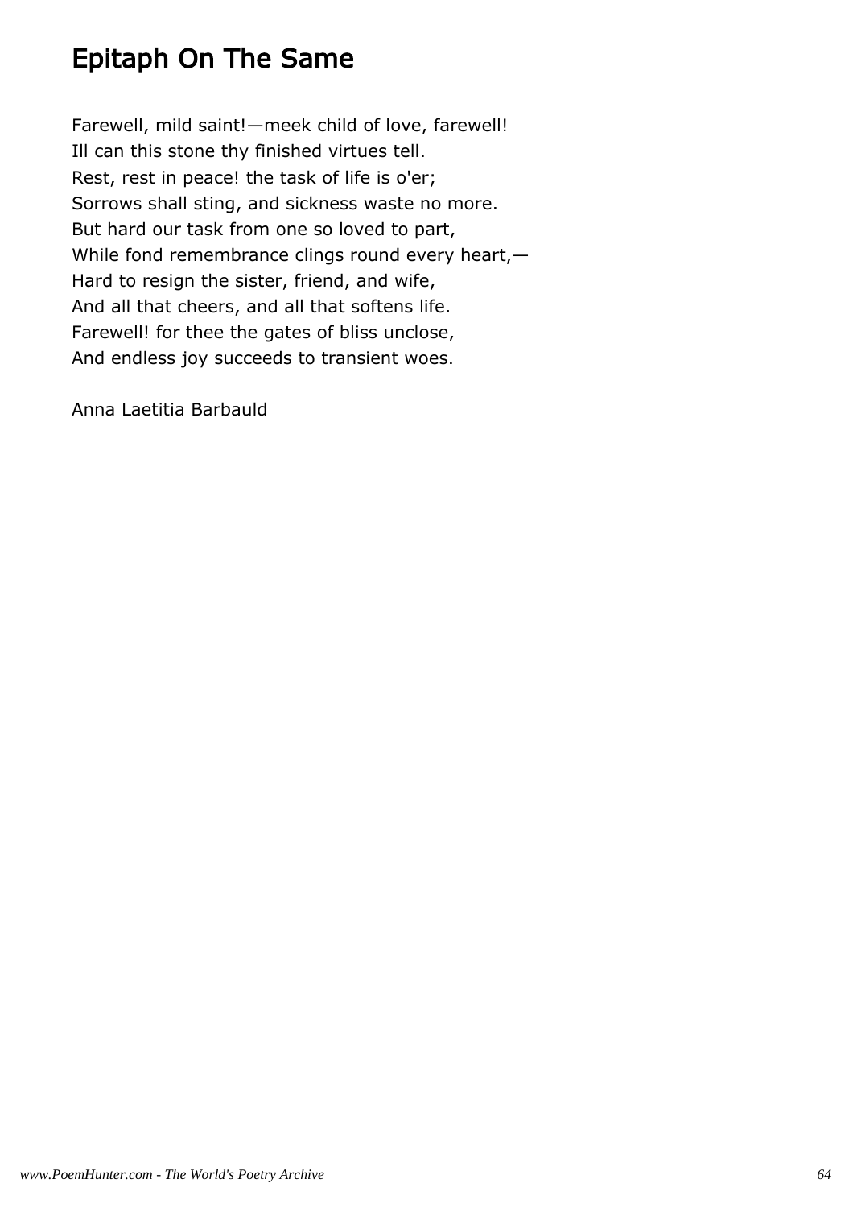# Epitaph On The Same

Farewell, mild saint!—meek child of love, farewell!
Ill can this stone thy finished virtues tell.
Rest, rest in peace! the task of life is o'er;
Sorrows shall sting, and sickness waste no more.
But hard our task from one so loved to part,
While fond remembrance clings round every heart,—
Hard to resign the sister, friend, and wife,
And all that cheers, and all that softens life.
Farewell! for thee the gates of bliss unclose,
And endless joy succeeds to transient woes.

Anna Laetitia Barbauld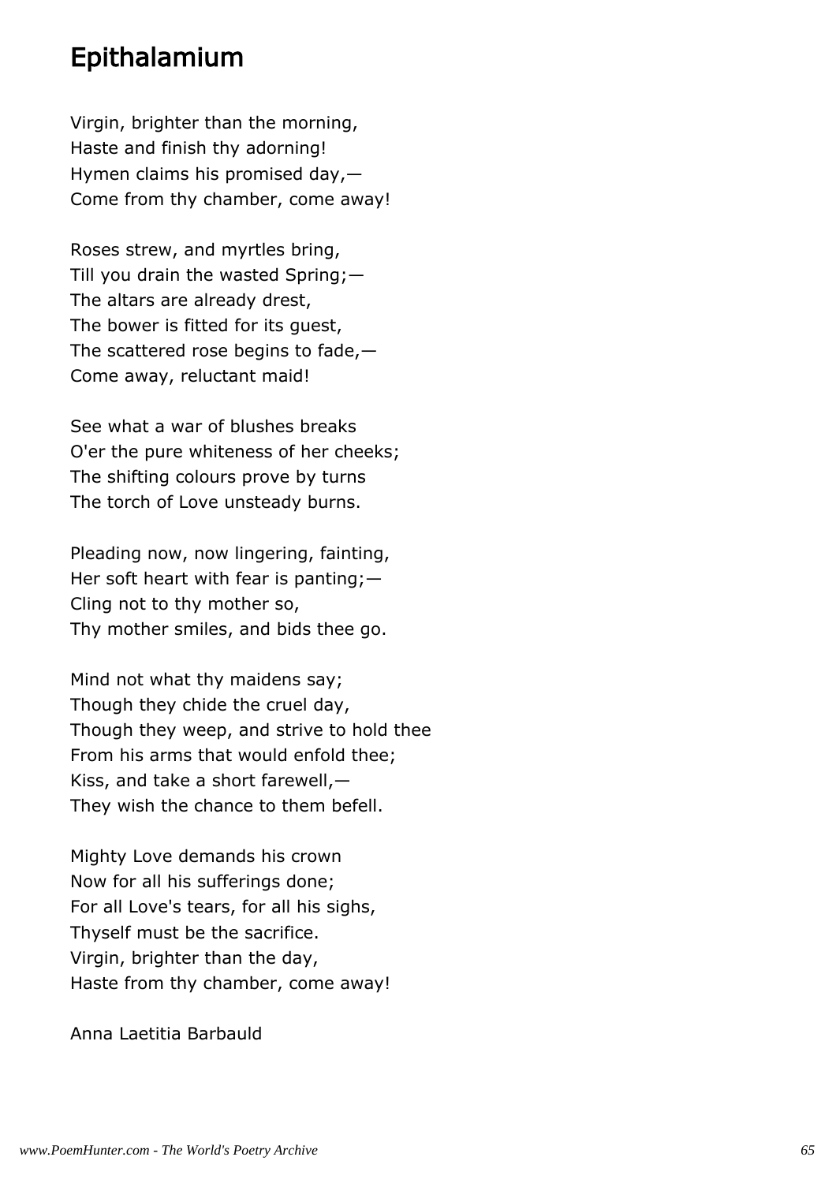# Epithalamium

Virgin, brighter than the morning,
Haste and finish thy adorning!
Hymen claims his promised day,—
Come from thy chamber, come away!

Roses strew, and myrtles bring,
Till you drain the wasted Spring;—
The altars are already drest,
The bower is fitted for its guest,
The scattered rose begins to fade,—
Come away, reluctant maid!

See what a war of blushes breaks
O'er the pure whiteness of her cheeks;
The shifting colours prove by turns
The torch of Love unsteady burns.

Pleading now, now lingering, fainting,
Her soft heart with fear is panting;—
Cling not to thy mother so,
Thy mother smiles, and bids thee go.

Mind not what thy maidens say;
Though they chide the cruel day,
Though they weep, and strive to hold thee
From his arms that would enfold thee;
Kiss, and take a short farewell,—
They wish the chance to them befell.

Mighty Love demands his crown
Now for all his sufferings done;
For all Love's tears, for all his sighs,
Thyself must be the sacrifice.
Virgin, brighter than the day,
Haste from thy chamber, come away!

Anna Laetitia Barbauld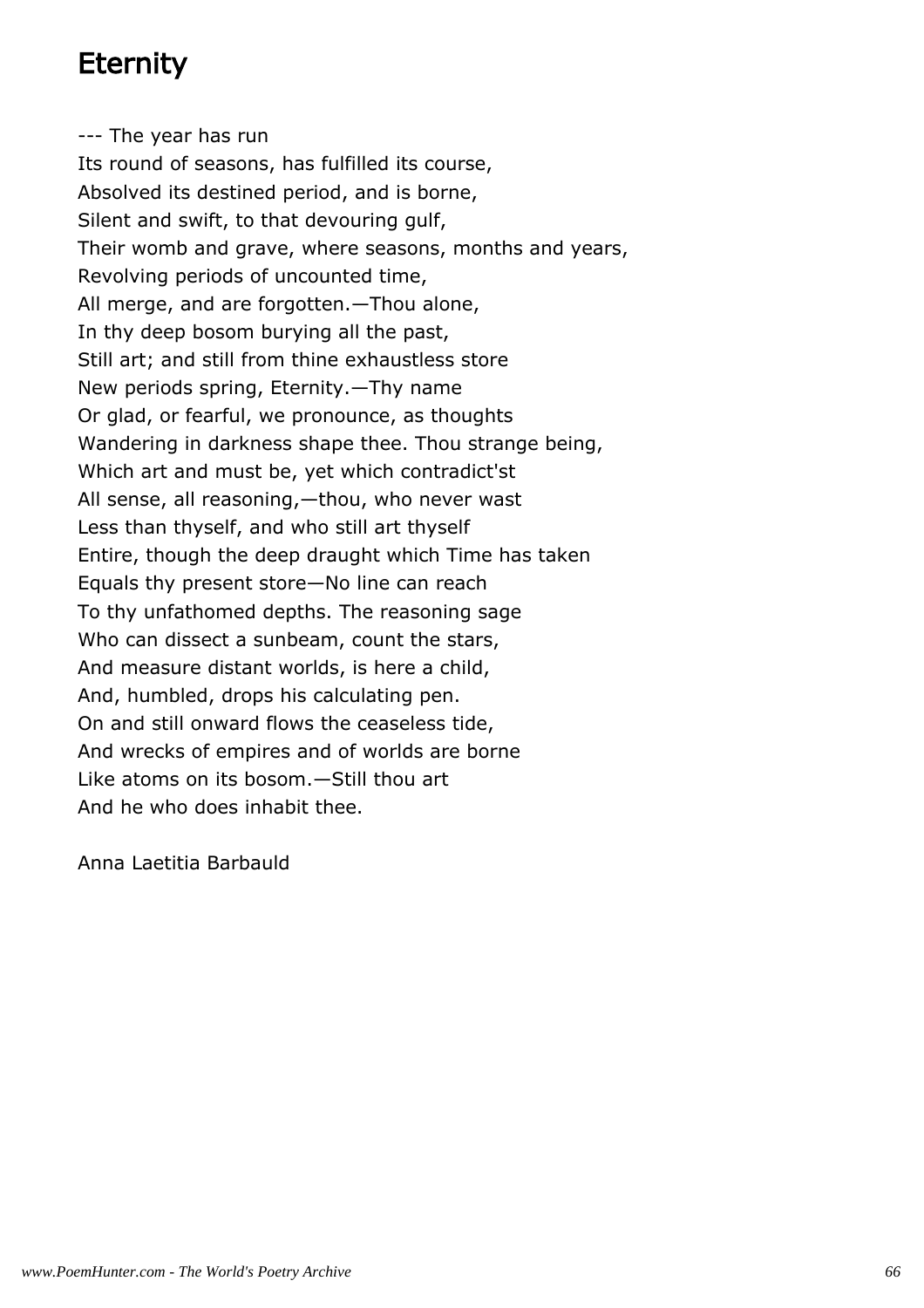# Eternity

--- The year has run
Its round of seasons, has fulfilled its course,
Absolved its destined period, and is borne,
Silent and swift, to that devouring gulf,
Their womb and grave, where seasons, months and years,
Revolving periods of uncounted time,
All merge, and are forgotten.—Thou alone,
In thy deep bosom burying all the past,
Still art; and still from thine exhaustless store
New periods spring, Eternity.—Thy name
Or glad, or fearful, we pronounce, as thoughts
Wandering in darkness shape thee. Thou strange being,
Which art and must be, yet which contradict'st
All sense, all reasoning,—thou, who never wast
Less than thyself, and who still art thyself
Entire, though the deep draught which Time has taken
Equals thy present store—No line can reach
To thy unfathomed depths. The reasoning sage
Who can dissect a sunbeam, count the stars,
And measure distant worlds, is here a child,
And, humbled, drops his calculating pen.
On and still onward flows the ceaseless tide,
And wrecks of empires and of worlds are borne
Like atoms on its bosom.—Still thou art
And he who does inhabit thee.

Anna Laetitia Barbauld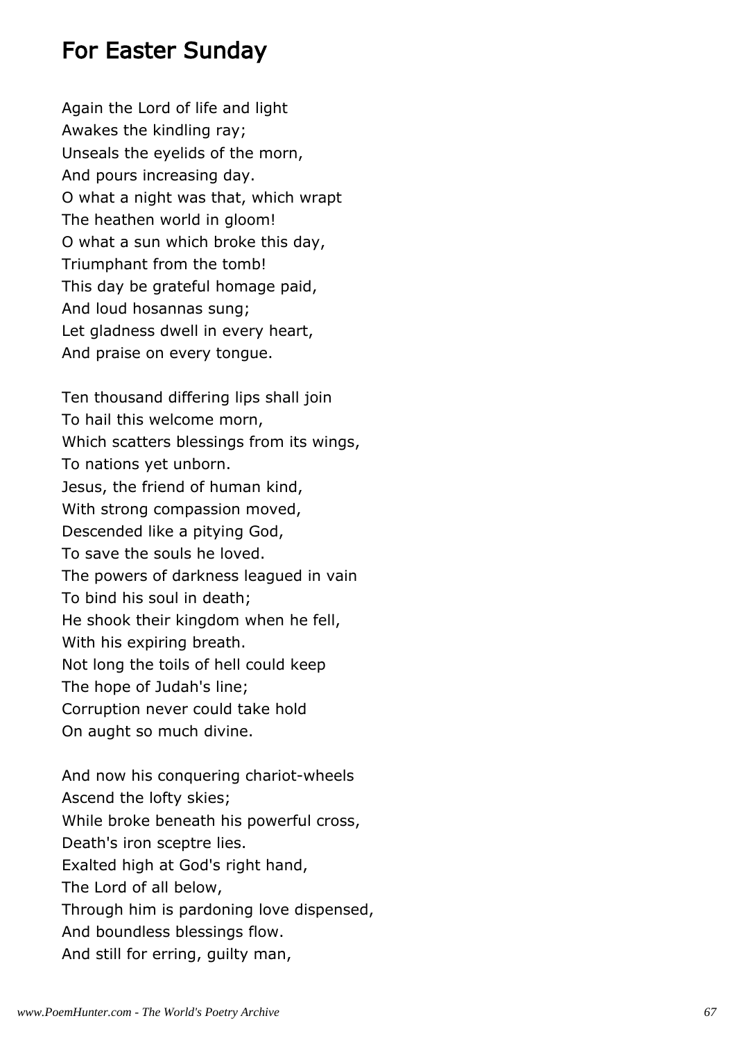## For Easter Sunday

Again the Lord of life and light  
Awakes the kindling ray;  
Unseals the eyelids of the morn,  
And pours increasing day.  
O what a night was that, which wrapt  
The heathen world in gloom!  
O what a sun which broke this day,  
Triumphant from the tomb!  
This day be grateful homage paid,  
And loud hosannas sung;  
Let gladness dwell in every heart,  
And praise on every tongue.

Ten thousand differing lips shall join  
To hail this welcome morn,  
Which scatters blessings from its wings,  
To nations yet unborn.  
Jesus, the friend of human kind,  
With strong compassion moved,  
Descended like a pitying God,  
To save the souls he loved.  
The powers of darkness leagued in vain  
To bind his soul in death;  
He shook their kingdom when he fell,  
With his expiring breath.  
Not long the toils of hell could keep  
The hope of Judah's line;  
Corruption never could take hold  
On aught so much divine.

And now his conquering chariot-wheels  
Ascend the lofty skies;  
While broke beneath his powerful cross,  
Death's iron sceptre lies.  
Exalted high at God's right hand,  
The Lord of all below,  
Through him is pardoning love dispensed,  
And boundless blessings flow.  
And still for erring, guilty man,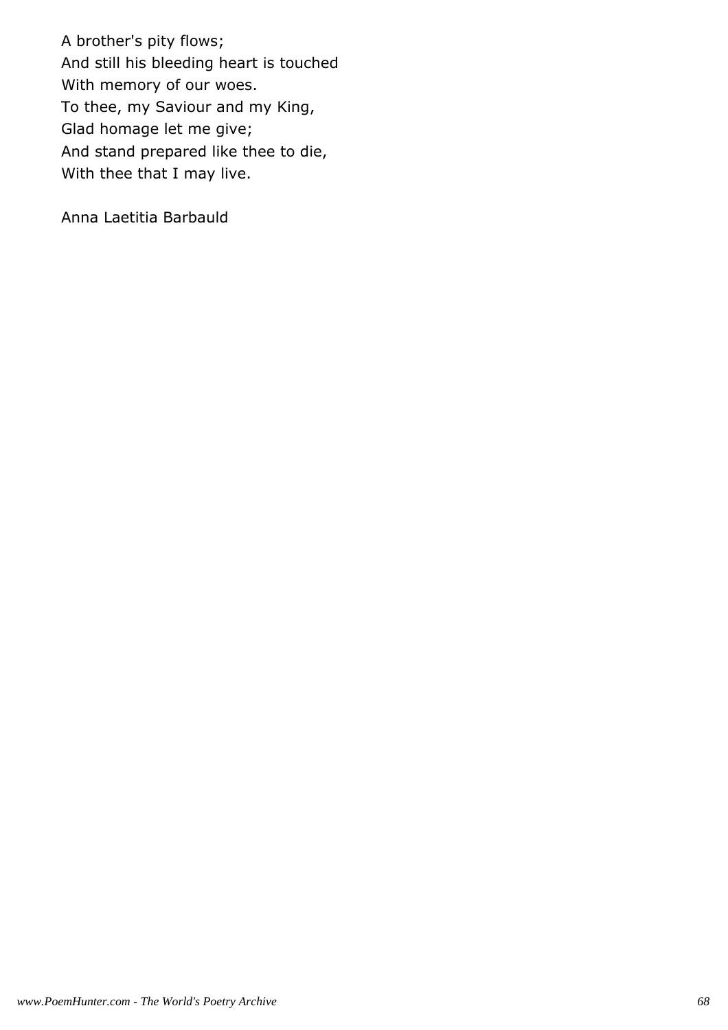A brother's pity flows;
And still his bleeding heart is touched
With memory of our woes.
To thee, my Saviour and my King,
Glad homage let me give;
And stand prepared like thee to die,
With thee that I may live.

Anna Laetitia Barbauld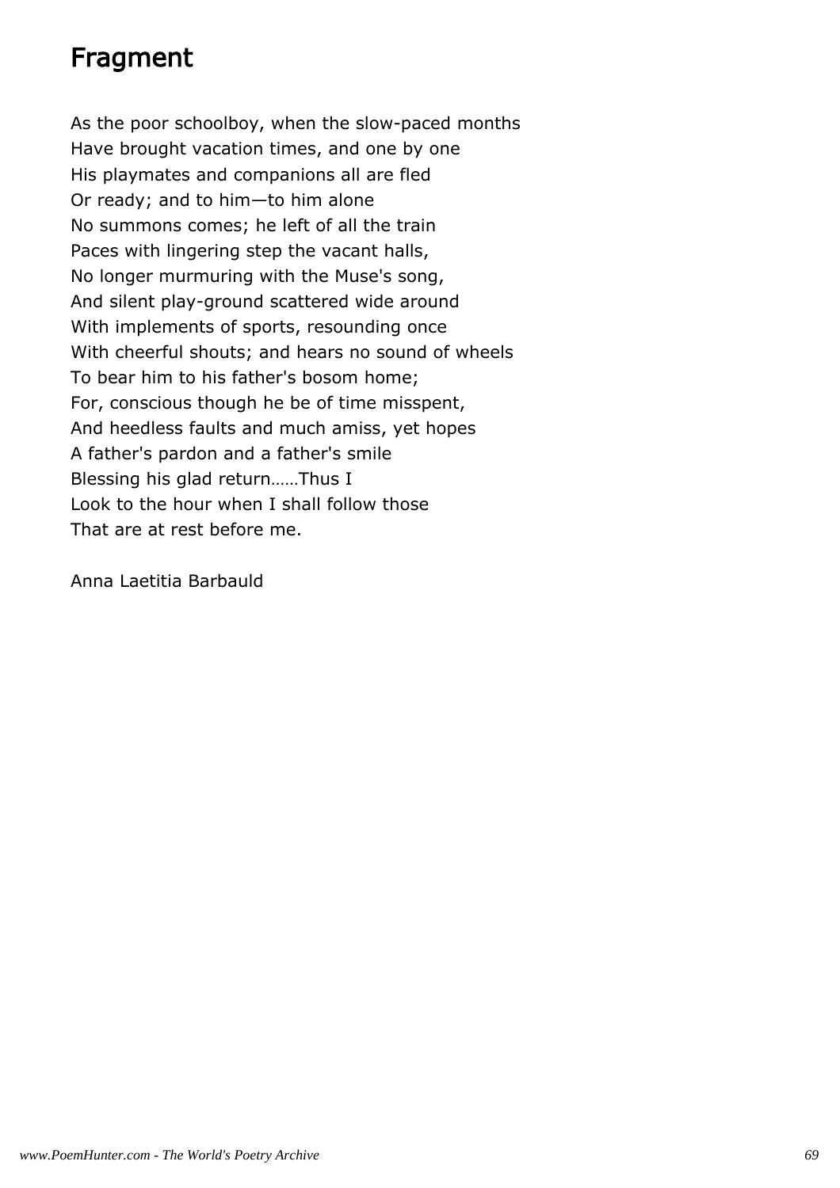# Fragment

As the poor schoolboy, when the slow-paced months
Have brought vacation times, and one by one
His playmates and companions all are fled
Or ready; and to him—to him alone
No summons comes; he left of all the train
Paces with lingering step the vacant halls,
No longer murmuring with the Muse's song,
And silent play-ground scattered wide around
With implements of sports, resounding once
With cheerful shouts; and hears no sound of wheels
To bear him to his father's bosom home;
For, conscious though he be of time misspent,
And heedless faults and much amiss, yet hopes
A father's pardon and a father's smile
Blessing his glad return……Thus I
Look to the hour when I shall follow those
That are at rest before me.

Anna Laetitia Barbauld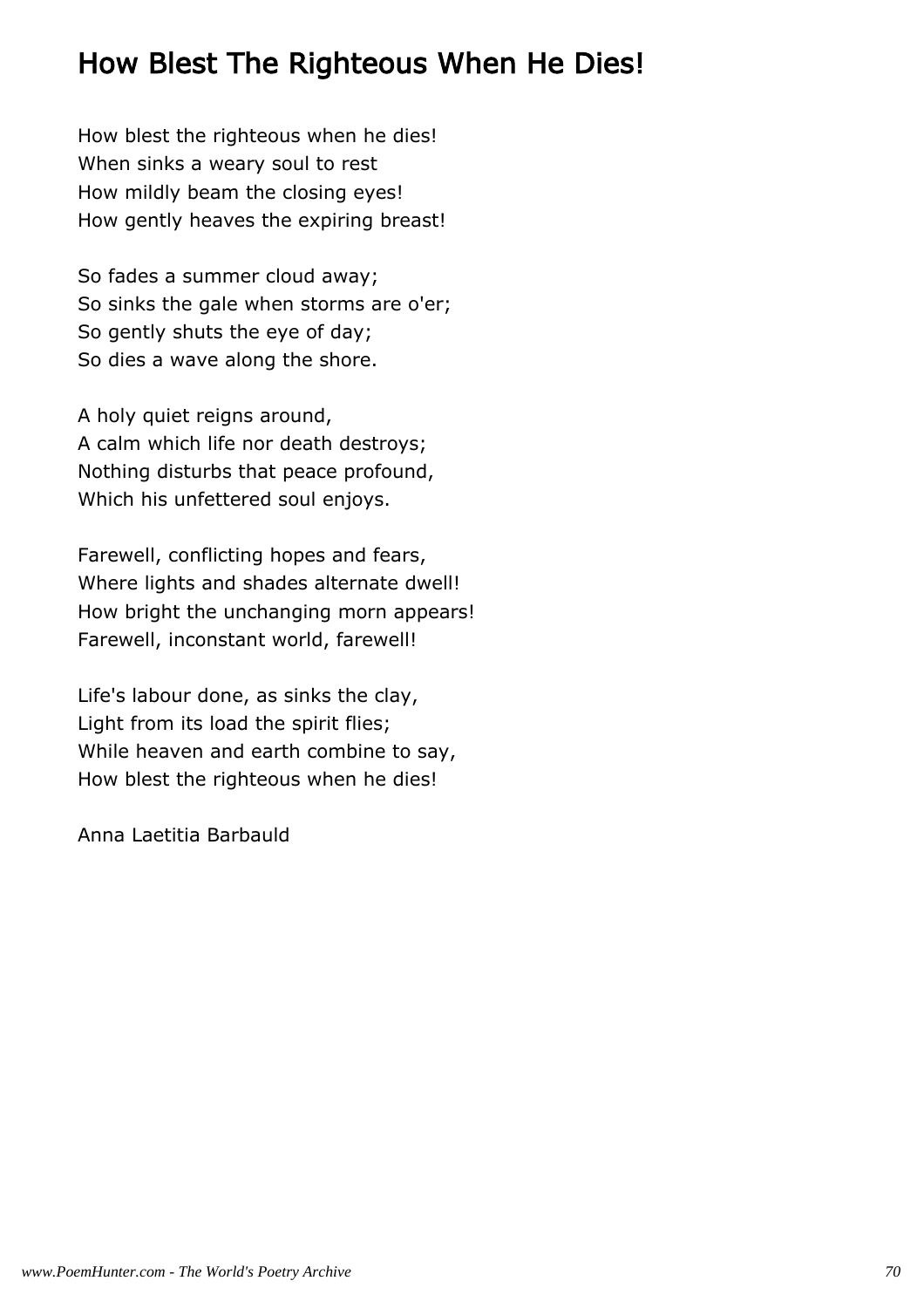# How Blest The Righteous When He Dies!

How blest the righteous when he dies!
When sinks a weary soul to rest
How mildly beam the closing eyes!
How gently heaves the expiring breast!

So fades a summer cloud away;
So sinks the gale when storms are o'er;
So gently shuts the eye of day;
So dies a wave along the shore.

A holy quiet reigns around,
A calm which life nor death destroys;
Nothing disturbs that peace profound,
Which his unfettered soul enjoys.

Farewell, conflicting hopes and fears,
Where lights and shades alternate dwell!
How bright the unchanging morn appears!
Farewell, inconstant world, farewell!

Life's labour done, as sinks the clay,
Light from its load the spirit flies;
While heaven and earth combine to say,
How blest the righteous when he dies!

Anna Laetitia Barbauld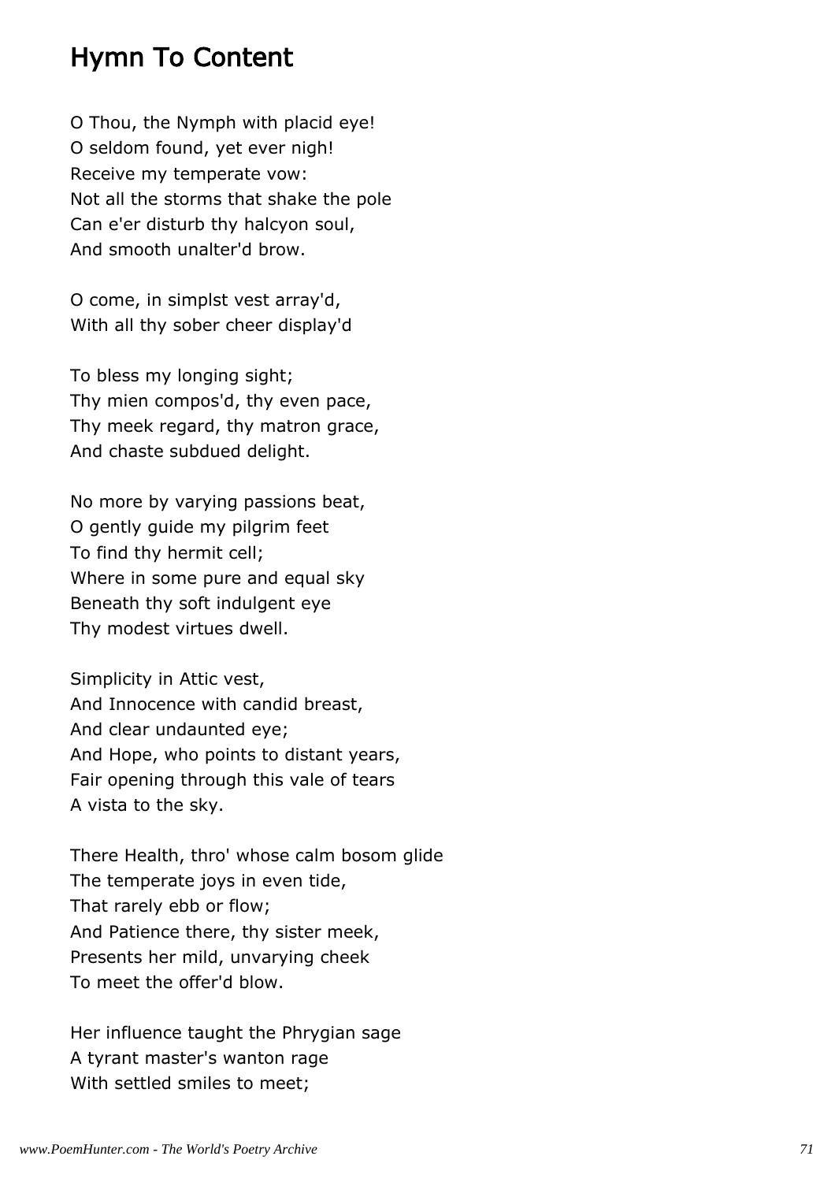# Hymn To Content

O Thou, the Nymph with placid eye!  
O seldom found, yet ever nigh!  
Receive my temperate vow:  
Not all the storms that shake the pole  
Can e'er disturb thy halcyon soul,  
And smooth unalter'd brow.

O come, in simplst vest array'd,  
With all thy sober cheer display'd

To bless my longing sight;  
Thy mien compos'd, thy even pace,  
Thy meek regard, thy matron grace,  
And chaste subdued delight.

No more by varying passions beat,  
O gently guide my pilgrim feet  
To find thy hermit cell;  
Where in some pure and equal sky  
Beneath thy soft indulgent eye  
Thy modest virtues dwell.

Simplicity in Attic vest,  
And Innocence with candid breast,  
And clear undaunted eye;  
And Hope, who points to distant years,  
Fair opening through this vale of tears  
A vista to the sky.

There Health, thro' whose calm bosom glide  
The temperate joys in even tide,  
That rarely ebb or flow;  
And Patience there, thy sister meek,  
Presents her mild, unvarying cheek  
To meet the offer'd blow.

Her influence taught the Phrygian sage  
A tyrant master's wanton rage  
With settled smiles to meet;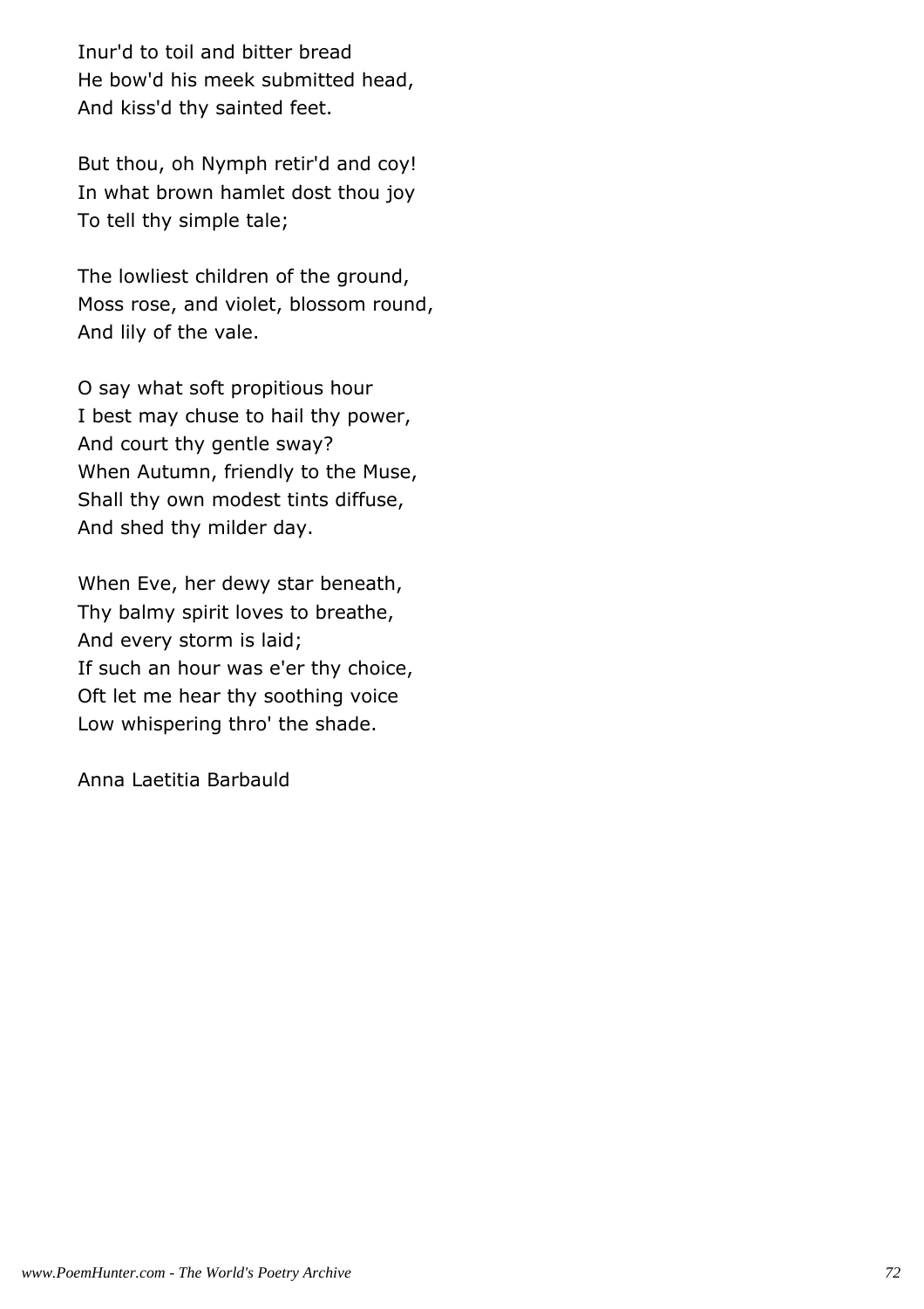Inur'd to toil and bitter bread
He bow'd his meek submitted head,
And kiss'd thy sainted feet.

But thou, oh Nymph retir'd and coy!
In what brown hamlet dost thou joy
To tell thy simple tale;

The lowliest children of the ground,
Moss rose, and violet, blossom round,
And lily of the vale.

O say what soft propitious hour
I best may chuse to hail thy power,
And court thy gentle sway?
When Autumn, friendly to the Muse,
Shall thy own modest tints diffuse,
And shed thy milder day.

When Eve, her dewy star beneath,
Thy balmy spirit loves to breathe,
And every storm is laid;
If such an hour was e'er thy choice,
Oft let me hear thy soothing voice
Low whispering thro' the shade.

Anna Laetitia Barbauld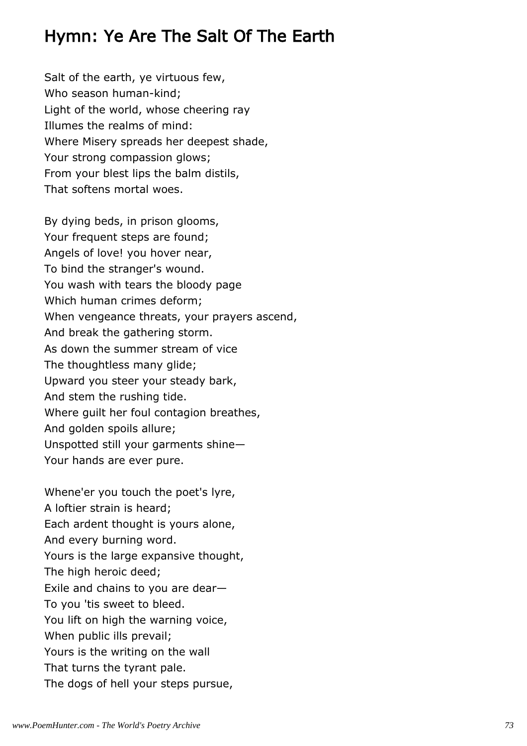# Hymn: Ye Are The Salt Of The Earth

Salt of the earth, ye virtuous few,
Who season human-kind;
Light of the world, whose cheering ray
Illumes the realms of mind:
Where Misery spreads her deepest shade,
Your strong compassion glows;
From your blest lips the balm distils,
That softens mortal woes.

By dying beds, in prison glooms,
Your frequent steps are found;
Angels of love! you hover near,
To bind the stranger's wound.
You wash with tears the bloody page
Which human crimes deform;
When vengeance threats, your prayers ascend,
And break the gathering storm.
As down the summer stream of vice
The thoughtless many glide;
Upward you steer your steady bark,
And stem the rushing tide.
Where guilt her foul contagion breathes,
And golden spoils allure;
Unspotted still your garments shine—
Your hands are ever pure.

Whene'er you touch the poet's lyre,
A loftier strain is heard;
Each ardent thought is yours alone,
And every burning word.
Yours is the large expansive thought,
The high heroic deed;
Exile and chains to you are dear—
To you 'tis sweet to bleed.
You lift on high the warning voice,
When public ills prevail;
Yours is the writing on the wall
That turns the tyrant pale.
The dogs of hell your steps pursue,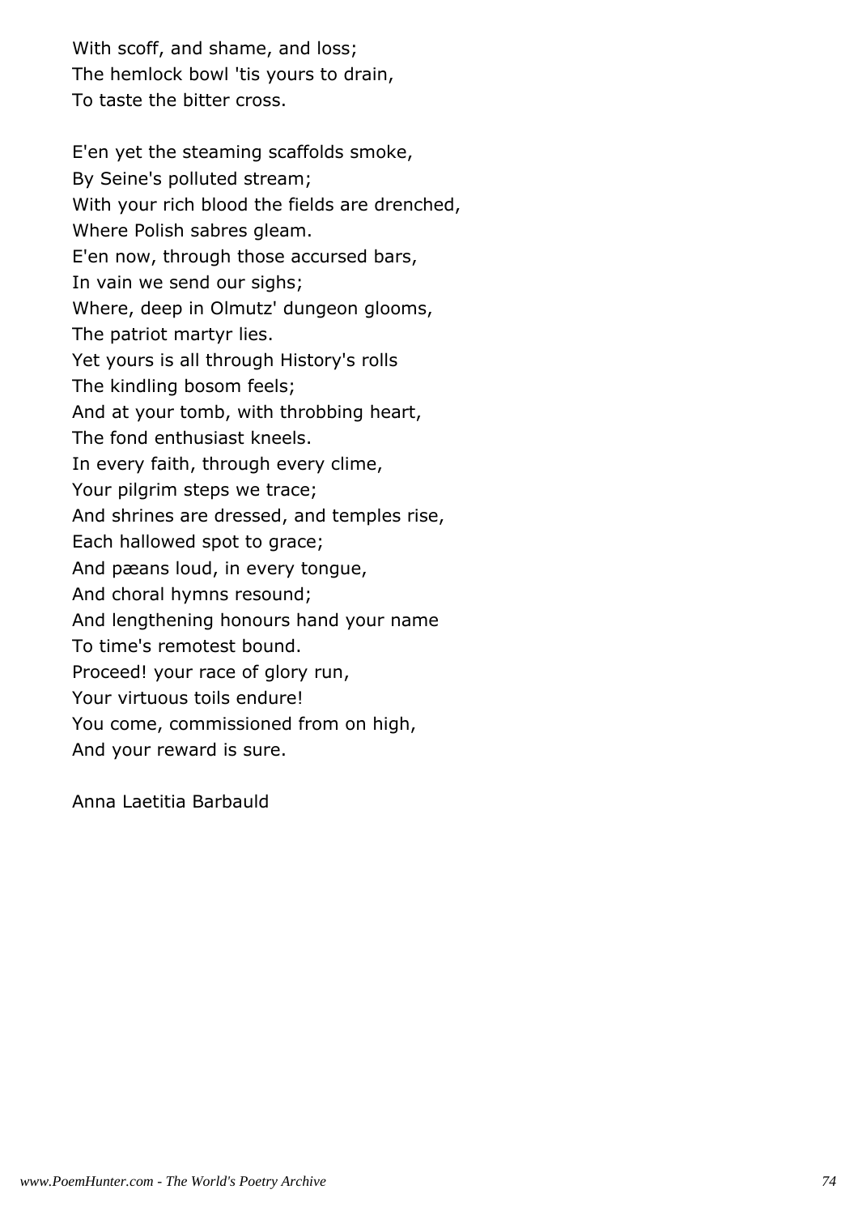With scoff, and shame, and loss;
The hemlock bowl 'tis yours to drain,
To taste the bitter cross.

E'en yet the steaming scaffolds smoke,
By Seine's polluted stream;
With your rich blood the fields are drenched,
Where Polish sabres gleam.
E'en now, through those accursed bars,
In vain we send our sighs;
Where, deep in Olmutz' dungeon glooms,
The patriot martyr lies.
Yet yours is all through History's rolls
The kindling bosom feels;
And at your tomb, with throbbing heart,
The fond enthusiast kneels.
In every faith, through every clime,
Your pilgrim steps we trace;
And shrines are dressed, and temples rise,
Each hallowed spot to grace;
And pæans loud, in every tongue,
And choral hymns resound;
And lengthening honours hand your name
To time's remotest bound.
Proceed! your race of glory run,
Your virtuous toils endure!
You come, commissioned from on high,
And your reward is sure.

Anna Laetitia Barbauld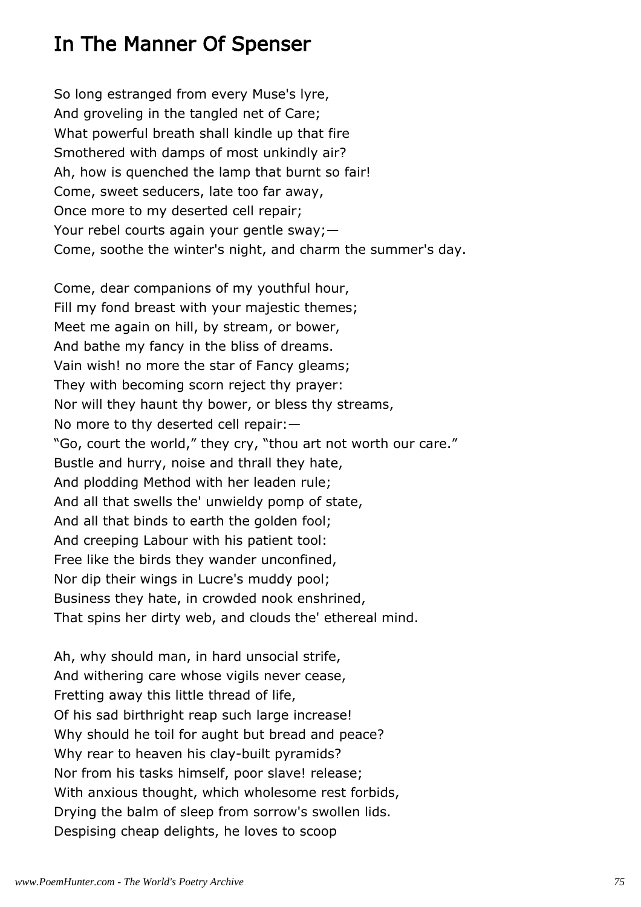## In The Manner Of Spenser

So long estranged from every Muse's lyre,  
And groveling in the tangled net of Care;  
What powerful breath shall kindle up that fire  
Smothered with damps of most unkindly air?  
Ah, how is quenched the lamp that burnt so fair!  
Come, sweet seducers, late too far away,  
Once more to my deserted cell repair;  
Your rebel courts again your gentle sway;—  
Come, soothe the winter's night, and charm the summer's day.

Come, dear companions of my youthful hour,  
Fill my fond breast with your majestic themes;  
Meet me again on hill, by stream, or bower,  
And bathe my fancy in the bliss of dreams.  
Vain wish! no more the star of Fancy gleams;  
They with becoming scorn reject thy prayer:  
Nor will they haunt thy bower, or bless thy streams,  
No more to thy deserted cell repair:—  
"Go, court the world," they cry, "thou art not worth our care."  
Bustle and hurry, noise and thrall they hate,  
And plodding Method with her leaden rule;  
And all that swells the' unwieldy pomp of state,  
And all that binds to earth the golden fool;  
And creeping Labour with his patient tool:  
Free like the birds they wander unconfined,  
Nor dip their wings in Lucre's muddy pool;  
Business they hate, in crowded nook enshrined,  
That spins her dirty web, and clouds the' ethereal mind.

Ah, why should man, in hard unsocial strife,  
And withering care whose vigils never cease,  
Fretting away this little thread of life,  
Of his sad birthright reap such large increase!  
Why should he toil for aught but bread and peace?  
Why rear to heaven his clay-built pyramids?  
Nor from his tasks himself, poor slave! release;  
With anxious thought, which wholesome rest forbids,  
Drying the balm of sleep from sorrow's swollen lids.  
Despising cheap delights, he loves to scoop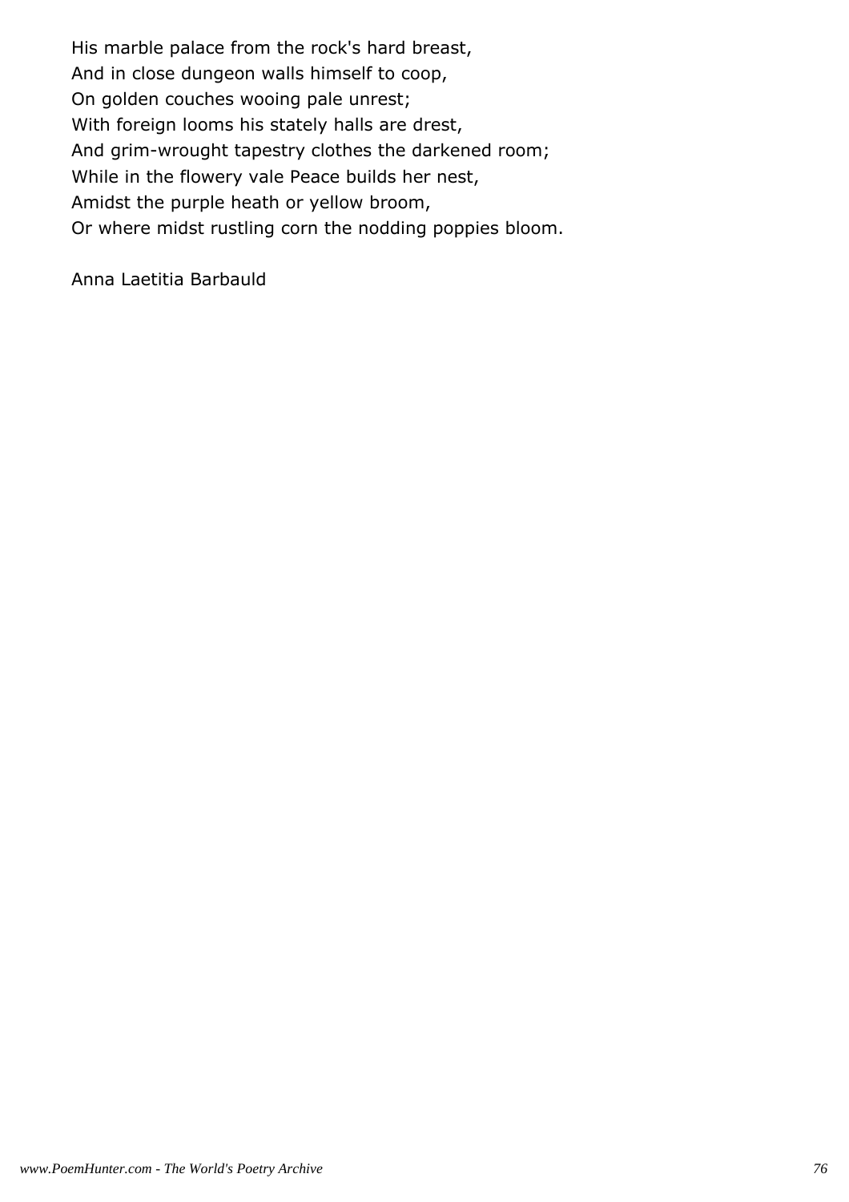His marble palace from the rock's hard breast,
And in close dungeon walls himself to coop,
On golden couches wooing pale unrest;
With foreign looms his stately halls are drest,
And grim-wrought tapestry clothes the darkened room;
While in the flowery vale Peace builds her nest,
Amidst the purple heath or yellow broom,
Or where midst rustling corn the nodding poppies bloom.

Anna Laetitia Barbauld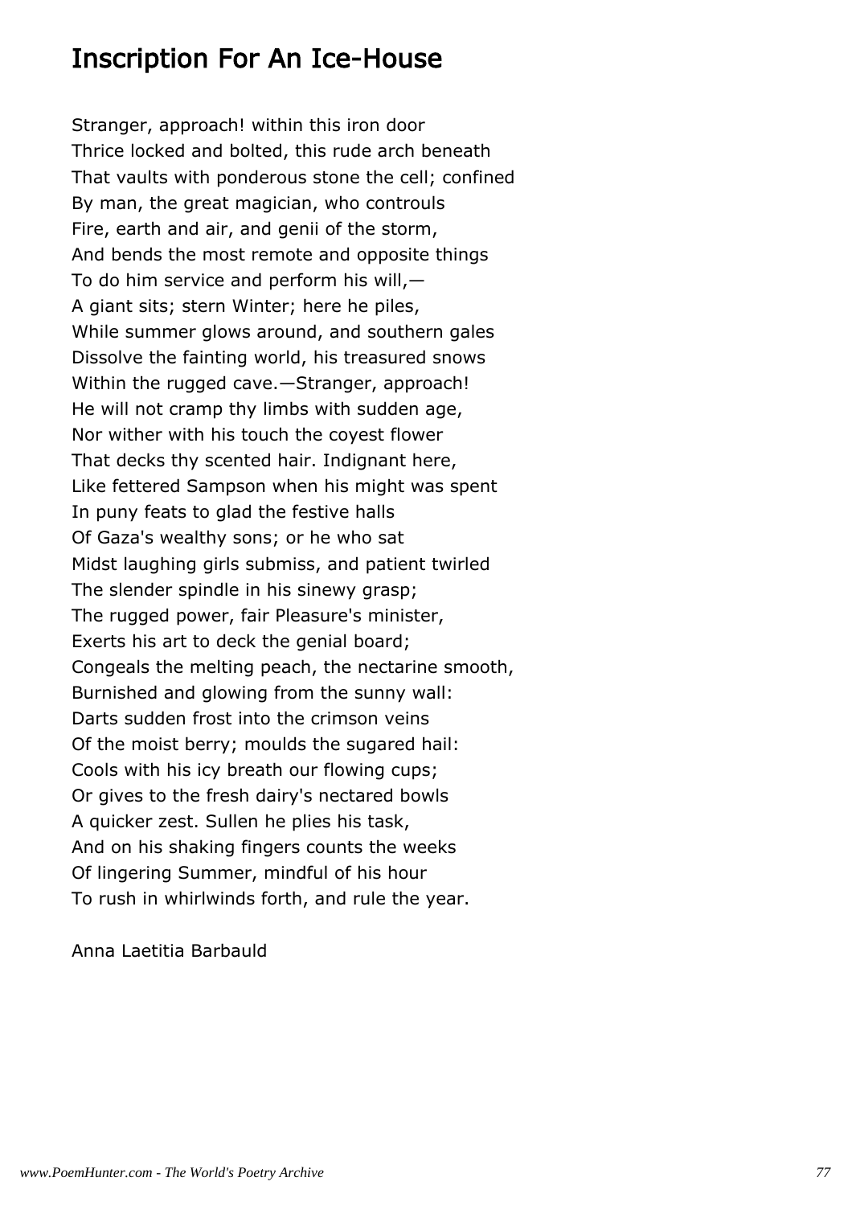## Inscription For An Ice-House

Stranger, approach! within this iron door
Thrice locked and bolted, this rude arch beneath
That vaults with ponderous stone the cell; confined
By man, the great magician, who controuls
Fire, earth and air, and genii of the storm,
And bends the most remote and opposite things
To do him service and perform his will,—
A giant sits; stern Winter; here he piles,
While summer glows around, and southern gales
Dissolve the fainting world, his treasured snows
Within the rugged cave.—Stranger, approach!
He will not cramp thy limbs with sudden age,
Nor wither with his touch the coyest flower
That decks thy scented hair. Indignant here,
Like fettered Sampson when his might was spent
In puny feats to glad the festive halls
Of Gaza's wealthy sons; or he who sat
Midst laughing girls submiss, and patient twirled
The slender spindle in his sinewy grasp;
The rugged power, fair Pleasure's minister,
Exerts his art to deck the genial board;
Congeals the melting peach, the nectarine smooth,
Burnished and glowing from the sunny wall:
Darts sudden frost into the crimson veins
Of the moist berry; moulds the sugared hail:
Cools with his icy breath our flowing cups;
Or gives to the fresh dairy's nectared bowls
A quicker zest. Sullen he plies his task,
And on his shaking fingers counts the weeks
Of lingering Summer, mindful of his hour
To rush in whirlwinds forth, and rule the year.

Anna Laetitia Barbauld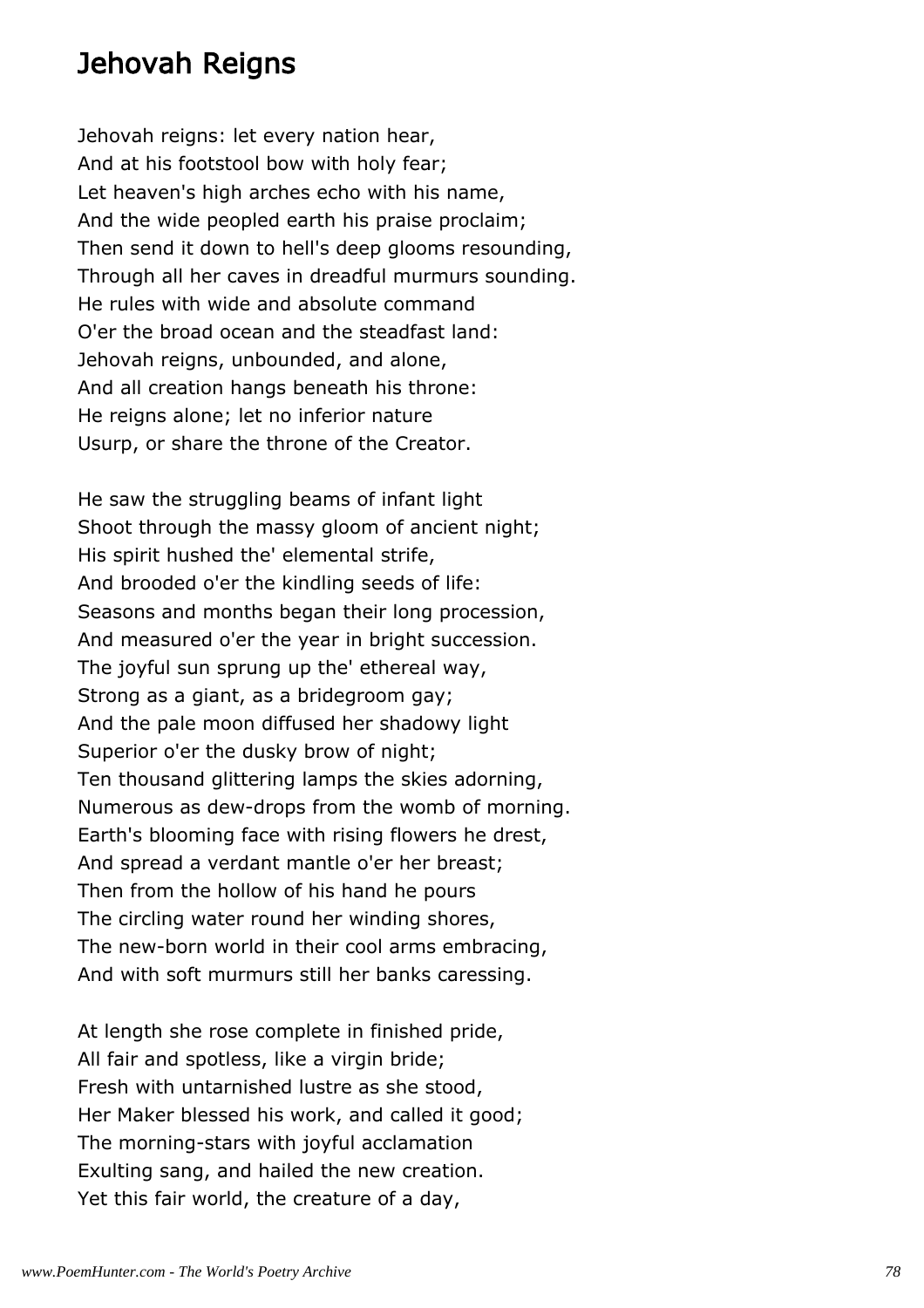# Jehovah Reigns

Jehovah reigns: let every nation hear,
And at his footstool bow with holy fear;
Let heaven's high arches echo with his name,
And the wide peopled earth his praise proclaim;
Then send it down to hell's deep glooms resounding,
Through all her caves in dreadful murmurs sounding.
He rules with wide and absolute command
O'er the broad ocean and the steadfast land:
Jehovah reigns, unbounded, and alone,
And all creation hangs beneath his throne:
He reigns alone; let no inferior nature
Usurp, or share the throne of the Creator.

He saw the struggling beams of infant light
Shoot through the massy gloom of ancient night;
His spirit hushed the' elemental strife,
And brooded o'er the kindling seeds of life:
Seasons and months began their long procession,
And measured o'er the year in bright succession.
The joyful sun sprung up the' ethereal way,
Strong as a giant, as a bridegroom gay;
And the pale moon diffused her shadowy light
Superior o'er the dusky brow of night;
Ten thousand glittering lamps the skies adorning,
Numerous as dew-drops from the womb of morning.
Earth's blooming face with rising flowers he drest,
And spread a verdant mantle o'er her breast;
Then from the hollow of his hand he pours
The circling water round her winding shores,
The new-born world in their cool arms embracing,
And with soft murmurs still her banks caressing.

At length she rose complete in finished pride,
All fair and spotless, like a virgin bride;
Fresh with untarnished lustre as she stood,
Her Maker blessed his work, and called it good;
The morning-stars with joyful acclamation
Exulting sang, and hailed the new creation.
Yet this fair world, the creature of a day,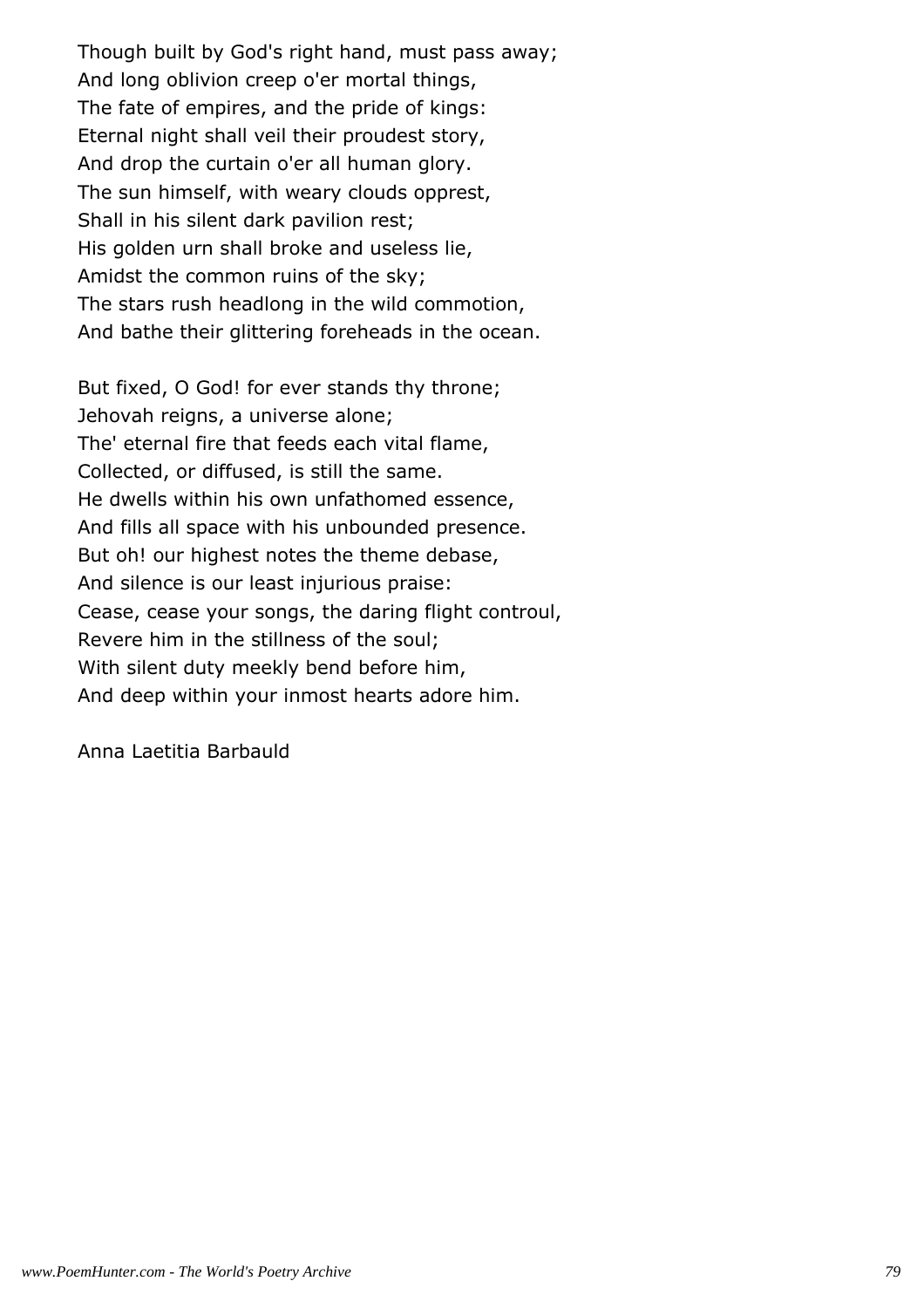Though built by God's right hand, must pass away;
And long oblivion creep o'er mortal things,
The fate of empires, and the pride of kings:
Eternal night shall veil their proudest story,
And drop the curtain o'er all human glory.
The sun himself, with weary clouds opprest,
Shall in his silent dark pavilion rest;
His golden urn shall broke and useless lie,
Amidst the common ruins of the sky;
The stars rush headlong in the wild commotion,
And bathe their glittering foreheads in the ocean.

But fixed, O God! for ever stands thy throne;
Jehovah reigns, a universe alone;
The' eternal fire that feeds each vital flame,
Collected, or diffused, is still the same.
He dwells within his own unfathomed essence,
And fills all space with his unbounded presence.
But oh! our highest notes the theme debase,
And silence is our least injurious praise:
Cease, cease your songs, the daring flight controul,
Revere him in the stillness of the soul;
With silent duty meekly bend before him,
And deep within your inmost hearts adore him.

Anna Laetitia Barbauld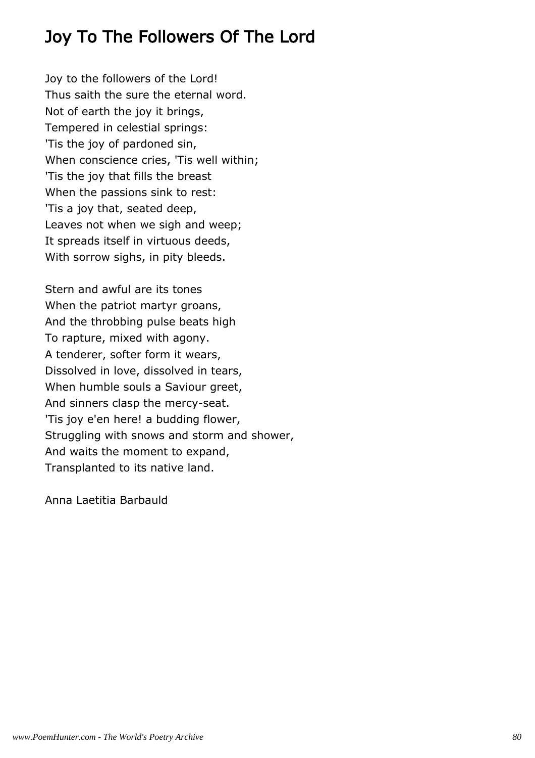# Joy To The Followers Of The Lord

Joy to the followers of the Lord!
Thus saith the sure the eternal word.
Not of earth the joy it brings,
Tempered in celestial springs:
'Tis the joy of pardoned sin,
When conscience cries, 'Tis well within;
'Tis the joy that fills the breast
When the passions sink to rest:
'Tis a joy that, seated deep,
Leaves not when we sigh and weep;
It spreads itself in virtuous deeds,
With sorrow sighs, in pity bleeds.

Stern and awful are its tones
When the patriot martyr groans,
And the throbbing pulse beats high
To rapture, mixed with agony.
A tenderer, softer form it wears,
Dissolved in love, dissolved in tears,
When humble souls a Saviour greet,
And sinners clasp the mercy-seat.
'Tis joy e'en here! a budding flower,
Struggling with snows and storm and shower,
And waits the moment to expand,
Transplanted to its native land.

Anna Laetitia Barbauld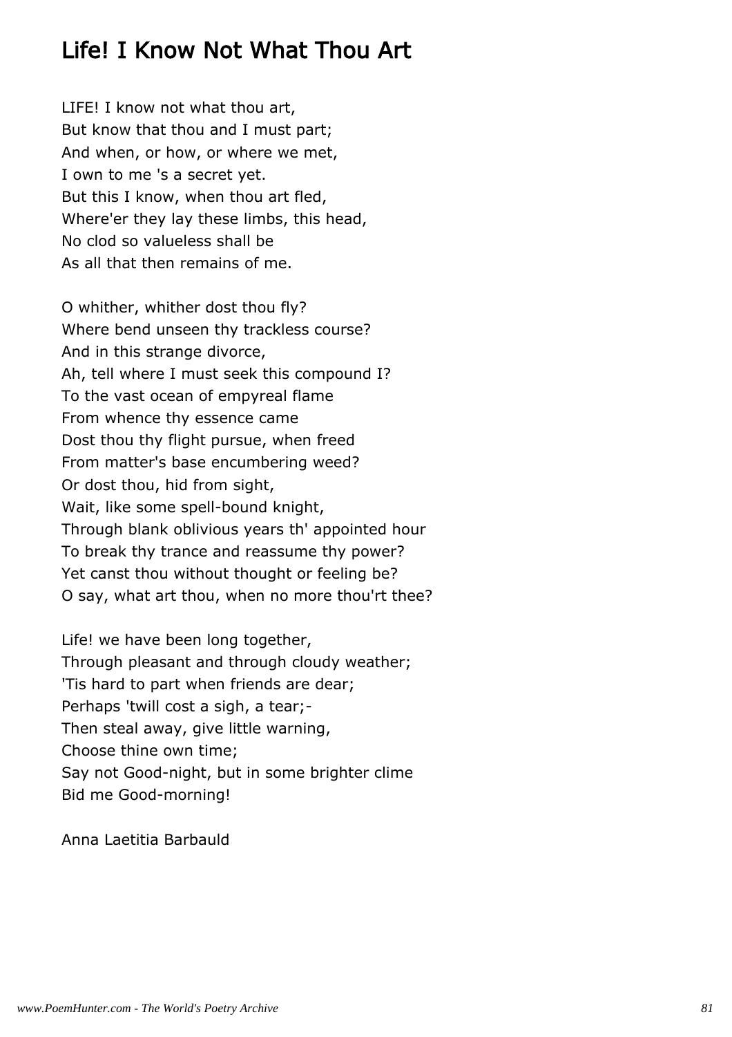## Life! I Know Not What Thou Art

LIFE! I know not what thou art,
But know that thou and I must part;
And when, or how, or where we met,
I own to me 's a secret yet.
But this I know, when thou art fled,
Where'er they lay these limbs, this head,
No clod so valueless shall be
As all that then remains of me.

O whither, whither dost thou fly?
Where bend unseen thy trackless course?
And in this strange divorce,
Ah, tell where I must seek this compound I?
To the vast ocean of empyreal flame
From whence thy essence came
Dost thou thy flight pursue, when freed
From matter's base encumbering weed?
Or dost thou, hid from sight,
Wait, like some spell-bound knight,
Through blank oblivious years th' appointed hour
To break thy trance and reassume thy power?
Yet canst thou without thought or feeling be?
O say, what art thou, when no more thou'rt thee?

Life! we have been long together,
Through pleasant and through cloudy weather;
'Tis hard to part when friends are dear;
Perhaps 'twill cost a sigh, a tear;-
Then steal away, give little warning,
Choose thine own time;
Say not Good-night, but in some brighter clime
Bid me Good-morning!

Anna Laetitia Barbauld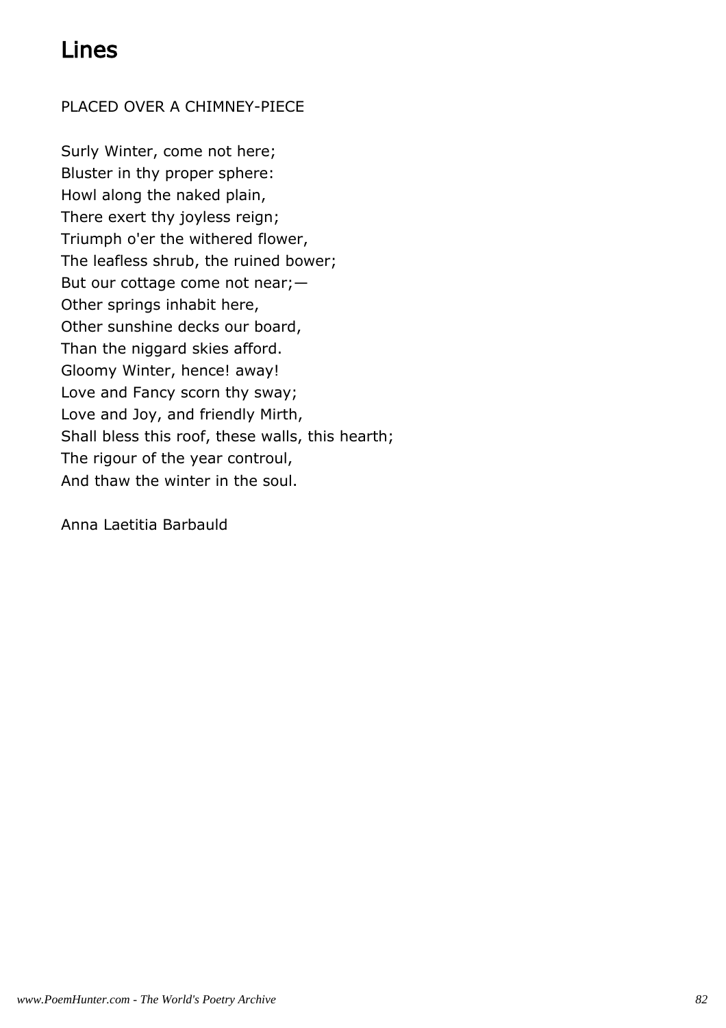# Lines

PLACED OVER A CHIMNEY-PIECE

Surly Winter, come not here;
Bluster in thy proper sphere:
Howl along the naked plain,
There exert thy joyless reign;
Triumph o'er the withered flower,
The leafless shrub, the ruined bower;
But our cottage come not near;—
Other springs inhabit here,
Other sunshine decks our board,
Than the niggard skies afford.
Gloomy Winter, hence! away!
Love and Fancy scorn thy sway;
Love and Joy, and friendly Mirth,
Shall bless this roof, these walls, this hearth;
The rigour of the year controul,
And thaw the winter in the soul.

Anna Laetitia Barbauld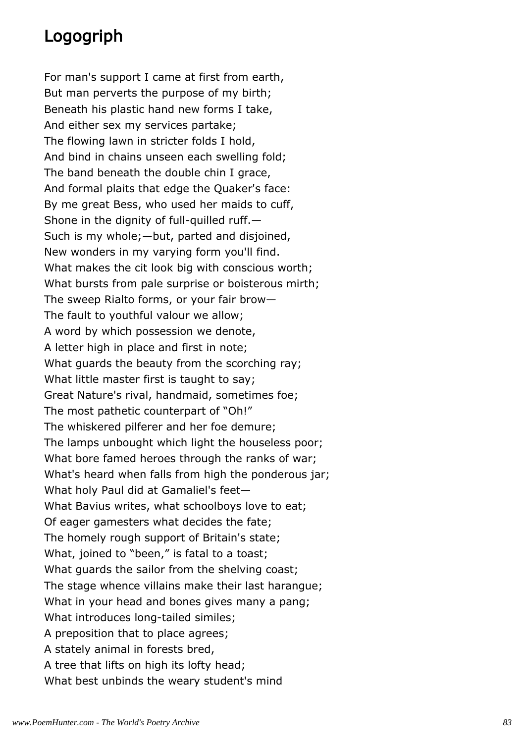# Logogriph

For man's support I came at first from earth,
But man perverts the purpose of my birth;
Beneath his plastic hand new forms I take,
And either sex my services partake;
The flowing lawn in stricter folds I hold,
And bind in chains unseen each swelling fold;
The band beneath the double chin I grace,
And formal plaits that edge the Quaker's face:
By me great Bess, who used her maids to cuff,
Shone in the dignity of full-quilled ruff.—
Such is my whole;—but, parted and disjoined,
New wonders in my varying form you'll find.
What makes the cit look big with conscious worth;
What bursts from pale surprise or boisterous mirth;
The sweep Rialto forms, or your fair brow—
The fault to youthful valour we allow;
A word by which possession we denote,
A letter high in place and first in note;
What guards the beauty from the scorching ray;
What little master first is taught to say;
Great Nature's rival, handmaid, sometimes foe;
The most pathetic counterpart of "Oh!"
The whiskered pilferer and her foe demure;
The lamps unbought which light the houseless poor;
What bore famed heroes through the ranks of war;
What's heard when falls from high the ponderous jar;
What holy Paul did at Gamaliel's feet—
What Bavius writes, what schoolboys love to eat;
Of eager gamesters what decides the fate;
The homely rough support of Britain's state;
What, joined to "been," is fatal to a toast;
What guards the sailor from the shelving coast;
The stage whence villains make their last harangue;
What in your head and bones gives many a pang;
What introduces long-tailed similes;
A preposition that to place agrees;
A stately animal in forests bred,
A tree that lifts on high its lofty head;
What best unbinds the weary student's mind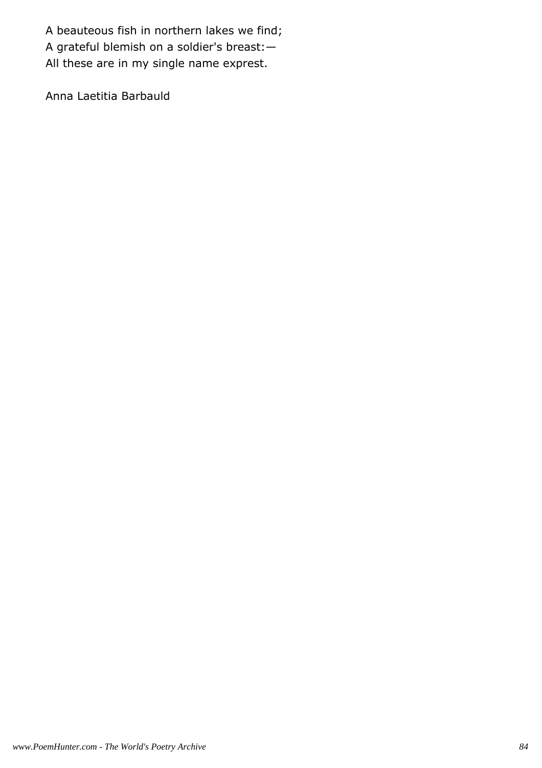A beauteous fish in northern lakes we find;  
A grateful blemish on a soldier's breast:—  
All these are in my single name exprest.

Anna Laetitia Barbauld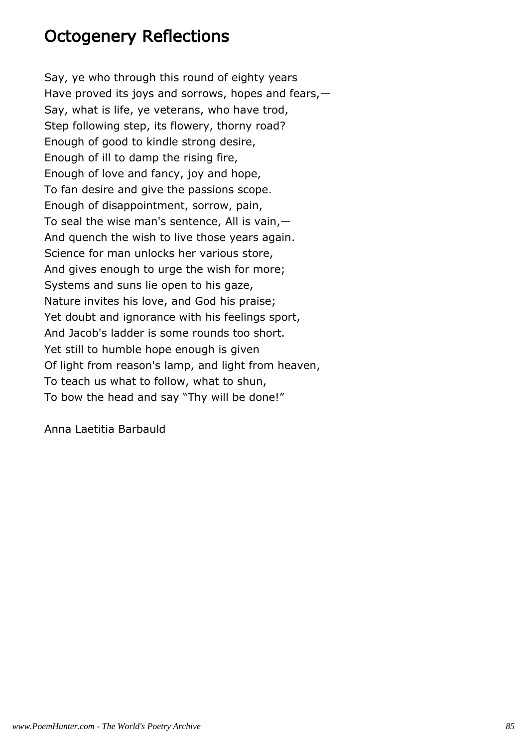# Octogenery Reflections

Say, ye who through this round of eighty years
Have proved its joys and sorrows, hopes and fears,—
Say, what is life, ye veterans, who have trod,
Step following step, its flowery, thorny road?
Enough of good to kindle strong desire,
Enough of ill to damp the rising fire,
Enough of love and fancy, joy and hope,
To fan desire and give the passions scope.
Enough of disappointment, sorrow, pain,
To seal the wise man's sentence, All is vain,—
And quench the wish to live those years again.
Science for man unlocks her various store,
And gives enough to urge the wish for more;
Systems and suns lie open to his gaze,
Nature invites his love, and God his praise;
Yet doubt and ignorance with his feelings sport,
And Jacob's ladder is some rounds too short.
Yet still to humble hope enough is given
Of light from reason's lamp, and light from heaven,
To teach us what to follow, what to shun,
To bow the head and say "Thy will be done!"

Anna Laetitia Barbauld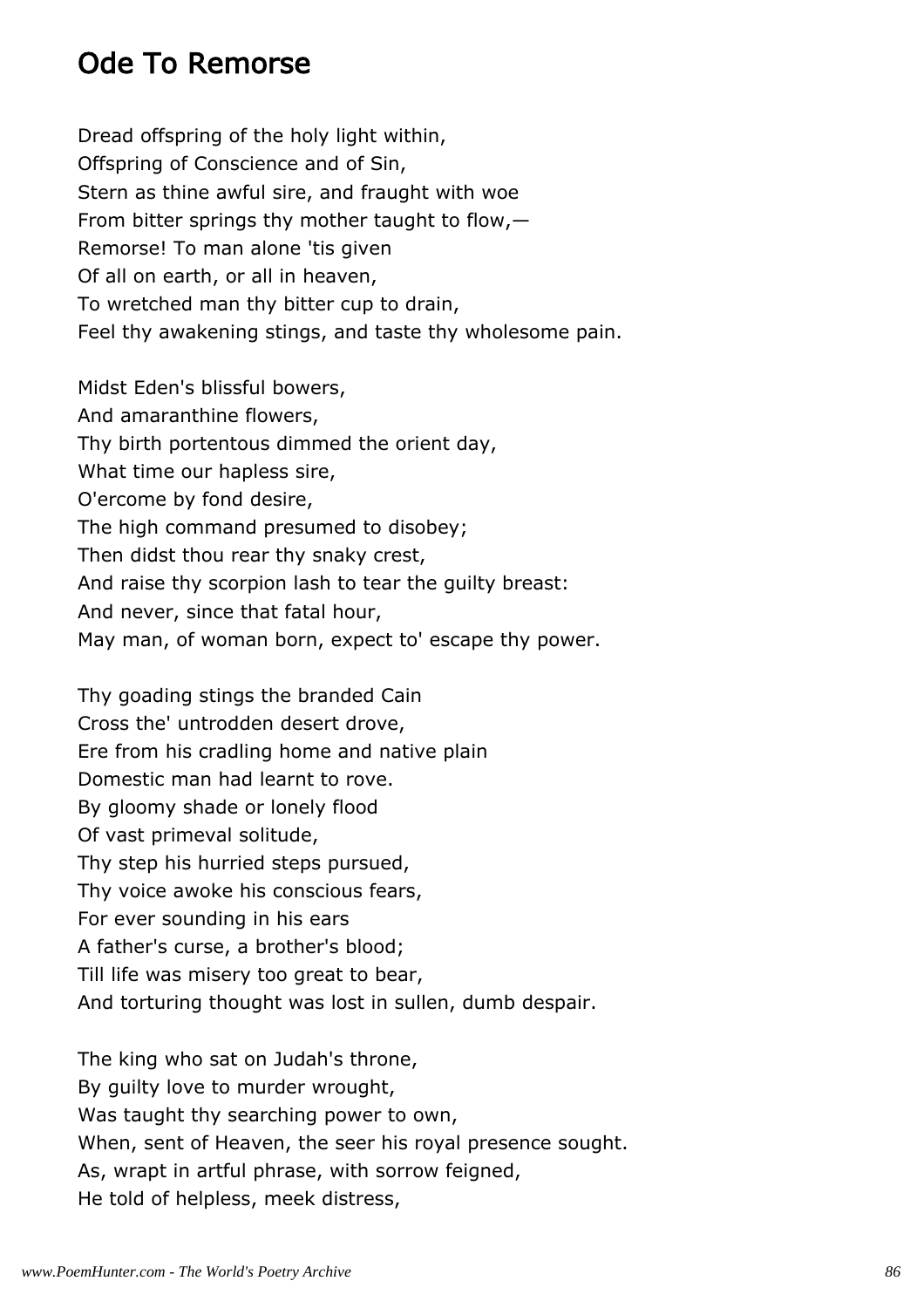# Ode To Remorse

Dread offspring of the holy light within,
Offspring of Conscience and of Sin,
Stern as thine awful sire, and fraught with woe
From bitter springs thy mother taught to flow,—
Remorse! To man alone 'tis given
Of all on earth, or all in heaven,
To wretched man thy bitter cup to drain,
Feel thy awakening stings, and taste thy wholesome pain.

Midst Eden's blissful bowers,
And amaranthine flowers,
Thy birth portentous dimmed the orient day,
What time our hapless sire,
O'ercome by fond desire,
The high command presumed to disobey;
Then didst thou rear thy snaky crest,
And raise thy scorpion lash to tear the guilty breast:
And never, since that fatal hour,
May man, of woman born, expect to' escape thy power.

Thy goading stings the branded Cain
Cross the' untrodden desert drove,
Ere from his cradling home and native plain
Domestic man had learnt to rove.
By gloomy shade or lonely flood
Of vast primeval solitude,
Thy step his hurried steps pursued,
Thy voice awoke his conscious fears,
For ever sounding in his ears
A father's curse, a brother's blood;
Till life was misery too great to bear,
And torturing thought was lost in sullen, dumb despair.

The king who sat on Judah's throne,
By guilty love to murder wrought,
Was taught thy searching power to own,
When, sent of Heaven, the seer his royal presence sought.
As, wrapt in artful phrase, with sorrow feigned,
He told of helpless, meek distress,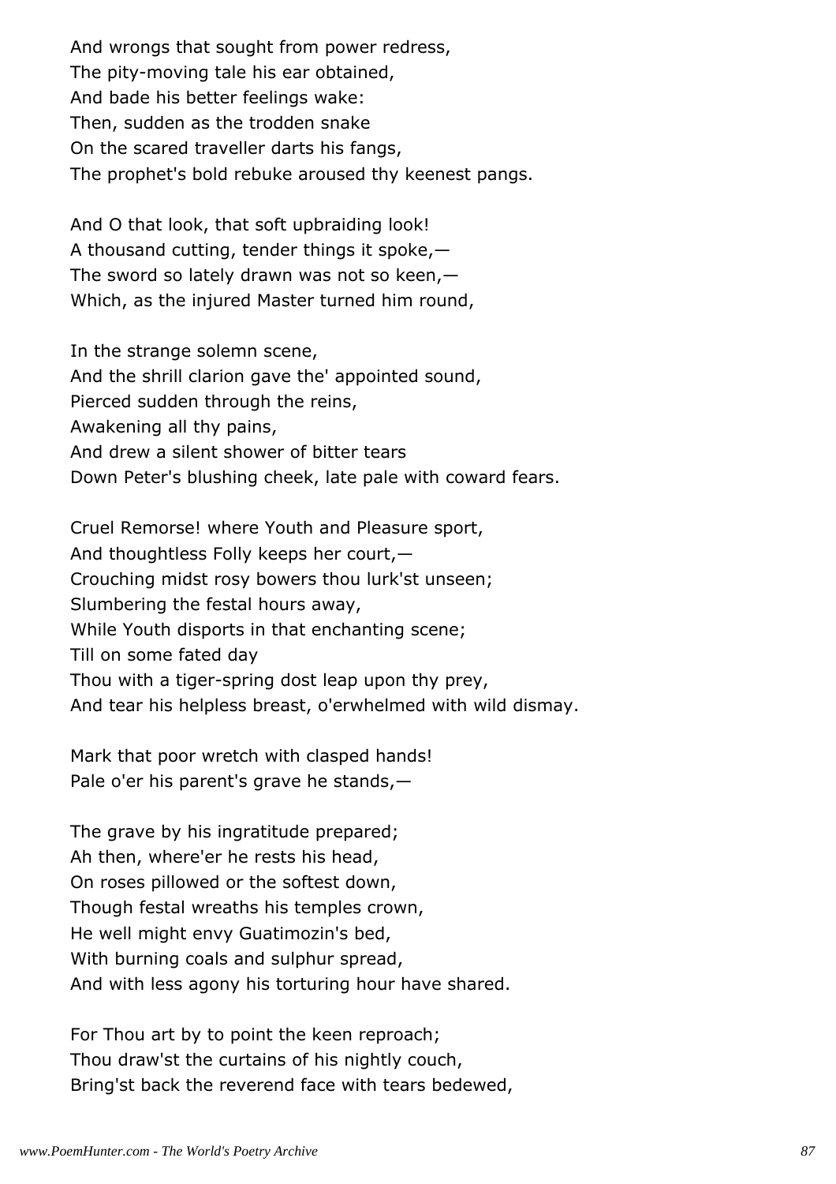And wrongs that sought from power redress,
The pity-moving tale his ear obtained,
And bade his better feelings wake:
Then, sudden as the trodden snake
On the scared traveller darts his fangs,
The prophet's bold rebuke aroused thy keenest pangs.

And O that look, that soft upbraiding look!
A thousand cutting, tender things it spoke,—
The sword so lately drawn was not so keen,—
Which, as the injured Master turned him round,

In the strange solemn scene,
And the shrill clarion gave the' appointed sound,
Pierced sudden through the reins,
Awakening all thy pains,
And drew a silent shower of bitter tears
Down Peter's blushing cheek, late pale with coward fears.

Cruel Remorse! where Youth and Pleasure sport,
And thoughtless Folly keeps her court,—
Crouching midst rosy bowers thou lurk'st unseen;
Slumbering the festal hours away,
While Youth disports in that enchanting scene;
Till on some fated day
Thou with a tiger-spring dost leap upon thy prey,
And tear his helpless breast, o'erwhelmed with wild dismay.

Mark that poor wretch with clasped hands!
Pale o'er his parent's grave he stands,—

The grave by his ingratitude prepared;
Ah then, where'er he rests his head,
On roses pillowed or the softest down,
Though festal wreaths his temples crown,
He well might envy Guatimozin's bed,
With burning coals and sulphur spread,
And with less agony his torturing hour have shared.

For Thou art by to point the keen reproach;
Thou draw'st the curtains of his nightly couch,
Bring'st back the reverend face with tears bedewed,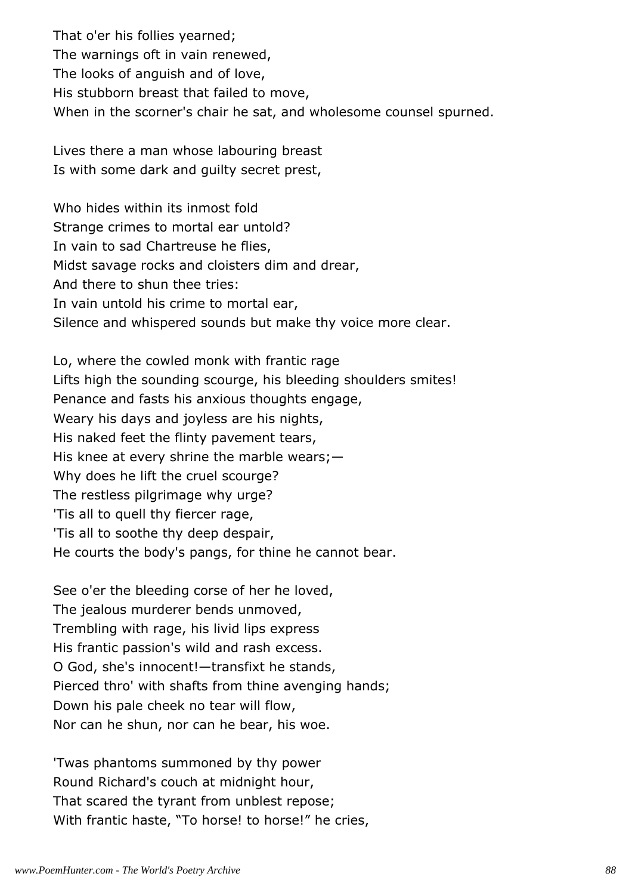That o'er his follies yearned;
The warnings oft in vain renewed,
The looks of anguish and of love,
His stubborn breast that failed to move,
When in the scorner's chair he sat, and wholesome counsel spurned.

Lives there a man whose labouring breast
Is with some dark and guilty secret prest,

Who hides within its inmost fold
Strange crimes to mortal ear untold?
In vain to sad Chartreuse he flies,
Midst savage rocks and cloisters dim and drear,
And there to shun thee tries:
In vain untold his crime to mortal ear,
Silence and whispered sounds but make thy voice more clear.

Lo, where the cowled monk with frantic rage
Lifts high the sounding scourge, his bleeding shoulders smites!
Penance and fasts his anxious thoughts engage,
Weary his days and joyless are his nights,
His naked feet the flinty pavement tears,
His knee at every shrine the marble wears;—
Why does he lift the cruel scourge?
The restless pilgrimage why urge?
'Tis all to quell thy fiercer rage,
'Tis all to soothe thy deep despair,
He courts the body's pangs, for thine he cannot bear.

See o'er the bleeding corse of her he loved,
The jealous murderer bends unmoved,
Trembling with rage, his livid lips express
His frantic passion's wild and rash excess.
O God, she's innocent!—transfixt he stands,
Pierced thro' with shafts from thine avenging hands;
Down his pale cheek no tear will flow,
Nor can he shun, nor can he bear, his woe.

'Twas phantoms summoned by thy power
Round Richard's couch at midnight hour,
That scared the tyrant from unblest repose;
With frantic haste, "To horse! to horse!" he cries,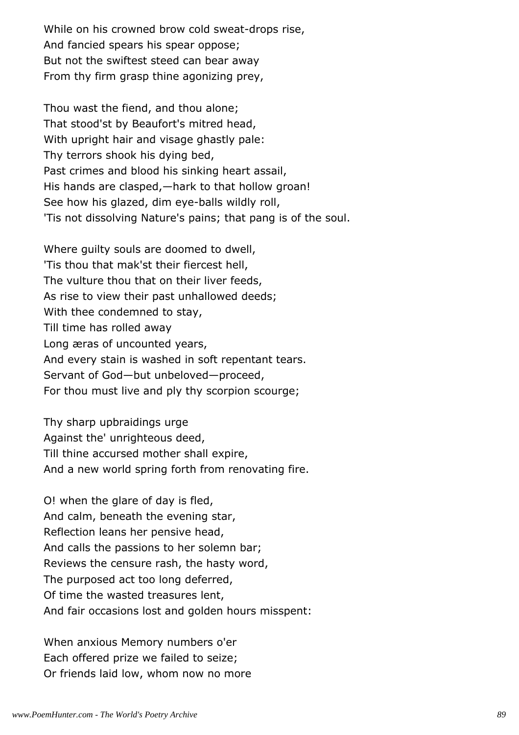While on his crowned brow cold sweat-drops rise,
And fancied spears his spear oppose;
But not the swiftest steed can bear away
From thy firm grasp thine agonizing prey,

Thou wast the fiend, and thou alone;
That stood'st by Beaufort's mitred head,
With upright hair and visage ghastly pale:
Thy terrors shook his dying bed,
Past crimes and blood his sinking heart assail,
His hands are clasped,—hark to that hollow groan!
See how his glazed, dim eye-balls wildly roll,
'Tis not dissolving Nature's pains; that pang is of the soul.

Where guilty souls are doomed to dwell,
'Tis thou that mak'st their fiercest hell,
The vulture thou that on their liver feeds,
As rise to view their past unhallowed deeds;
With thee condemned to stay,
Till time has rolled away
Long æras of uncounted years,
And every stain is washed in soft repentant tears.
Servant of God—but unbeloved—proceed,
For thou must live and ply thy scorpion scourge;

Thy sharp upbraidings urge
Against the' unrighteous deed,
Till thine accursed mother shall expire,
And a new world spring forth from renovating fire.

O! when the glare of day is fled,
And calm, beneath the evening star,
Reflection leans her pensive head,
And calls the passions to her solemn bar;
Reviews the censure rash, the hasty word,
The purposed act too long deferred,
Of time the wasted treasures lent,
And fair occasions lost and golden hours misspent:

When anxious Memory numbers o'er
Each offered prize we failed to seize;
Or friends laid low, whom now no more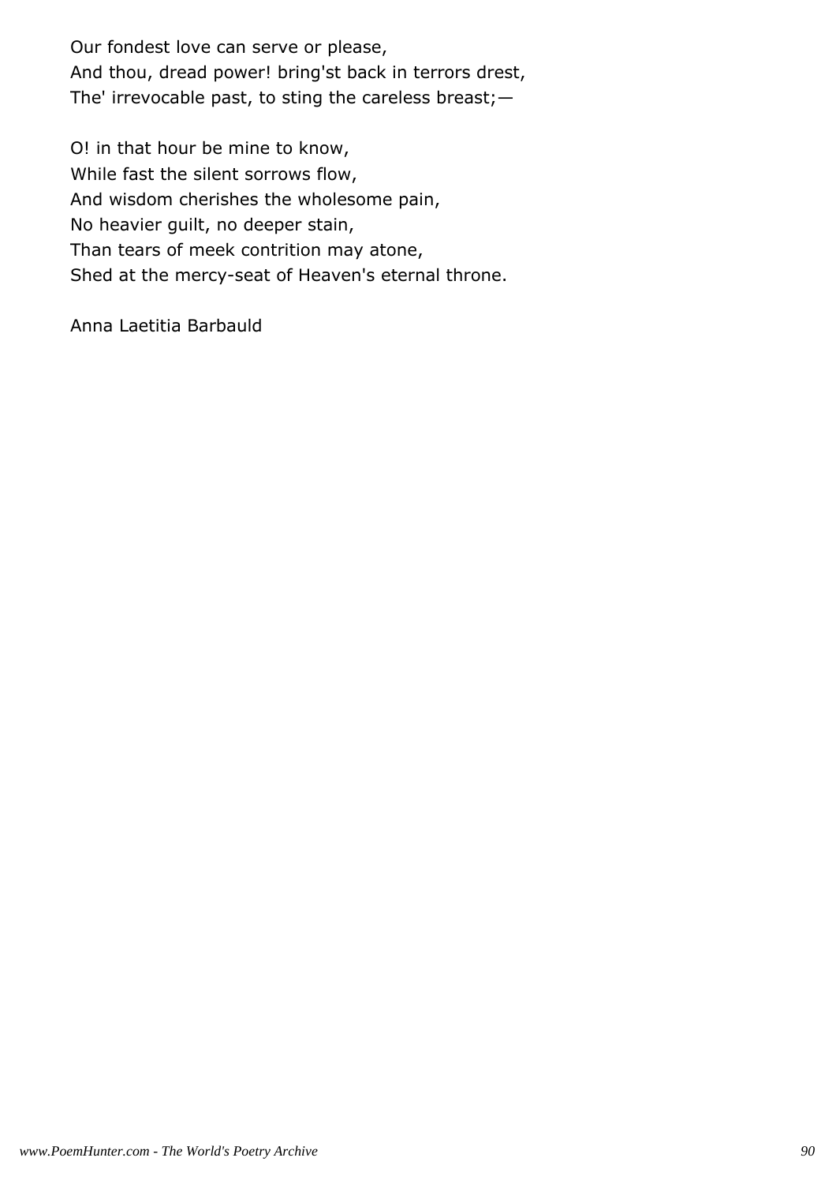Our fondest love can serve or please,
And thou, dread power! bring'st back in terrors drest,
The' irrevocable past, to sting the careless breast;—

O! in that hour be mine to know,
While fast the silent sorrows flow,
And wisdom cherishes the wholesome pain,
No heavier guilt, no deeper stain,
Than tears of meek contrition may atone,
Shed at the mercy-seat of Heaven's eternal throne.

Anna Laetitia Barbauld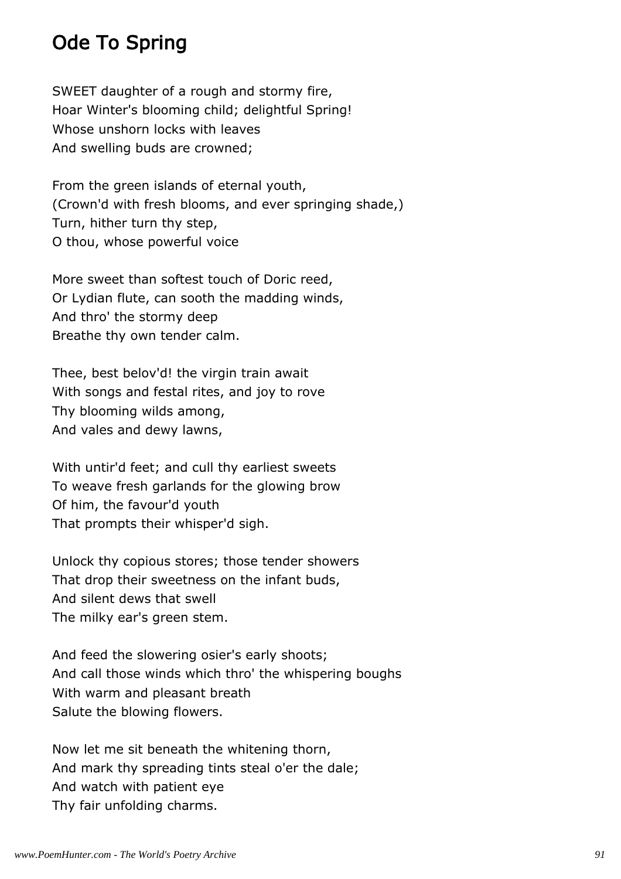# Ode To Spring

SWEET daughter of a rough and stormy fire,
Hoar Winter's blooming child; delightful Spring!
Whose unshorn locks with leaves
And swelling buds are crowned;

From the green islands of eternal youth,
(Crown'd with fresh blooms, and ever springing shade,)
Turn, hither turn thy step,
O thou, whose powerful voice

More sweet than softest touch of Doric reed,
Or Lydian flute, can sooth the madding winds,
And thro' the stormy deep
Breathe thy own tender calm.

Thee, best belov'd! the virgin train await
With songs and festal rites, and joy to rove
Thy blooming wilds among,
And vales and dewy lawns,

With untir'd feet; and cull thy earliest sweets
To weave fresh garlands for the glowing brow
Of him, the favour'd youth
That prompts their whisper'd sigh.

Unlock thy copious stores; those tender showers
That drop their sweetness on the infant buds,
And silent dews that swell
The milky ear's green stem.

And feed the slowering osier's early shoots;
And call those winds which thro' the whispering boughs
With warm and pleasant breath
Salute the blowing flowers.

Now let me sit beneath the whitening thorn,
And mark thy spreading tints steal o'er the dale;
And watch with patient eye
Thy fair unfolding charms.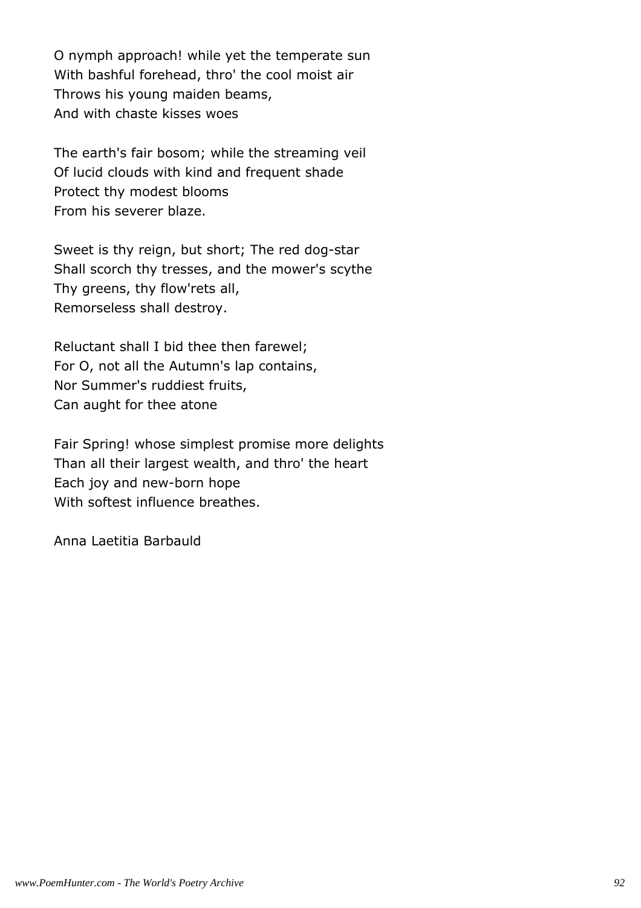O nymph approach! while yet the temperate sun
With bashful forehead, thro' the cool moist air
Throws his young maiden beams,
And with chaste kisses woes

The earth's fair bosom; while the streaming veil
Of lucid clouds with kind and frequent shade
Protect thy modest blooms
From his severer blaze.

Sweet is thy reign, but short; The red dog-star
Shall scorch thy tresses, and the mower's scythe
Thy greens, thy flow'rets all,
Remorseless shall destroy.

Reluctant shall I bid thee then farewel;
For O, not all the Autumn's lap contains,
Nor Summer's ruddiest fruits,
Can aught for thee atone

Fair Spring! whose simplest promise more delights
Than all their largest wealth, and thro' the heart
Each joy and new-born hope
With softest influence breathes.

Anna Laetitia Barbauld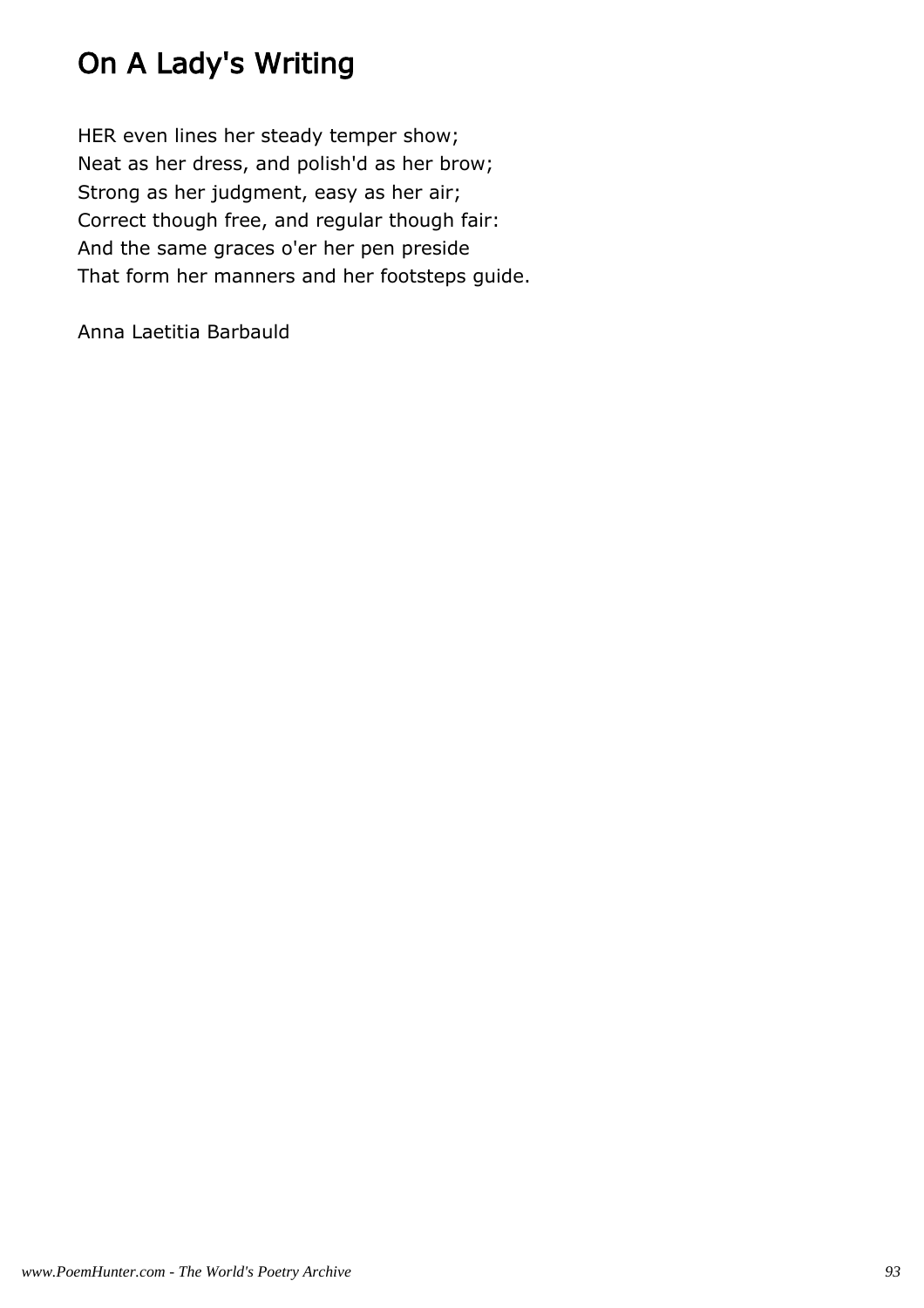# On A Lady's Writing

HER even lines her steady temper show;  
Neat as her dress, and polish'd as her brow;  
Strong as her judgment, easy as her air;  
Correct though free, and regular though fair:  
And the same graces o'er her pen preside  
That form her manners and her footsteps guide.

Anna Laetitia Barbauld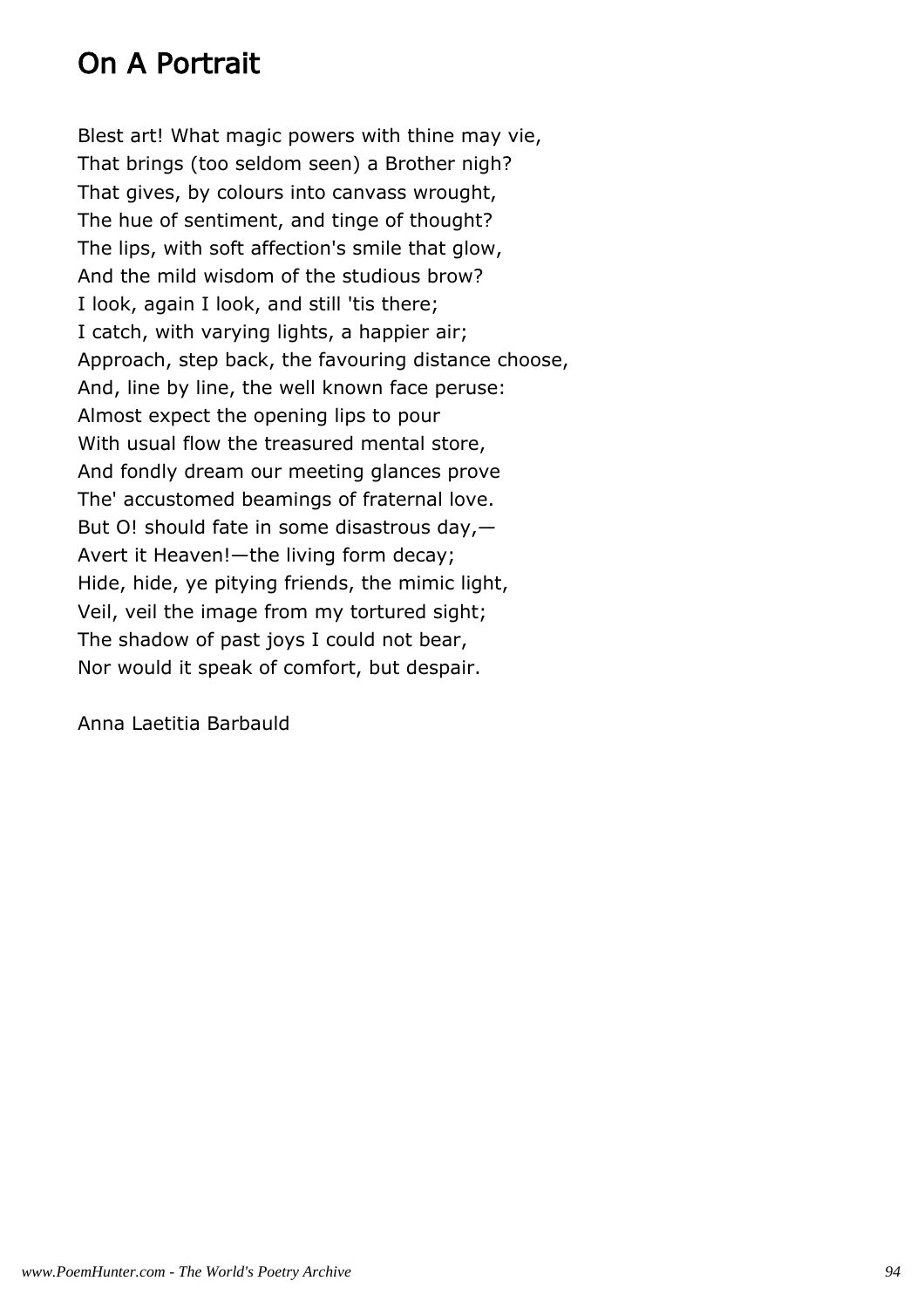# On A Portrait

Blest art! What magic powers with thine may vie,
That brings (too seldom seen) a Brother nigh?
That gives, by colours into canvass wrought,
The hue of sentiment, and tinge of thought?
The lips, with soft affection's smile that glow,
And the mild wisdom of the studious brow?
I look, again I look, and still 'tis there;
I catch, with varying lights, a happier air;
Approach, step back, the favouring distance choose,
And, line by line, the well known face peruse:
Almost expect the opening lips to pour
With usual flow the treasured mental store,
And fondly dream our meeting glances prove
The' accustomed beamings of fraternal love.
But O! should fate in some disastrous day,—
Avert it Heaven!—the living form decay;
Hide, hide, ye pitying friends, the mimic light,
Veil, veil the image from my tortured sight;
The shadow of past joys I could not bear,
Nor would it speak of comfort, but despair.

Anna Laetitia Barbauld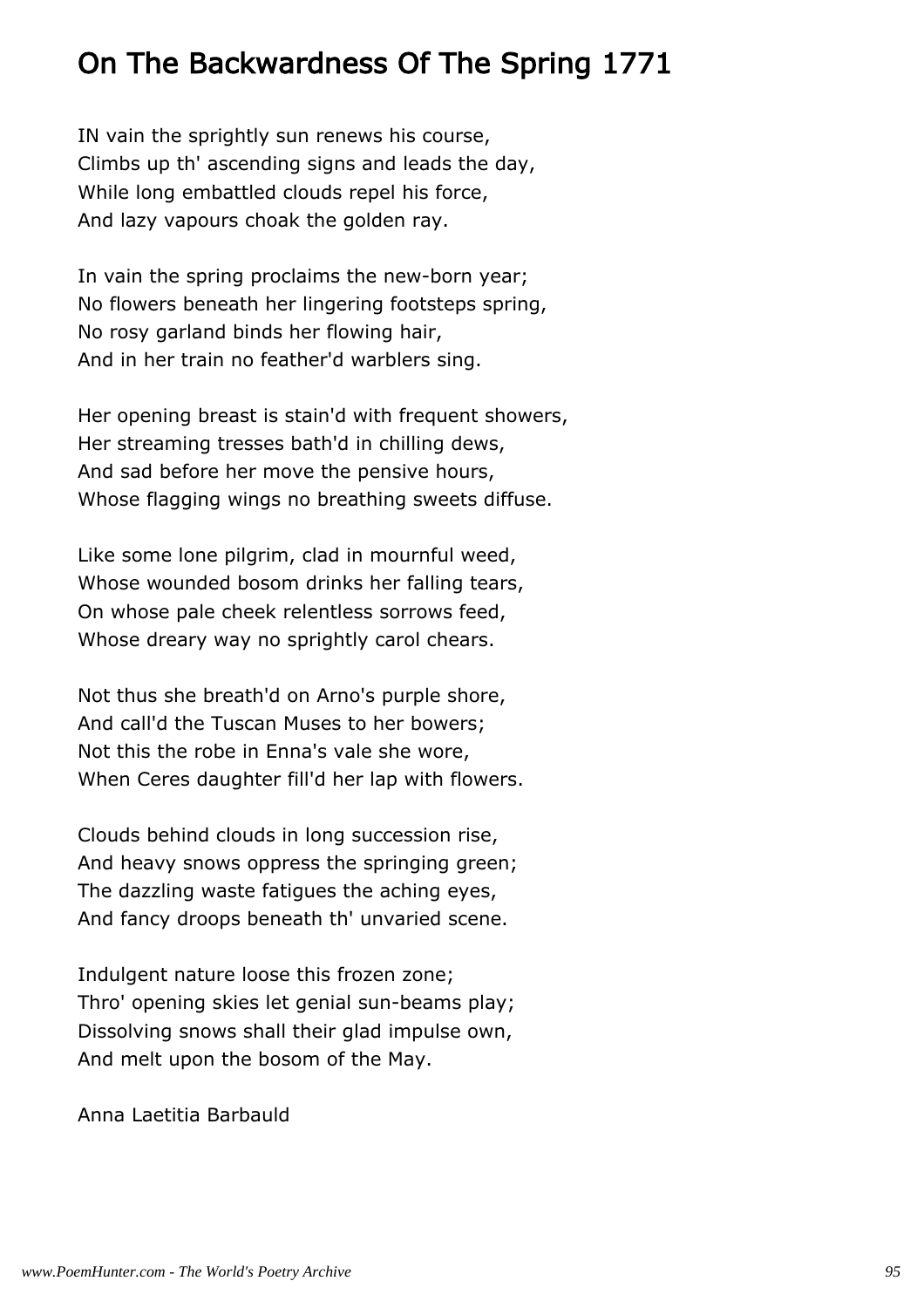# On The Backwardness Of The Spring 1771

IN vain the sprightly sun renews his course,
Climbs up th' ascending signs and leads the day,
While long embattled clouds repel his force,
And lazy vapours choak the golden ray.

In vain the spring proclaims the new-born year;
No flowers beneath her lingering footsteps spring,
No rosy garland binds her flowing hair,
And in her train no feather'd warblers sing.

Her opening breast is stain'd with frequent showers,
Her streaming tresses bath'd in chilling dews,
And sad before her move the pensive hours,
Whose flagging wings no breathing sweets diffuse.

Like some lone pilgrim, clad in mournful weed,
Whose wounded bosom drinks her falling tears,
On whose pale cheek relentless sorrows feed,
Whose dreary way no sprightly carol chears.

Not thus she breath'd on Arno's purple shore,
And call'd the Tuscan Muses to her bowers;
Not this the robe in Enna's vale she wore,
When Ceres daughter fill'd her lap with flowers.

Clouds behind clouds in long succession rise,
And heavy snows oppress the springing green;
The dazzling waste fatigues the aching eyes,
And fancy droops beneath th' unvaried scene.

Indulgent nature loose this frozen zone;
Thro' opening skies let genial sun-beams play;
Dissolving snows shall their glad impulse own,
And melt upon the bosom of the May.

Anna Laetitia Barbauld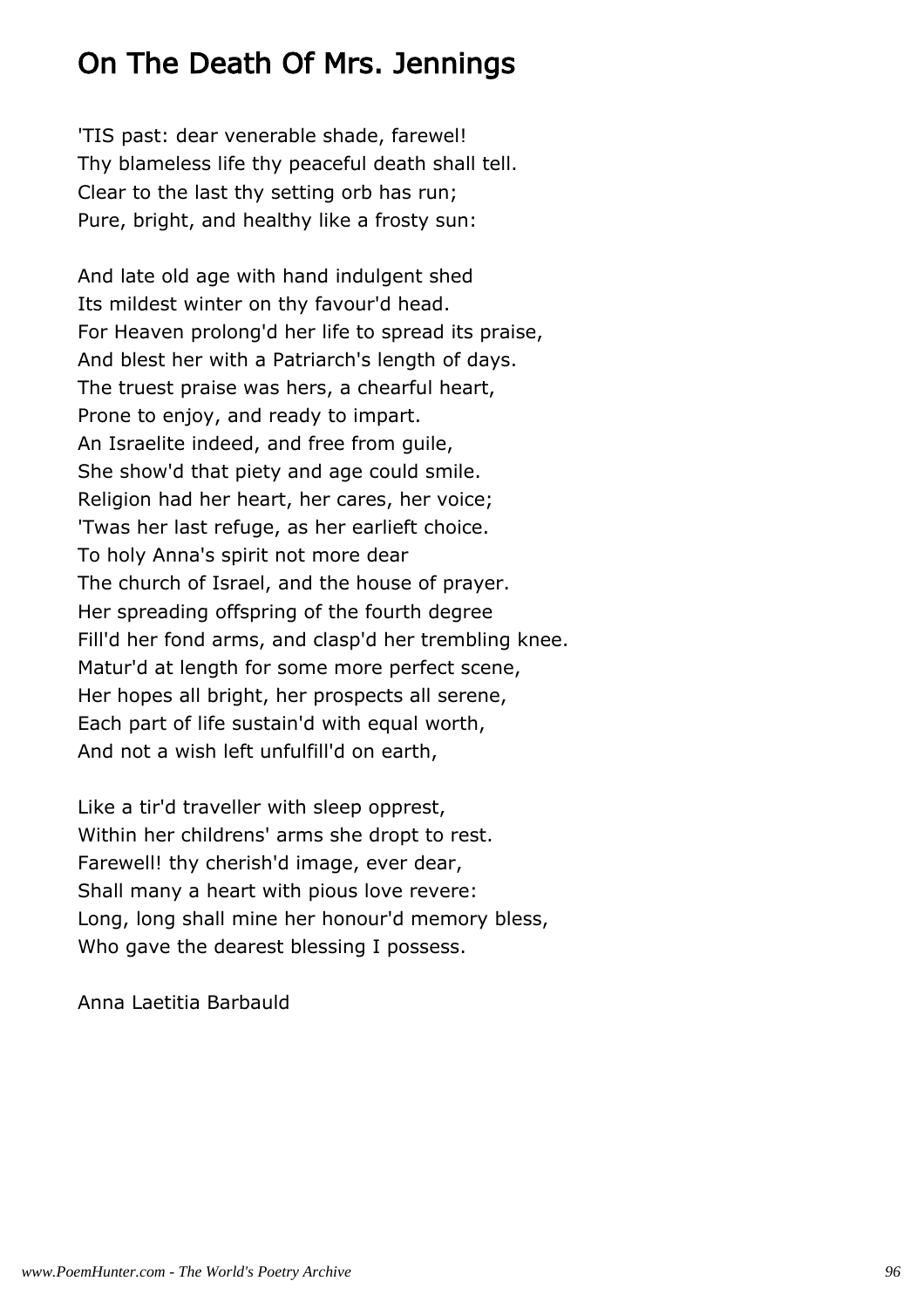# On The Death Of Mrs. Jennings

'TIS past: dear venerable shade, farewel!
Thy blameless life thy peaceful death shall tell.
Clear to the last thy setting orb has run;
Pure, bright, and healthy like a frosty sun:

And late old age with hand indulgent shed
Its mildest winter on thy favour'd head.
For Heaven prolong'd her life to spread its praise,
And blest her with a Patriarch's length of days.
The truest praise was hers, a chearful heart,
Prone to enjoy, and ready to impart.
An Israelite indeed, and free from guile,
She show'd that piety and age could smile.
Religion had her heart, her cares, her voice;
'Twas her last refuge, as her earlieft choice.
To holy Anna's spirit not more dear
The church of Israel, and the house of prayer.
Her spreading offspring of the fourth degree
Fill'd her fond arms, and clasp'd her trembling knee.
Matur'd at length for some more perfect scene,
Her hopes all bright, her prospects all serene,
Each part of life sustain'd with equal worth,
And not a wish left unfulfill'd on earth,

Like a tir'd traveller with sleep opprest,
Within her childrens' arms she dropt to rest.
Farewell! thy cherish'd image, ever dear,
Shall many a heart with pious love revere:
Long, long shall mine her honour'd memory bless,
Who gave the dearest blessing I possess.

Anna Laetitia Barbauld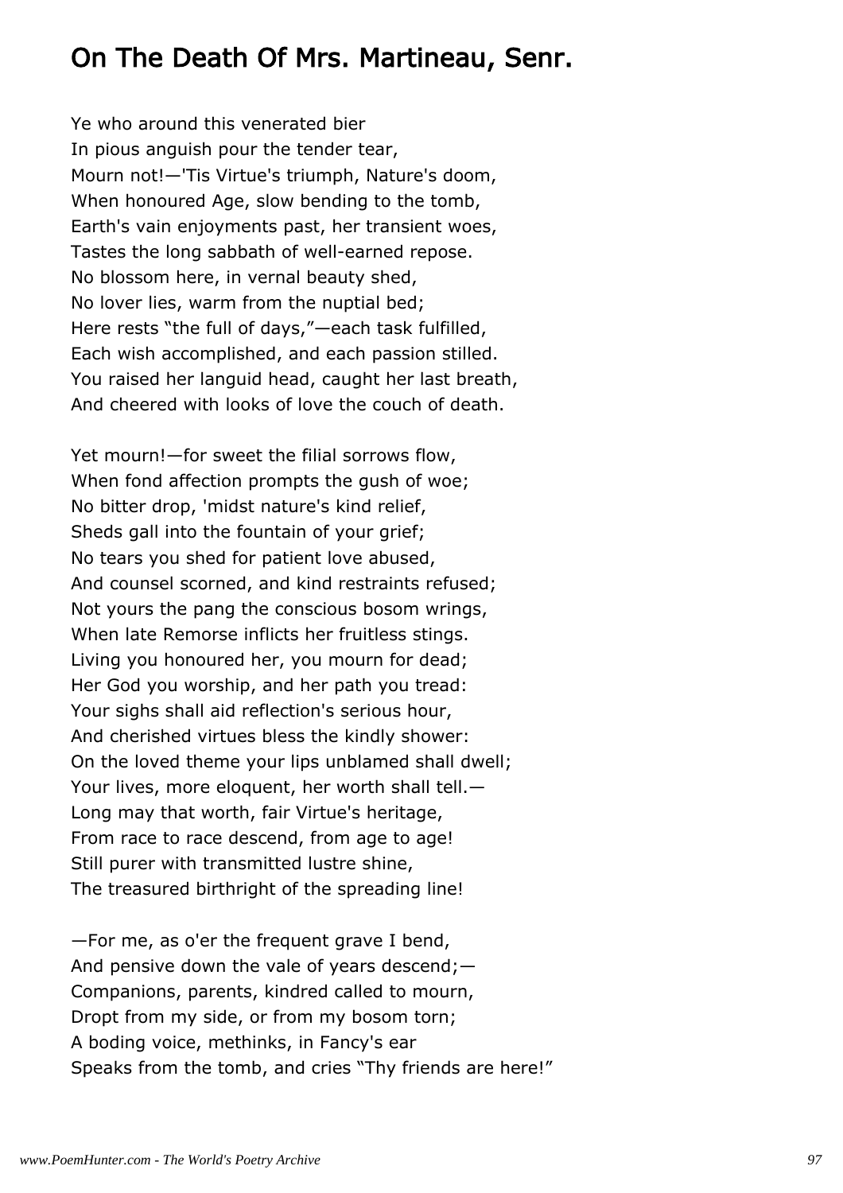## On The Death Of Mrs. Martineau, Senr.

Ye who around this venerated bier
In pious anguish pour the tender tear,
Mourn not!—'Tis Virtue's triumph, Nature's doom,
When honoured Age, slow bending to the tomb,
Earth's vain enjoyments past, her transient woes,
Tastes the long sabbath of well-earned repose.
No blossom here, in vernal beauty shed,
No lover lies, warm from the nuptial bed;
Here rests "the full of days,"—each task fulfilled,
Each wish accomplished, and each passion stilled.
You raised her languid head, caught her last breath,
And cheered with looks of love the couch of death.

Yet mourn!—for sweet the filial sorrows flow,
When fond affection prompts the gush of woe;
No bitter drop, 'midst nature's kind relief,
Sheds gall into the fountain of your grief;
No tears you shed for patient love abused,
And counsel scorned, and kind restraints refused;
Not yours the pang the conscious bosom wrings,
When late Remorse inflicts her fruitless stings.
Living you honoured her, you mourn for dead;
Her God you worship, and her path you tread:
Your sighs shall aid reflection's serious hour,
And cherished virtues bless the kindly shower:
On the loved theme your lips unblamed shall dwell;
Your lives, more eloquent, her worth shall tell.—
Long may that worth, fair Virtue's heritage,
From race to race descend, from age to age!
Still purer with transmitted lustre shine,
The treasured birthright of the spreading line!

—For me, as o'er the frequent grave I bend,
And pensive down the vale of years descend;—
Companions, parents, kindred called to mourn,
Dropt from my side, or from my bosom torn;
A boding voice, methinks, in Fancy's ear
Speaks from the tomb, and cries "Thy friends are here!"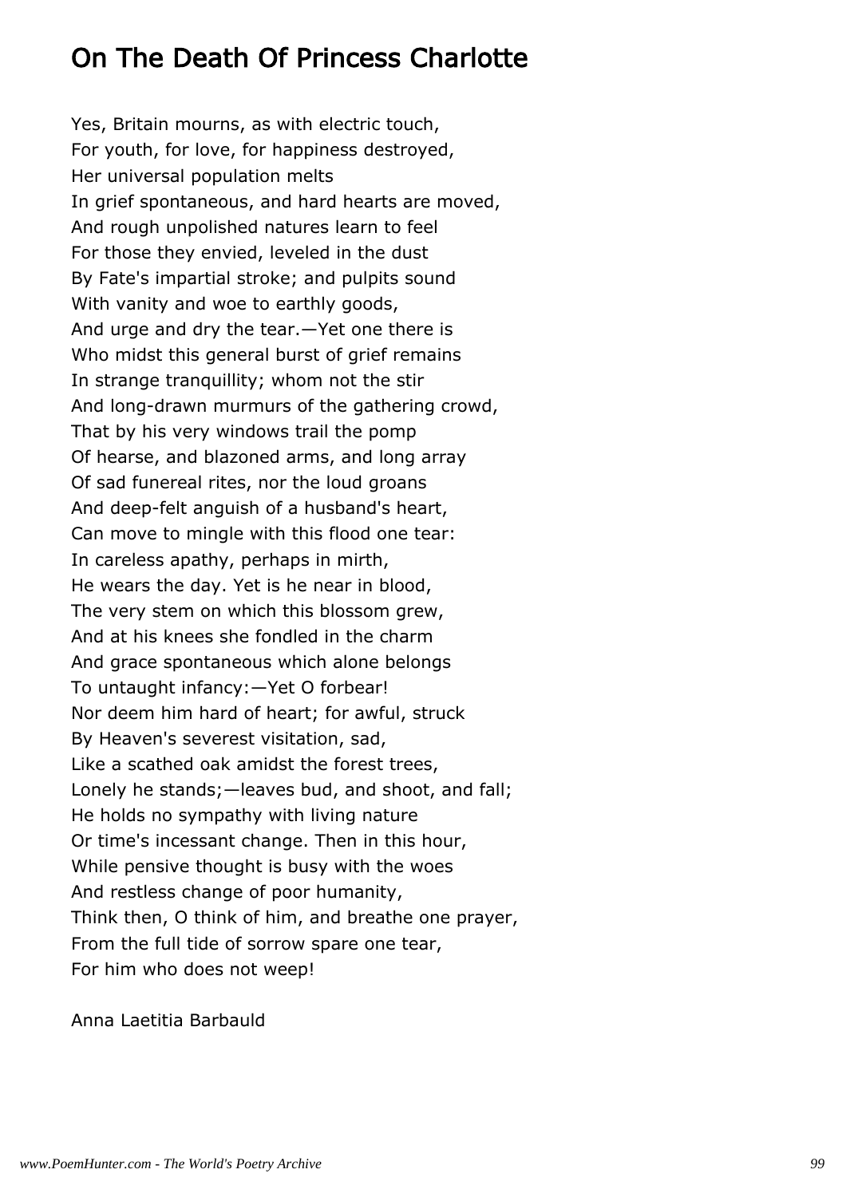# On The Death Of Princess Charlotte

Yes, Britain mourns, as with electric touch,
For youth, for love, for happiness destroyed,
Her universal population melts
In grief spontaneous, and hard hearts are moved,
And rough unpolished natures learn to feel
For those they envied, leveled in the dust
By Fate's impartial stroke; and pulpits sound
With vanity and woe to earthly goods,
And urge and dry the tear.—Yet one there is
Who midst this general burst of grief remains
In strange tranquillity; whom not the stir
And long-drawn murmurs of the gathering crowd,
That by his very windows trail the pomp
Of hearse, and blazoned arms, and long array
Of sad funereal rites, nor the loud groans
And deep-felt anguish of a husband's heart,
Can move to mingle with this flood one tear:
In careless apathy, perhaps in mirth,
He wears the day. Yet is he near in blood,
The very stem on which this blossom grew,
And at his knees she fondled in the charm
And grace spontaneous which alone belongs
To untaught infancy:—Yet O forbear!
Nor deem him hard of heart; for awful, struck
By Heaven's severest visitation, sad,
Like a scathed oak amidst the forest trees,
Lonely he stands;—leaves bud, and shoot, and fall;
He holds no sympathy with living nature
Or time's incessant change. Then in this hour,
While pensive thought is busy with the woes
And restless change of poor humanity,
Think then, O think of him, and breathe one prayer,
From the full tide of sorrow spare one tear,
For him who does not weep!

Anna Laetitia Barbauld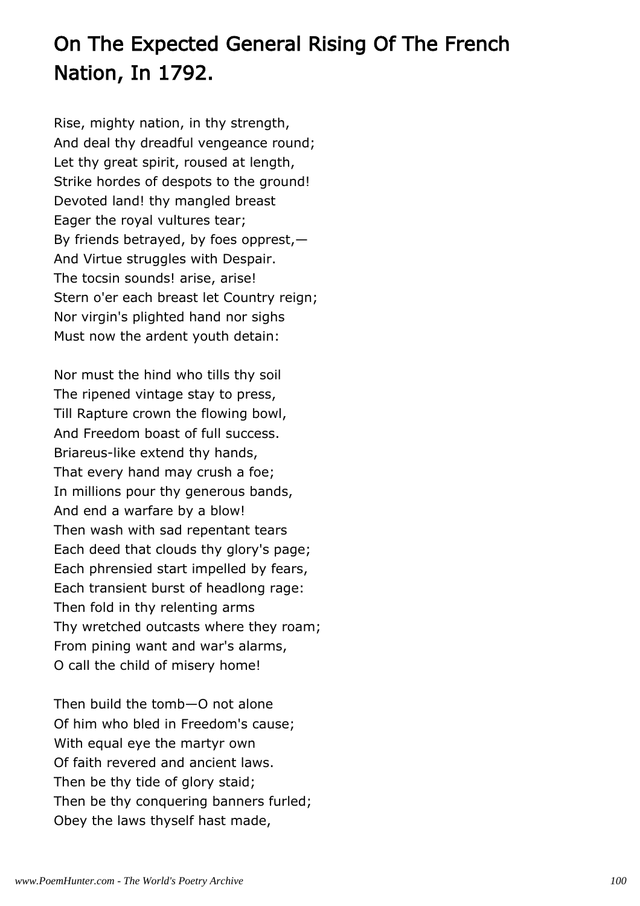# On The Expected General Rising Of The French Nation, In 1792.

Rise, mighty nation, in thy strength,  
And deal thy dreadful vengeance round;  
Let thy great spirit, roused at length,  
Strike hordes of despots to the ground!  
Devoted land! thy mangled breast  
Eager the royal vultures tear;  
By friends betrayed, by foes opprest,—  
And Virtue struggles with Despair.  
The tocsin sounds! arise, arise!  
Stern o'er each breast let Country reign;  
Nor virgin's plighted hand nor sighs  
Must now the ardent youth detain:

Nor must the hind who tills thy soil  
The ripened vintage stay to press,  
Till Rapture crown the flowing bowl,  
And Freedom boast of full success.  
Briareus-like extend thy hands,  
That every hand may crush a foe;  
In millions pour thy generous bands,  
And end a warfare by a blow!  
Then wash with sad repentant tears  
Each deed that clouds thy glory's page;  
Each phrensied start impelled by fears,  
Each transient burst of headlong rage:  
Then fold in thy relenting arms  
Thy wretched outcasts where they roam;  
From pining want and war's alarms,  
O call the child of misery home!

Then build the tomb—O not alone  
Of him who bled in Freedom's cause;  
With equal eye the martyr own  
Of faith revered and ancient laws.  
Then be thy tide of glory staid;  
Then be thy conquering banners furled;  
Obey the laws thyself hast made,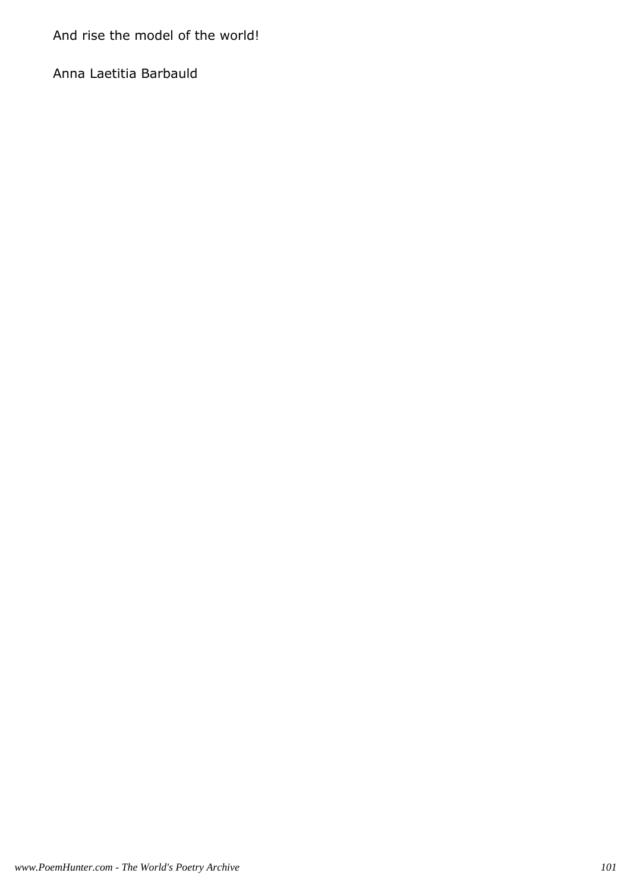And rise the model of the world!

Anna Laetitia Barbauld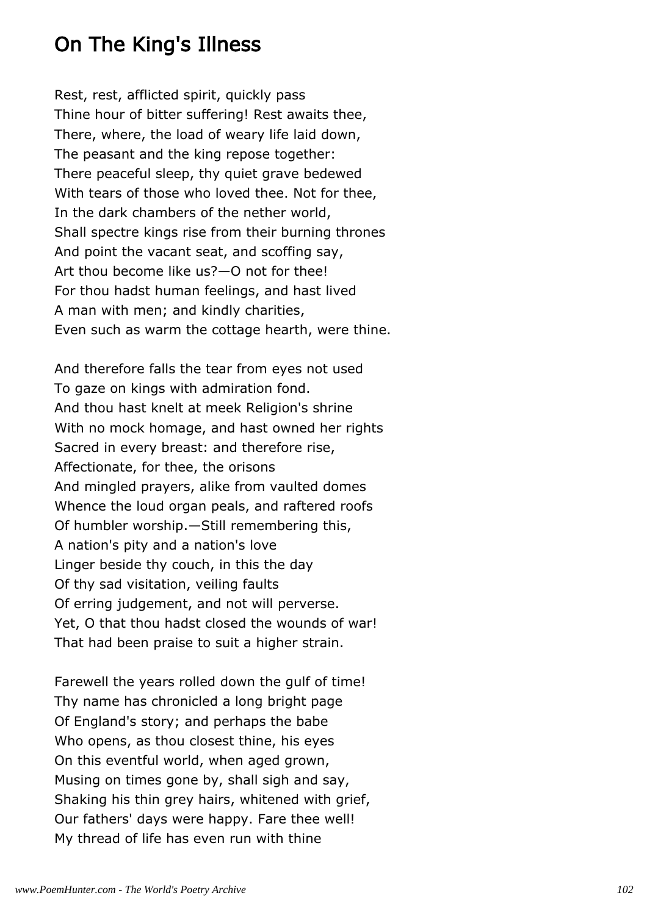# On The King's Illness

Rest, rest, afflicted spirit, quickly pass
Thine hour of bitter suffering! Rest awaits thee,
There, where, the load of weary life laid down,
The peasant and the king repose together:
There peaceful sleep, thy quiet grave bedewed
With tears of those who loved thee. Not for thee,
In the dark chambers of the nether world,
Shall spectre kings rise from their burning thrones
And point the vacant seat, and scoffing say,
Art thou become like us?—O not for thee!
For thou hadst human feelings, and hast lived
A man with men; and kindly charities,
Even such as warm the cottage hearth, were thine.

And therefore falls the tear from eyes not used
To gaze on kings with admiration fond.
And thou hast knelt at meek Religion's shrine
With no mock homage, and hast owned her rights
Sacred in every breast: and therefore rise,
Affectionate, for thee, the orisons
And mingled prayers, alike from vaulted domes
Whence the loud organ peals, and raftered roofs
Of humbler worship.—Still remembering this,
A nation's pity and a nation's love
Linger beside thy couch, in this the day
Of thy sad visitation, veiling faults
Of erring judgement, and not will perverse.
Yet, O that thou hadst closed the wounds of war!
That had been praise to suit a higher strain.

Farewell the years rolled down the gulf of time!
Thy name has chronicled a long bright page
Of England's story; and perhaps the babe
Who opens, as thou closest thine, his eyes
On this eventful world, when aged grown,
Musing on times gone by, shall sigh and say,
Shaking his thin grey hairs, whitened with grief,
Our fathers' days were happy. Fare thee well!
My thread of life has even run with thine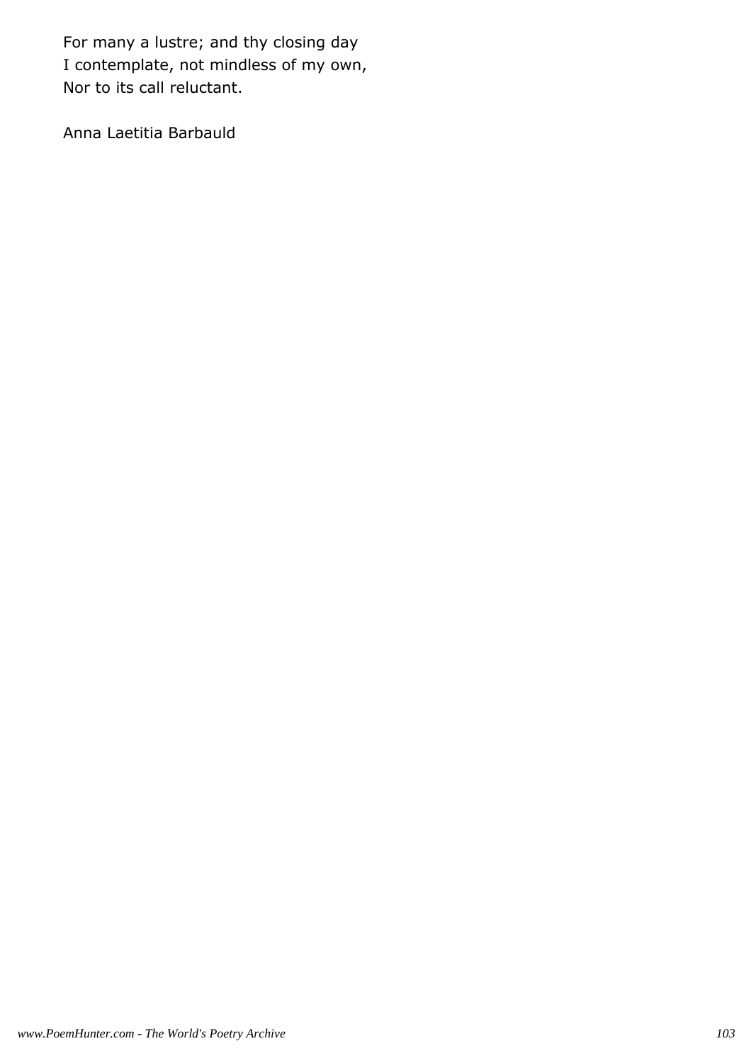For many a lustre; and thy closing day
I contemplate, not mindless of my own,
Nor to its call reluctant.

Anna Laetitia Barbauld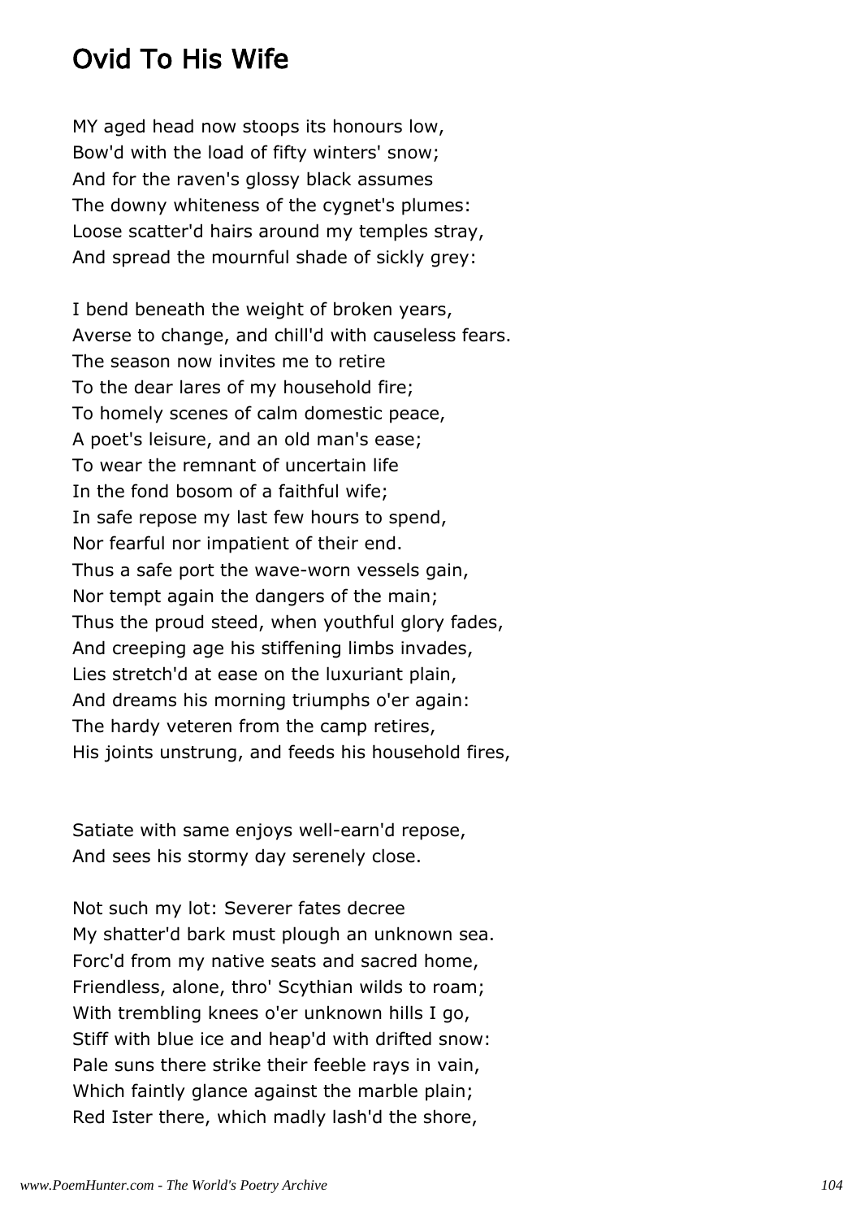## Ovid To His Wife

MY aged head now stoops its honours low,
Bow'd with the load of fifty winters' snow;
And for the raven's glossy black assumes
The downy whiteness of the cygnet's plumes:
Loose scatter'd hairs around my temples stray,
And spread the mournful shade of sickly grey:

I bend beneath the weight of broken years,
Averse to change, and chill'd with causeless fears.
The season now invites me to retire
To the dear lares of my household fire;
To homely scenes of calm domestic peace,
A poet's leisure, and an old man's ease;
To wear the remnant of uncertain life
In the fond bosom of a faithful wife;
In safe repose my last few hours to spend,
Nor fearful nor impatient of their end.
Thus a safe port the wave-worn vessels gain,
Nor tempt again the dangers of the main;
Thus the proud steed, when youthful glory fades,
And creeping age his stiffening limbs invades,
Lies stretch'd at ease on the luxuriant plain,
And dreams his morning triumphs o'er again:
The hardy veteren from the camp retires,
His joints unstrung, and feeds his household fires,

Satiate with same enjoys well-earn'd repose,
And sees his stormy day serenely close.

Not such my lot: Severer fates decree
My shatter'd bark must plough an unknown sea.
Forc'd from my native seats and sacred home,
Friendless, alone, thro' Scythian wilds to roam;
With trembling knees o'er unknown hills I go,
Stiff with blue ice and heap'd with drifted snow:
Pale suns there strike their feeble rays in vain,
Which faintly glance against the marble plain;
Red Ister there, which madly lash'd the shore,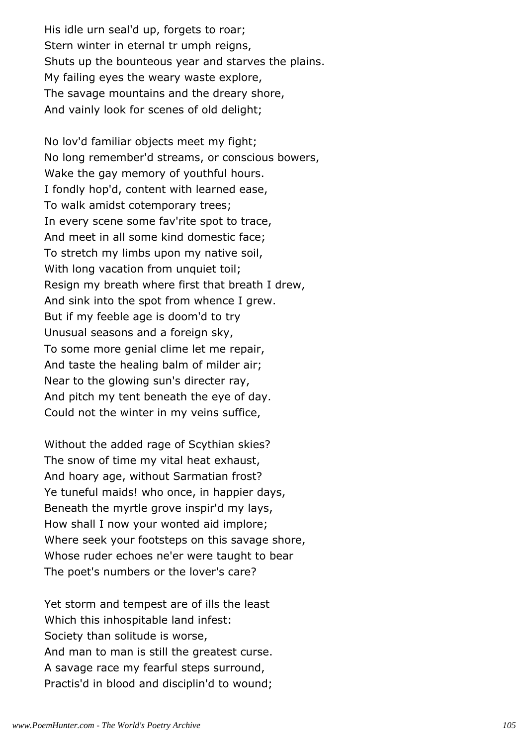His idle urn seal'd up, forgets to roar;
Stern winter in eternal tr umph reigns,
Shuts up the bounteous year and starves the plains.
My failing eyes the weary waste explore,
The savage mountains and the dreary shore,
And vainly look for scenes of old delight;

No lov'd familiar objects meet my fight;
No long remember'd streams, or conscious bowers,
Wake the gay memory of youthful hours.
I fondly hop'd, content with learned ease,
To walk amidst cotemporary trees;
In every scene some fav'rite spot to trace,
And meet in all some kind domestic face;
To stretch my limbs upon my native soil,
With long vacation from unquiet toil;
Resign my breath where first that breath I drew,
And sink into the spot from whence I grew.
But if my feeble age is doom'd to try
Unusual seasons and a foreign sky,
To some more genial clime let me repair,
And taste the healing balm of milder air;
Near to the glowing sun's directer ray,
And pitch my tent beneath the eye of day.
Could not the winter in my veins suffice,

Without the added rage of Scythian skies?
The snow of time my vital heat exhaust,
And hoary age, without Sarmatian frost?
Ye tuneful maids! who once, in happier days,
Beneath the myrtle grove inspir'd my lays,
How shall I now your wonted aid implore;
Where seek your footsteps on this savage shore,
Whose ruder echoes ne'er were taught to bear
The poet's numbers or the lover's care?

Yet storm and tempest are of ills the least
Which this inhospitable land infest:
Society than solitude is worse,
And man to man is still the greatest curse.
A savage race my fearful steps surround,
Practis'd in blood and disciplin'd to wound;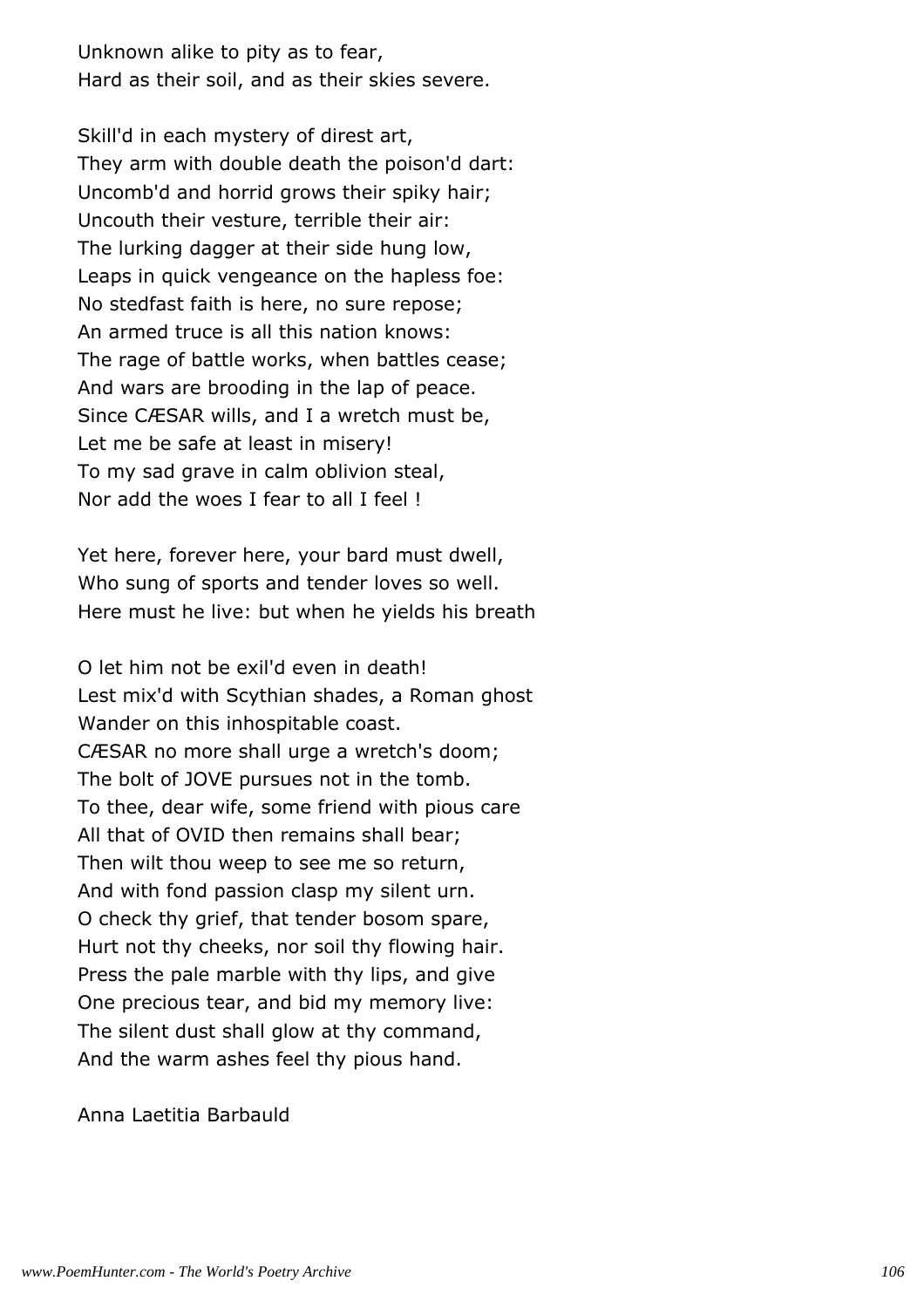Unknown alike to pity as to fear,
Hard as their soil, and as their skies severe.

Skill'd in each mystery of direst art,
They arm with double death the poison'd dart:
Uncomb'd and horrid grows their spiky hair;
Uncouth their vesture, terrible their air:
The lurking dagger at their side hung low,
Leaps in quick vengeance on the hapless foe:
No stedfast faith is here, no sure repose;
An armed truce is all this nation knows:
The rage of battle works, when battles cease;
And wars are brooding in the lap of peace.
Since CÆSAR wills, and I a wretch must be,
Let me be safe at least in misery!
To my sad grave in calm oblivion steal,
Nor add the woes I fear to all I feel !

Yet here, forever here, your bard must dwell,
Who sung of sports and tender loves so well.
Here must he live: but when he yields his breath

O let him not be exil'd even in death!
Lest mix'd with Scythian shades, a Roman ghost
Wander on this inhospitable coast.
CÆSAR no more shall urge a wretch's doom;
The bolt of JOVE pursues not in the tomb.
To thee, dear wife, some friend with pious care
All that of OVID then remains shall bear;
Then wilt thou weep to see me so return,
And with fond passion clasp my silent urn.
O check thy grief, that tender bosom spare,
Hurt not thy cheeks, nor soil thy flowing hair.
Press the pale marble with thy lips, and give
One precious tear, and bid my memory live:
The silent dust shall glow at thy command,
And the warm ashes feel thy pious hand.

Anna Laetitia Barbauld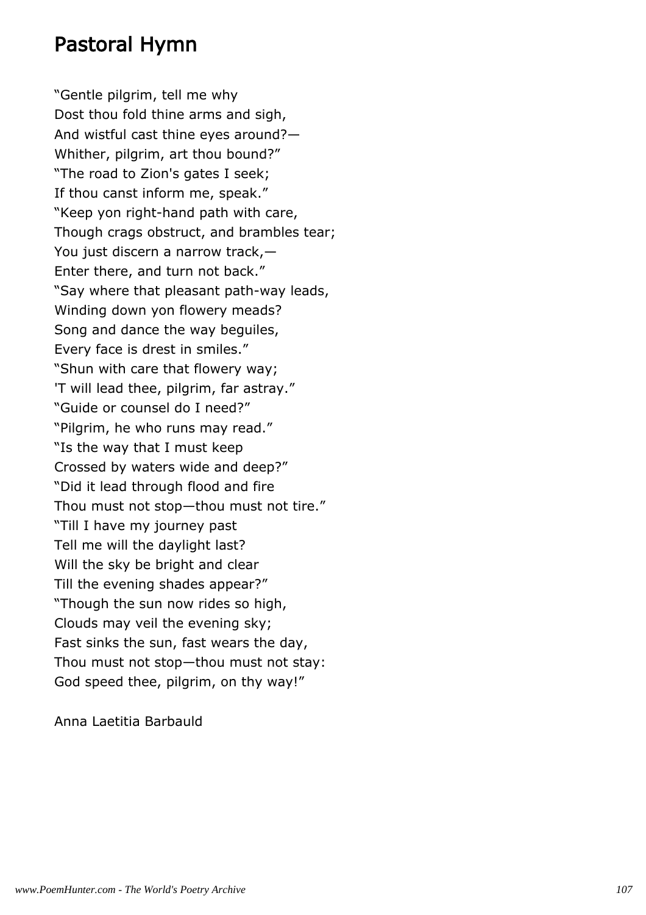## Pastoral Hymn

"Gentle pilgrim, tell me why
Dost thou fold thine arms and sigh,
And wistful cast thine eyes around?—
Whither, pilgrim, art thou bound?"
"The road to Zion's gates I seek;
If thou canst inform me, speak."
"Keep yon right-hand path with care,
Though crags obstruct, and brambles tear;
You just discern a narrow track,—
Enter there, and turn not back."
"Say where that pleasant path-way leads,
Winding down yon flowery meads?
Song and dance the way beguiles,
Every face is drest in smiles."
"Shun with care that flowery way;
'T will lead thee, pilgrim, far astray."
"Guide or counsel do I need?"
"Pilgrim, he who runs may read."
"Is the way that I must keep
Crossed by waters wide and deep?"
"Did it lead through flood and fire
Thou must not stop—thou must not tire."
"Till I have my journey past
Tell me will the daylight last?
Will the sky be bright and clear
Till the evening shades appear?"
"Though the sun now rides so high,
Clouds may veil the evening sky;
Fast sinks the sun, fast wears the day,
Thou must not stop—thou must not stay:
God speed thee, pilgrim, on thy way!"

Anna Laetitia Barbauld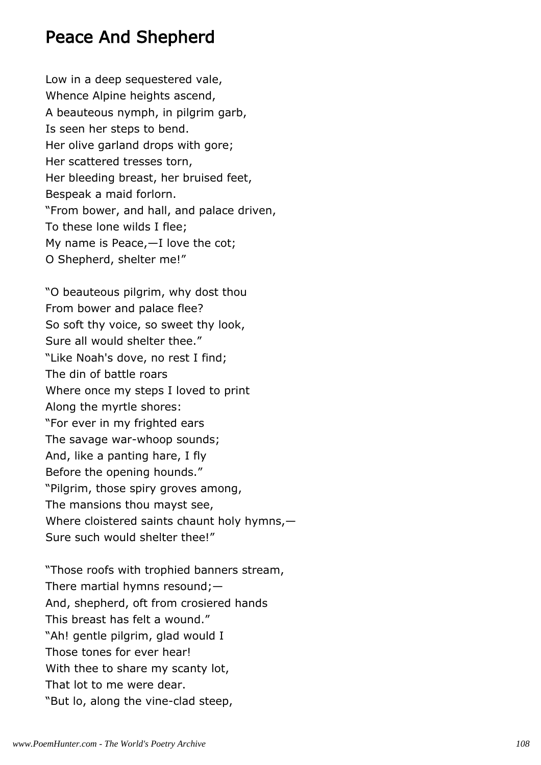# Peace And Shepherd

Low in a deep sequestered vale,
Whence Alpine heights ascend,
A beauteous nymph, in pilgrim garb,
Is seen her steps to bend.
Her olive garland drops with gore;
Her scattered tresses torn,
Her bleeding breast, her bruised feet,
Bespeak a maid forlorn.
"From bower, and hall, and palace driven,
To these lone wilds I flee;
My name is Peace,—I love the cot;
O Shepherd, shelter me!"

"O beauteous pilgrim, why dost thou
From bower and palace flee?
So soft thy voice, so sweet thy look,
Sure all would shelter thee."
"Like Noah's dove, no rest I find;
The din of battle roars
Where once my steps I loved to print
Along the myrtle shores:
"For ever in my frighted ears
The savage war-whoop sounds;
And, like a panting hare, I fly
Before the opening hounds."
"Pilgrim, those spiry groves among,
The mansions thou mayst see,
Where cloistered saints chaunt holy hymns,—
Sure such would shelter thee!"

"Those roofs with trophied banners stream,
There martial hymns resound;—
And, shepherd, oft from crosiered hands
This breast has felt a wound."
"Ah! gentle pilgrim, glad would I
Those tones for ever hear!
With thee to share my scanty lot,
That lot to me were dear.
"But lo, along the vine-clad steep,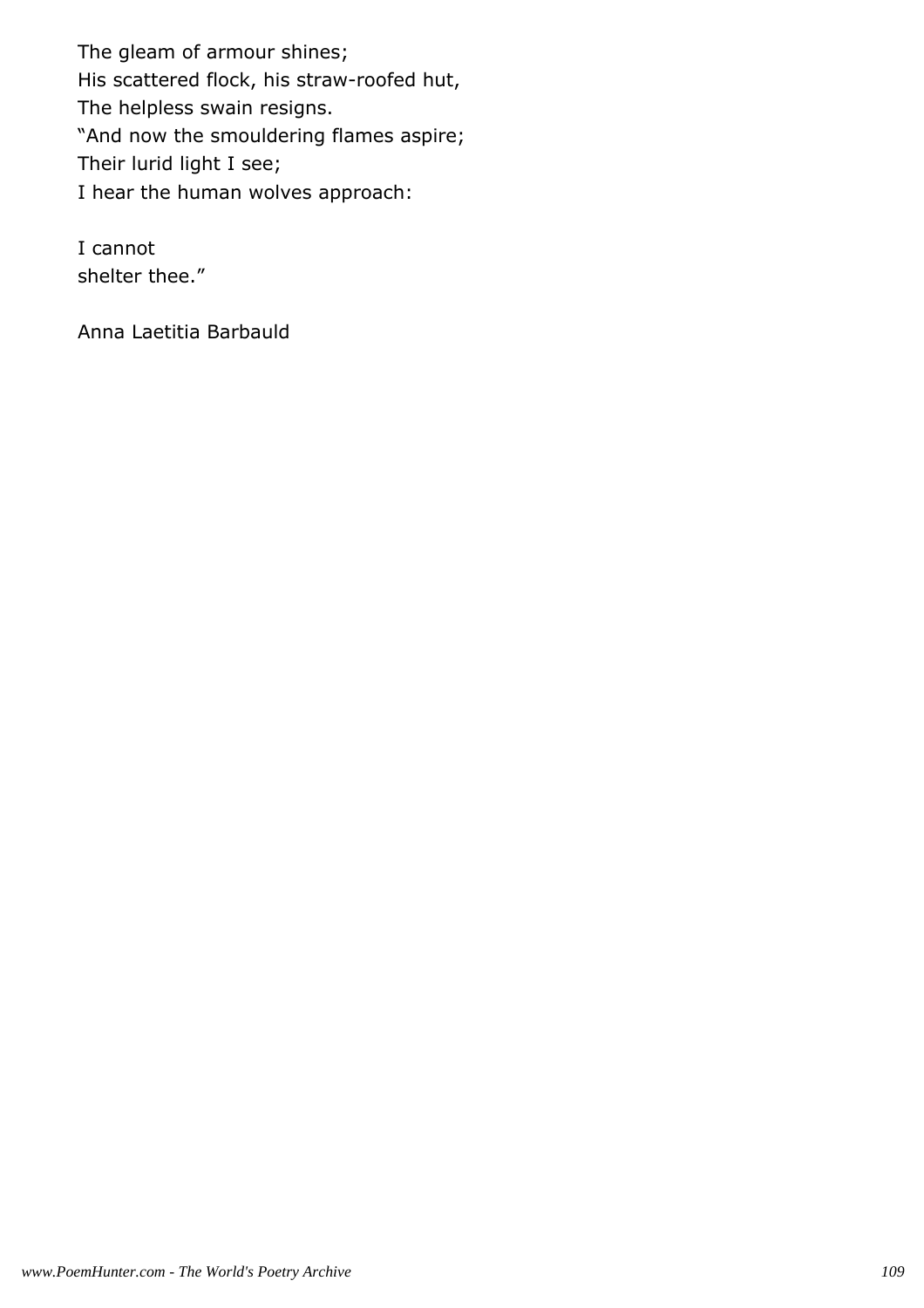The gleam of armour shines;
His scattered flock, his straw-roofed hut,
The helpless swain resigns.
“And now the smouldering flames aspire;
Their lurid light I see;
I hear the human wolves approach:

I cannot
shelter thee.”

Anna Laetitia Barbauld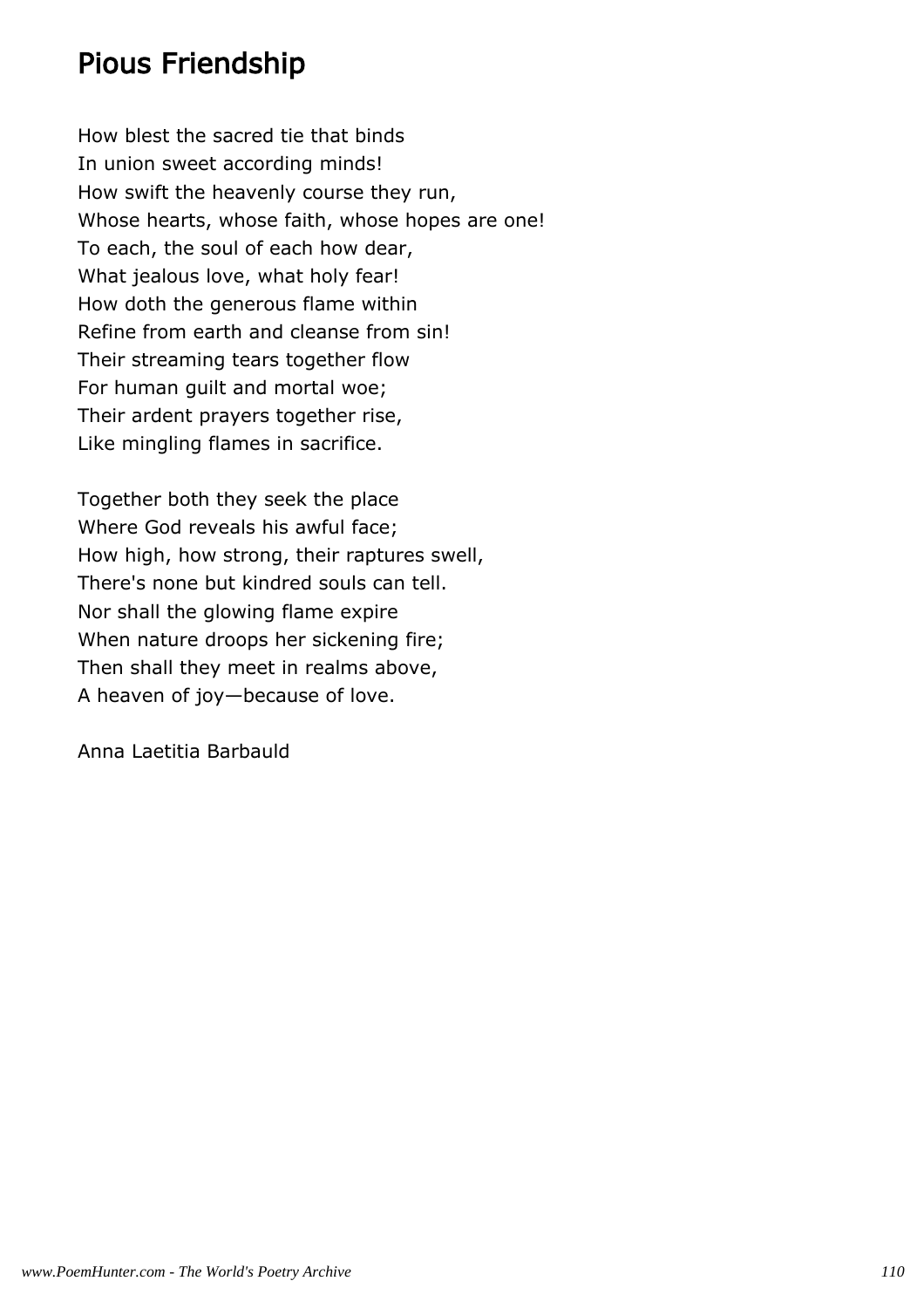# Pious Friendship

How blest the sacred tie that binds
In union sweet according minds!
How swift the heavenly course they run,
Whose hearts, whose faith, whose hopes are one!
To each, the soul of each how dear,
What jealous love, what holy fear!
How doth the generous flame within
Refine from earth and cleanse from sin!
Their streaming tears together flow
For human guilt and mortal woe;
Their ardent prayers together rise,
Like mingling flames in sacrifice.

Together both they seek the place
Where God reveals his awful face;
How high, how strong, their raptures swell,
There's none but kindred souls can tell.
Nor shall the glowing flame expire
When nature droops her sickening fire;
Then shall they meet in realms above,
A heaven of joy—because of love.

Anna Laetitia Barbauld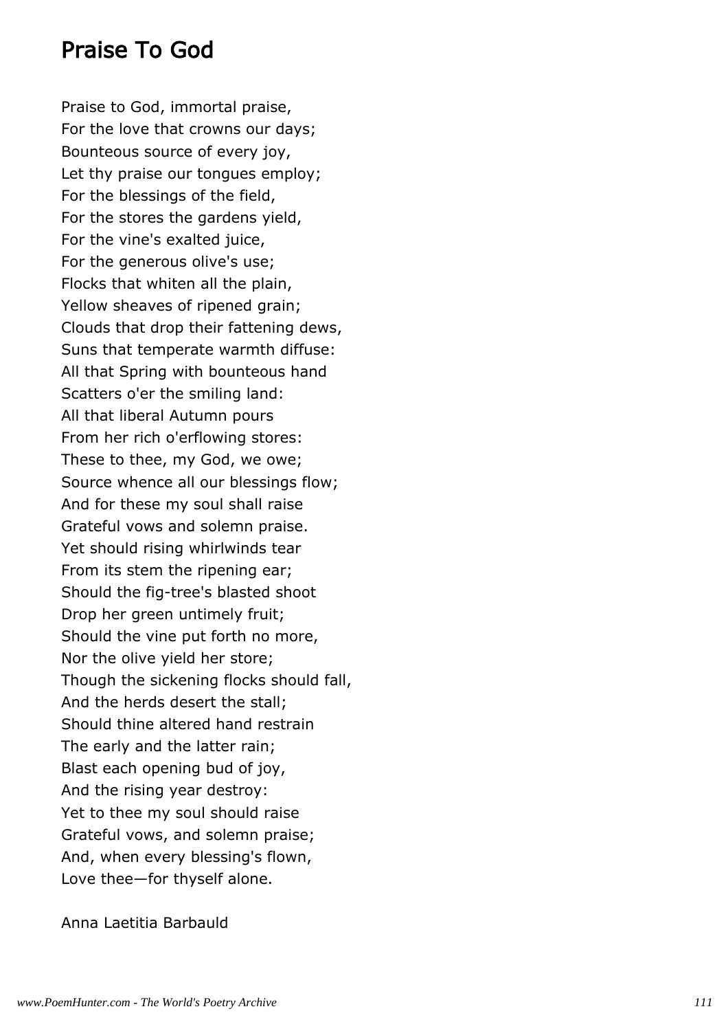# Praise To God

Praise to God, immortal praise,
For the love that crowns our days;
Bounteous source of every joy,
Let thy praise our tongues employ;
For the blessings of the field,
For the stores the gardens yield,
For the vine's exalted juice,
For the generous olive's use;
Flocks that whiten all the plain,
Yellow sheaves of ripened grain;
Clouds that drop their fattening dews,
Suns that temperate warmth diffuse:
All that Spring with bounteous hand
Scatters o'er the smiling land:
All that liberal Autumn pours
From her rich o'erflowing stores:
These to thee, my God, we owe;
Source whence all our blessings flow;
And for these my soul shall raise
Grateful vows and solemn praise.
Yet should rising whirlwinds tear
From its stem the ripening ear;
Should the fig-tree's blasted shoot
Drop her green untimely fruit;
Should the vine put forth no more,
Nor the olive yield her store;
Though the sickening flocks should fall,
And the herds desert the stall;
Should thine altered hand restrain
The early and the latter rain;
Blast each opening bud of joy,
And the rising year destroy:
Yet to thee my soul should raise
Grateful vows, and solemn praise;
And, when every blessing's flown,
Love thee—for thyself alone.

Anna Laetitia Barbauld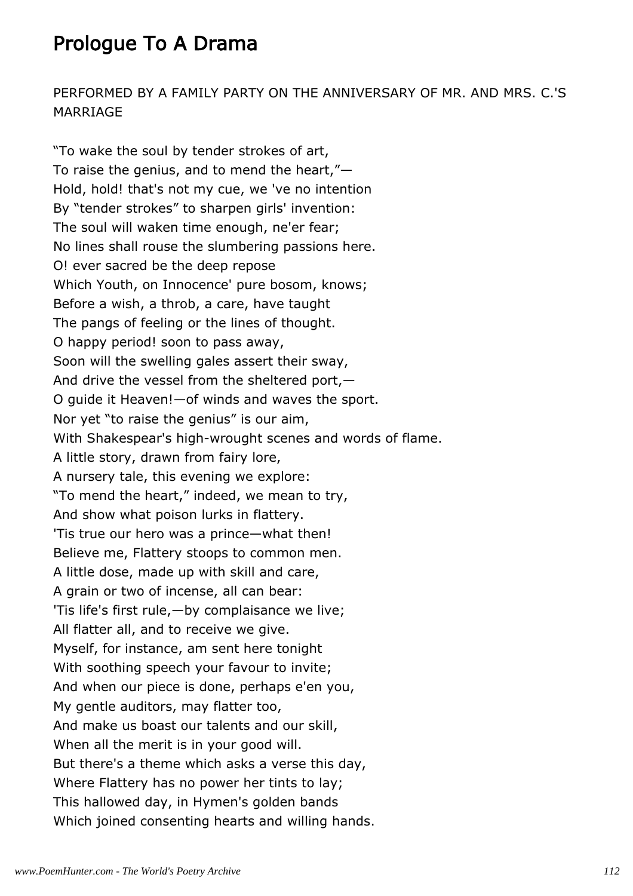# Prologue To A Drama

PERFORMED BY A FAMILY PARTY ON THE ANNIVERSARY OF MR. AND MRS. C.'S MARRIAGE

"To wake the soul by tender strokes of art,  
To raise the genius, and to mend the heart,"—  
Hold, hold! that's not my cue, we 've no intention  
By "tender strokes" to sharpen girls' invention:  
The soul will waken time enough, ne'er fear;  
No lines shall rouse the slumbering passions here.  
O! ever sacred be the deep repose  
Which Youth, on Innocence' pure bosom, knows;  
Before a wish, a throb, a care, have taught  
The pangs of feeling or the lines of thought.  
O happy period! soon to pass away,  
Soon will the swelling gales assert their sway,  
And drive the vessel from the sheltered port,—  
O guide it Heaven!—of winds and waves the sport.  
Nor yet "to raise the genius" is our aim,  
With Shakespear's high-wrought scenes and words of flame.  
A little story, drawn from fairy lore,  
A nursery tale, this evening we explore:  
"To mend the heart," indeed, we mean to try,  
And show what poison lurks in flattery.  
'Tis true our hero was a prince—what then!  
Believe me, Flattery stoops to common men.  
A little dose, made up with skill and care,  
A grain or two of incense, all can bear:  
'Tis life's first rule,—by complaisance we live;  
All flatter all, and to receive we give.  
Myself, for instance, am sent here tonight  
With soothing speech your favour to invite;  
And when our piece is done, perhaps e'en you,  
My gentle auditors, may flatter too,  
And make us boast our talents and our skill,  
When all the merit is in your good will.  
But there's a theme which asks a verse this day,  
Where Flattery has no power her tints to lay;  
This hallowed day, in Hymen's golden bands  
Which joined consenting hearts and willing hands.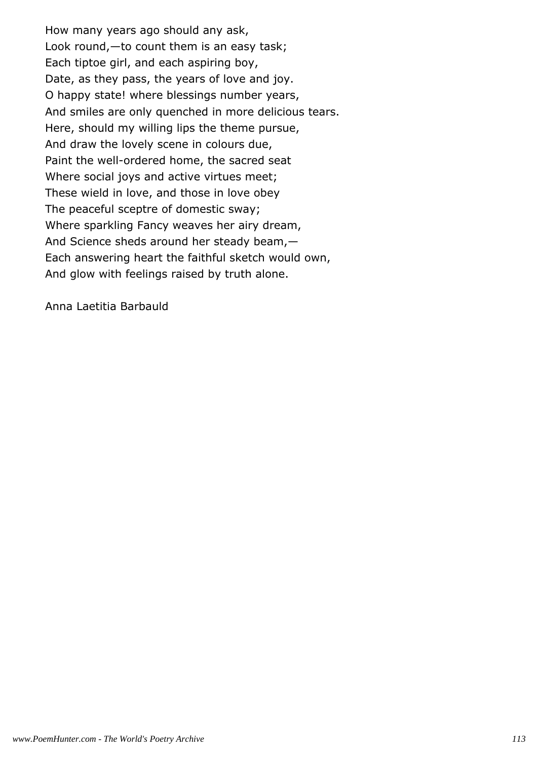How many years ago should any ask,
Look round,—to count them is an easy task;
Each tiptoe girl, and each aspiring boy,
Date, as they pass, the years of love and joy.
O happy state! where blessings number years,
And smiles are only quenched in more delicious tears.
Here, should my willing lips the theme pursue,
And draw the lovely scene in colours due,
Paint the well-ordered home, the sacred seat
Where social joys and active virtues meet;
These wield in love, and those in love obey
The peaceful sceptre of domestic sway;
Where sparkling Fancy weaves her airy dream,
And Science sheds around her steady beam,—
Each answering heart the faithful sketch would own,
And glow with feelings raised by truth alone.

Anna Laetitia Barbauld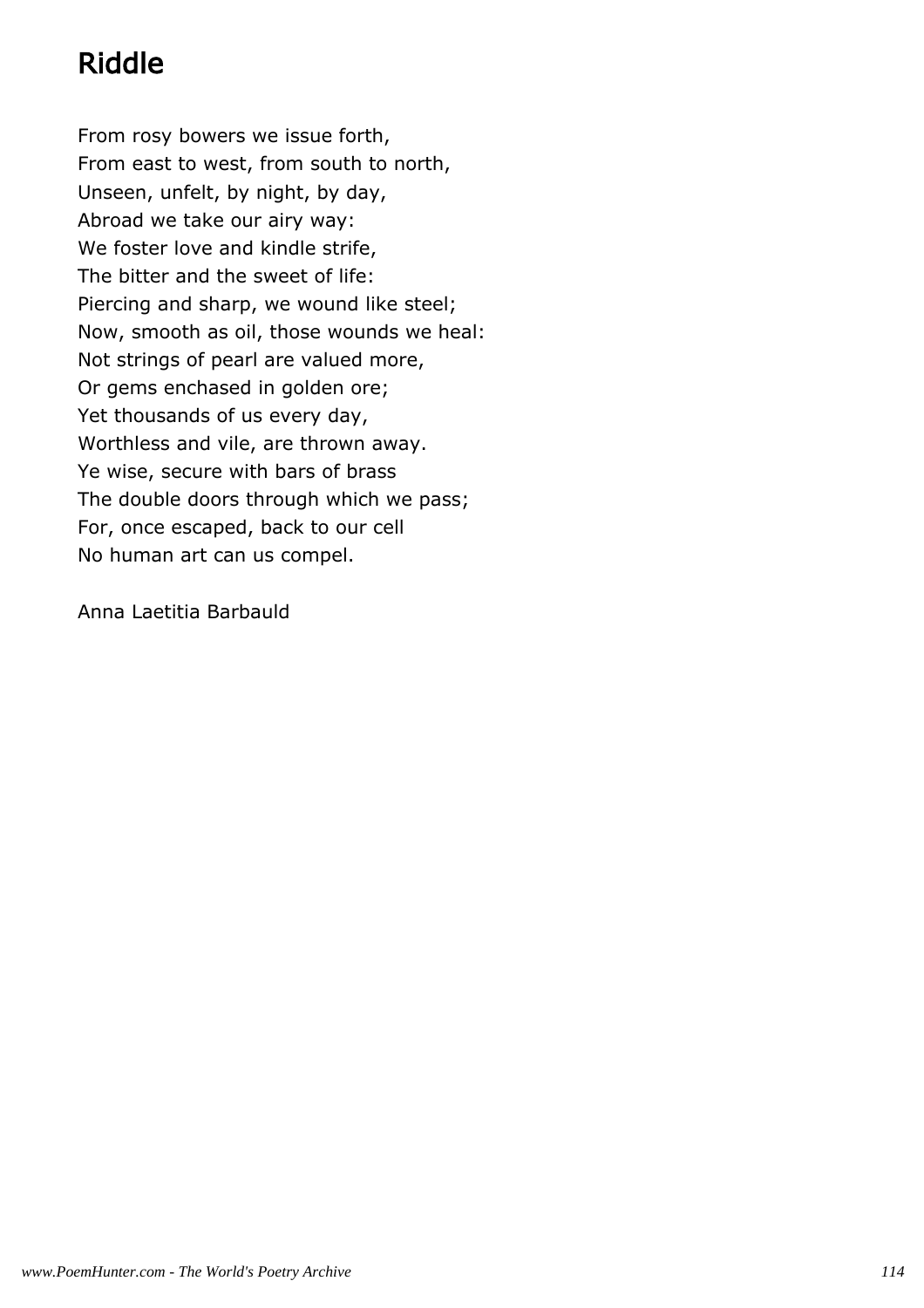# Riddle

From rosy bowers we issue forth,  
From east to west, from south to north,  
Unseen, unfelt, by night, by day,  
Abroad we take our airy way:  
We foster love and kindle strife,  
The bitter and the sweet of life:  
Piercing and sharp, we wound like steel;  
Now, smooth as oil, those wounds we heal:  
Not strings of pearl are valued more,  
Or gems enchased in golden ore;  
Yet thousands of us every day,  
Worthless and vile, are thrown away.  
Ye wise, secure with bars of brass  
The double doors through which we pass;  
For, once escaped, back to our cell  
No human art can us compel.

Anna Laetitia Barbauld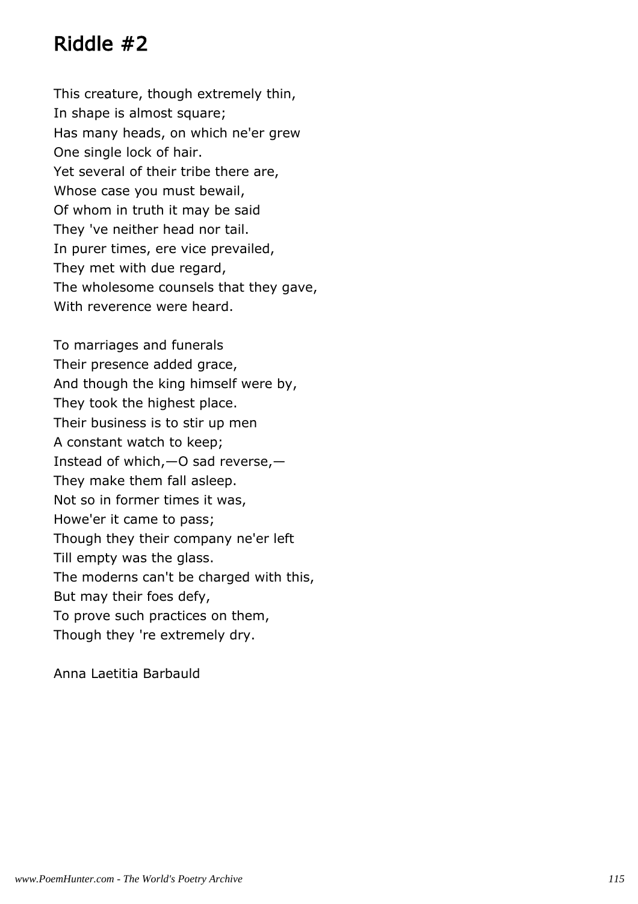# Riddle #2

This creature, though extremely thin,
In shape is almost square;
Has many heads, on which ne'er grew
One single lock of hair.
Yet several of their tribe there are,
Whose case you must bewail,
Of whom in truth it may be said
They 've neither head nor tail.
In purer times, ere vice prevailed,
They met with due regard,
The wholesome counsels that they gave,
With reverence were heard.

To marriages and funerals
Their presence added grace,
And though the king himself were by,
They took the highest place.
Their business is to stir up men
A constant watch to keep;
Instead of which,—O sad reverse,—
They make them fall asleep.
Not so in former times it was,
Howe'er it came to pass;
Though they their company ne'er left
Till empty was the glass.
The moderns can't be charged with this,
But may their foes defy,
To prove such practices on them,
Though they 're extremely dry.

Anna Laetitia Barbauld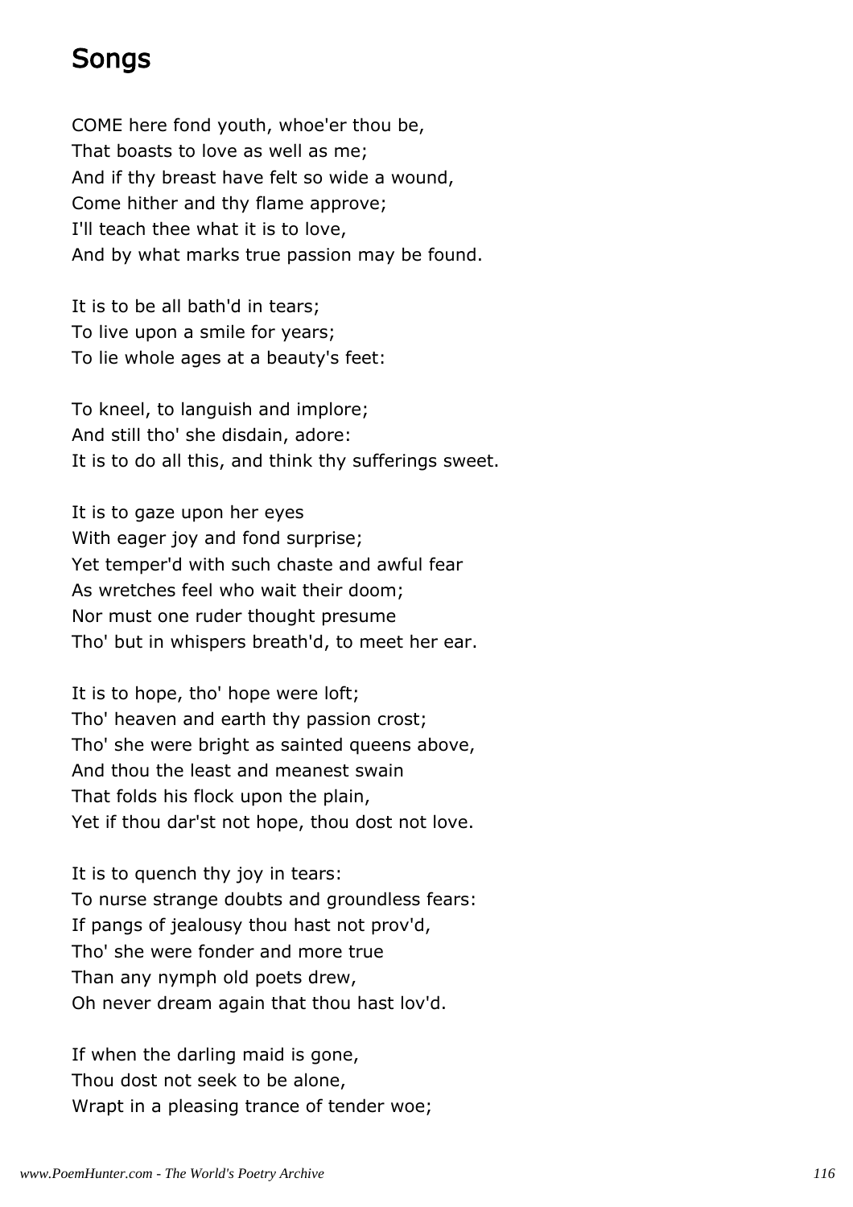# Songs

COME here fond youth, whoe'er thou be,  
That boasts to love as well as me;  
And if thy breast have felt so wide a wound,  
Come hither and thy flame approve;  
I'll teach thee what it is to love,  
And by what marks true passion may be found.

It is to be all bath'd in tears;  
To live upon a smile for years;  
To lie whole ages at a beauty's feet:

To kneel, to languish and implore;  
And still tho' she disdain, adore:  
It is to do all this, and think thy sufferings sweet.

It is to gaze upon her eyes  
With eager joy and fond surprise;  
Yet temper'd with such chaste and awful fear  
As wretches feel who wait their doom;  
Nor must one ruder thought presume  
Tho' but in whispers breath'd, to meet her ear.

It is to hope, tho' hope were loft;  
Tho' heaven and earth thy passion crost;  
Tho' she were bright as sainted queens above,  
And thou the least and meanest swain  
That folds his flock upon the plain,  
Yet if thou dar'st not hope, thou dost not love.

It is to quench thy joy in tears:  
To nurse strange doubts and groundless fears:  
If pangs of jealousy thou hast not prov'd,  
Tho' she were fonder and more true  
Than any nymph old poets drew,  
Oh never dream again that thou hast lov'd.

If when the darling maid is gone,  
Thou dost not seek to be alone,  
Wrapt in a pleasing trance of tender woe;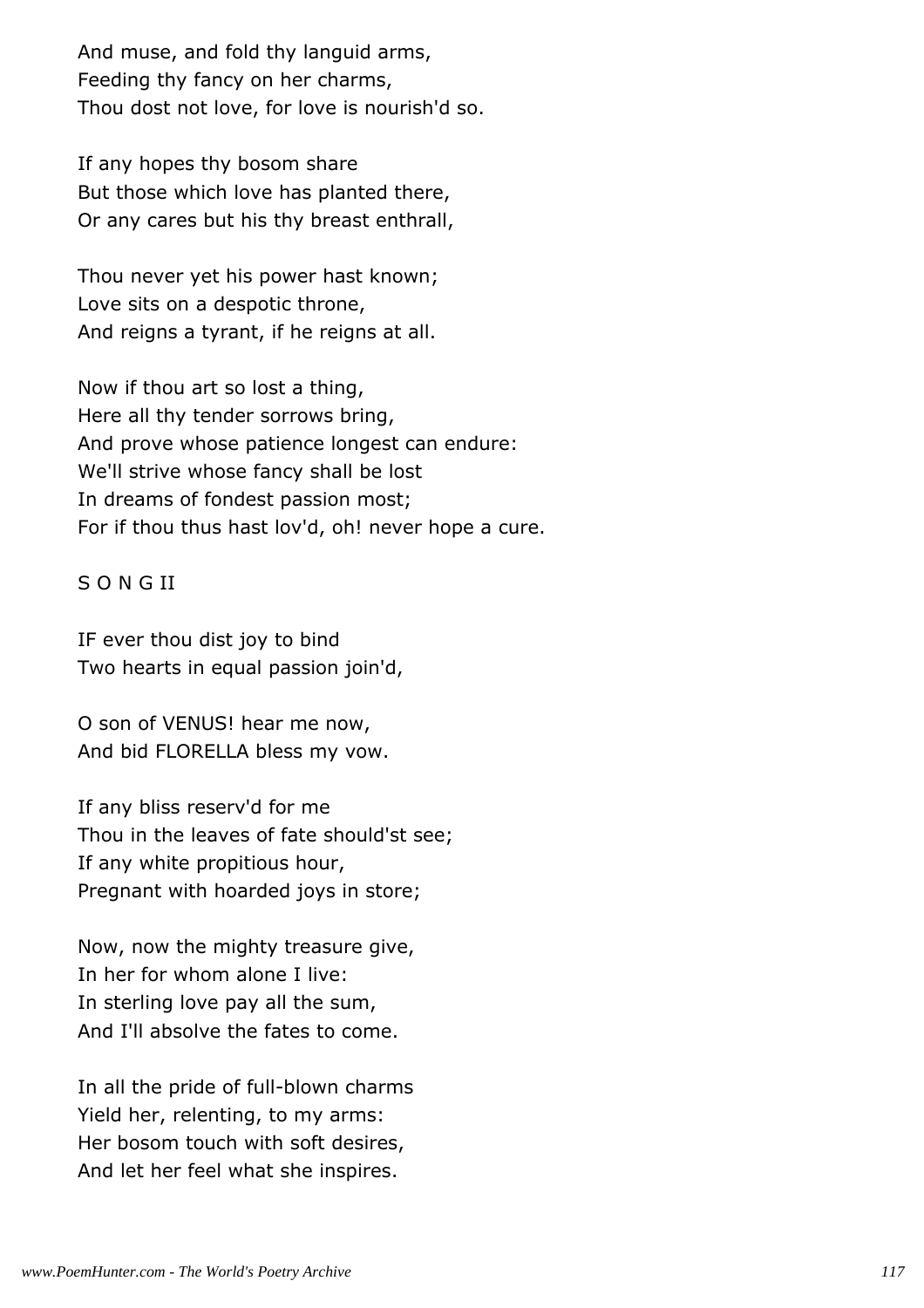And muse, and fold thy languid arms,
Feeding thy fancy on her charms,
Thou dost not love, for love is nourish'd so.

If any hopes thy bosom share
But those which love has planted there,
Or any cares but his thy breast enthrall,

Thou never yet his power hast known;
Love sits on a despotic throne,
And reigns a tyrant, if he reigns at all.

Now if thou art so lost a thing,
Here all thy tender sorrows bring,
And prove whose patience longest can endure:
We'll strive whose fancy shall be lost
In dreams of fondest passion most;
For if thou thus hast lov'd, oh! never hope a cure.

## S O N G II

IF ever thou dist joy to bind
Two hearts in equal passion join'd,

O son of VENUS! hear me now,
And bid FLORELLA bless my vow.

If any bliss reserv'd for me
Thou in the leaves of fate should'st see;
If any white propitious hour,
Pregnant with hoarded joys in store;

Now, now the mighty treasure give,
In her for whom alone I live:
In sterling love pay all the sum,
And I'll absolve the fates to come.

In all the pride of full-blown charms
Yield her, relenting, to my arms:
Her bosom touch with soft desires,
And let her feel what she inspires.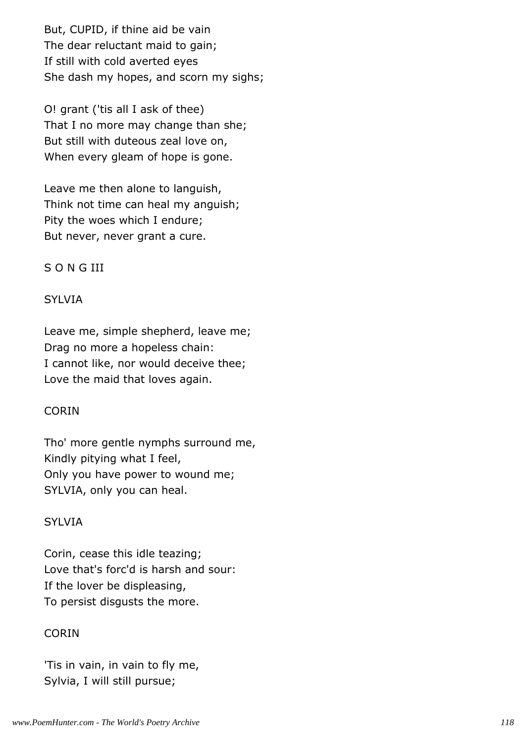But, CUPID, if thine aid be vain
The dear reluctant maid to gain;
If still with cold averted eyes
She dash my hopes, and scorn my sighs;

O! grant ('tis all I ask of thee)
That I no more may change than she;
But still with duteous zeal love on,
When every gleam of hope is gone.

Leave me then alone to languish,
Think not time can heal my anguish;
Pity the woes which I endure;
But never, never grant a cure.

S O N G III

SYLVIA

Leave me, simple shepherd, leave me;
Drag no more a hopeless chain:
I cannot like, nor would deceive thee;
Love the maid that loves again.

CORIN

Tho' more gentle nymphs surround me,
Kindly pitying what I feel,
Only you have power to wound me;
SYLVIA, only you can heal.

SYLVIA

Corin, cease this idle teazing;
Love that's forc'd is harsh and sour:
If the lover be displeasing,
To persist disgusts the more.

CORIN

'Tis in vain, in vain to fly me,
Sylvia, I will still pursue;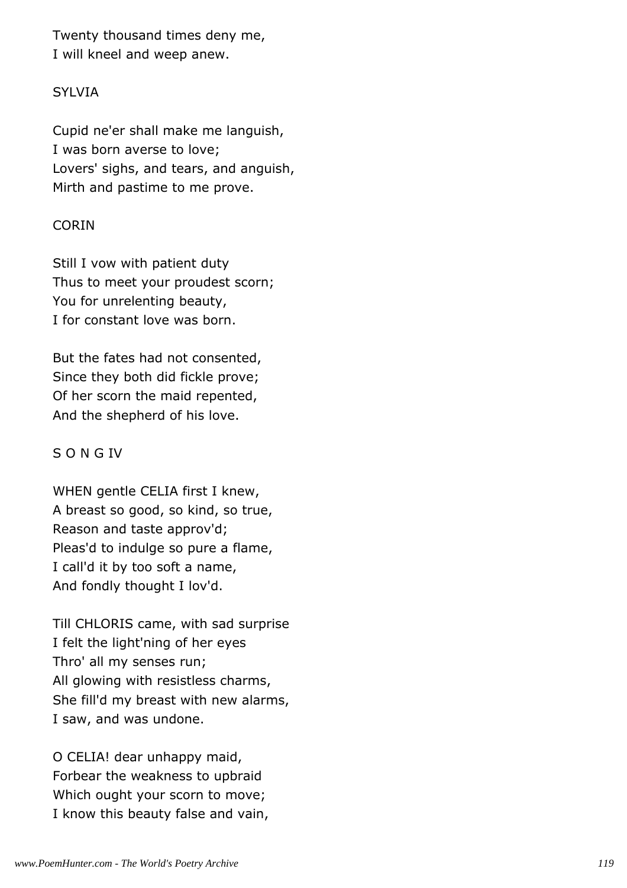Twenty thousand times deny me,
I will kneel and weep anew.

SYLVIA

Cupid ne'er shall make me languish,
I was born averse to love;
Lovers' sighs, and tears, and anguish,
Mirth and pastime to me prove.

CORIN

Still I vow with patient duty
Thus to meet your proudest scorn;
You for unrelenting beauty,
I for constant love was born.

But the fates had not consented,
Since they both did fickle prove;
Of her scorn the maid repented,
And the shepherd of his love.

## S O N G IV

WHEN gentle CELIA first I knew,
A breast so good, so kind, so true,
Reason and taste approv'd;
Pleas'd to indulge so pure a flame,
I call'd it by too soft a name,
And fondly thought I lov'd.

Till CHLORIS came, with sad surprise
I felt the light'ning of her eyes
Thro' all my senses run;
All glowing with resistless charms,
She fill'd my breast with new alarms,
I saw, and was undone.

O CELIA! dear unhappy maid,
Forbear the weakness to upbraid
Which ought your scorn to move;
I know this beauty false and vain,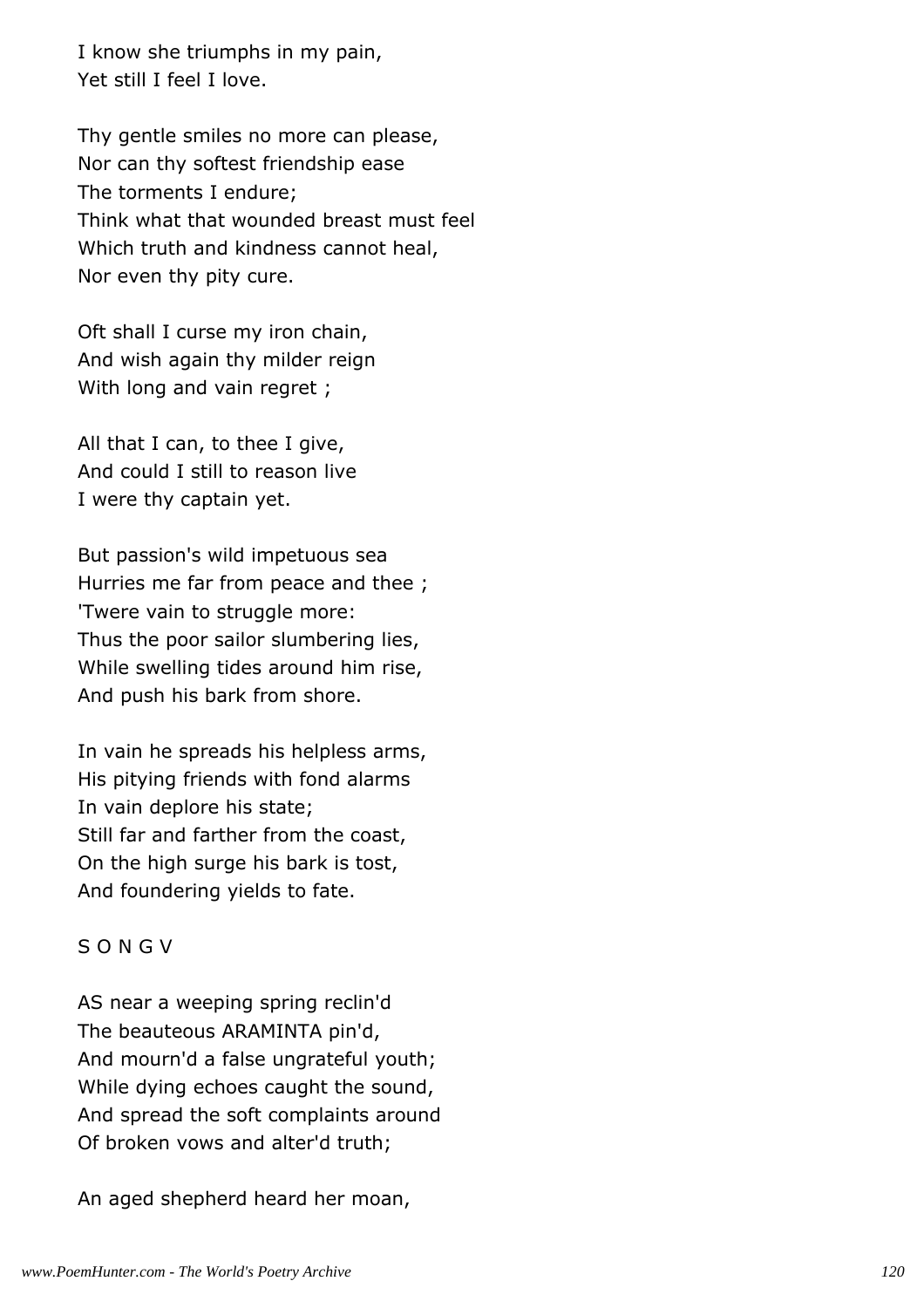I know she triumphs in my pain,
Yet still I feel I love.

Thy gentle smiles no more can please,
Nor can thy softest friendship ease
The torments I endure;
Think what that wounded breast must feel
Which truth and kindness cannot heal,
Nor even thy pity cure.

Oft shall I curse my iron chain,
And wish again thy milder reign
With long and vain regret ;

All that I can, to thee I give,
And could I still to reason live
I were thy captain yet.

But passion's wild impetuous sea
Hurries me far from peace and thee ;
'Twere vain to struggle more:
Thus the poor sailor slumbering lies,
While swelling tides around him rise,
And push his bark from shore.

In vain he spreads his helpless arms,
His pitying friends with fond alarms
In vain deplore his state;
Still far and farther from the coast,
On the high surge his bark is tost,
And foundering yields to fate.

## S O N G V

AS near a weeping spring reclin'd
The beauteous ARAMINTA pin'd,
And mourn'd a false ungrateful youth;
While dying echoes caught the sound,
And spread the soft complaints around
Of broken vows and alter'd truth;

An aged shepherd heard her moan,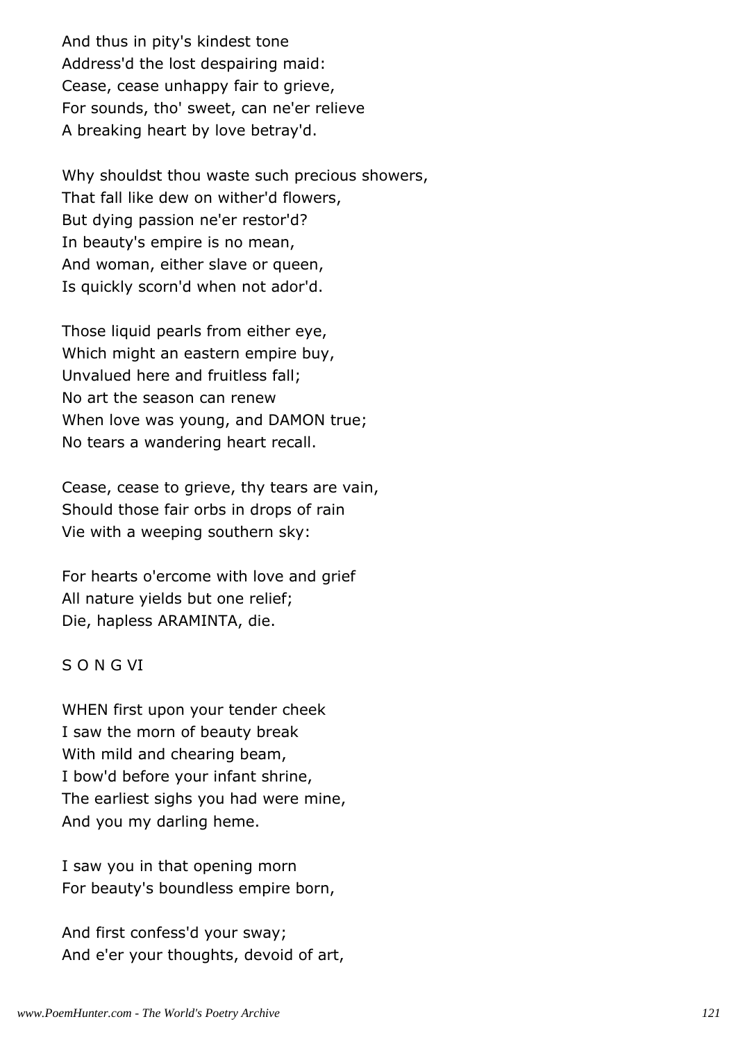And thus in pity's kindest tone
Address'd the lost despairing maid:
Cease, cease unhappy fair to grieve,
For sounds, tho' sweet, can ne'er relieve
A breaking heart by love betray'd.

Why shouldst thou waste such precious showers,
That fall like dew on wither'd flowers,
But dying passion ne'er restor'd?
In beauty's empire is no mean,
And woman, either slave or queen,
Is quickly scorn'd when not ador'd.

Those liquid pearls from either eye,
Which might an eastern empire buy,
Unvalued here and fruitless fall;
No art the season can renew
When love was young, and DAMON true;
No tears a wandering heart recall.

Cease, cease to grieve, thy tears are vain,
Should those fair orbs in drops of rain
Vie with a weeping southern sky:

For hearts o'ercome with love and grief
All nature yields but one relief;
Die, hapless ARAMINTA, die.

## S O N G VI

WHEN first upon your tender cheek
I saw the morn of beauty break
With mild and chearing beam,
I bow'd before your infant shrine,
The earliest sighs you had were mine,
And you my darling heme.

I saw you in that opening morn
For beauty's boundless empire born,

And first confess'd your sway;
And e'er your thoughts, devoid of art,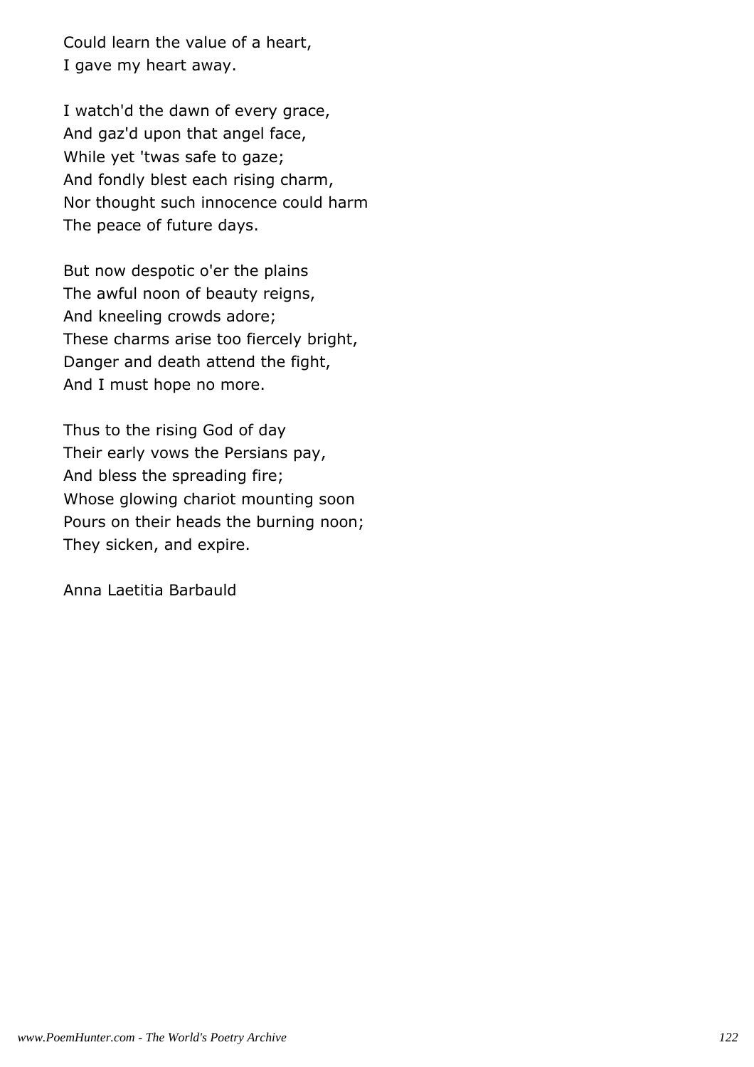Could learn the value of a heart,
I gave my heart away.

I watch'd the dawn of every grace,
And gaz'd upon that angel face,
While yet 'twas safe to gaze;
And fondly blest each rising charm,
Nor thought such innocence could harm
The peace of future days.

But now despotic o'er the plains
The awful noon of beauty reigns,
And kneeling crowds adore;
These charms arise too fiercely bright,
Danger and death attend the fight,
And I must hope no more.

Thus to the rising God of day
Their early vows the Persians pay,
And bless the spreading fire;
Whose glowing chariot mounting soon
Pours on their heads the burning noon;
They sicken, and expire.

Anna Laetitia Barbauld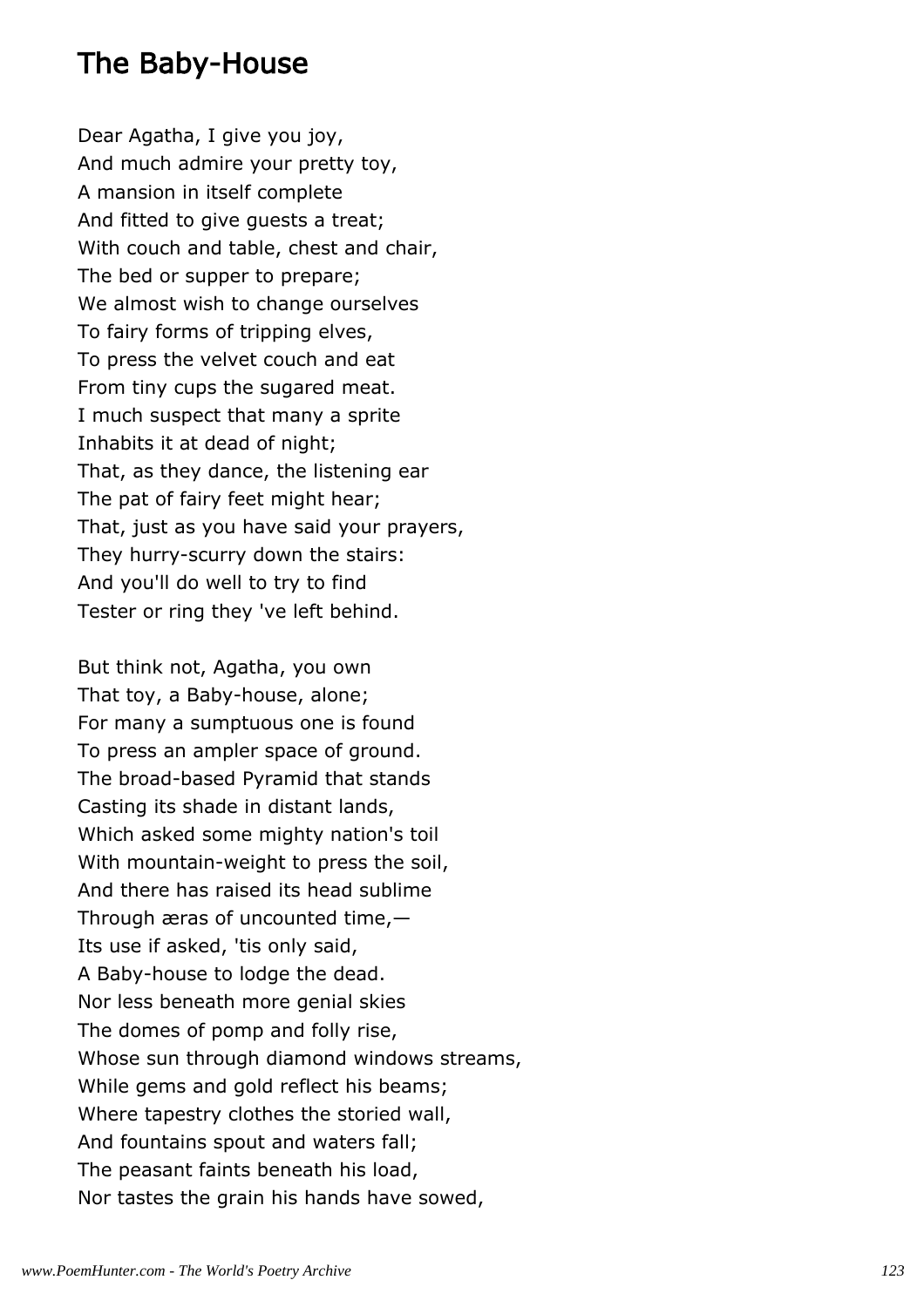## The Baby-House

Dear Agatha, I give you joy,
And much admire your pretty toy,
A mansion in itself complete
And fitted to give guests a treat;
With couch and table, chest and chair,
The bed or supper to prepare;
We almost wish to change ourselves
To fairy forms of tripping elves,
To press the velvet couch and eat
From tiny cups the sugared meat.
I much suspect that many a sprite
Inhabits it at dead of night;
That, as they dance, the listening ear
The pat of fairy feet might hear;
That, just as you have said your prayers,
They hurry-scurry down the stairs:
And you'll do well to try to find
Tester or ring they 've left behind.

But think not, Agatha, you own
That toy, a Baby-house, alone;
For many a sumptuous one is found
To press an ampler space of ground.
The broad-based Pyramid that stands
Casting its shade in distant lands,
Which asked some mighty nation's toil
With mountain-weight to press the soil,
And there has raised its head sublime
Through æras of uncounted time,—
Its use if asked, 'tis only said,
A Baby-house to lodge the dead.
Nor less beneath more genial skies
The domes of pomp and folly rise,
Whose sun through diamond windows streams,
While gems and gold reflect his beams;
Where tapestry clothes the storied wall,
And fountains spout and waters fall;
The peasant faints beneath his load,
Nor tastes the grain his hands have sowed,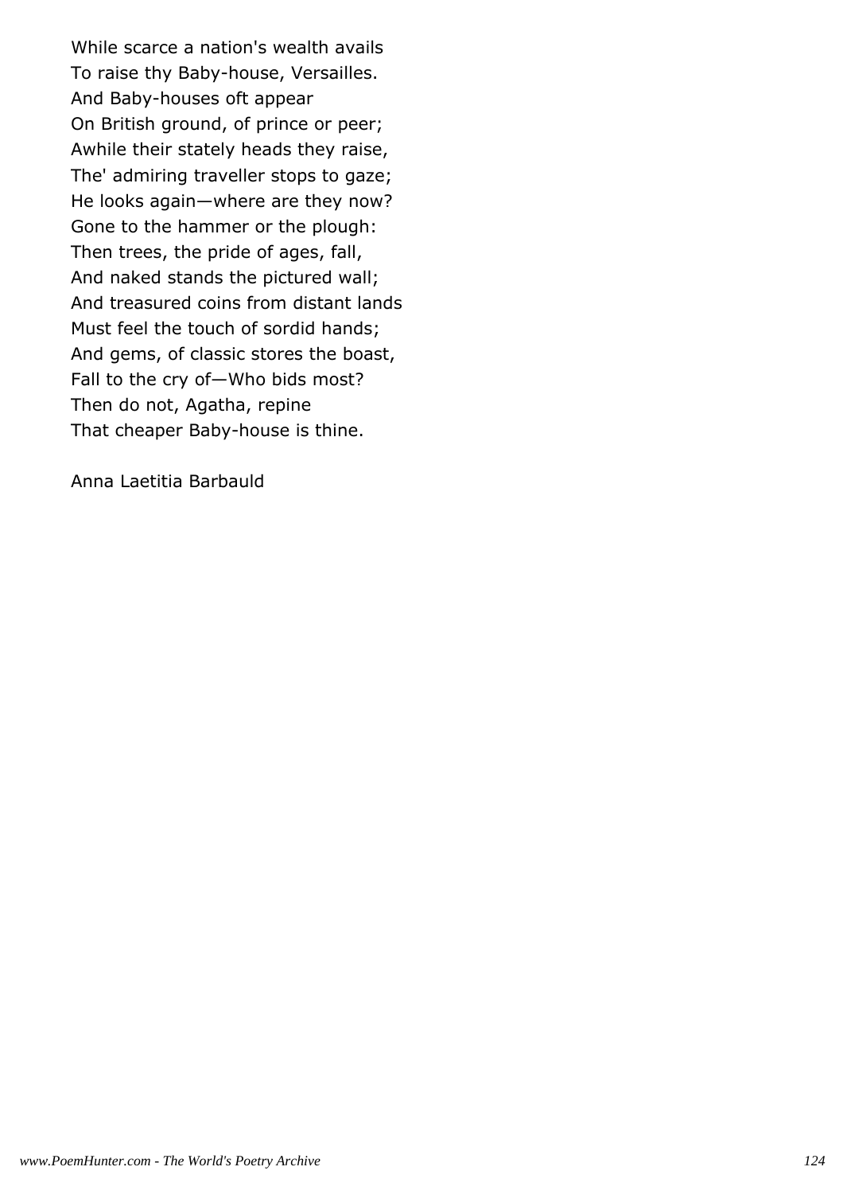While scarce a nation's wealth avails
To raise thy Baby-house, Versailles.
And Baby-houses oft appear
On British ground, of prince or peer;
Awhile their stately heads they raise,
The' admiring traveller stops to gaze;
He looks again—where are they now?
Gone to the hammer or the plough:
Then trees, the pride of ages, fall,
And naked stands the pictured wall;
And treasured coins from distant lands
Must feel the touch of sordid hands;
And gems, of classic stores the boast,
Fall to the cry of—Who bids most?
Then do not, Agatha, repine
That cheaper Baby-house is thine.

Anna Laetitia Barbauld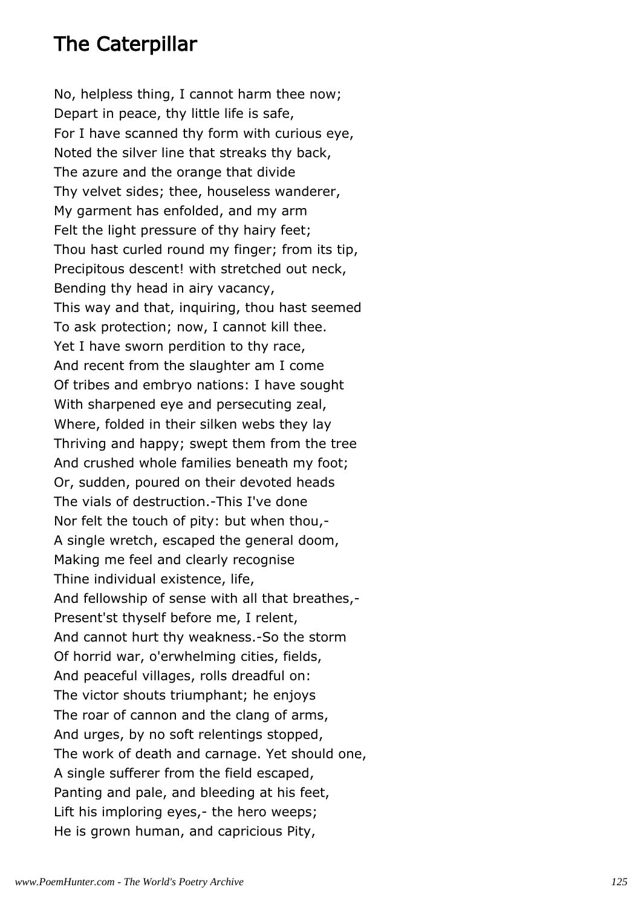# The Caterpillar

No, helpless thing, I cannot harm thee now;
Depart in peace, thy little life is safe,
For I have scanned thy form with curious eye,
Noted the silver line that streaks thy back,
The azure and the orange that divide
Thy velvet sides; thee, houseless wanderer,
My garment has enfolded, and my arm
Felt the light pressure of thy hairy feet;
Thou hast curled round my finger; from its tip,
Precipitous descent! with stretched out neck,
Bending thy head in airy vacancy,
This way and that, inquiring, thou hast seemed
To ask protection; now, I cannot kill thee.
Yet I have sworn perdition to thy race,
And recent from the slaughter am I come
Of tribes and embryo nations: I have sought
With sharpened eye and persecuting zeal,
Where, folded in their silken webs they lay
Thriving and happy; swept them from the tree
And crushed whole families beneath my foot;
Or, sudden, poured on their devoted heads
The vials of destruction.-This I've done
Nor felt the touch of pity: but when thou,-
A single wretch, escaped the general doom,
Making me feel and clearly recognise
Thine individual existence, life,
And fellowship of sense with all that breathes,-
Present'st thyself before me, I relent,
And cannot hurt thy weakness.-So the storm
Of horrid war, o'erwhelming cities, fields,
And peaceful villages, rolls dreadful on:
The victor shouts triumphant; he enjoys
The roar of cannon and the clang of arms,
And urges, by no soft relentings stopped,
The work of death and carnage. Yet should one,
A single sufferer from the field escaped,
Panting and pale, and bleeding at his feet,
Lift his imploring eyes,- the hero weeps;
He is grown human, and capricious Pity,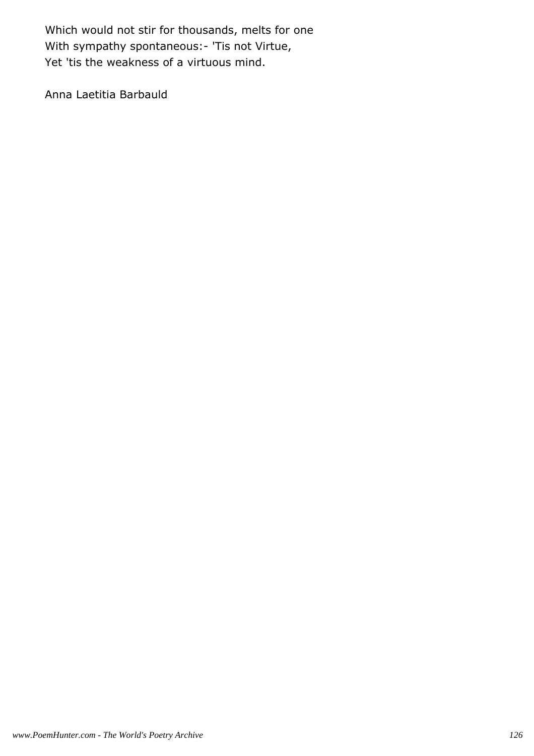Which would not stir for thousands, melts for one
With sympathy spontaneous:- 'Tis not Virtue,
Yet 'tis the weakness of a virtuous mind.

Anna Laetitia Barbauld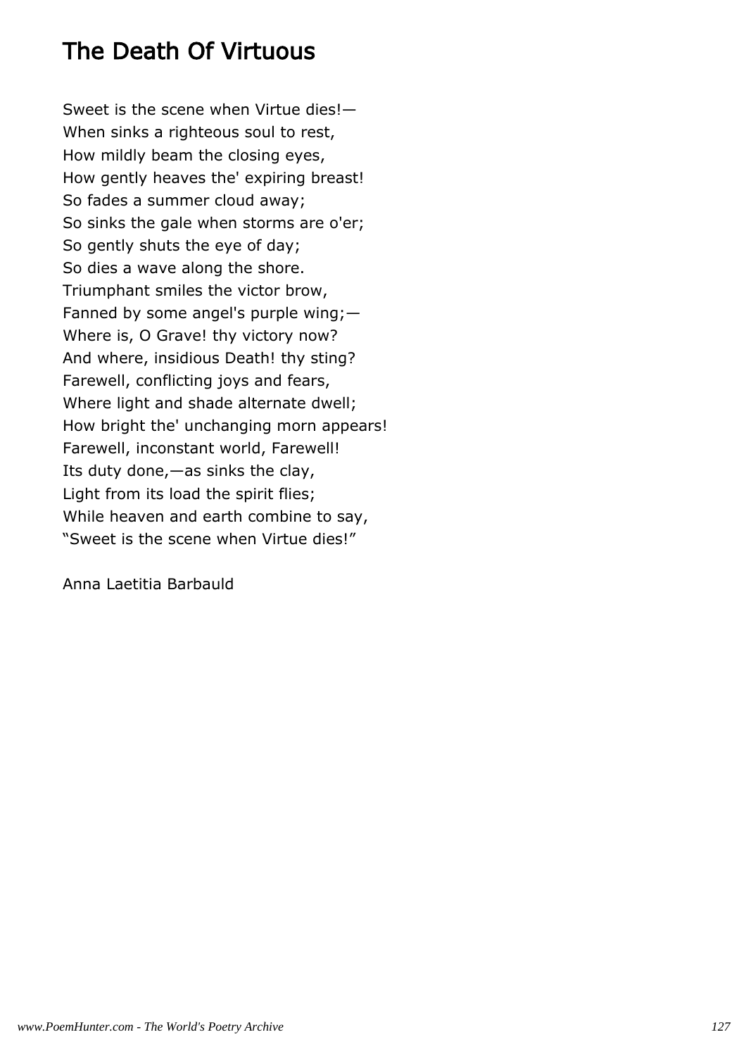# The Death Of Virtuous

Sweet is the scene when Virtue dies!—
When sinks a righteous soul to rest,
How mildly beam the closing eyes,
How gently heaves the' expiring breast!
So fades a summer cloud away;
So sinks the gale when storms are o'er;
So gently shuts the eye of day;
So dies a wave along the shore.
Triumphant smiles the victor brow,
Fanned by some angel's purple wing;—
Where is, O Grave! thy victory now?
And where, insidious Death! thy sting?
Farewell, conflicting joys and fears,
Where light and shade alternate dwell;
How bright the' unchanging morn appears!
Farewell, inconstant world, Farewell!
Its duty done,—as sinks the clay,
Light from its load the spirit flies;
While heaven and earth combine to say,
“Sweet is the scene when Virtue dies!”

Anna Laetitia Barbauld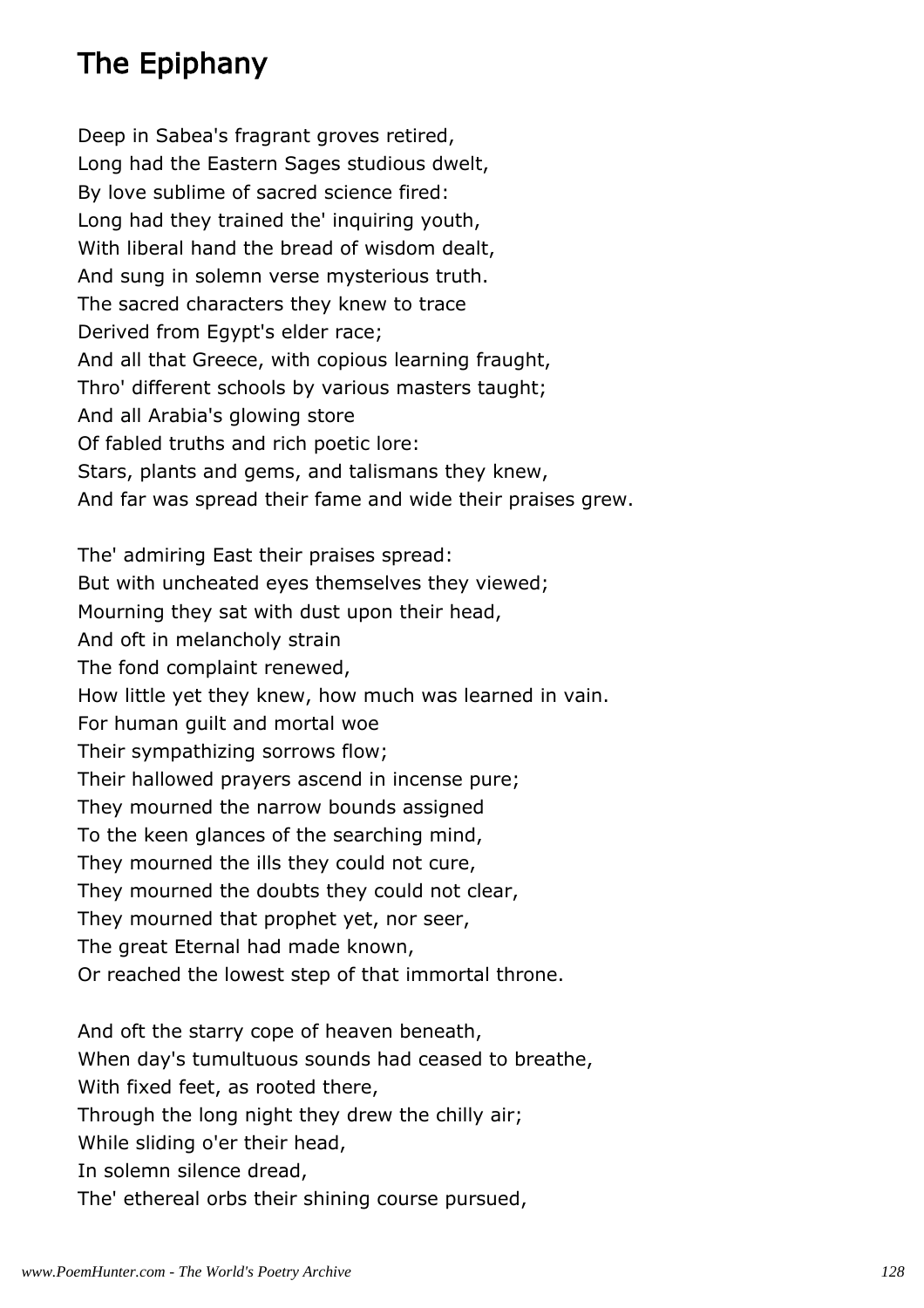## The Epiphany

Deep in Sabea's fragrant groves retired,  
Long had the Eastern Sages studious dwelt,  
By love sublime of sacred science fired:  
Long had they trained the' inquiring youth,  
With liberal hand the bread of wisdom dealt,  
And sung in solemn verse mysterious truth.  
The sacred characters they knew to trace  
Derived from Egypt's elder race;  
And all that Greece, with copious learning fraught,  
Thro' different schools by various masters taught;  
And all Arabia's glowing store  
Of fabled truths and rich poetic lore:  
Stars, plants and gems, and talismans they knew,  
And far was spread their fame and wide their praises grew.

The' admiring East their praises spread:  
But with uncheated eyes themselves they viewed;  
Mourning they sat with dust upon their head,  
And oft in melancholy strain  
The fond complaint renewed,  
How little yet they knew, how much was learned in vain.  
For human guilt and mortal woe  
Their sympathizing sorrows flow;  
Their hallowed prayers ascend in incense pure;  
They mourned the narrow bounds assigned  
To the keen glances of the searching mind,  
They mourned the ills they could not cure,  
They mourned the doubts they could not clear,  
They mourned that prophet yet, nor seer,  
The great Eternal had made known,  
Or reached the lowest step of that immortal throne.

And oft the starry cope of heaven beneath,  
When day's tumultuous sounds had ceased to breathe,  
With fixed feet, as rooted there,  
Through the long night they drew the chilly air;  
While sliding o'er their head,  
In solemn silence dread,  
The' ethereal orbs their shining course pursued,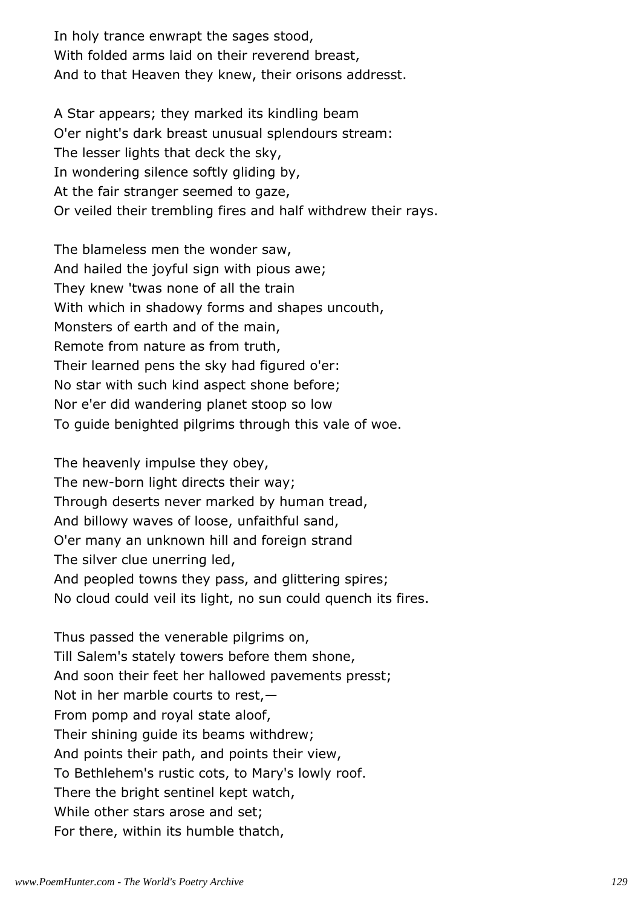In holy trance enwrapt the sages stood,
With folded arms laid on their reverend breast,
And to that Heaven they knew, their orisons addresst.

A Star appears; they marked its kindling beam
O'er night's dark breast unusual splendours stream:
The lesser lights that deck the sky,
In wondering silence softly gliding by,
At the fair stranger seemed to gaze,
Or veiled their trembling fires and half withdrew their rays.

The blameless men the wonder saw,
And hailed the joyful sign with pious awe;
They knew 'twas none of all the train
With which in shadowy forms and shapes uncouth,
Monsters of earth and of the main,
Remote from nature as from truth,
Their learned pens the sky had figured o'er:
No star with such kind aspect shone before;
Nor e'er did wandering planet stoop so low
To guide benighted pilgrims through this vale of woe.

The heavenly impulse they obey,
The new-born light directs their way;
Through deserts never marked by human tread,
And billowy waves of loose, unfaithful sand,
O'er many an unknown hill and foreign strand
The silver clue unerring led,
And peopled towns they pass, and glittering spires;
No cloud could veil its light, no sun could quench its fires.

Thus passed the venerable pilgrims on,
Till Salem's stately towers before them shone,
And soon their feet her hallowed pavements presst;
Not in her marble courts to rest,—
From pomp and royal state aloof,
Their shining guide its beams withdrew;
And points their path, and points their view,
To Bethlehem's rustic cots, to Mary's lowly roof.
There the bright sentinel kept watch,
While other stars arose and set;
For there, within its humble thatch,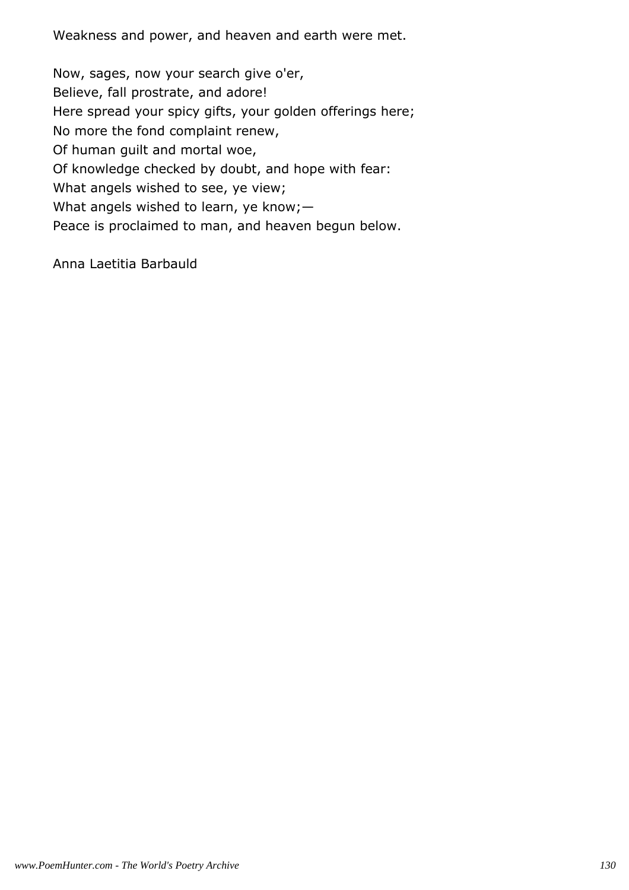Weakness and power, and heaven and earth were met.

Now, sages, now your search give o'er,
Believe, fall prostrate, and adore!
Here spread your spicy gifts, your golden offerings here;
No more the fond complaint renew,
Of human guilt and mortal woe,
Of knowledge checked by doubt, and hope with fear:
What angels wished to see, ye view;
What angels wished to learn, ye know;—
Peace is proclaimed to man, and heaven begun below.

Anna Laetitia Barbauld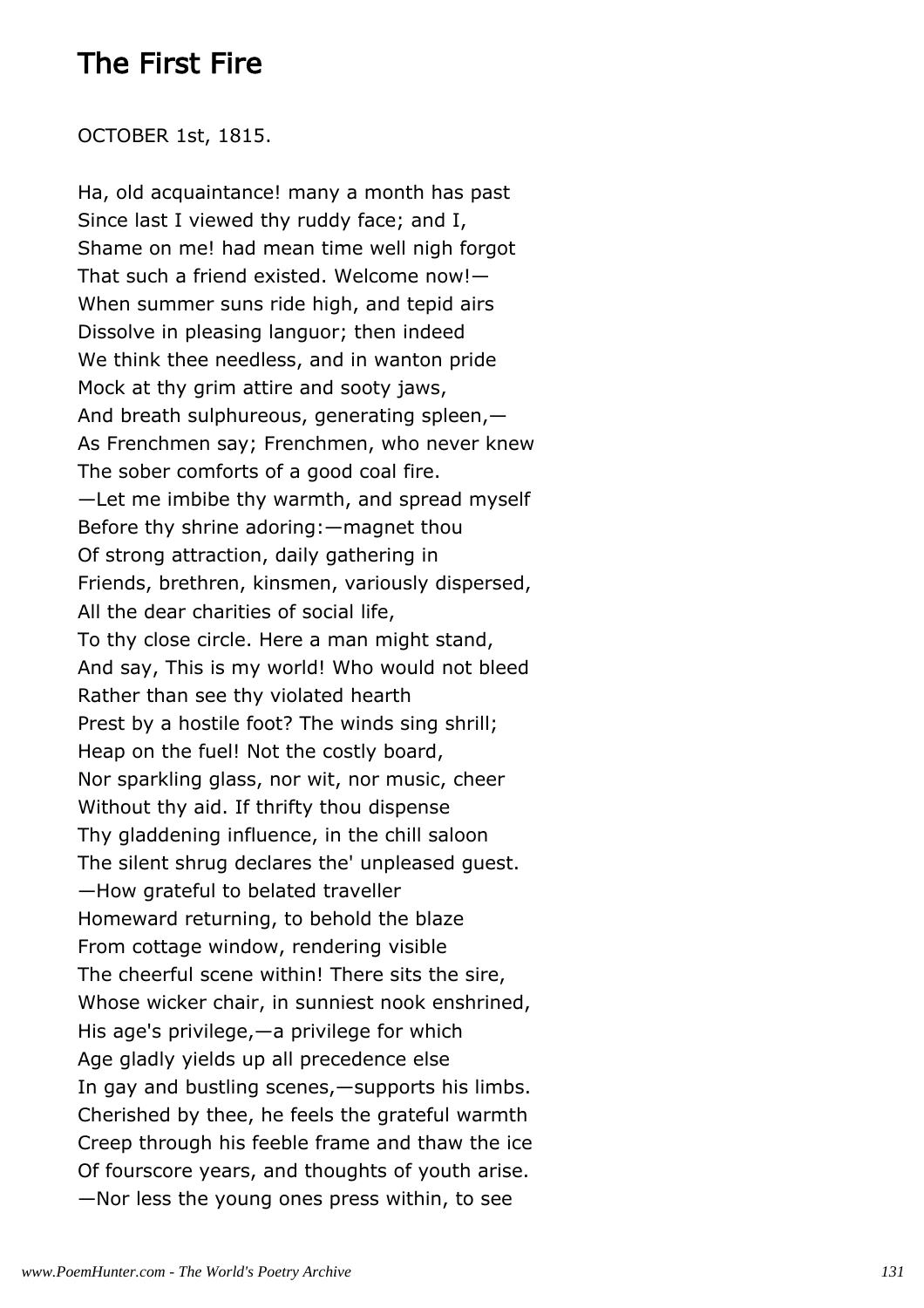# The First Fire

OCTOBER 1st, 1815.

Ha, old acquaintance! many a month has past
Since last I viewed thy ruddy face; and I,
Shame on me! had mean time well nigh forgot
That such a friend existed. Welcome now!—
When summer suns ride high, and tepid airs
Dissolve in pleasing languor; then indeed
We think thee needless, and in wanton pride
Mock at thy grim attire and sooty jaws,
And breath sulphureous, generating spleen,—
As Frenchmen say; Frenchmen, who never knew
The sober comforts of a good coal fire.
—Let me imbibe thy warmth, and spread myself
Before thy shrine adoring:—magnet thou
Of strong attraction, daily gathering in
Friends, brethren, kinsmen, variously dispersed,
All the dear charities of social life,
To thy close circle. Here a man might stand,
And say, This is my world! Who would not bleed
Rather than see thy violated hearth
Prest by a hostile foot? The winds sing shrill;
Heap on the fuel! Not the costly board,
Nor sparkling glass, nor wit, nor music, cheer
Without thy aid. If thrifty thou dispense
Thy gladdening influence, in the chill saloon
The silent shrug declares the' unpleased guest.
—How grateful to belated traveller
Homeward returning, to behold the blaze
From cottage window, rendering visible
The cheerful scene within! There sits the sire,
Whose wicker chair, in sunniest nook enshrined,
His age's privilege,—a privilege for which
Age gladly yields up all precedence else
In gay and bustling scenes,—supports his limbs.
Cherished by thee, he feels the grateful warmth
Creep through his feeble frame and thaw the ice
Of fourscore years, and thoughts of youth arise.
—Nor less the young ones press within, to see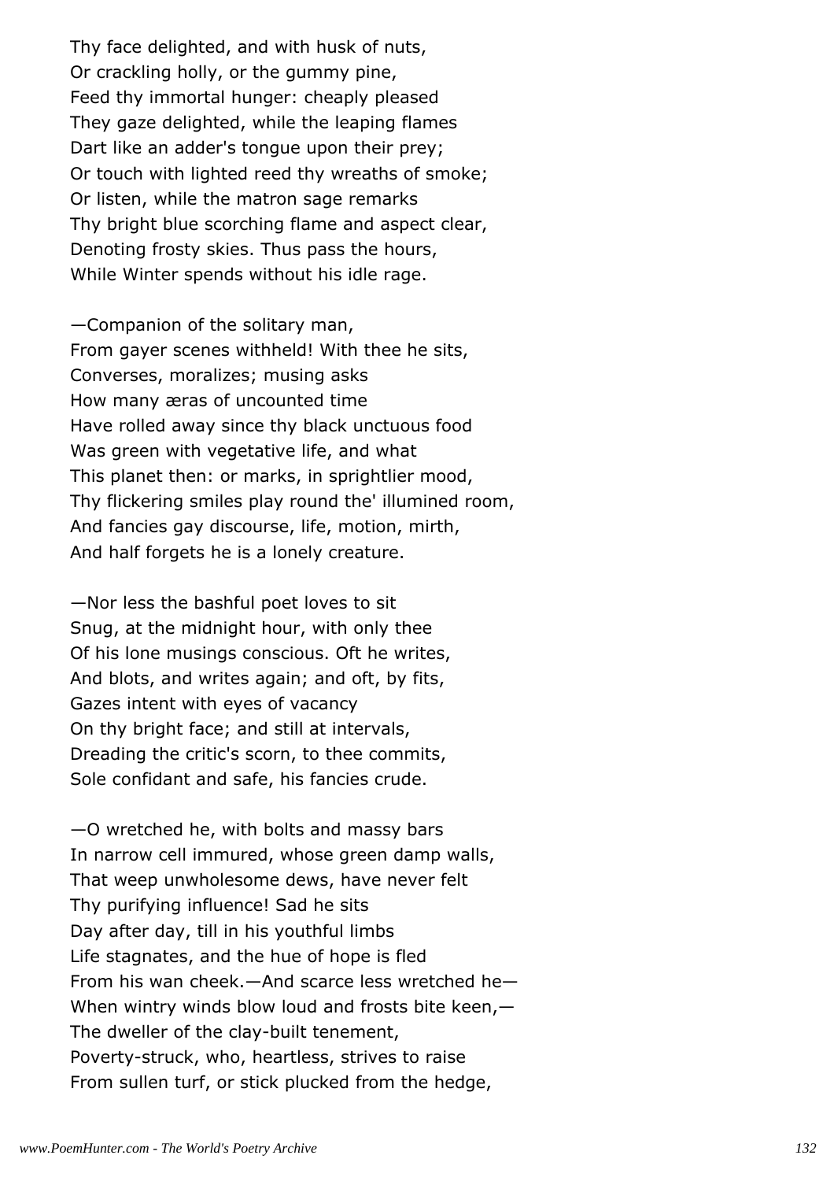Thy face delighted, and with husk of nuts,
Or crackling holly, or the gummy pine,
Feed thy immortal hunger: cheaply pleased
They gaze delighted, while the leaping flames
Dart like an adder's tongue upon their prey;
Or touch with lighted reed thy wreaths of smoke;
Or listen, while the matron sage remarks
Thy bright blue scorching flame and aspect clear,
Denoting frosty skies. Thus pass the hours,
While Winter spends without his idle rage.

—Companion of the solitary man,
From gayer scenes withheld! With thee he sits,
Converses, moralizes; musing asks
How many æras of uncounted time
Have rolled away since thy black unctuous food
Was green with vegetative life, and what
This planet then: or marks, in sprightlier mood,
Thy flickering smiles play round the' illumined room,
And fancies gay discourse, life, motion, mirth,
And half forgets he is a lonely creature.

—Nor less the bashful poet loves to sit
Snug, at the midnight hour, with only thee
Of his lone musings conscious. Oft he writes,
And blots, and writes again; and oft, by fits,
Gazes intent with eyes of vacancy
On thy bright face; and still at intervals,
Dreading the critic's scorn, to thee commits,
Sole confidant and safe, his fancies crude.

—O wretched he, with bolts and massy bars
In narrow cell immured, whose green damp walls,
That weep unwholesome dews, have never felt
Thy purifying influence! Sad he sits
Day after day, till in his youthful limbs
Life stagnates, and the hue of hope is fled
From his wan cheek.—And scarce less wretched he—
When wintry winds blow loud and frosts bite keen,—
The dweller of the clay-built tenement,
Poverty-struck, who, heartless, strives to raise
From sullen turf, or stick plucked from the hedge,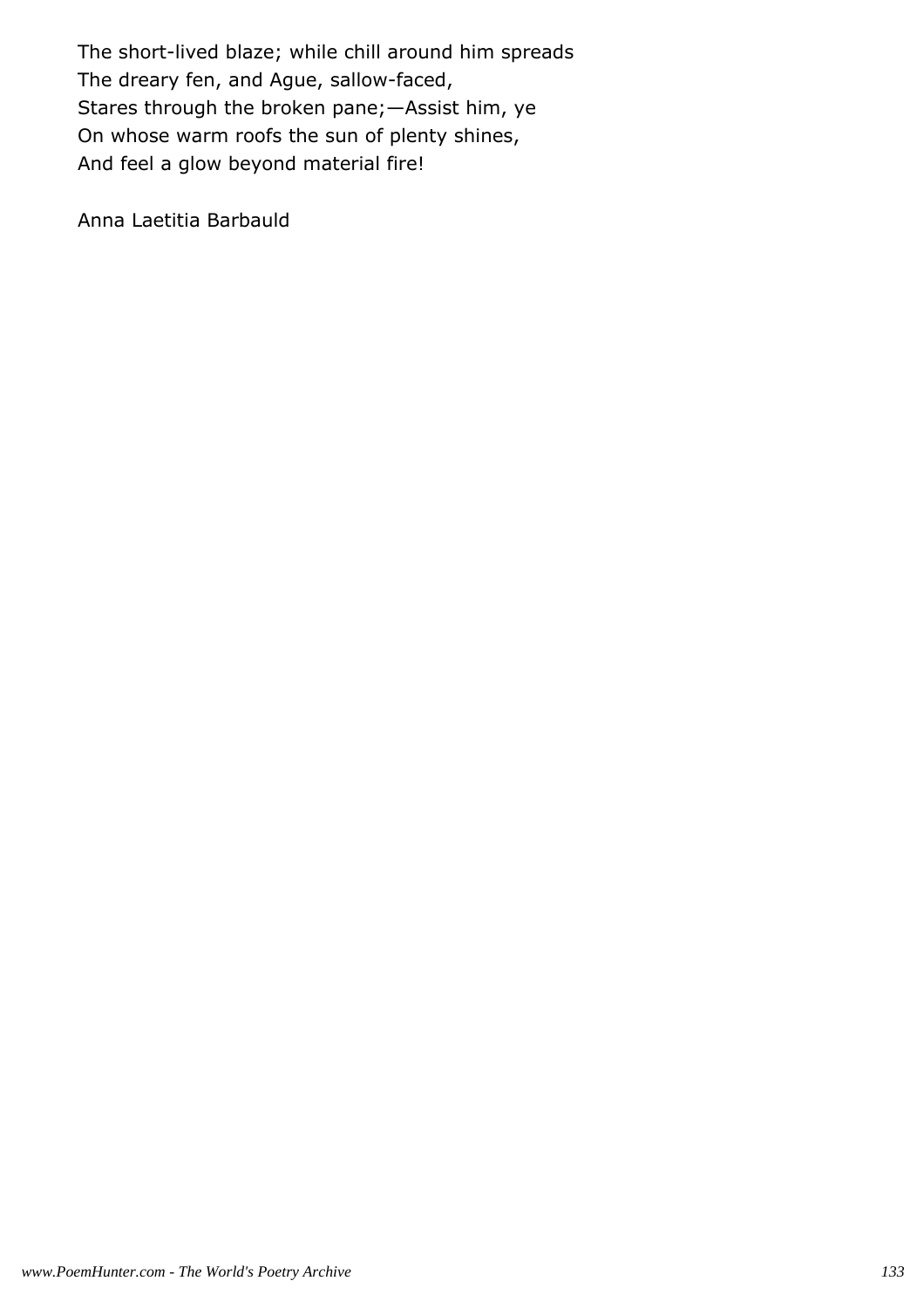The short-lived blaze; while chill around him spreads
The dreary fen, and Ague, sallow-faced,
Stares through the broken pane;—Assist him, ye
On whose warm roofs the sun of plenty shines,
And feel a glow beyond material fire!

Anna Laetitia Barbauld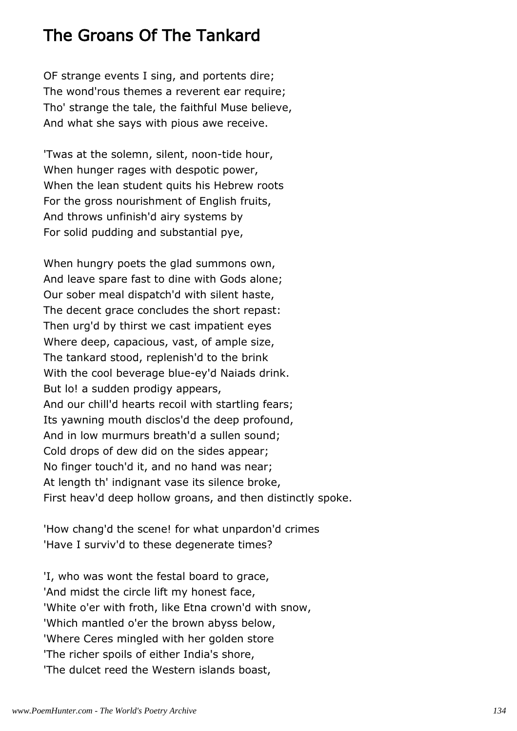# The Groans Of The Tankard

OF strange events I sing, and portents dire;
The wond'rous themes a reverent ear require;
Tho' strange the tale, the faithful Muse believe,
And what she says with pious awe receive.

'Twas at the solemn, silent, noon-tide hour,
When hunger rages with despotic power,
When the lean student quits his Hebrew roots
For the gross nourishment of English fruits,
And throws unfinish'd airy systems by
For solid pudding and substantial pye,

When hungry poets the glad summons own,
And leave spare fast to dine with Gods alone;
Our sober meal dispatch'd with silent haste,
The decent grace concludes the short repast:
Then urg'd by thirst we cast impatient eyes
Where deep, capacious, vast, of ample size,
The tankard stood, replenish'd to the brink
With the cool beverage blue-ey'd Naiads drink.
But lo! a sudden prodigy appears,
And our chill'd hearts recoil with startling fears;
Its yawning mouth disclos'd the deep profound,
And in low murmurs breath'd a sullen sound;
Cold drops of dew did on the sides appear;
No finger touch'd it, and no hand was near;
At length th' indignant vase its silence broke,
First heav'd deep hollow groans, and then distinctly spoke.

'How chang'd the scene! for what unpardon'd crimes
'Have I surviv'd to these degenerate times?

'I, who was wont the festal board to grace,
'And midst the circle lift my honest face,
'White o'er with froth, like Etna crown'd with snow,
'Which mantled o'er the brown abyss below,
'Where Ceres mingled with her golden store
'The richer spoils of either India's shore,
'The dulcet reed the Western islands boast,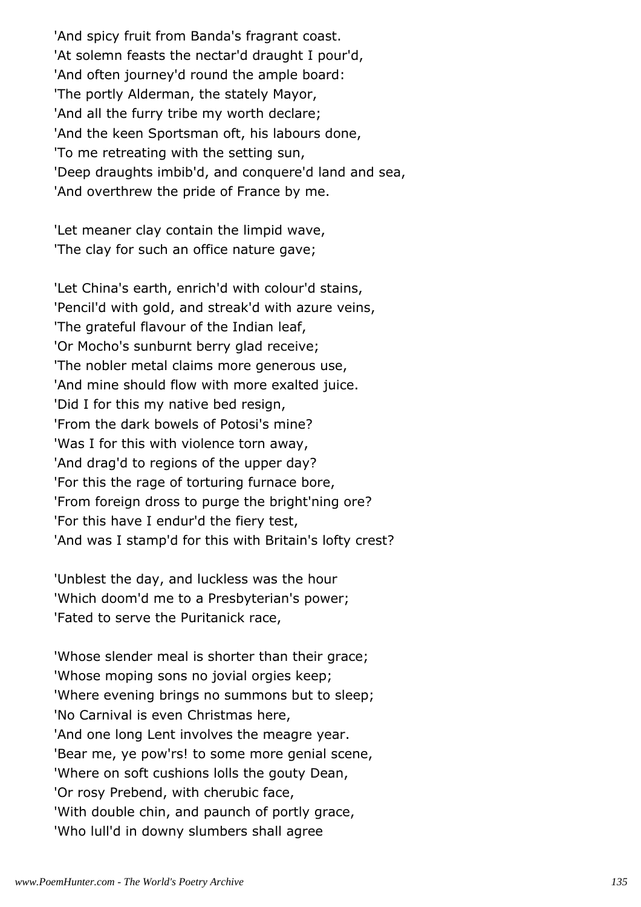'And spicy fruit from Banda's fragrant coast.
'At solemn feasts the nectar'd draught I pour'd,
'And often journey'd round the ample board:
'The portly Alderman, the stately Mayor,
'And all the furry tribe my worth declare;
'And the keen Sportsman oft, his labours done,
'To me retreating with the setting sun,
'Deep draughts imbib'd, and conquere'd land and sea,
'And overthrew the pride of France by me.

'Let meaner clay contain the limpid wave,
'The clay for such an office nature gave;

'Let China's earth, enrich'd with colour'd stains,
'Pencil'd with gold, and streak'd with azure veins,
'The grateful flavour of the Indian leaf,
'Or Mocho's sunburnt berry glad receive;
'The nobler metal claims more generous use,
'And mine should flow with more exalted juice.
'Did I for this my native bed resign,
'From the dark bowels of Potosi's mine?
'Was I for this with violence torn away,
'And drag'd to regions of the upper day?
'For this the rage of torturing furnace bore,
'From foreign dross to purge the bright'ning ore?
'For this have I endur'd the fiery test,
'And was I stamp'd for this with Britain's lofty crest?

'Unblest the day, and luckless was the hour
'Which doom'd me to a Presbyterian's power;
'Fated to serve the Puritanick race,

'Whose slender meal is shorter than their grace;
'Whose moping sons no jovial orgies keep;
'Where evening brings no summons but to sleep;
'No Carnival is even Christmas here,
'And one long Lent involves the meagre year.
'Bear me, ye pow'rs! to some more genial scene,
'Where on soft cushions lolls the gouty Dean,
'Or rosy Prebend, with cherubic face,
'With double chin, and paunch of portly grace,
'Who lull'd in downy slumbers shall agree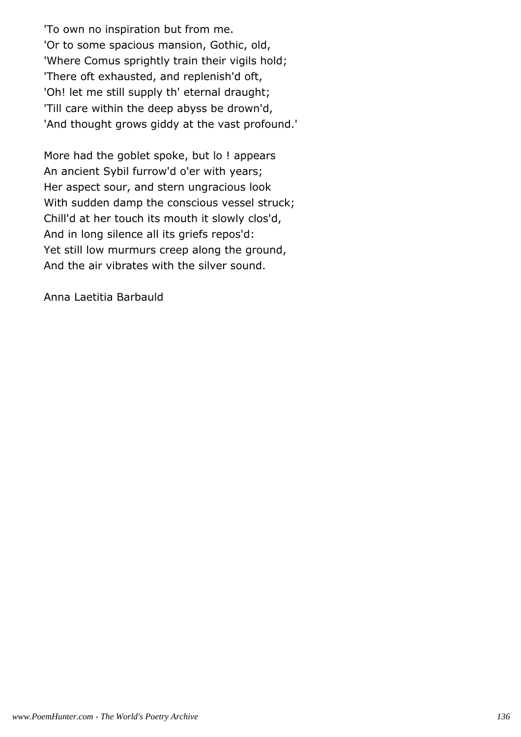'To own no inspiration but from me.
'Or to some spacious mansion, Gothic, old,
'Where Comus sprightly train their vigils hold;
'There oft exhausted, and replenish'd oft,
'Oh! let me still supply th' eternal draught;
'Till care within the deep abyss be drown'd,
'And thought grows giddy at the vast profound.'

More had the goblet spoke, but lo ! appears
An ancient Sybil furrow'd o'er with years;
Her aspect sour, and stern ungracious look
With sudden damp the conscious vessel struck;
Chill'd at her touch its mouth it slowly clos'd,
And in long silence all its griefs repos'd:
Yet still low murmurs creep along the ground,
And the air vibrates with the silver sound.

Anna Laetitia Barbauld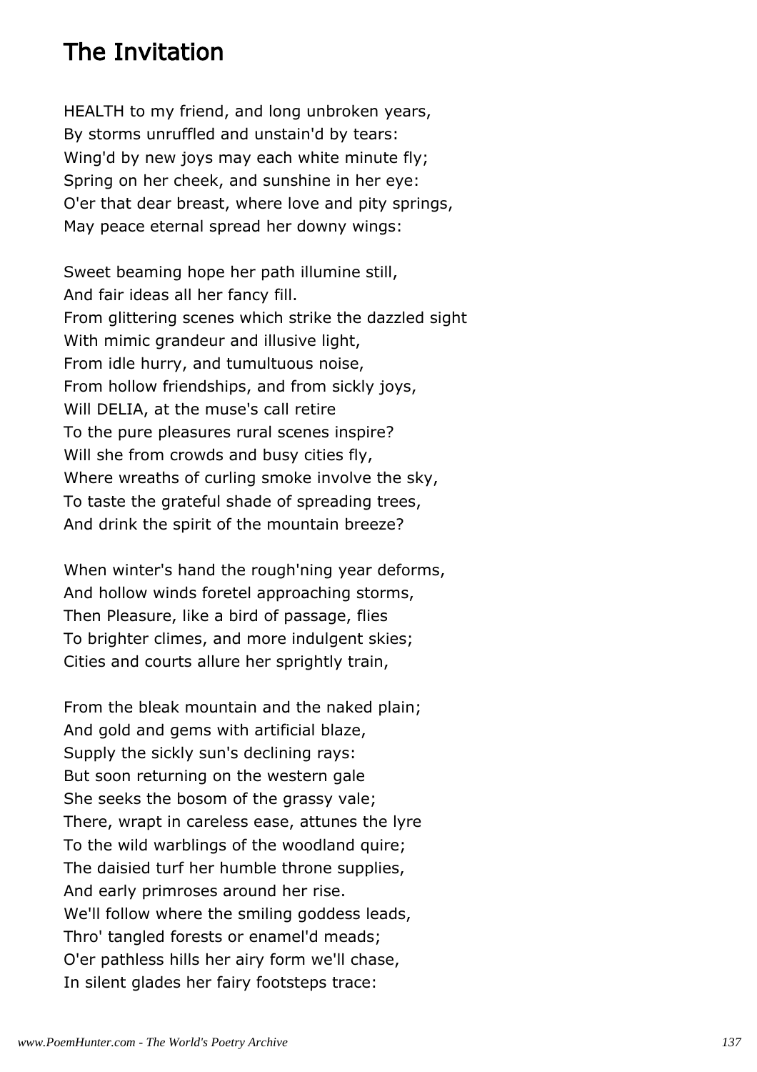# The Invitation

HEALTH to my friend, and long unbroken years,
By storms unruffled and unstain'd by tears:
Wing'd by new joys may each white minute fly;
Spring on her cheek, and sunshine in her eye:
O'er that dear breast, where love and pity springs,
May peace eternal spread her downy wings:

Sweet beaming hope her path illumine still,
And fair ideas all her fancy fill.
From glittering scenes which strike the dazzled sight
With mimic grandeur and illusive light,
From idle hurry, and tumultuous noise,
From hollow friendships, and from sickly joys,
Will DELIA, at the muse's call retire
To the pure pleasures rural scenes inspire?
Will she from crowds and busy cities fly,
Where wreaths of curling smoke involve the sky,
To taste the grateful shade of spreading trees,
And drink the spirit of the mountain breeze?

When winter's hand the rough'ning year deforms,
And hollow winds foretel approaching storms,
Then Pleasure, like a bird of passage, flies
To brighter climes, and more indulgent skies;
Cities and courts allure her sprightly train,

From the bleak mountain and the naked plain;
And gold and gems with artificial blaze,
Supply the sickly sun's declining rays:
But soon returning on the western gale
She seeks the bosom of the grassy vale;
There, wrapt in careless ease, attunes the lyre
To the wild warblings of the woodland quire;
The daisied turf her humble throne supplies,
And early primroses around her rise.
We'll follow where the smiling goddess leads,
Thro' tangled forests or enamel'd meads;
O'er pathless hills her airy form we'll chase,
In silent glades her fairy footsteps trace: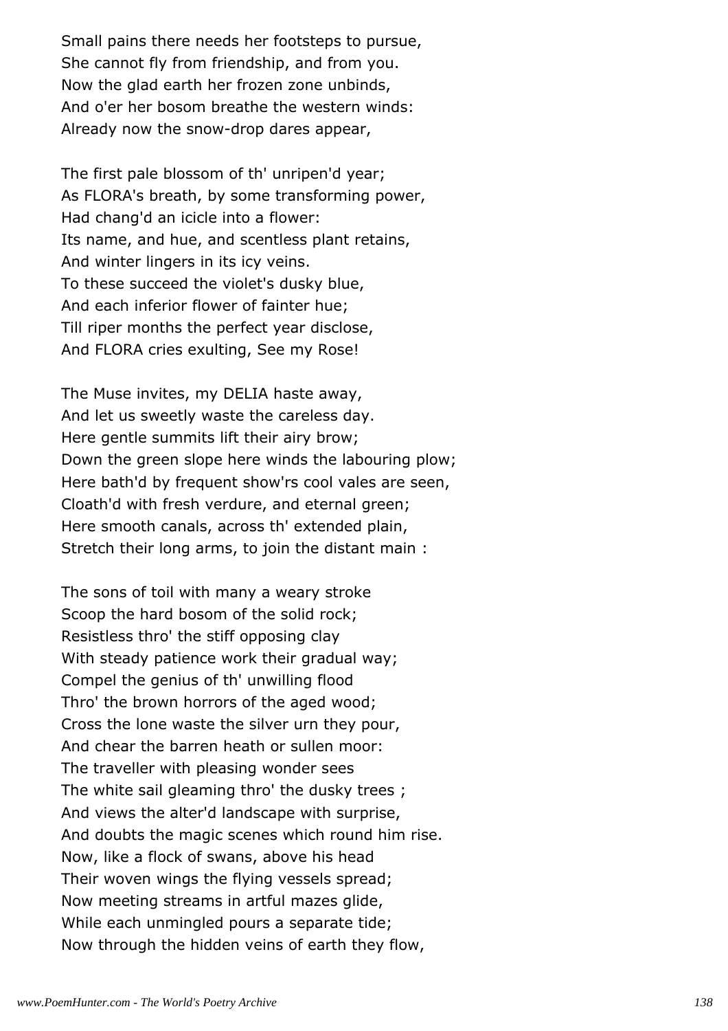Small pains there needs her footsteps to pursue,
She cannot fly from friendship, and from you.
Now the glad earth her frozen zone unbinds,
And o'er her bosom breathe the western winds:
Already now the snow-drop dares appear,

The first pale blossom of th' unripen'd year;
As FLORA's breath, by some transforming power,
Had chang'd an icicle into a flower:
Its name, and hue, and scentless plant retains,
And winter lingers in its icy veins.
To these succeed the violet's dusky blue,
And each inferior flower of fainter hue;
Till riper months the perfect year disclose,
And FLORA cries exulting, See my Rose!

The Muse invites, my DELIA haste away,
And let us sweetly waste the careless day.
Here gentle summits lift their airy brow;
Down the green slope here winds the labouring plow;
Here bath'd by frequent show'rs cool vales are seen,
Cloath'd with fresh verdure, and eternal green;
Here smooth canals, across th' extended plain,
Stretch their long arms, to join the distant main :

The sons of toil with many a weary stroke
Scoop the hard bosom of the solid rock;
Resistless thro' the stiff opposing clay
With steady patience work their gradual way;
Compel the genius of th' unwilling flood
Thro' the brown horrors of the aged wood;
Cross the lone waste the silver urn they pour,
And chear the barren heath or sullen moor:
The traveller with pleasing wonder sees
The white sail gleaming thro' the dusky trees ;
And views the alter'd landscape with surprise,
And doubts the magic scenes which round him rise.
Now, like a flock of swans, above his head
Their woven wings the flying vessels spread;
Now meeting streams in artful mazes glide,
While each unmingled pours a separate tide;
Now through the hidden veins of earth they flow,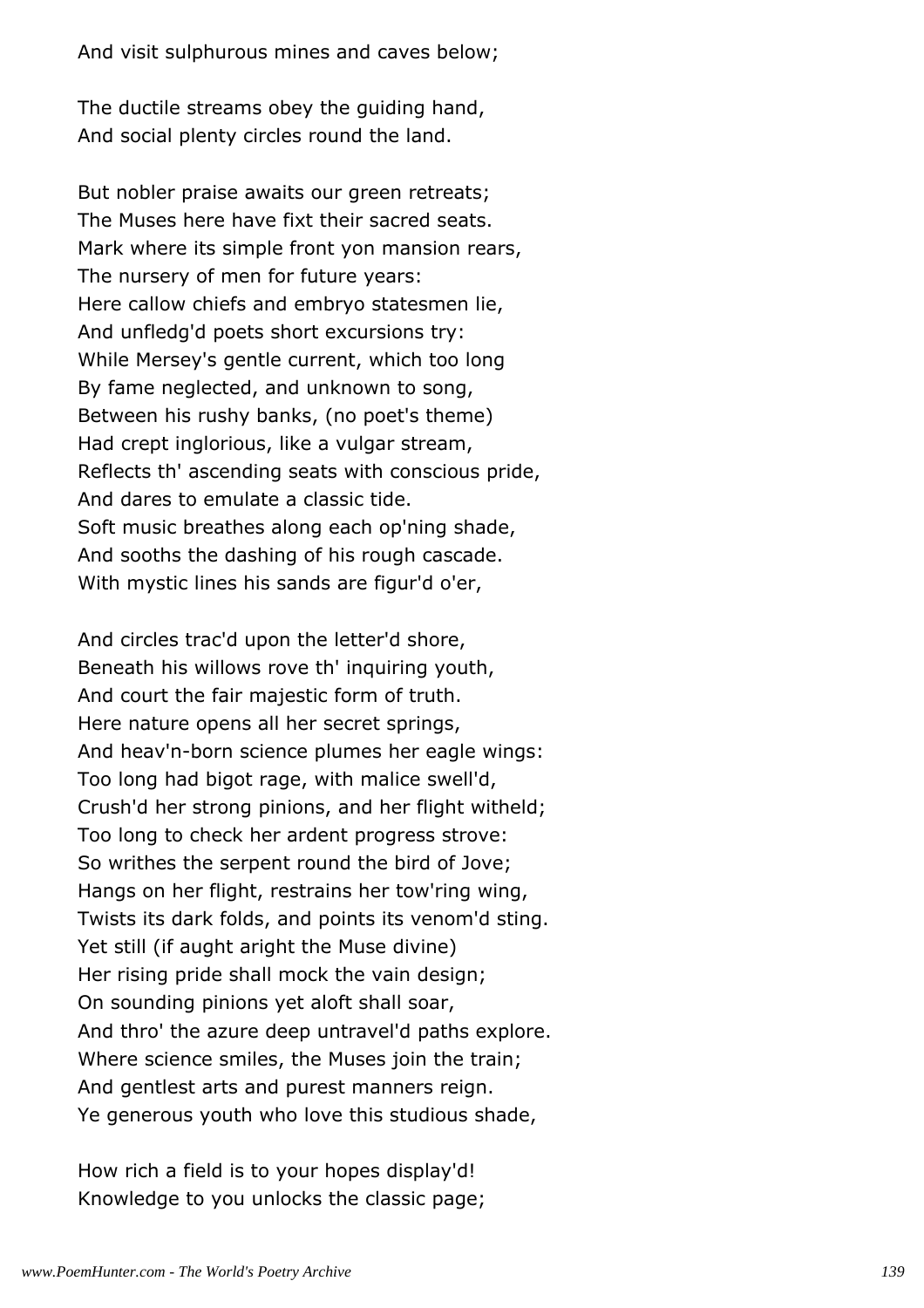And visit sulphurous mines and caves below;

The ductile streams obey the guiding hand,
And social plenty circles round the land.

But nobler praise awaits our green retreats;
The Muses here have fixt their sacred seats.
Mark where its simple front yon mansion rears,
The nursery of men for future years:
Here callow chiefs and embryo statesmen lie,
And unfledg'd poets short excursions try:
While Mersey's gentle current, which too long
By fame neglected, and unknown to song,
Between his rushy banks, (no poet's theme)
Had crept inglorious, like a vulgar stream,
Reflects th' ascending seats with conscious pride,
And dares to emulate a classic tide.
Soft music breathes along each op'ning shade,
And sooths the dashing of his rough cascade.
With mystic lines his sands are figur'd o'er,

And circles trac'd upon the letter'd shore,
Beneath his willows rove th' inquiring youth,
And court the fair majestic form of truth.
Here nature opens all her secret springs,
And heav'n-born science plumes her eagle wings:
Too long had bigot rage, with malice swell'd,
Crush'd her strong pinions, and her flight witheld;
Too long to check her ardent progress strove:
So writhes the serpent round the bird of Jove;
Hangs on her flight, restrains her tow'ring wing,
Twists its dark folds, and points its venom'd sting.
Yet still (if aught aright the Muse divine)
Her rising pride shall mock the vain design;
On sounding pinions yet aloft shall soar,
And thro' the azure deep untravel'd paths explore.
Where science smiles, the Muses join the train;
And gentlest arts and purest manners reign.
Ye generous youth who love this studious shade,

How rich a field is to your hopes display'd!
Knowledge to you unlocks the classic page;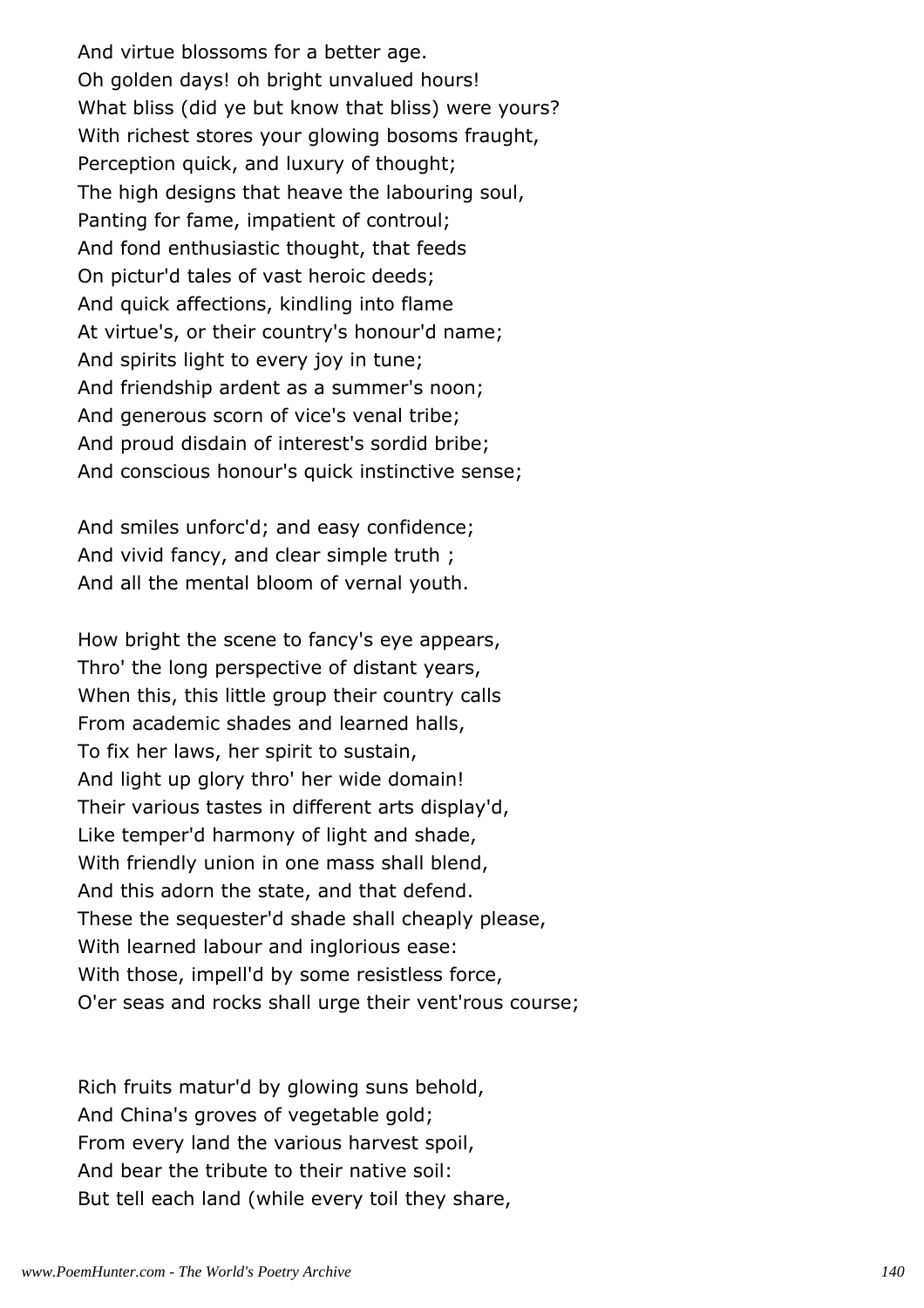And virtue blossoms for a better age.
Oh golden days! oh bright unvalued hours!
What bliss (did ye but know that bliss) were yours?
With richest stores your glowing bosoms fraught,
Perception quick, and luxury of thought;
The high designs that heave the labouring soul,
Panting for fame, impatient of controul;
And fond enthusiastic thought, that feeds
On pictur'd tales of vast heroic deeds;
And quick affections, kindling into flame
At virtue's, or their country's honour'd name;
And spirits light to every joy in tune;
And friendship ardent as a summer's noon;
And generous scorn of vice's venal tribe;
And proud disdain of interest's sordid bribe;
And conscious honour's quick instinctive sense;

And smiles unforc'd; and easy confidence;
And vivid fancy, and clear simple truth ;
And all the mental bloom of vernal youth.

How bright the scene to fancy's eye appears,
Thro' the long perspective of distant years,
When this, this little group their country calls
From academic shades and learned halls,
To fix her laws, her spirit to sustain,
And light up glory thro' her wide domain!
Their various tastes in different arts display'd,
Like temper'd harmony of light and shade,
With friendly union in one mass shall blend,
And this adorn the state, and that defend.
These the sequester'd shade shall cheaply please,
With learned labour and inglorious ease:
With those, impell'd by some resistless force,
O'er seas and rocks shall urge their vent'rous course;

Rich fruits matur'd by glowing suns behold,
And China's groves of vegetable gold;
From every land the various harvest spoil,
And bear the tribute to their native soil:
But tell each land (while every toil they share,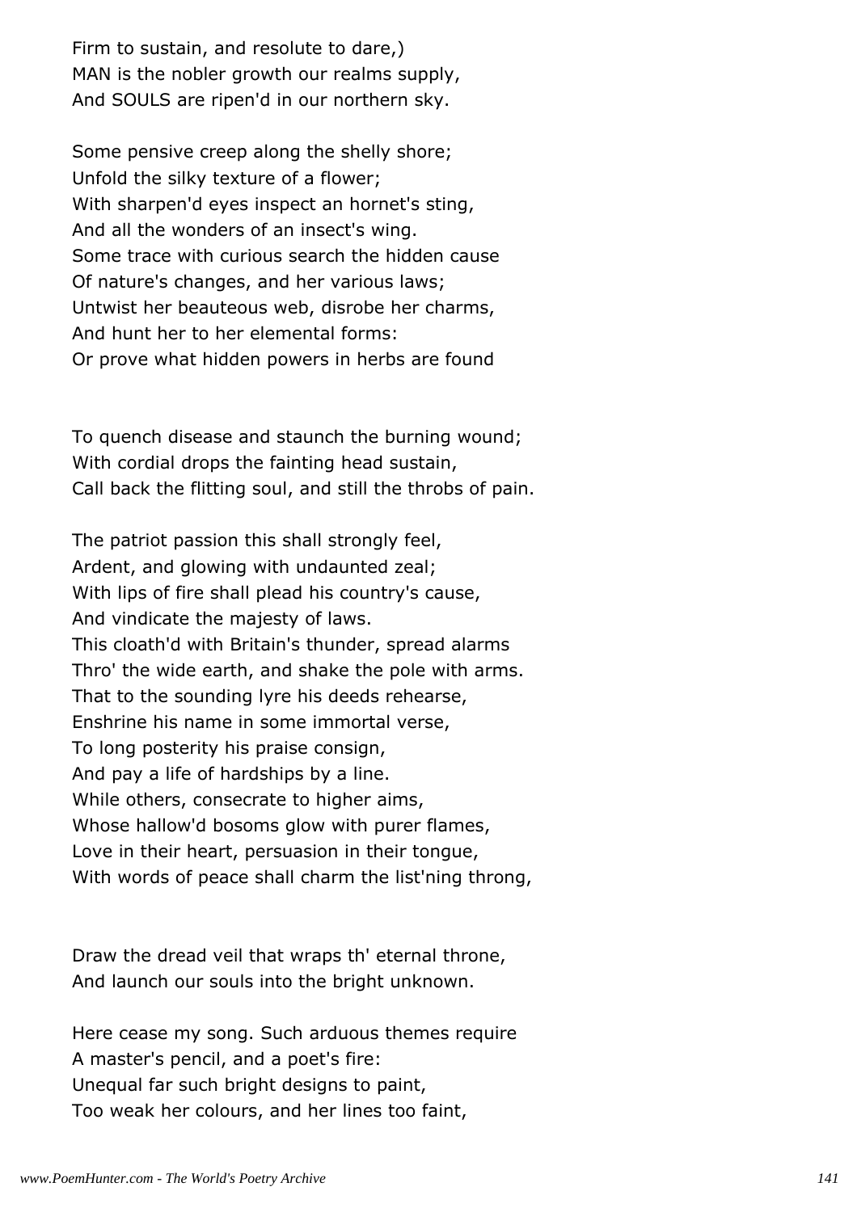Firm to sustain, and resolute to dare,)  
MAN is the nobler growth our realms supply,  
And SOULS are ripen'd in our northern sky.

Some pensive creep along the shelly shore;  
Unfold the silky texture of a flower;  
With sharpen'd eyes inspect an hornet's sting,  
And all the wonders of an insect's wing.  
Some trace with curious search the hidden cause  
Of nature's changes, and her various laws;  
Untwist her beauteous web, disrobe her charms,  
And hunt her to her elemental forms:  
Or prove what hidden powers in herbs are found

To quench disease and staunch the burning wound;  
With cordial drops the fainting head sustain,  
Call back the flitting soul, and still the throbs of pain.

The patriot passion this shall strongly feel,  
Ardent, and glowing with undaunted zeal;  
With lips of fire shall plead his country's cause,  
And vindicate the majesty of laws.  
This cloath'd with Britain's thunder, spread alarms  
Thro' the wide earth, and shake the pole with arms.  
That to the sounding lyre his deeds rehearse,  
Enshrine his name in some immortal verse,  
To long posterity his praise consign,  
And pay a life of hardships by a line.  
While others, consecrate to higher aims,  
Whose hallow'd bosoms glow with purer flames,  
Love in their heart, persuasion in their tongue,  
With words of peace shall charm the list'ning throng,

Draw the dread veil that wraps th' eternal throne,  
And launch our souls into the bright unknown.

Here cease my song. Such arduous themes require  
A master's pencil, and a poet's fire:  
Unequal far such bright designs to paint,  
Too weak her colours, and her lines too faint,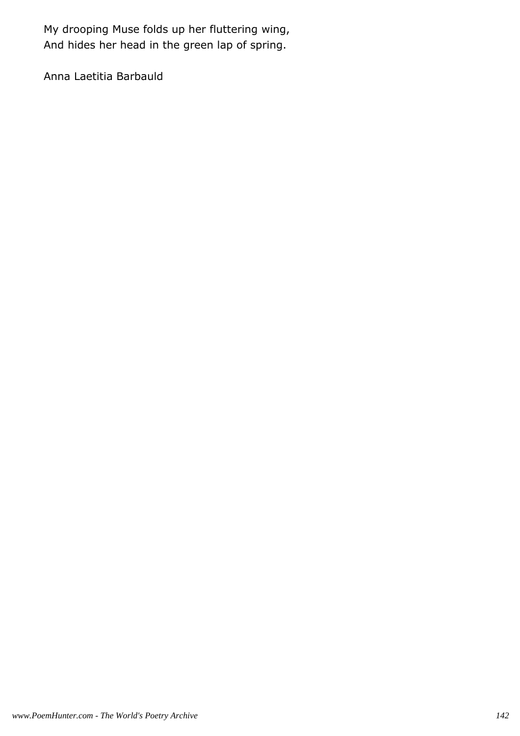My drooping Muse folds up her fluttering wing,
And hides her head in the green lap of spring.

Anna Laetitia Barbauld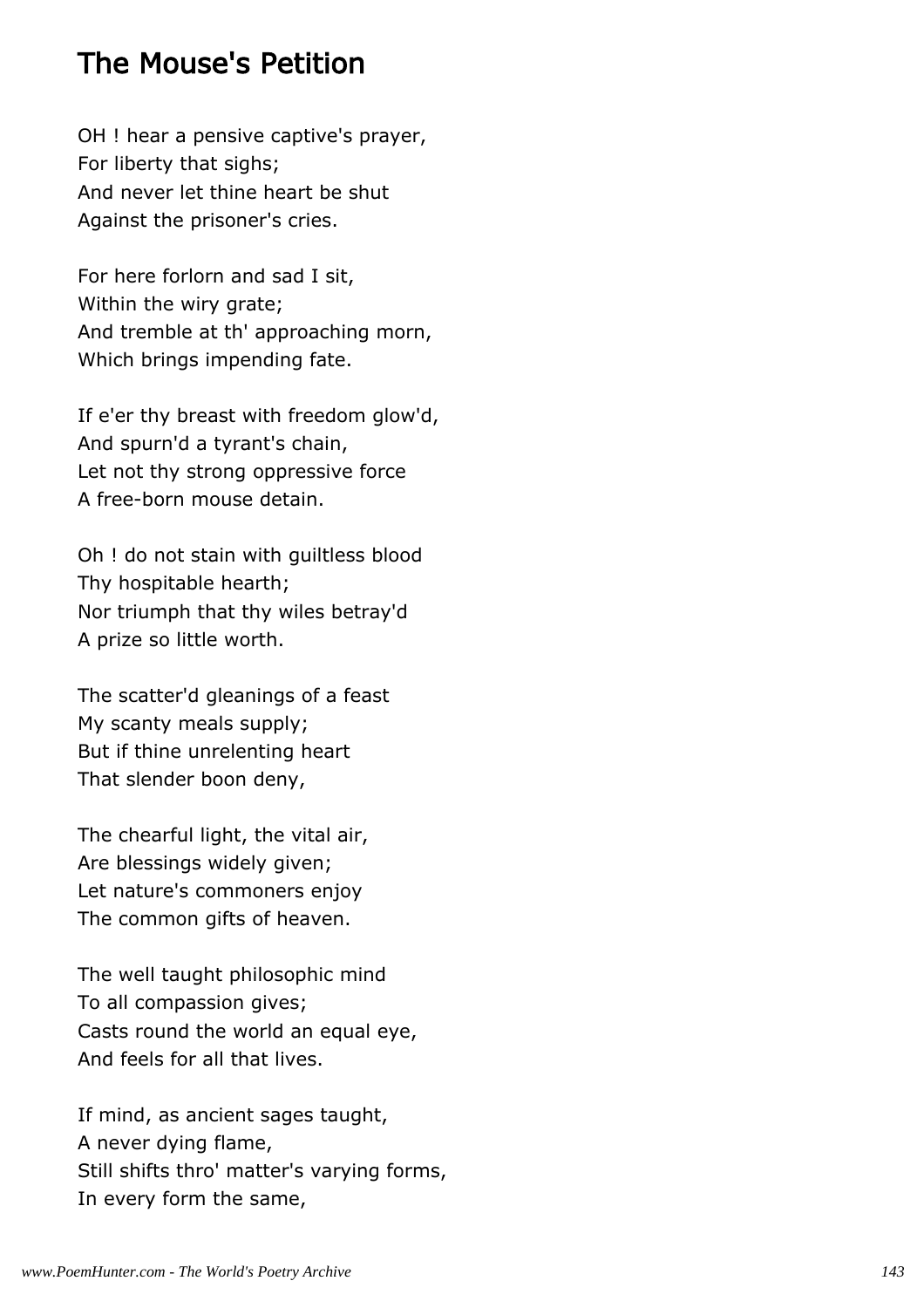# The Mouse's Petition

OH ! hear a pensive captive's prayer,  
For liberty that sighs;  
And never let thine heart be shut  
Against the prisoner's cries.

For here forlorn and sad I sit,  
Within the wiry grate;  
And tremble at th' approaching morn,  
Which brings impending fate.

If e'er thy breast with freedom glow'd,  
And spurn'd a tyrant's chain,  
Let not thy strong oppressive force  
A free-born mouse detain.

Oh ! do not stain with guiltless blood  
Thy hospitable hearth;  
Nor triumph that thy wiles betray'd  
A prize so little worth.

The scatter'd gleanings of a feast  
My scanty meals supply;  
But if thine unrelenting heart  
That slender boon deny,

The chearful light, the vital air,  
Are blessings widely given;  
Let nature's commoners enjoy  
The common gifts of heaven.

The well taught philosophic mind  
To all compassion gives;  
Casts round the world an equal eye,  
And feels for all that lives.

If mind, as ancient sages taught,  
A never dying flame,  
Still shifts thro' matter's varying forms,  
In every form the same,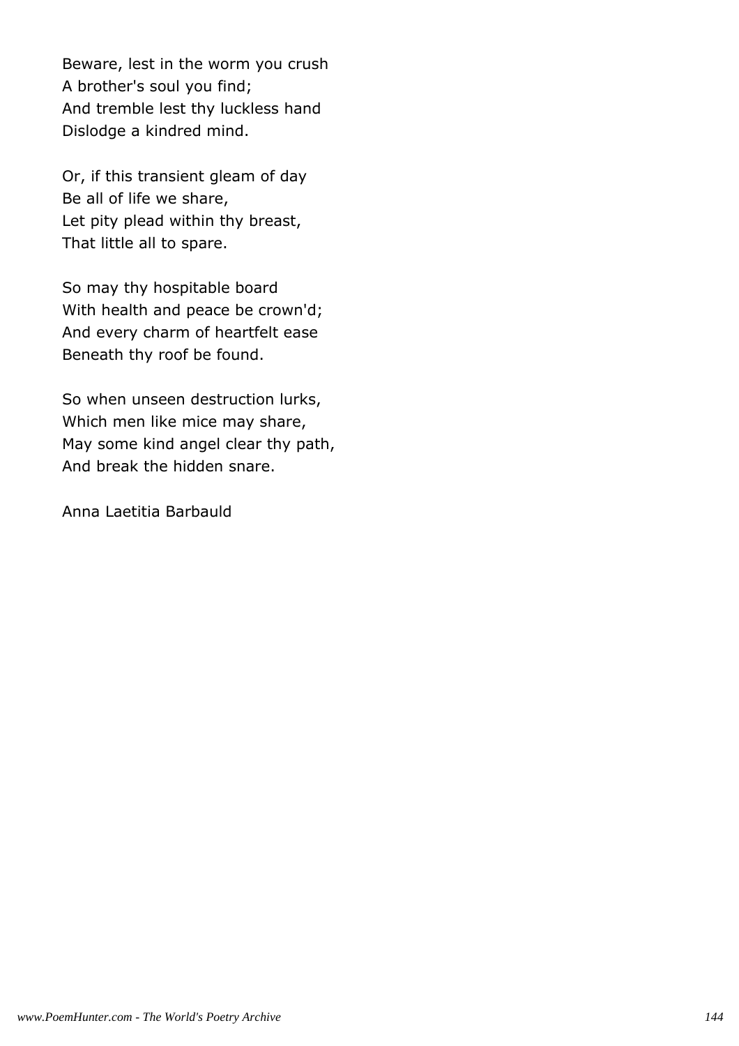Beware, lest in the worm you crush
A brother's soul you find;
And tremble lest thy luckless hand
Dislodge a kindred mind.

Or, if this transient gleam of day
Be all of life we share,
Let pity plead within thy breast,
That little all to spare.

So may thy hospitable board
With health and peace be crown'd;
And every charm of heartfelt ease
Beneath thy roof be found.

So when unseen destruction lurks,
Which men like mice may share,
May some kind angel clear thy path,
And break the hidden snare.

Anna Laetitia Barbauld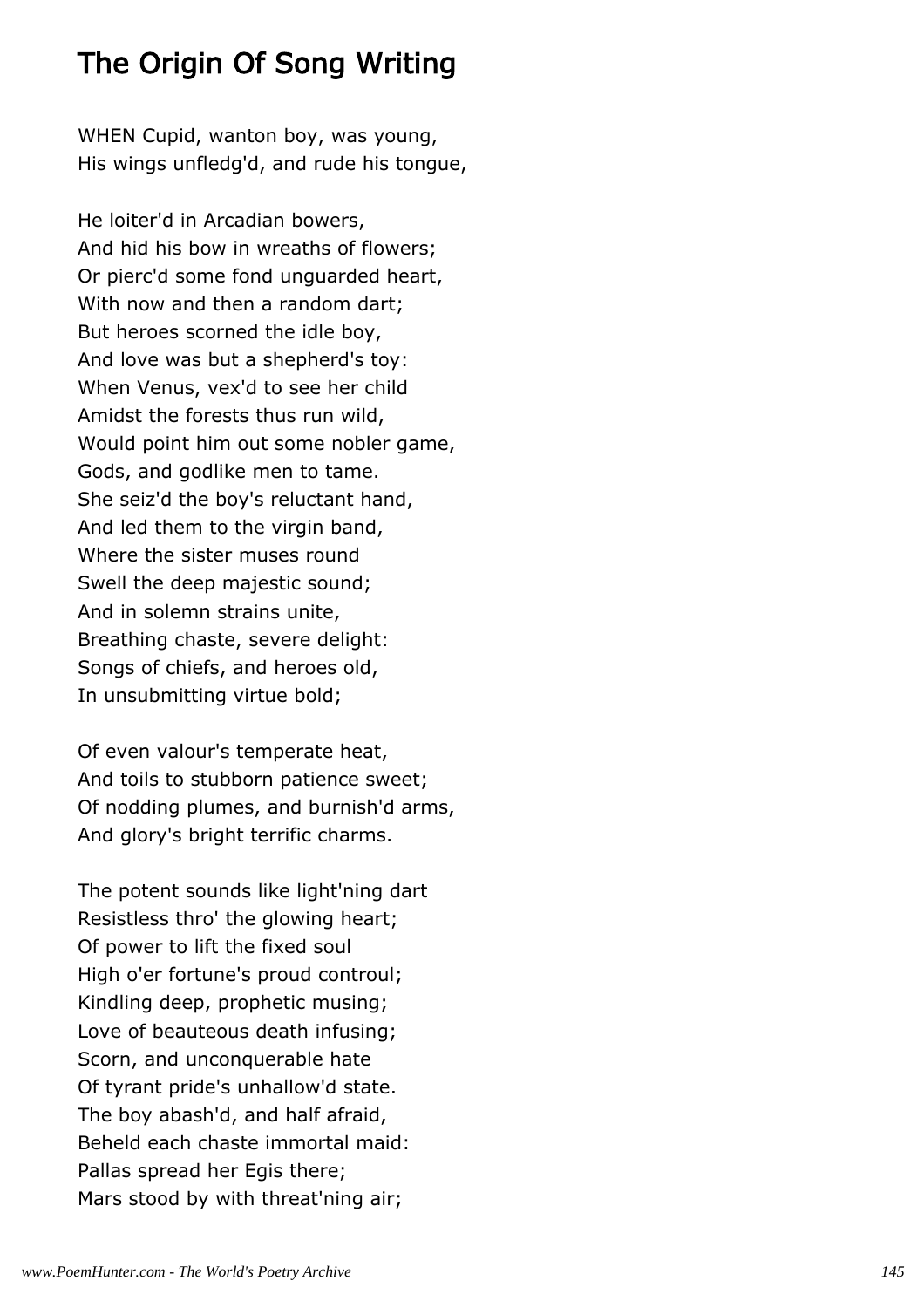## The Origin Of Song Writing

WHEN Cupid, wanton boy, was young,
His wings unfledg'd, and rude his tongue,

He loiter'd in Arcadian bowers,
And hid his bow in wreaths of flowers;
Or pierc'd some fond unguarded heart,
With now and then a random dart;
But heroes scorned the idle boy,
And love was but a shepherd's toy:
When Venus, vex'd to see her child
Amidst the forests thus run wild,
Would point him out some nobler game,
Gods, and godlike men to tame.
She seiz'd the boy's reluctant hand,
And led them to the virgin band,
Where the sister muses round
Swell the deep majestic sound;
And in solemn strains unite,
Breathing chaste, severe delight:
Songs of chiefs, and heroes old,
In unsubmitting virtue bold;

Of even valour's temperate heat,
And toils to stubborn patience sweet;
Of nodding plumes, and burnish'd arms,
And glory's bright terrific charms.

The potent sounds like light'ning dart
Resistless thro' the glowing heart;
Of power to lift the fixed soul
High o'er fortune's proud controul;
Kindling deep, prophetic musing;
Love of beauteous death infusing;
Scorn, and unconquerable hate
Of tyrant pride's unhallow'd state.
The boy abash'd, and half afraid,
Beheld each chaste immortal maid:
Pallas spread her Egis there;
Mars stood by with threat'ning air;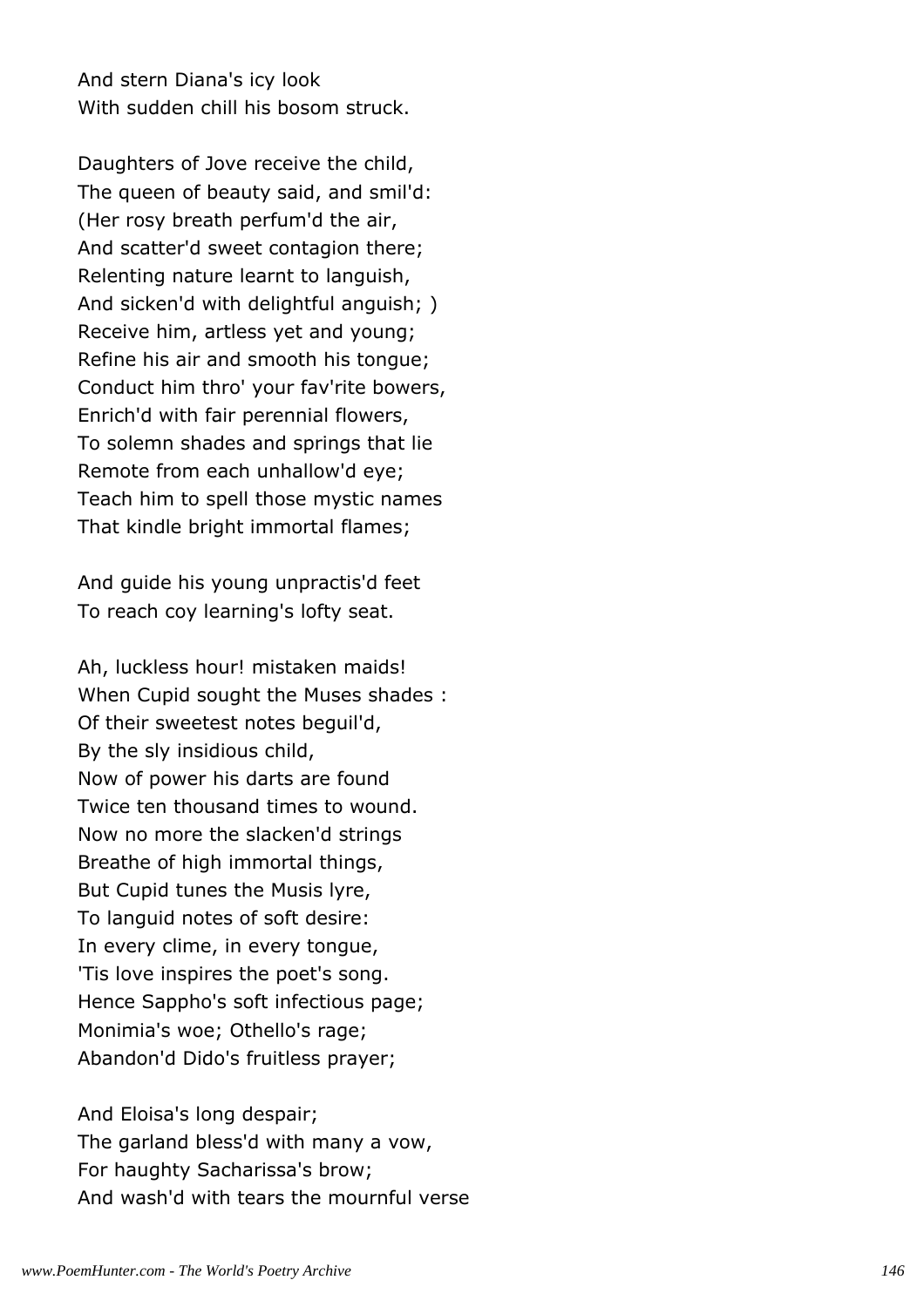And stern Diana's icy look
With sudden chill his bosom struck.

Daughters of Jove receive the child,
The queen of beauty said, and smil'd:
(Her rosy breath perfum'd the air,
And scatter'd sweet contagion there;
Relenting nature learnt to languish,
And sicken'd with delightful anguish; )
Receive him, artless yet and young;
Refine his air and smooth his tongue;
Conduct him thro' your fav'rite bowers,
Enrich'd with fair perennial flowers,
To solemn shades and springs that lie
Remote from each unhallow'd eye;
Teach him to spell those mystic names
That kindle bright immortal flames;

And guide his young unpractis'd feet
To reach coy learning's lofty seat.

Ah, luckless hour! mistaken maids!
When Cupid sought the Muses shades :
Of their sweetest notes beguil'd,
By the sly insidious child,
Now of power his darts are found
Twice ten thousand times to wound.
Now no more the slacken'd strings
Breathe of high immortal things,
But Cupid tunes the Musis lyre,
To languid notes of soft desire:
In every clime, in every tongue,
'Tis love inspires the poet's song.
Hence Sappho's soft infectious page;
Monimia's woe; Othello's rage;
Abandon'd Dido's fruitless prayer;

And Eloisa's long despair;
The garland bless'd with many a vow,
For haughty Sacharissa's brow;
And wash'd with tears the mournful verse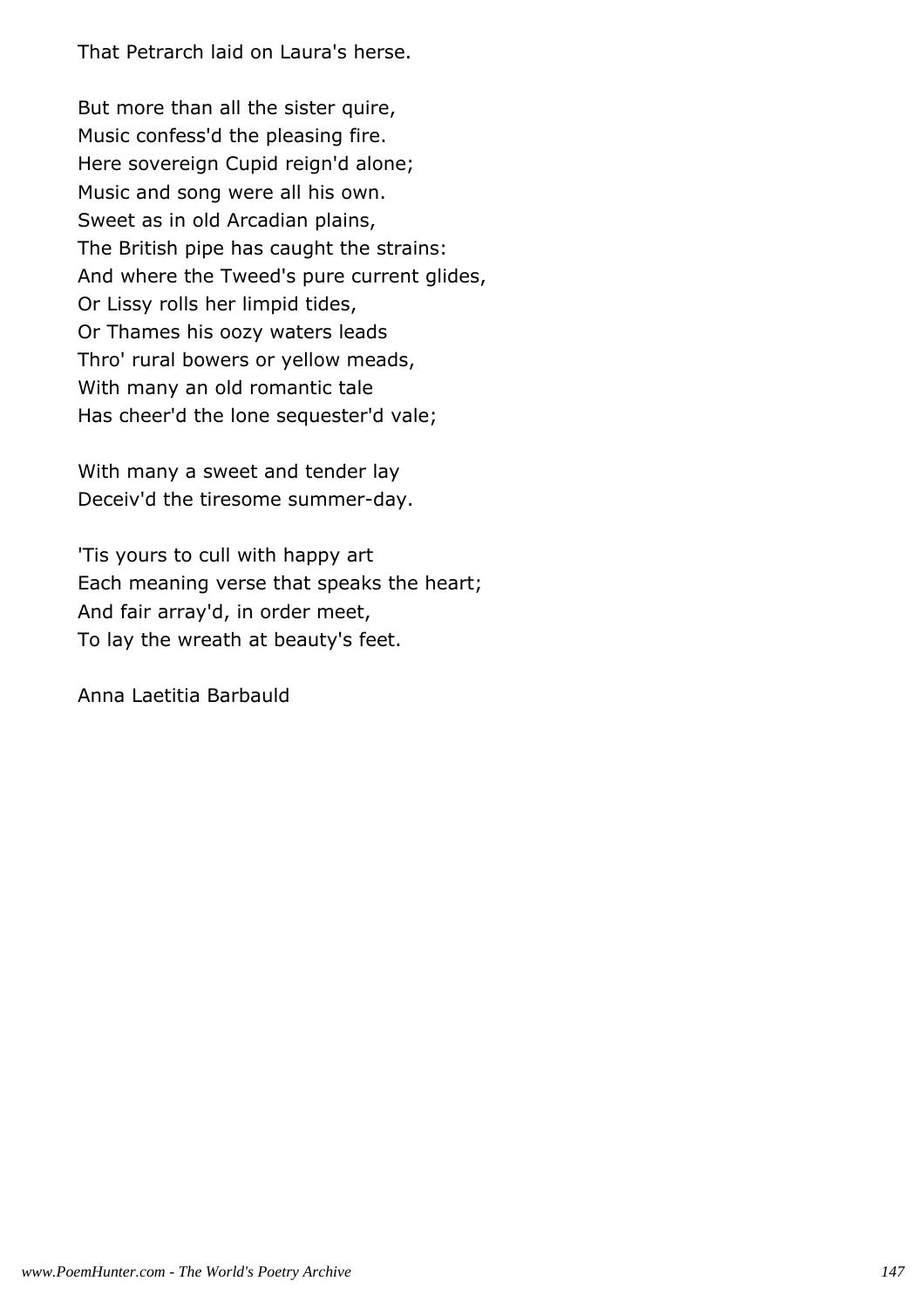That Petrarch laid on Laura's herse.

But more than all the sister quire,
Music confess'd the pleasing fire.
Here sovereign Cupid reign'd alone;
Music and song were all his own.
Sweet as in old Arcadian plains,
The British pipe has caught the strains:
And where the Tweed's pure current glides,
Or Lissy rolls her limpid tides,
Or Thames his oozy waters leads
Thro' rural bowers or yellow meads,
With many an old romantic tale
Has cheer'd the lone sequester'd vale;

With many a sweet and tender lay
Deceiv'd the tiresome summer-day.

'Tis yours to cull with happy art
Each meaning verse that speaks the heart;
And fair array'd, in order meet,
To lay the wreath at beauty's feet.

Anna Laetitia Barbauld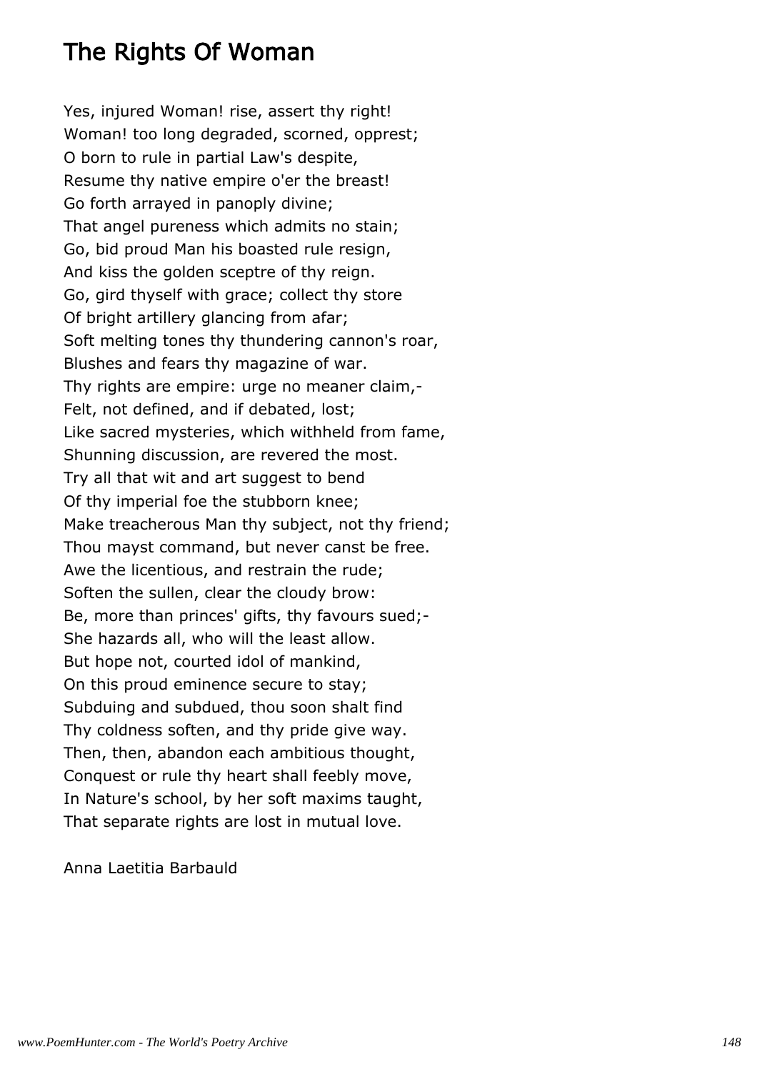# The Rights Of Woman

Yes, injured Woman! rise, assert thy right!
Woman! too long degraded, scorned, opprest;
O born to rule in partial Law's despite,
Resume thy native empire o'er the breast!
Go forth arrayed in panoply divine;
That angel pureness which admits no stain;
Go, bid proud Man his boasted rule resign,
And kiss the golden sceptre of thy reign.
Go, gird thyself with grace; collect thy store
Of bright artillery glancing from afar;
Soft melting tones thy thundering cannon's roar,
Blushes and fears thy magazine of war.
Thy rights are empire: urge no meaner claim,-
Felt, not defined, and if debated, lost;
Like sacred mysteries, which withheld from fame,
Shunning discussion, are revered the most.
Try all that wit and art suggest to bend
Of thy imperial foe the stubborn knee;
Make treacherous Man thy subject, not thy friend;
Thou mayst command, but never canst be free.
Awe the licentious, and restrain the rude;
Soften the sullen, clear the cloudy brow:
Be, more than princes' gifts, thy favours sued;-
She hazards all, who will the least allow.
But hope not, courted idol of mankind,
On this proud eminence secure to stay;
Subduing and subdued, thou soon shalt find
Thy coldness soften, and thy pride give way.
Then, then, abandon each ambitious thought,
Conquest or rule thy heart shall feebly move,
In Nature's school, by her soft maxims taught,
That separate rights are lost in mutual love.

Anna Laetitia Barbauld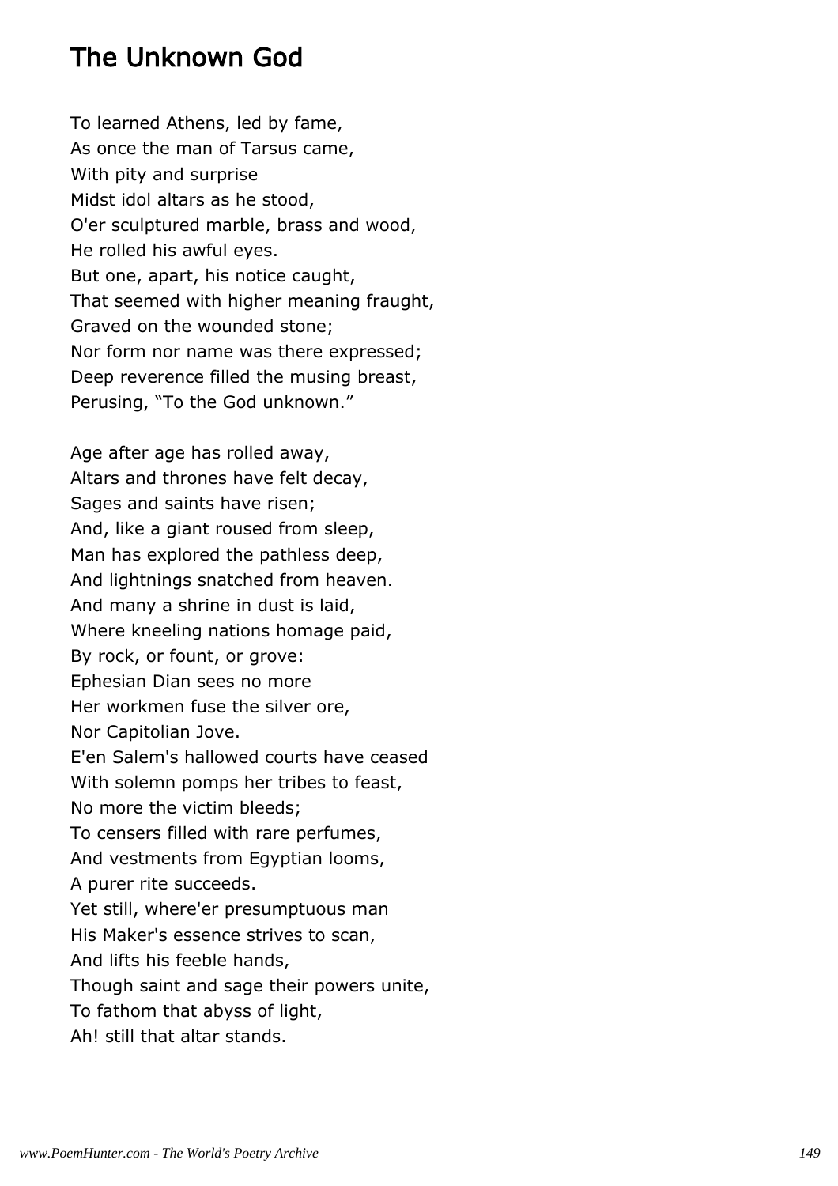## The Unknown God

To learned Athens, led by fame,  
As once the man of Tarsus came,  
With pity and surprise  
Midst idol altars as he stood,  
O'er sculptured marble, brass and wood,  
He rolled his awful eyes.  
But one, apart, his notice caught,  
That seemed with higher meaning fraught,  
Graved on the wounded stone;  
Nor form nor name was there expressed;  
Deep reverence filled the musing breast,  
Perusing, “To the God unknown.”

Age after age has rolled away,  
Altars and thrones have felt decay,  
Sages and saints have risen;  
And, like a giant roused from sleep,  
Man has explored the pathless deep,  
And lightnings snatched from heaven.  
And many a shrine in dust is laid,  
Where kneeling nations homage paid,  
By rock, or fount, or grove:  
Ephesian Dian sees no more  
Her workmen fuse the silver ore,  
Nor Capitolian Jove.  
E'en Salem's hallowed courts have ceased  
With solemn pomps her tribes to feast,  
No more the victim bleeds;  
To censers filled with rare perfumes,  
And vestments from Egyptian looms,  
A purer rite succeeds.  
Yet still, where'er presumptuous man  
His Maker's essence strives to scan,  
And lifts his feeble hands,  
Though saint and sage their powers unite,  
To fathom that abyss of light,  
Ah! still that altar stands.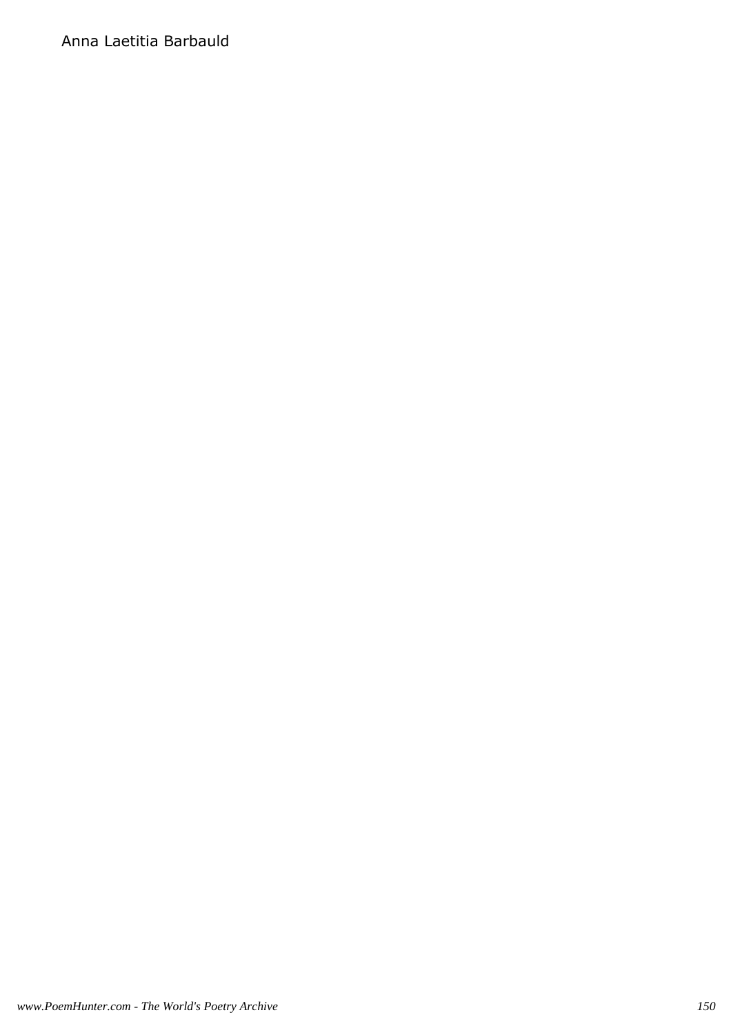Anna Laetitia Barbauld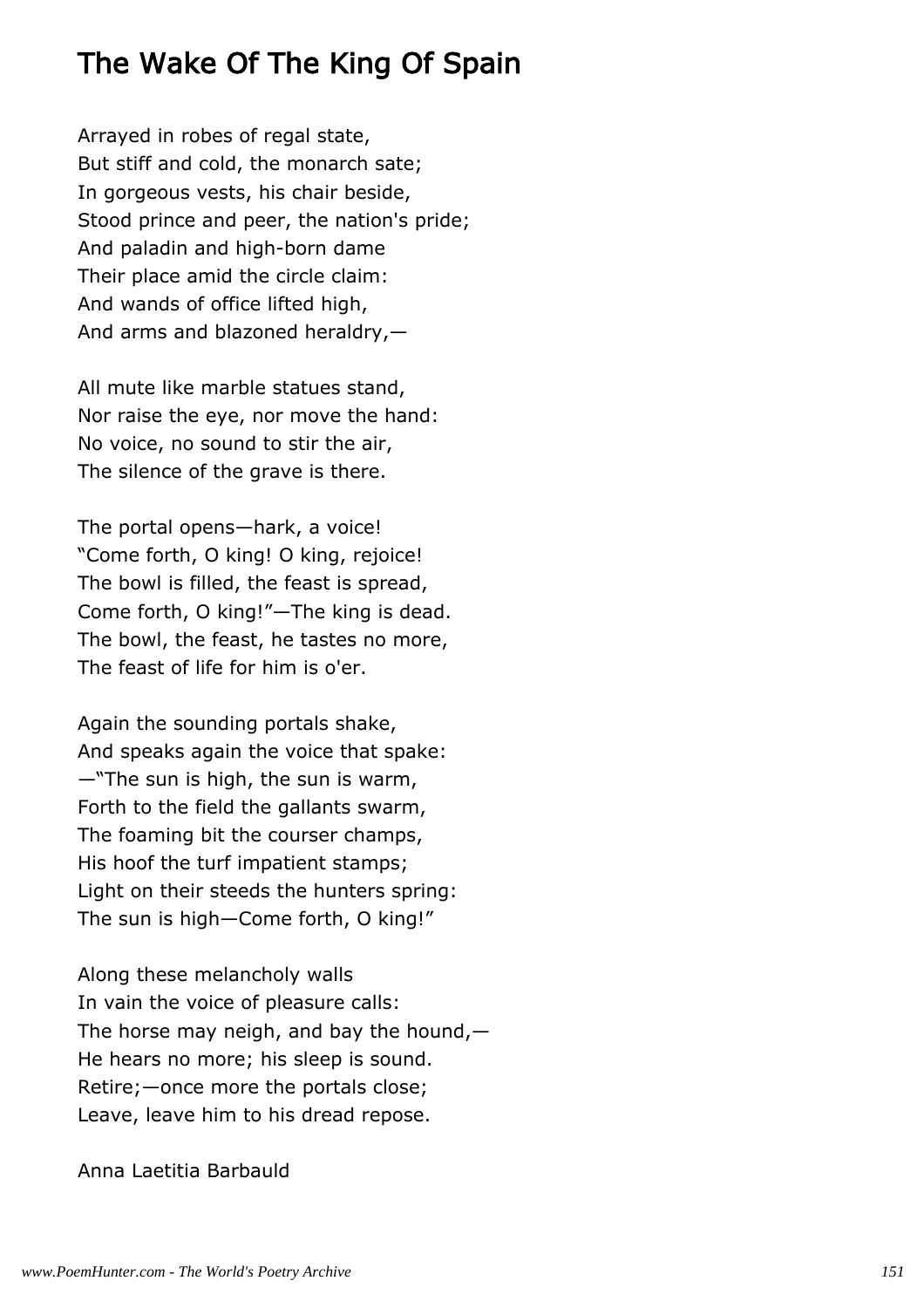# The Wake Of The King Of Spain

Arrayed in robes of regal state,
But stiff and cold, the monarch sate;
In gorgeous vests, his chair beside,
Stood prince and peer, the nation's pride;
And paladin and high-born dame
Their place amid the circle claim:
And wands of office lifted high,
And arms and blazoned heraldry,—

All mute like marble statues stand,
Nor raise the eye, nor move the hand:
No voice, no sound to stir the air,
The silence of the grave is there.

The portal opens—hark, a voice!
"Come forth, O king! O king, rejoice!
The bowl is filled, the feast is spread,
Come forth, O king!"—The king is dead.
The bowl, the feast, he tastes no more,
The feast of life for him is o'er.

Again the sounding portals shake,
And speaks again the voice that spake:
—"The sun is high, the sun is warm,
Forth to the field the gallants swarm,
The foaming bit the courser champs,
His hoof the turf impatient stamps;
Light on their steeds the hunters spring:
The sun is high—Come forth, O king!"

Along these melancholy walls
In vain the voice of pleasure calls:
The horse may neigh, and bay the hound,—
He hears no more; his sleep is sound.
Retire;—once more the portals close;
Leave, leave him to his dread repose.

Anna Laetitia Barbauld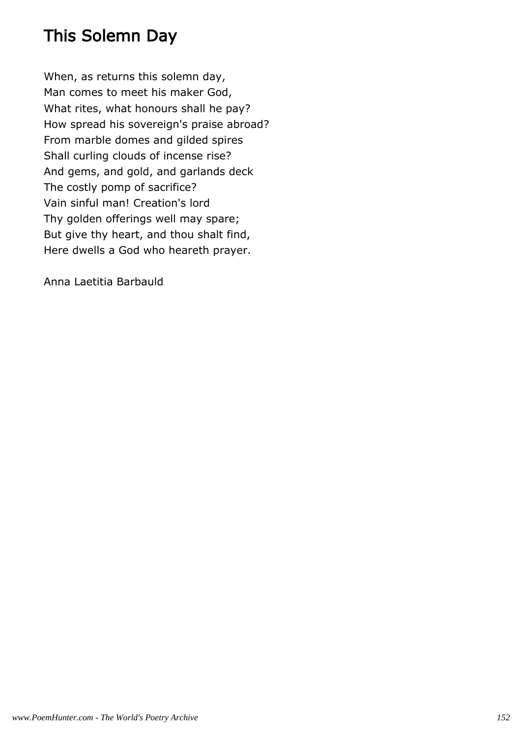## This Solemn Day

When, as returns this solemn day,
Man comes to meet his maker God,
What rites, what honours shall he pay?
How spread his sovereign's praise abroad?
From marble domes and gilded spires
Shall curling clouds of incense rise?
And gems, and gold, and garlands deck
The costly pomp of sacrifice?
Vain sinful man! Creation's lord
Thy golden offerings well may spare;
But give thy heart, and thou shalt find,
Here dwells a God who heareth prayer.

Anna Laetitia Barbauld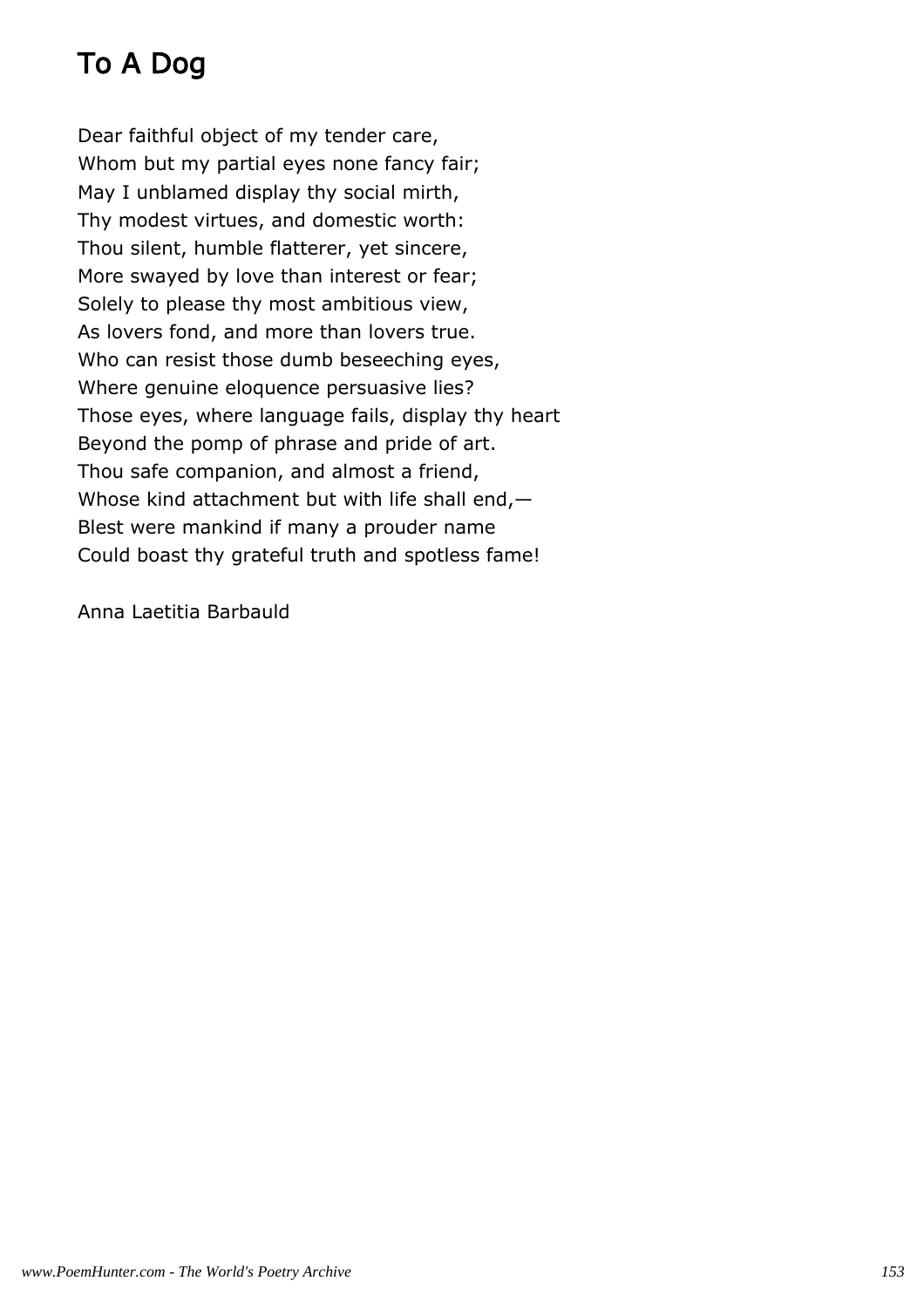# To A Dog

Dear faithful object of my tender care,
Whom but my partial eyes none fancy fair;
May I unblamed display thy social mirth,
Thy modest virtues, and domestic worth:
Thou silent, humble flatterer, yet sincere,
More swayed by love than interest or fear;
Solely to please thy most ambitious view,
As lovers fond, and more than lovers true.
Who can resist those dumb beseeching eyes,
Where genuine eloquence persuasive lies?
Those eyes, where language fails, display thy heart
Beyond the pomp of phrase and pride of art.
Thou safe companion, and almost a friend,
Whose kind attachment but with life shall end,—
Blest were mankind if many a prouder name
Could boast thy grateful truth and spotless fame!

Anna Laetitia Barbauld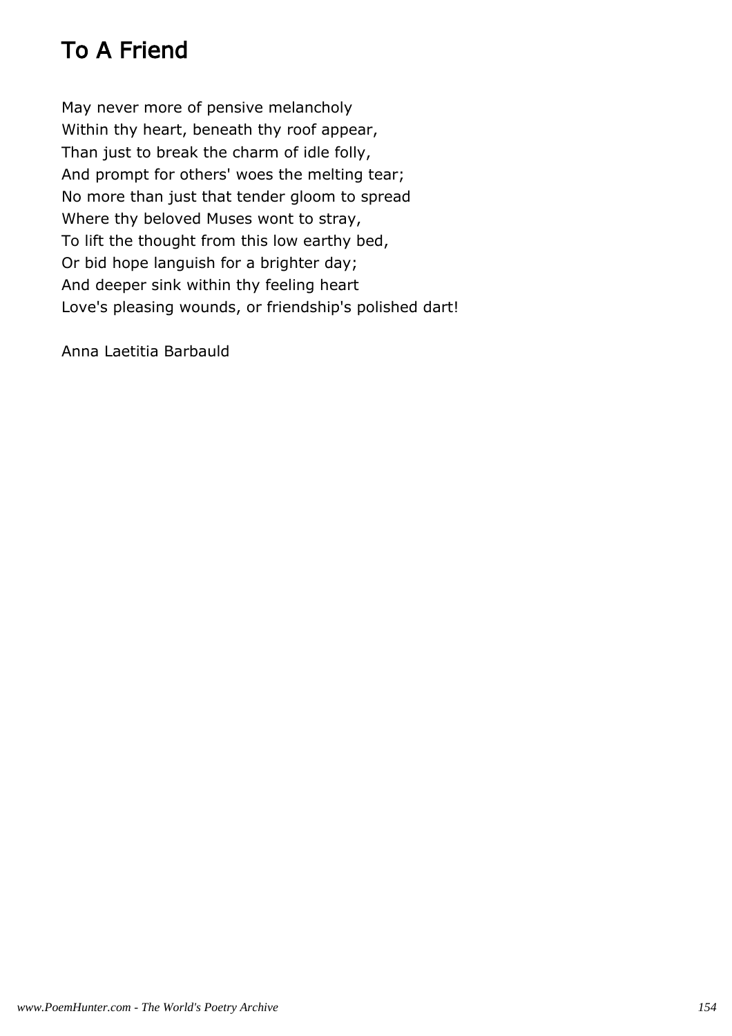# To A Friend

May never more of pensive melancholy
Within thy heart, beneath thy roof appear,
Than just to break the charm of idle folly,
And prompt for others' woes the melting tear;
No more than just that tender gloom to spread
Where thy beloved Muses wont to stray,
To lift the thought from this low earthy bed,
Or bid hope languish for a brighter day;
And deeper sink within thy feeling heart
Love's pleasing wounds, or friendship's polished dart!

Anna Laetitia Barbauld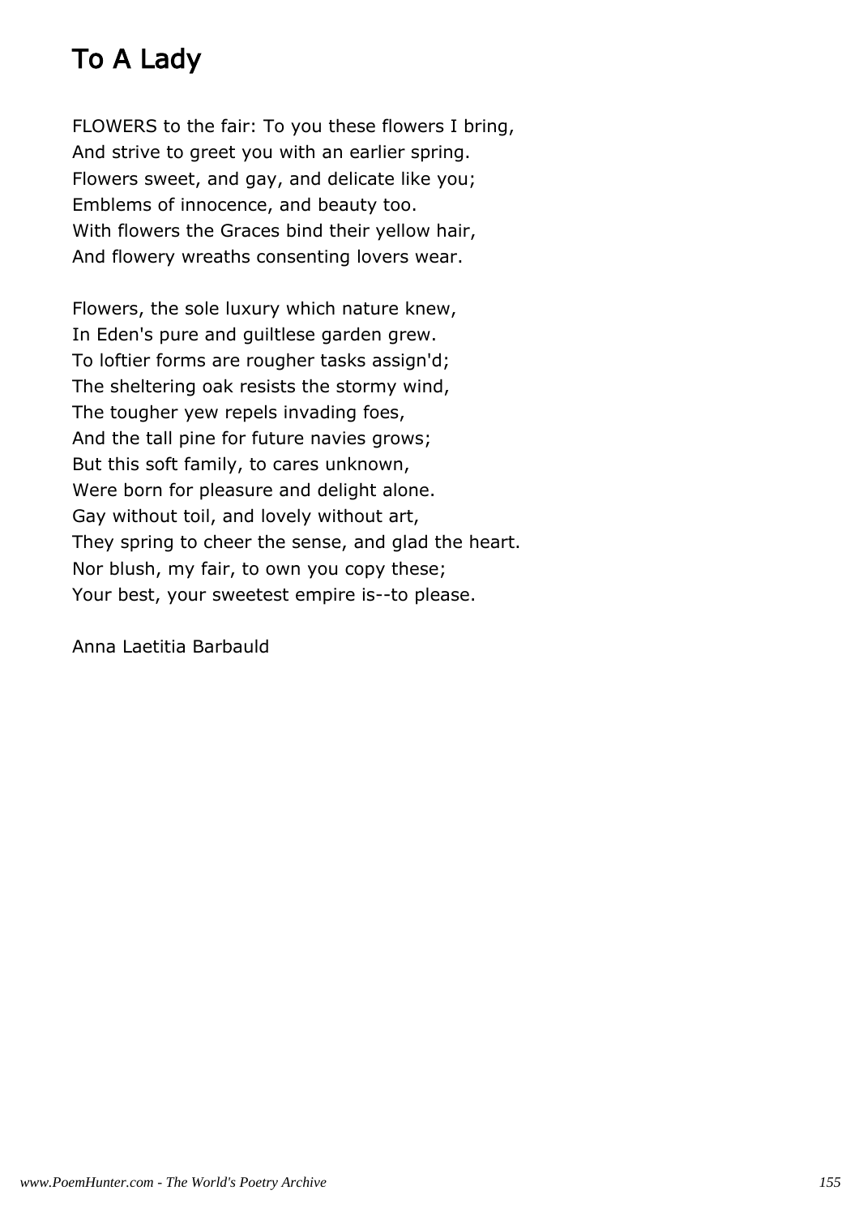# To A Lady

FLOWERS to the fair: To you these flowers I bring,
And strive to greet you with an earlier spring.
Flowers sweet, and gay, and delicate like you;
Emblems of innocence, and beauty too.
With flowers the Graces bind their yellow hair,
And flowery wreaths consenting lovers wear.

Flowers, the sole luxury which nature knew,
In Eden's pure and guiltlese garden grew.
To loftier forms are rougher tasks assign'd;
The sheltering oak resists the stormy wind,
The tougher yew repels invading foes,
And the tall pine for future navies grows;
But this soft family, to cares unknown,
Were born for pleasure and delight alone.
Gay without toil, and lovely without art,
They spring to cheer the sense, and glad the heart.
Nor blush, my fair, to own you copy these;
Your best, your sweetest empire is--to please.

Anna Laetitia Barbauld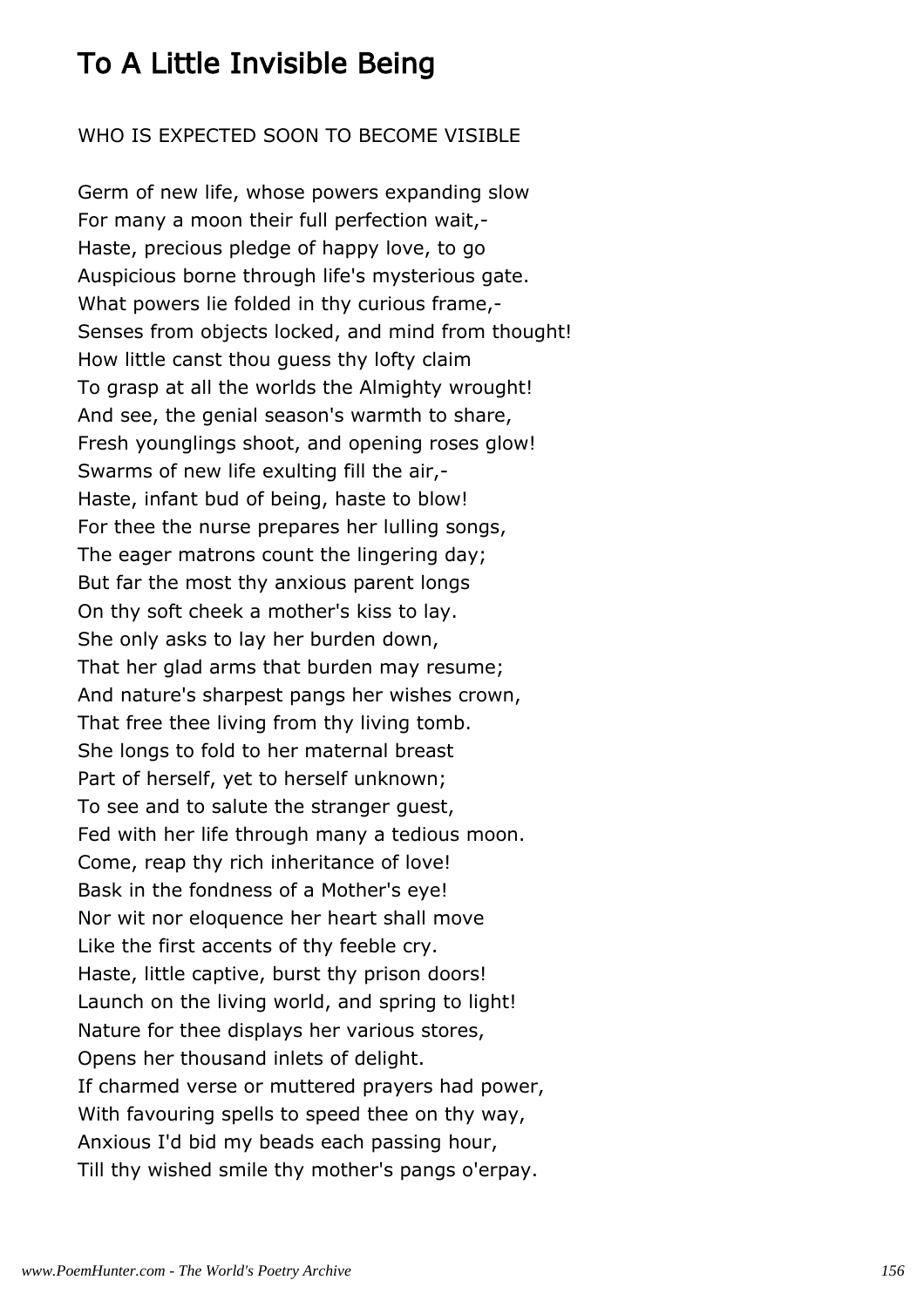# To A Little Invisible Being

WHO IS EXPECTED SOON TO BECOME VISIBLE

Germ of new life, whose powers expanding slow
For many a moon their full perfection wait,-
Haste, precious pledge of happy love, to go
Auspicious borne through life's mysterious gate.
What powers lie folded in thy curious frame,-
Senses from objects locked, and mind from thought!
How little canst thou guess thy lofty claim
To grasp at all the worlds the Almighty wrought!
And see, the genial season's warmth to share,
Fresh younglings shoot, and opening roses glow!
Swarms of new life exulting fill the air,-
Haste, infant bud of being, haste to blow!
For thee the nurse prepares her lulling songs,
The eager matrons count the lingering day;
But far the most thy anxious parent longs
On thy soft cheek a mother's kiss to lay.
She only asks to lay her burden down,
That her glad arms that burden may resume;
And nature's sharpest pangs her wishes crown,
That free thee living from thy living tomb.
She longs to fold to her maternal breast
Part of herself, yet to herself unknown;
To see and to salute the stranger guest,
Fed with her life through many a tedious moon.
Come, reap thy rich inheritance of love!
Bask in the fondness of a Mother's eye!
Nor wit nor eloquence her heart shall move
Like the first accents of thy feeble cry.
Haste, little captive, burst thy prison doors!
Launch on the living world, and spring to light!
Nature for thee displays her various stores,
Opens her thousand inlets of delight.
If charmed verse or muttered prayers had power,
With favouring spells to speed thee on thy way,
Anxious I'd bid my beads each passing hour,
Till thy wished smile thy mother's pangs o'erpay.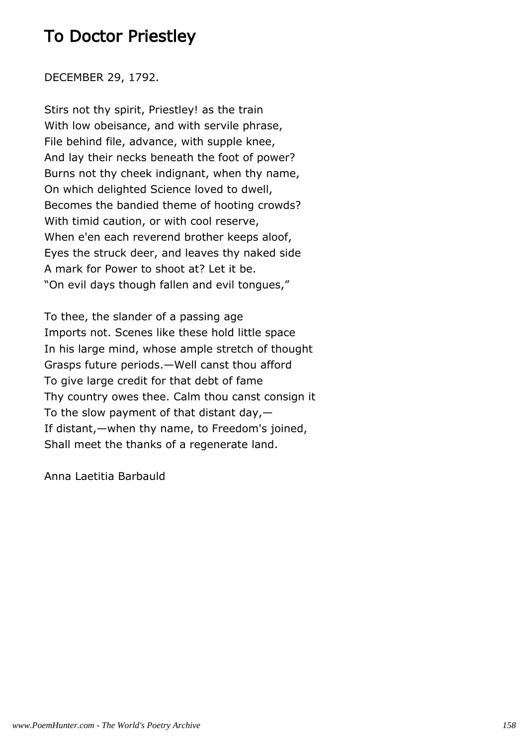# To Doctor Priestley

DECEMBER 29, 1792.

Stirs not thy spirit, Priestley! as the train
With low obeisance, and with servile phrase,
File behind file, advance, with supple knee,
And lay their necks beneath the foot of power?
Burns not thy cheek indignant, when thy name,
On which delighted Science loved to dwell,
Becomes the bandied theme of hooting crowds?
With timid caution, or with cool reserve,
When e'en each reverend brother keeps aloof,
Eyes the struck deer, and leaves thy naked side
A mark for Power to shoot at? Let it be.
"On evil days though fallen and evil tongues,"

To thee, the slander of a passing age
Imports not. Scenes like these hold little space
In his large mind, whose ample stretch of thought
Grasps future periods.—Well canst thou afford
To give large credit for that debt of fame
Thy country owes thee. Calm thou canst consign it
To the slow payment of that distant day,—
If distant,—when thy name, to Freedom's joined,
Shall meet the thanks of a regenerate land.

Anna Laetitia Barbauld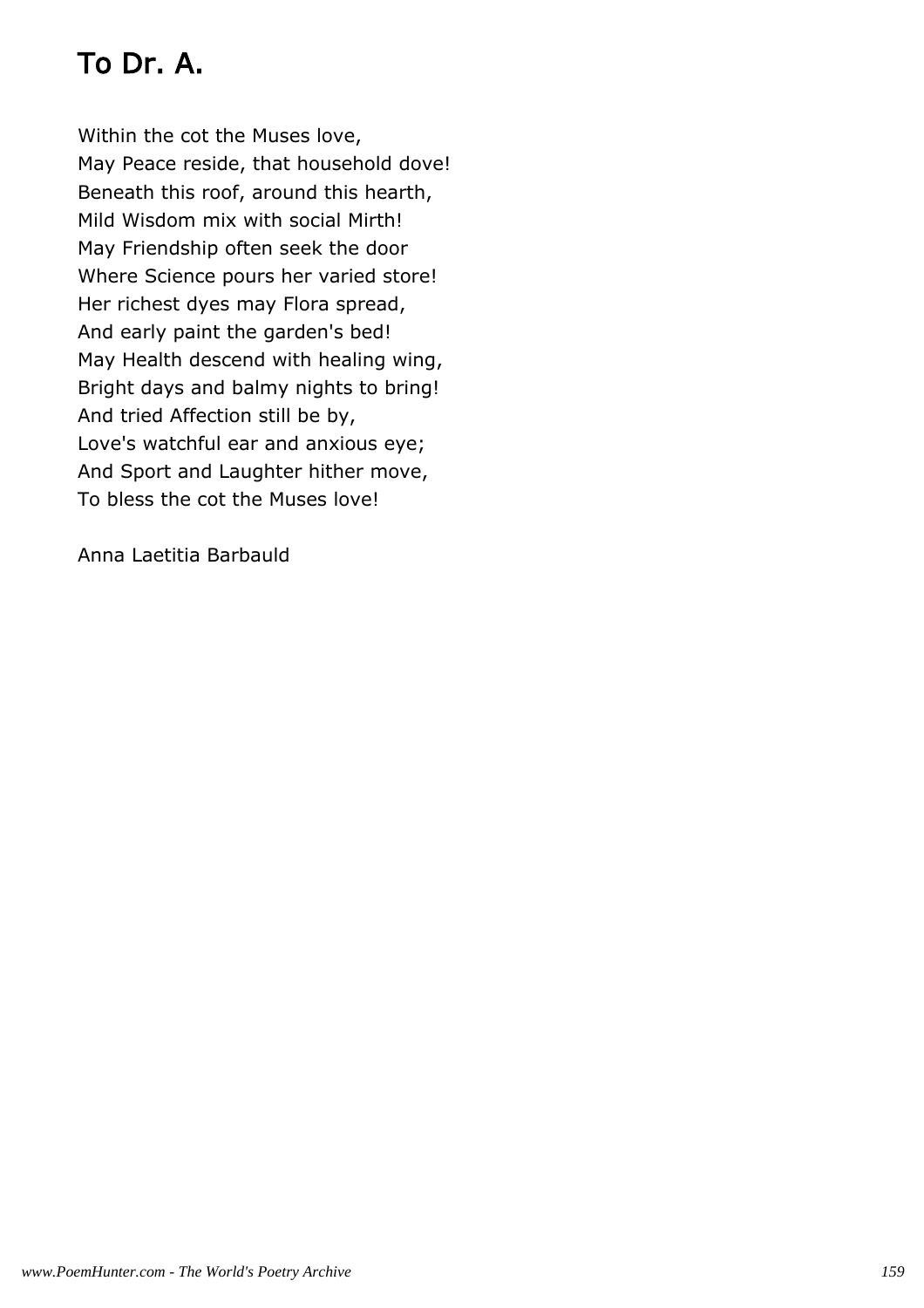# To Dr. A.

Within the cot the Muses love,
May Peace reside, that household dove!
Beneath this roof, around this hearth,
Mild Wisdom mix with social Mirth!
May Friendship often seek the door
Where Science pours her varied store!
Her richest dyes may Flora spread,
And early paint the garden's bed!
May Health descend with healing wing,
Bright days and balmy nights to bring!
And tried Affection still be by,
Love's watchful ear and anxious eye;
And Sport and Laughter hither move,
To bless the cot the Muses love!

Anna Laetitia Barbauld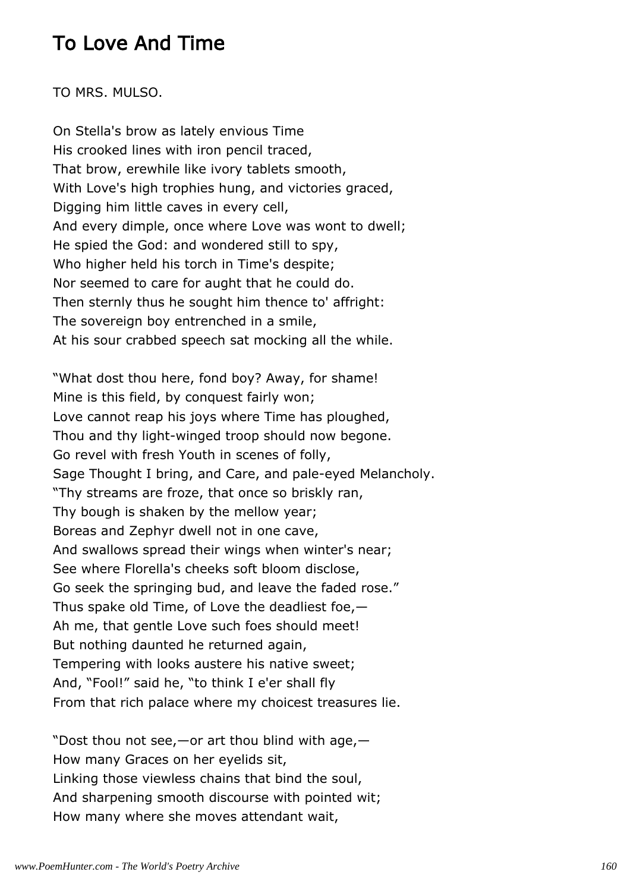## To Love And Time

TO MRS. MULSO.

On Stella's brow as lately envious Time
His crooked lines with iron pencil traced,
That brow, erewhile like ivory tablets smooth,
With Love's high trophies hung, and victories graced,
Digging him little caves in every cell,
And every dimple, once where Love was wont to dwell;
He spied the God: and wondered still to spy,
Who higher held his torch in Time's despite;
Nor seemed to care for aught that he could do.
Then sternly thus he sought him thence to' affright:
The sovereign boy entrenched in a smile,
At his sour crabbed speech sat mocking all the while.

"What dost thou here, fond boy? Away, for shame!
Mine is this field, by conquest fairly won;
Love cannot reap his joys where Time has ploughed,
Thou and thy light-winged troop should now begone.
Go revel with fresh Youth in scenes of folly,
Sage Thought I bring, and Care, and pale-eyed Melancholy.
"Thy streams are froze, that once so briskly ran,
Thy bough is shaken by the mellow year;
Boreas and Zephyr dwell not in one cave,
And swallows spread their wings when winter's near;
See where Florella's cheeks soft bloom disclose,
Go seek the springing bud, and leave the faded rose."
Thus spake old Time, of Love the deadliest foe,—
Ah me, that gentle Love such foes should meet!
But nothing daunted he returned again,
Tempering with looks austere his native sweet;
And, "Fool!" said he, "to think I e'er shall fly
From that rich palace where my choicest treasures lie.

"Dost thou not see,—or art thou blind with age,—
How many Graces on her eyelids sit,
Linking those viewless chains that bind the soul,
And sharpening smooth discourse with pointed wit;
How many where she moves attendant wait,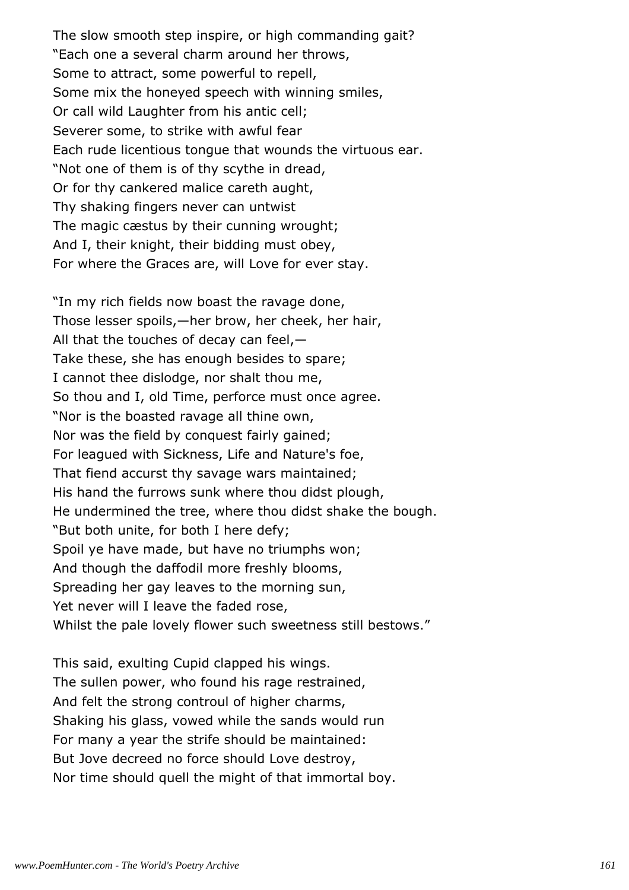The slow smooth step inspire, or high commanding gait?
"Each one a several charm around her throws,
Some to attract, some powerful to repell,
Some mix the honeyed speech with winning smiles,
Or call wild Laughter from his antic cell;
Severer some, to strike with awful fear
Each rude licentious tongue that wounds the virtuous ear.
"Not one of them is of thy scythe in dread,
Or for thy cankered malice careth aught,
Thy shaking fingers never can untwist
The magic cæstus by their cunning wrought;
And I, their knight, their bidding must obey,
For where the Graces are, will Love for ever stay.

"In my rich fields now boast the ravage done,
Those lesser spoils,—her brow, her cheek, her hair,
All that the touches of decay can feel,—
Take these, she has enough besides to spare;
I cannot thee dislodge, nor shalt thou me,
So thou and I, old Time, perforce must once agree.
"Nor is the boasted ravage all thine own,
Nor was the field by conquest fairly gained;
For leagued with Sickness, Life and Nature's foe,
That fiend accurst thy savage wars maintained;
His hand the furrows sunk where thou didst plough,
He undermined the tree, where thou didst shake the bough.
"But both unite, for both I here defy;
Spoil ye have made, but have no triumphs won;
And though the daffodil more freshly blooms,
Spreading her gay leaves to the morning sun,
Yet never will I leave the faded rose,
Whilst the pale lovely flower such sweetness still bestows."

This said, exulting Cupid clapped his wings.
The sullen power, who found his rage restrained,
And felt the strong controul of higher charms,
Shaking his glass, vowed while the sands would run
For many a year the strife should be maintained:
But Jove decreed no force should Love destroy,
Nor time should quell the might of that immortal boy.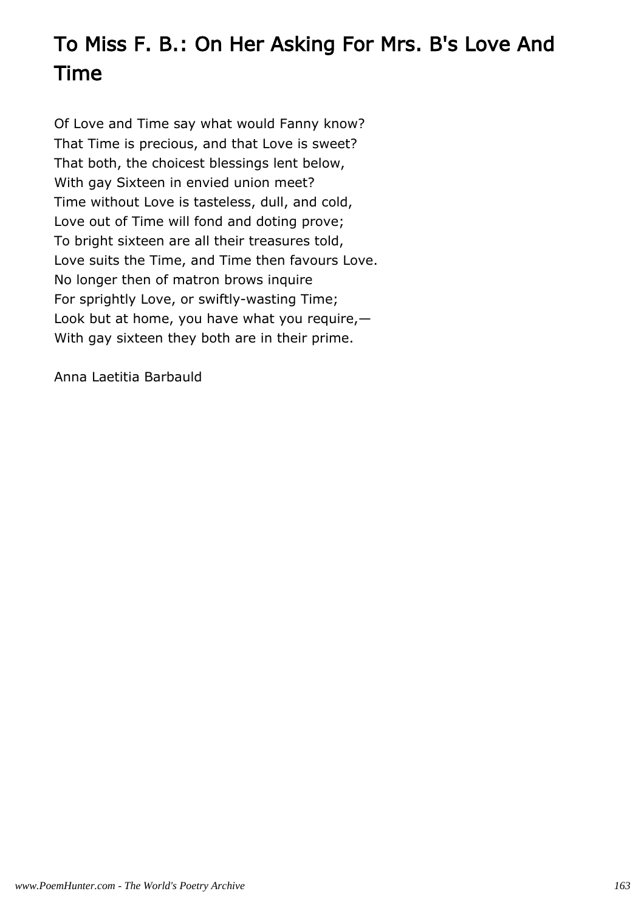# To Miss F. B.: On Her Asking For Mrs. B's Love And Time

Of Love and Time say what would Fanny know?
That Time is precious, and that Love is sweet?
That both, the choicest blessings lent below,
With gay Sixteen in envied union meet?
Time without Love is tasteless, dull, and cold,
Love out of Time will fond and doting prove;
To bright sixteen are all their treasures told,
Love suits the Time, and Time then favours Love.
No longer then of matron brows inquire
For sprightly Love, or swiftly-wasting Time;
Look but at home, you have what you require,—
With gay sixteen they both are in their prime.

Anna Laetitia Barbauld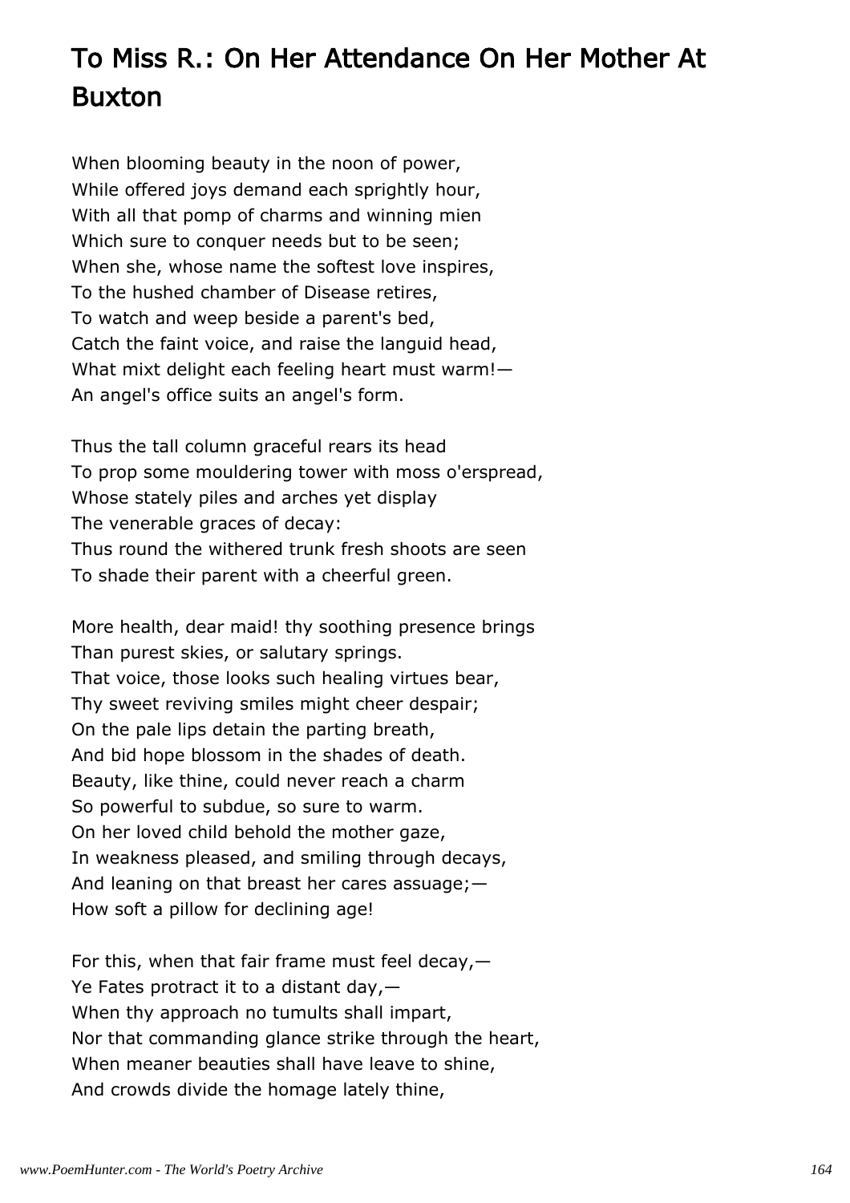# To Miss R.: On Her Attendance On Her Mother At Buxton

When blooming beauty in the noon of power,
While offered joys demand each sprightly hour,
With all that pomp of charms and winning mien
Which sure to conquer needs but to be seen;
When she, whose name the softest love inspires,
To the hushed chamber of Disease retires,
To watch and weep beside a parent's bed,
Catch the faint voice, and raise the languid head,
What mixt delight each feeling heart must warm!—
An angel's office suits an angel's form.

Thus the tall column graceful rears its head
To prop some mouldering tower with moss o'erspread,
Whose stately piles and arches yet display
The venerable graces of decay:
Thus round the withered trunk fresh shoots are seen
To shade their parent with a cheerful green.

More health, dear maid! thy soothing presence brings
Than purest skies, or salutary springs.
That voice, those looks such healing virtues bear,
Thy sweet reviving smiles might cheer despair;
On the pale lips detain the parting breath,
And bid hope blossom in the shades of death.
Beauty, like thine, could never reach a charm
So powerful to subdue, so sure to warm.
On her loved child behold the mother gaze,
In weakness pleased, and smiling through decays,
And leaning on that breast her cares assuage;—
How soft a pillow for declining age!

For this, when that fair frame must feel decay,—
Ye Fates protract it to a distant day,—
When thy approach no tumults shall impart,
Nor that commanding glance strike through the heart,
When meaner beauties shall have leave to shine,
And crowds divide the homage lately thine,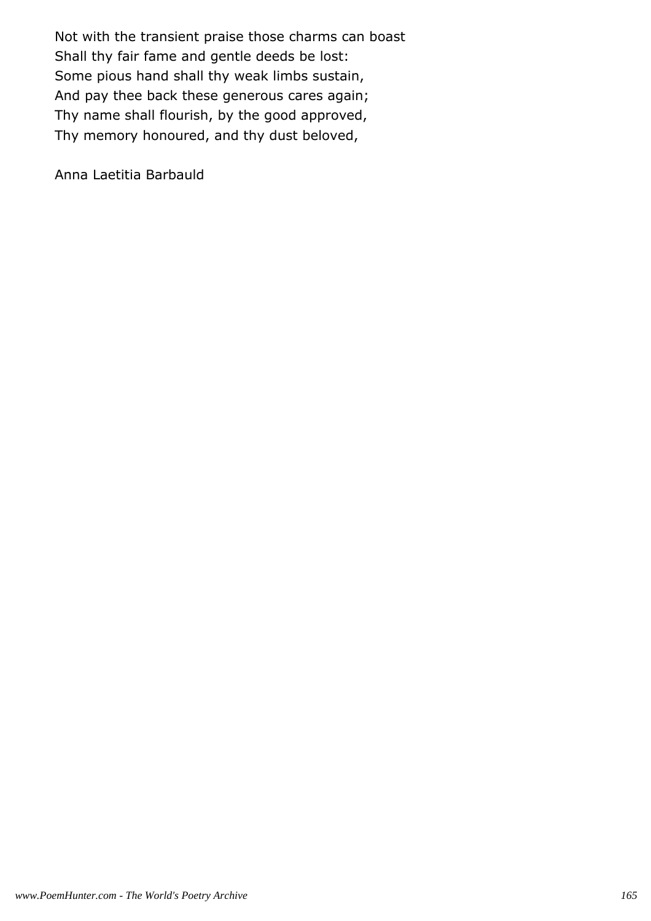Not with the transient praise those charms can boast
Shall thy fair fame and gentle deeds be lost:
Some pious hand shall thy weak limbs sustain,
And pay thee back these generous cares again;
Thy name shall flourish, by the good approved,
Thy memory honoured, and thy dust beloved,

Anna Laetitia Barbauld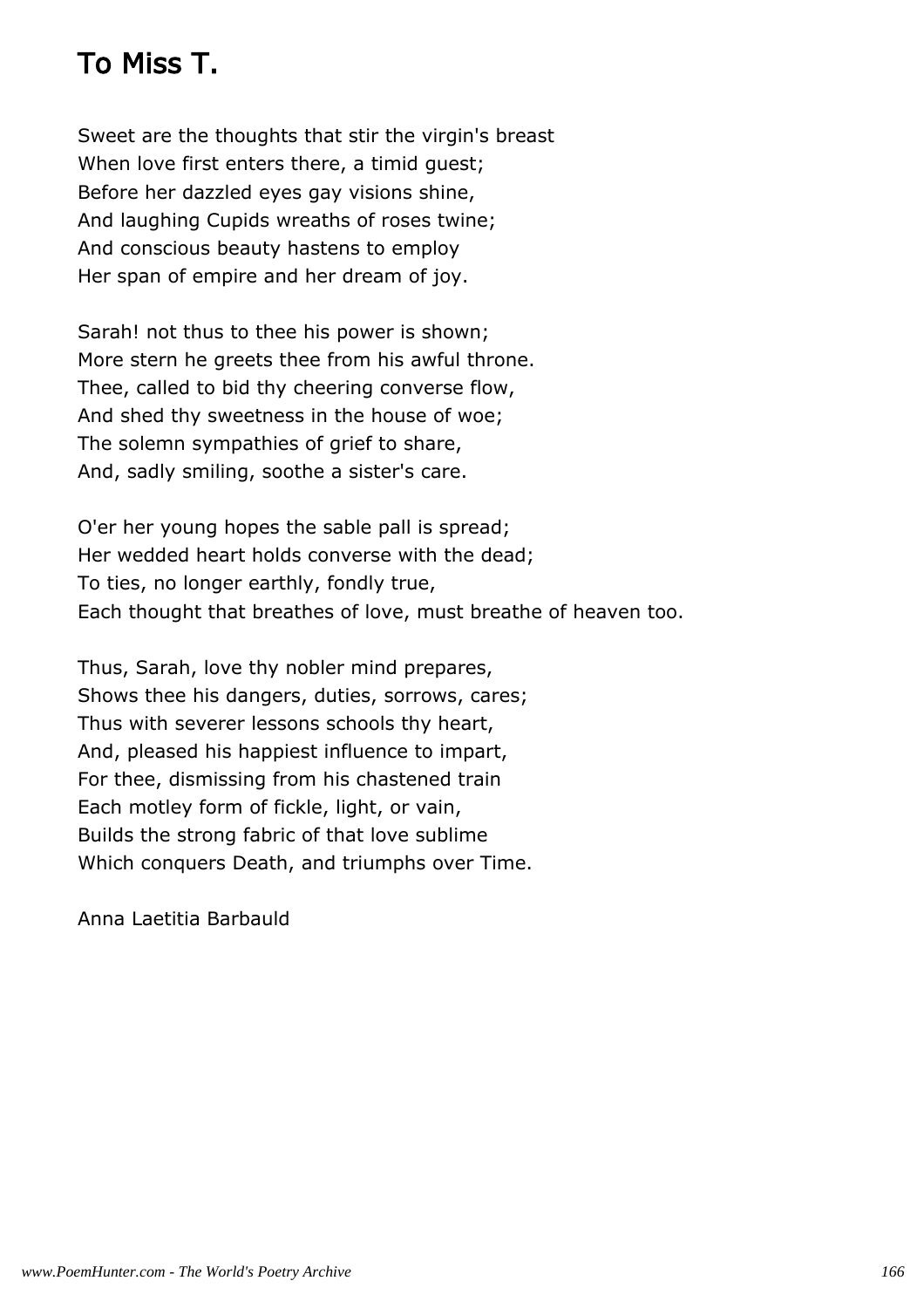# To Miss T.

Sweet are the thoughts that stir the virgin's breast
When love first enters there, a timid guest;
Before her dazzled eyes gay visions shine,
And laughing Cupids wreaths of roses twine;
And conscious beauty hastens to employ
Her span of empire and her dream of joy.

Sarah! not thus to thee his power is shown;
More stern he greets thee from his awful throne.
Thee, called to bid thy cheering converse flow,
And shed thy sweetness in the house of woe;
The solemn sympathies of grief to share,
And, sadly smiling, soothe a sister's care.

O'er her young hopes the sable pall is spread;
Her wedded heart holds converse with the dead;
To ties, no longer earthly, fondly true,
Each thought that breathes of love, must breathe of heaven too.

Thus, Sarah, love thy nobler mind prepares,
Shows thee his dangers, duties, sorrows, cares;
Thus with severer lessons schools thy heart,
And, pleased his happiest influence to impart,
For thee, dismissing from his chastened train
Each motley form of fickle, light, or vain,
Builds the strong fabric of that love sublime
Which conquers Death, and triumphs over Time.

Anna Laetitia Barbauld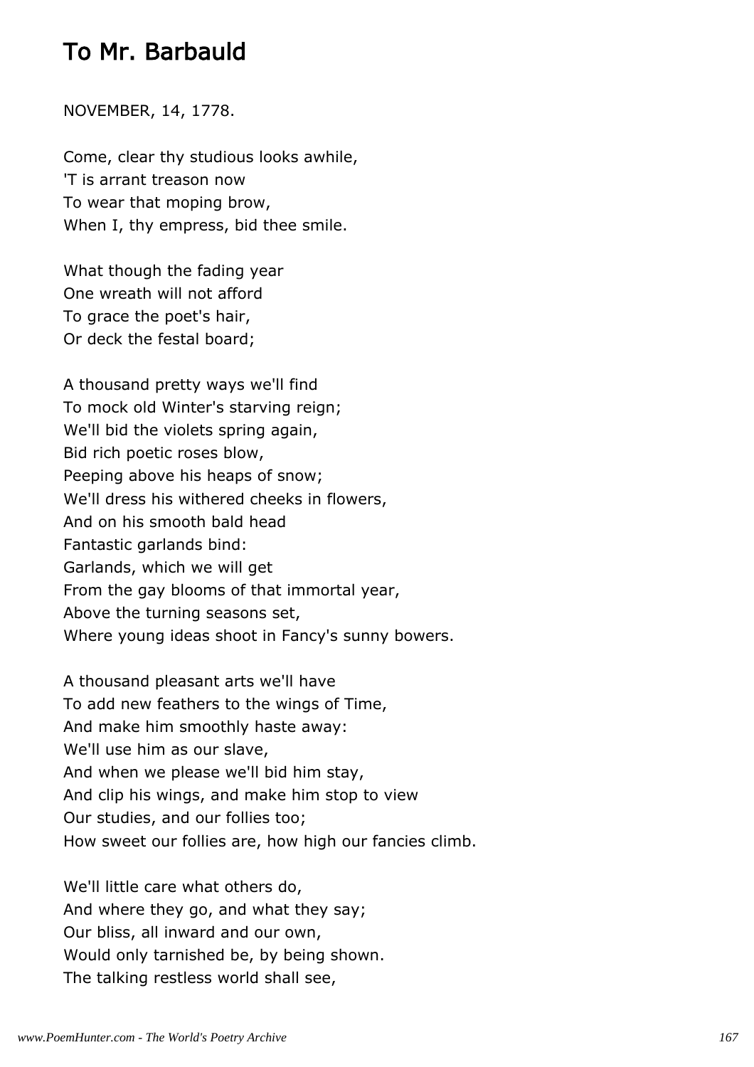# To Mr. Barbauld

NOVEMBER, 14, 1778.

Come, clear thy studious looks awhile,
'T is arrant treason now
To wear that moping brow,
When I, thy empress, bid thee smile.

What though the fading year
One wreath will not afford
To grace the poet's hair,
Or deck the festal board;

A thousand pretty ways we'll find
To mock old Winter's starving reign;
We'll bid the violets spring again,
Bid rich poetic roses blow,
Peeping above his heaps of snow;
We'll dress his withered cheeks in flowers,
And on his smooth bald head
Fantastic garlands bind:
Garlands, which we will get
From the gay blooms of that immortal year,
Above the turning seasons set,
Where young ideas shoot in Fancy's sunny bowers.

A thousand pleasant arts we'll have
To add new feathers to the wings of Time,
And make him smoothly haste away:
We'll use him as our slave,
And when we please we'll bid him stay,
And clip his wings, and make him stop to view
Our studies, and our follies too;
How sweet our follies are, how high our fancies climb.

We'll little care what others do,
And where they go, and what they say;
Our bliss, all inward and our own,
Would only tarnished be, by being shown.
The talking restless world shall see,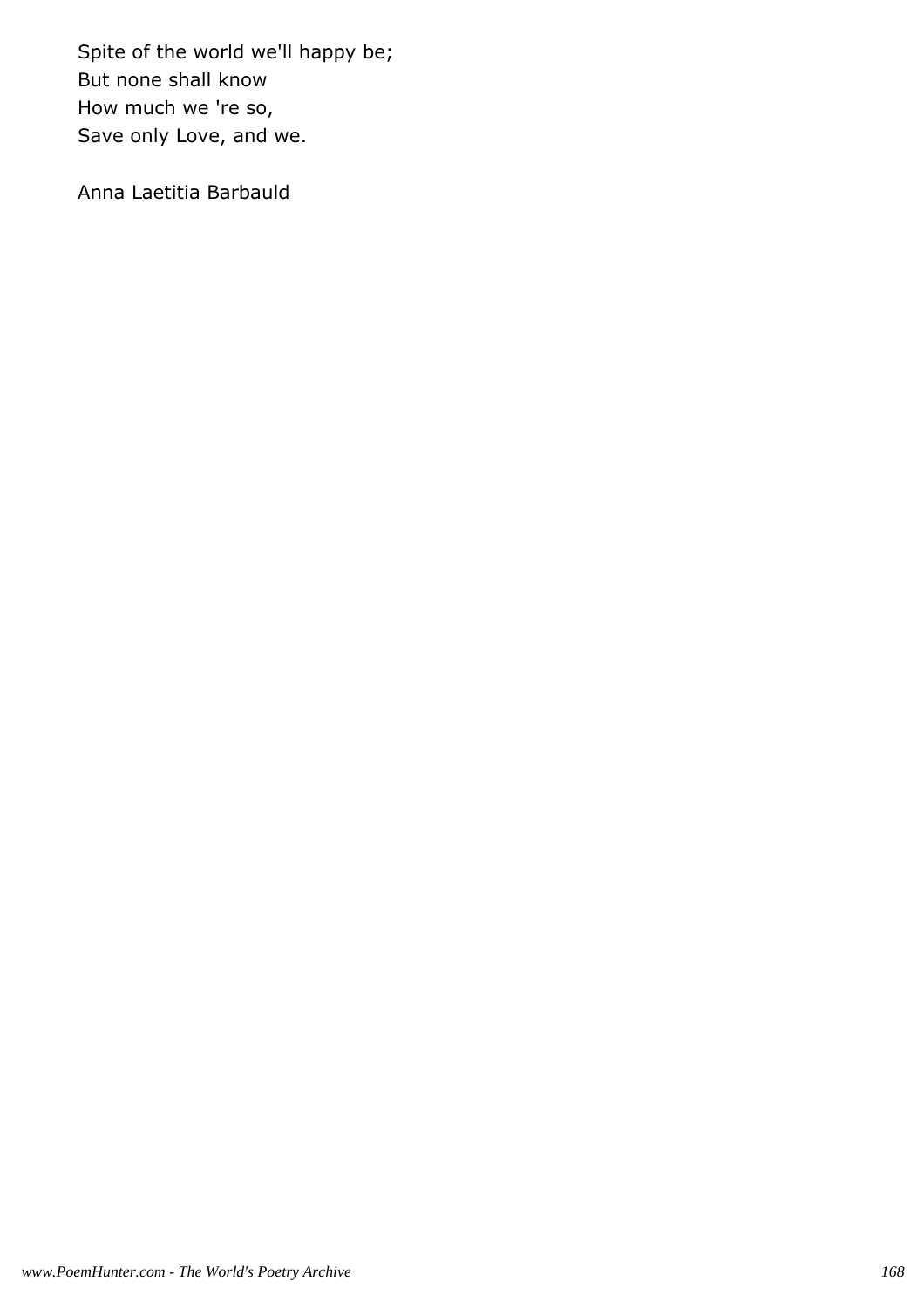Spite of the world we'll happy be;
But none shall know
How much we 're so,
Save only Love, and we.

Anna Laetitia Barbauld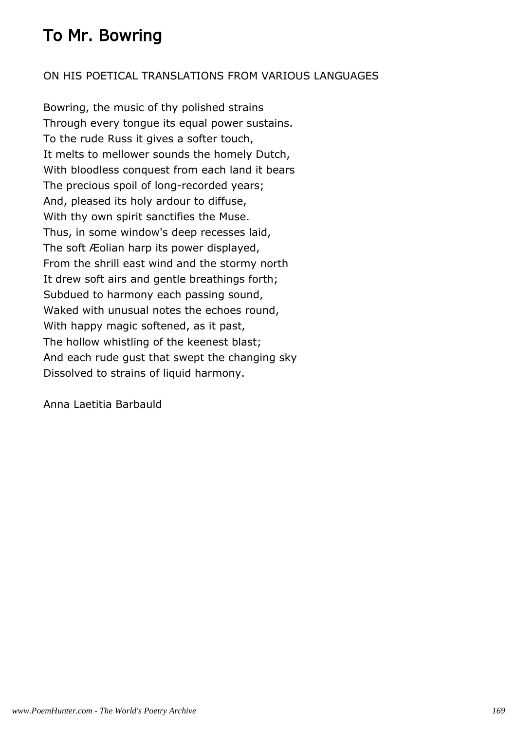# To Mr. Bowring

ON HIS POETICAL TRANSLATIONS FROM VARIOUS LANGUAGES

Bowring, the music of thy polished strains
Through every tongue its equal power sustains.
To the rude Russ it gives a softer touch,
It melts to mellower sounds the homely Dutch,
With bloodless conquest from each land it bears
The precious spoil of long-recorded years;
And, pleased its holy ardour to diffuse,
With thy own spirit sanctifies the Muse.
Thus, in some window's deep recesses laid,
The soft Æolian harp its power displayed,
From the shrill east wind and the stormy north
It drew soft airs and gentle breathings forth;
Subdued to harmony each passing sound,
Waked with unusual notes the echoes round,
With happy magic softened, as it past,
The hollow whistling of the keenest blast;
And each rude gust that swept the changing sky
Dissolved to strains of liquid harmony.

Anna Laetitia Barbauld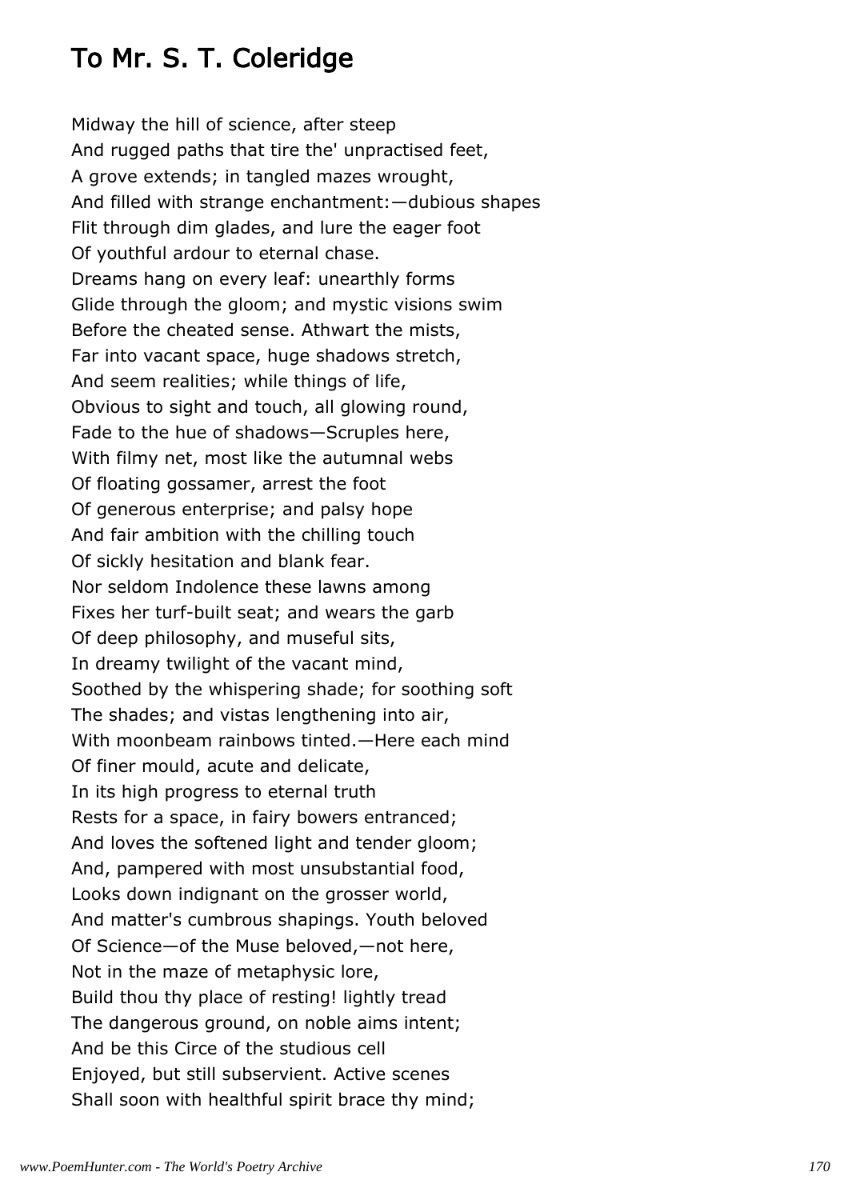## To Mr. S. T. Coleridge

Midway the hill of science, after steep
And rugged paths that tire the' unpractised feet,
A grove extends; in tangled mazes wrought,
And filled with strange enchantment:—dubious shapes
Flit through dim glades, and lure the eager foot
Of youthful ardour to eternal chase.
Dreams hang on every leaf: unearthly forms
Glide through the gloom; and mystic visions swim
Before the cheated sense. Athwart the mists,
Far into vacant space, huge shadows stretch,
And seem realities; while things of life,
Obvious to sight and touch, all glowing round,
Fade to the hue of shadows—Scruples here,
With filmy net, most like the autumnal webs
Of floating gossamer, arrest the foot
Of generous enterprise; and palsy hope
And fair ambition with the chilling touch
Of sickly hesitation and blank fear.
Nor seldom Indolence these lawns among
Fixes her turf-built seat; and wears the garb
Of deep philosophy, and museful sits,
In dreamy twilight of the vacant mind,
Soothed by the whispering shade; for soothing soft
The shades; and vistas lengthening into air,
With moonbeam rainbows tinted.—Here each mind
Of finer mould, acute and delicate,
In its high progress to eternal truth
Rests for a space, in fairy bowers entranced;
And loves the softened light and tender gloom;
And, pampered with most unsubstantial food,
Looks down indignant on the grosser world,
And matter's cumbrous shapings. Youth beloved
Of Science—of the Muse beloved,—not here,
Not in the maze of metaphysic lore,
Build thou thy place of resting! lightly tread
The dangerous ground, on noble aims intent;
And be this Circe of the studious cell
Enjoyed, but still subservient. Active scenes
Shall soon with healthful spirit brace thy mind;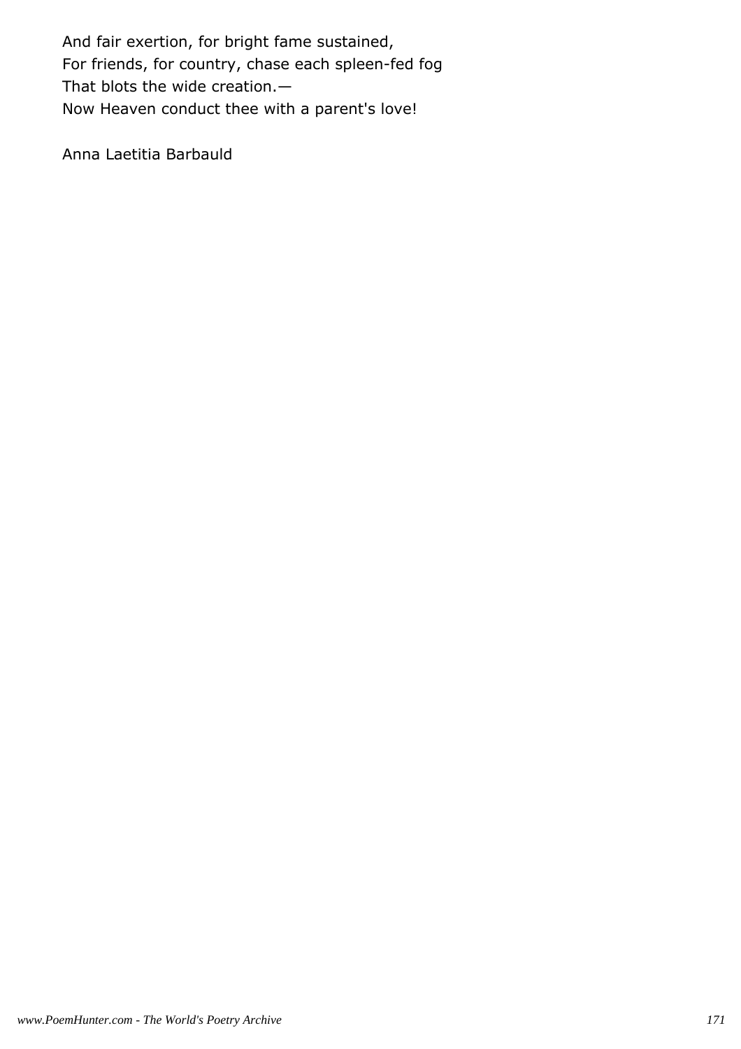And fair exertion, for bright fame sustained,
For friends, for country, chase each spleen-fed fog
That blots the wide creation.—
Now Heaven conduct thee with a parent's love!

Anna Laetitia Barbauld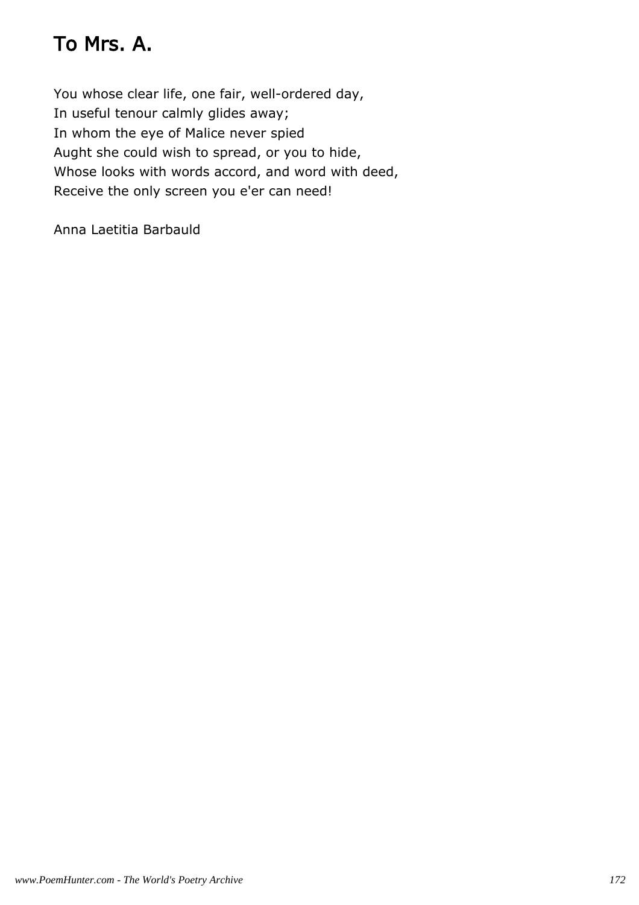# To Mrs. A.

You whose clear life, one fair, well-ordered day,
In useful tenour calmly glides away;
In whom the eye of Malice never spied
Aught she could wish to spread, or you to hide,
Whose looks with words accord, and word with deed,
Receive the only screen you e'er can need!

Anna Laetitia Barbauld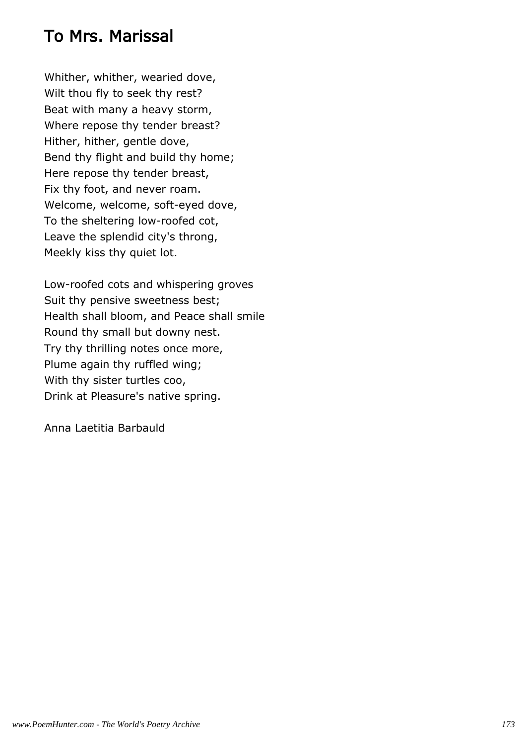# To Mrs. Marissal

Whither, whither, wearied dove,  
Wilt thou fly to seek thy rest?  
Beat with many a heavy storm,  
Where repose thy tender breast?  
Hither, hither, gentle dove,  
Bend thy flight and build thy home;  
Here repose thy tender breast,  
Fix thy foot, and never roam.  
Welcome, welcome, soft-eyed dove,  
To the sheltering low-roofed cot,  
Leave the splendid city's throng,  
Meekly kiss thy quiet lot.

Low-roofed cots and whispering groves  
Suit thy pensive sweetness best;  
Health shall bloom, and Peace shall smile  
Round thy small but downy nest.  
Try thy thrilling notes once more,  
Plume again thy ruffled wing;  
With thy sister turtles coo,  
Drink at Pleasure's native spring.

Anna Laetitia Barbauld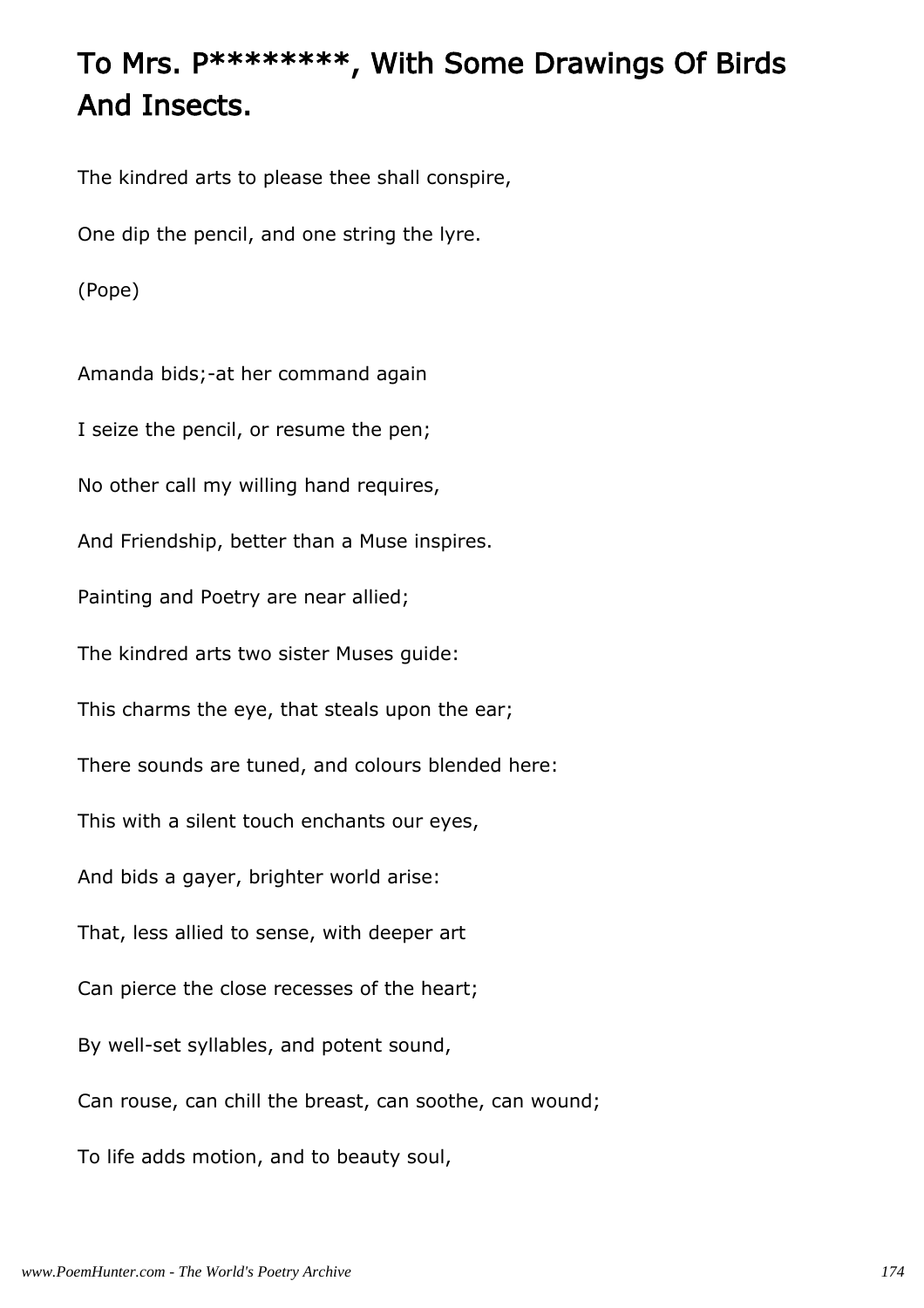# To Mrs. P********, With Some Drawings Of Birds And Insects.

The kindred arts to please thee shall conspire,

One dip the pencil, and one string the lyre.

(Pope)

Amanda bids;-at her command again

I seize the pencil, or resume the pen;

No other call my willing hand requires,

And Friendship, better than a Muse inspires.

Painting and Poetry are near allied;

The kindred arts two sister Muses guide:

This charms the eye, that steals upon the ear;

There sounds are tuned, and colours blended here:

This with a silent touch enchants our eyes,

And bids a gayer, brighter world arise:

That, less allied to sense, with deeper art

Can pierce the close recesses of the heart;

By well-set syllables, and potent sound,

Can rouse, can chill the breast, can soothe, can wound;

To life adds motion, and to beauty soul,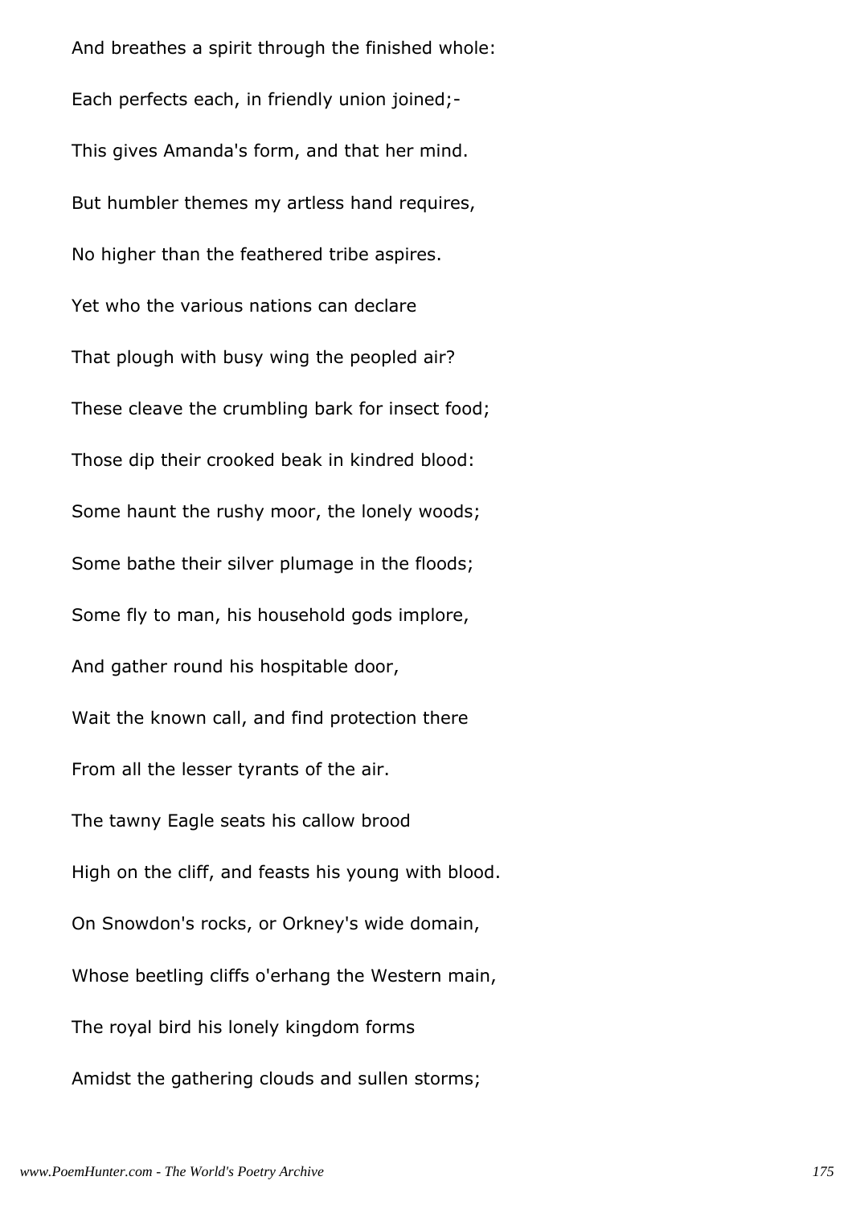And breathes a spirit through the finished whole:

Each perfects each, in friendly union joined;-

This gives Amanda's form, and that her mind.

But humbler themes my artless hand requires,

No higher than the feathered tribe aspires.

Yet who the various nations can declare

That plough with busy wing the peopled air?

These cleave the crumbling bark for insect food;

Those dip their crooked beak in kindred blood:

Some haunt the rushy moor, the lonely woods;

Some bathe their silver plumage in the floods;

Some fly to man, his household gods implore,

And gather round his hospitable door,

Wait the known call, and find protection there

From all the lesser tyrants of the air.

The tawny Eagle seats his callow brood

High on the cliff, and feasts his young with blood.

On Snowdon's rocks, or Orkney's wide domain,

Whose beetling cliffs o'erhang the Western main,

The royal bird his lonely kingdom forms

Amidst the gathering clouds and sullen storms;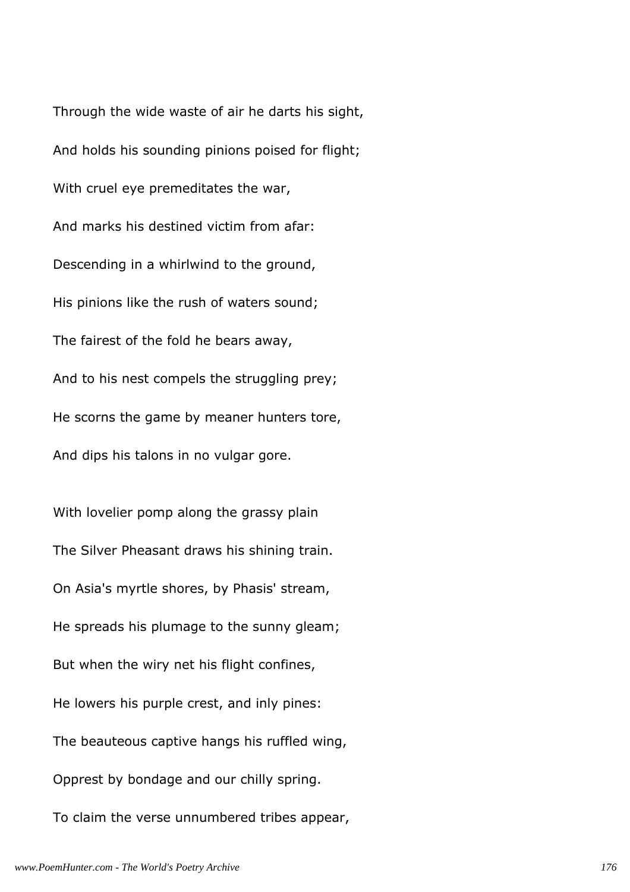Through the wide waste of air he darts his sight,

And holds his sounding pinions poised for flight;

With cruel eye premeditates the war,

And marks his destined victim from afar:

Descending in a whirlwind to the ground,

His pinions like the rush of waters sound;

The fairest of the fold he bears away,

And to his nest compels the struggling prey;

He scorns the game by meaner hunters tore,

And dips his talons in no vulgar gore.

With lovelier pomp along the grassy plain

The Silver Pheasant draws his shining train.

On Asia's myrtle shores, by Phasis' stream,

He spreads his plumage to the sunny gleam;

But when the wiry net his flight confines,

He lowers his purple crest, and inly pines:

The beauteous captive hangs his ruffled wing,

Opprest by bondage and our chilly spring.

To claim the verse unnumbered tribes appear,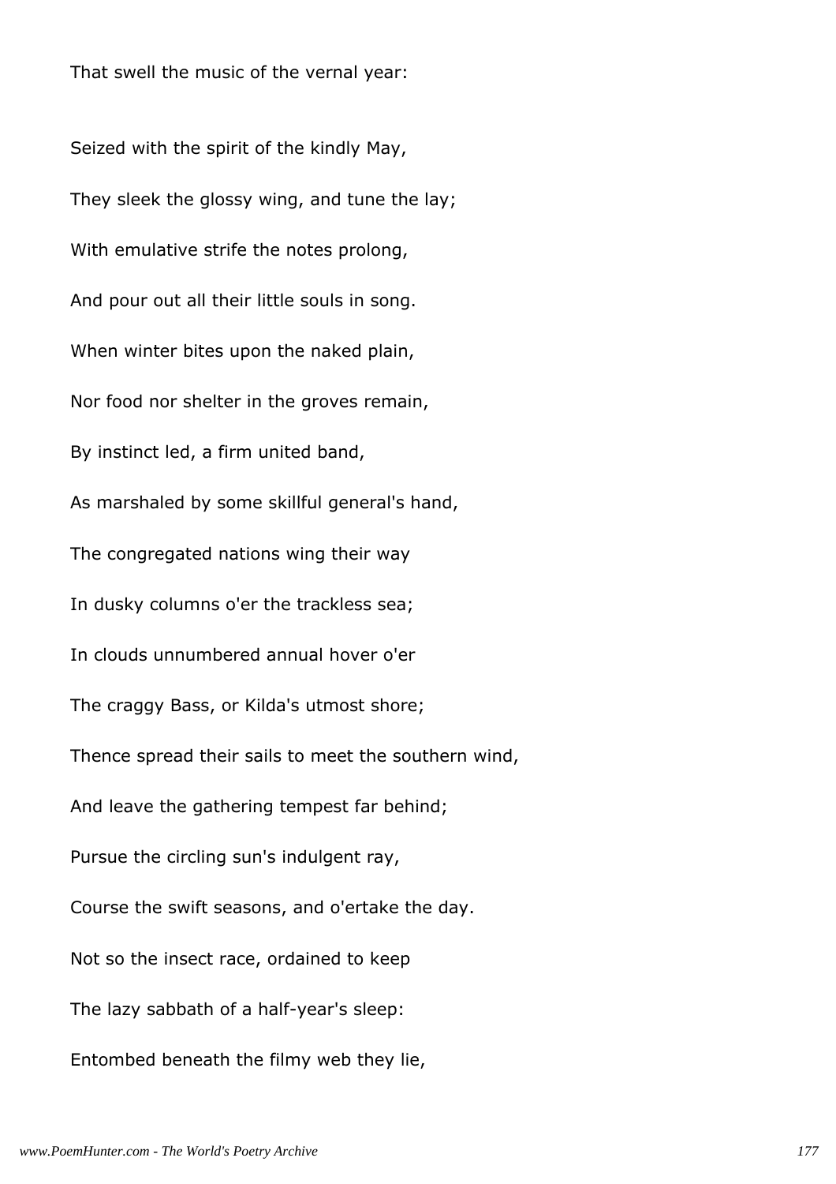That swell the music of the vernal year:

Seized with the spirit of the kindly May,

They sleek the glossy wing, and tune the lay;

With emulative strife the notes prolong,

And pour out all their little souls in song.

When winter bites upon the naked plain,

Nor food nor shelter in the groves remain,

By instinct led, a firm united band,

As marshaled by some skillful general's hand,

The congregated nations wing their way

In dusky columns o'er the trackless sea;

In clouds unnumbered annual hover o'er

The craggy Bass, or Kilda's utmost shore;

Thence spread their sails to meet the southern wind,

And leave the gathering tempest far behind;

Pursue the circling sun's indulgent ray,

Course the swift seasons, and o'ertake the day.

Not so the insect race, ordained to keep

The lazy sabbath of a half-year's sleep:

Entombed beneath the filmy web they lie,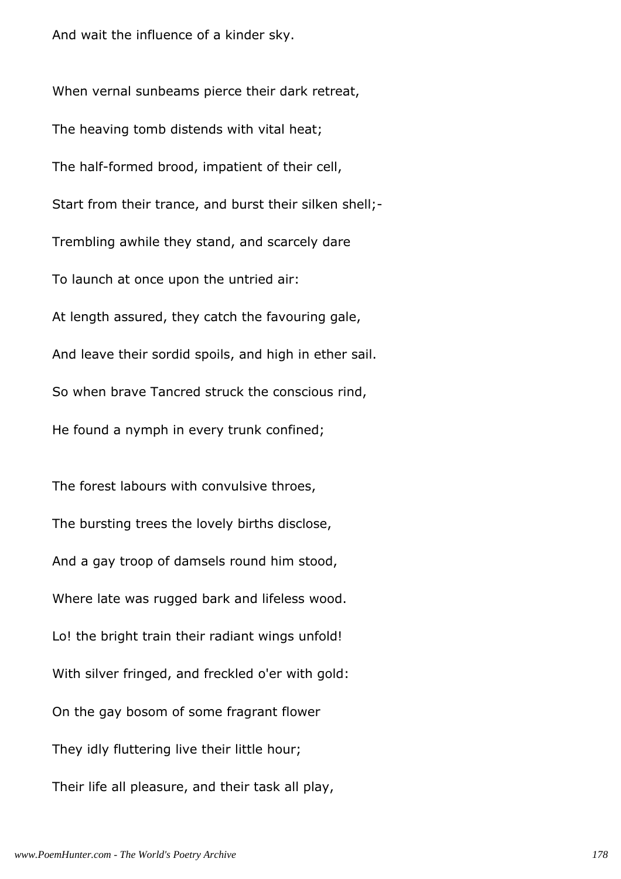And wait the influence of a kinder sky.

When vernal sunbeams pierce their dark retreat,  
The heaving tomb distends with vital heat;  
The half-formed brood, impatient of their cell,  
Start from their trance, and burst their silken shell;-  
Trembling awhile they stand, and scarcely dare  
To launch at once upon the untried air:  
At length assured, they catch the favouring gale,  
And leave their sordid spoils, and high in ether sail.  
So when brave Tancred struck the conscious rind,  
He found a nymph in every trunk confined;

The forest labours with convulsive throes,  
The bursting trees the lovely births disclose,  
And a gay troop of damsels round him stood,  
Where late was rugged bark and lifeless wood.  
Lo! the bright train their radiant wings unfold!  
With silver fringed, and freckled o'er with gold:  
On the gay bosom of some fragrant flower  
They idly fluttering live their little hour;  
Their life all pleasure, and their task all play,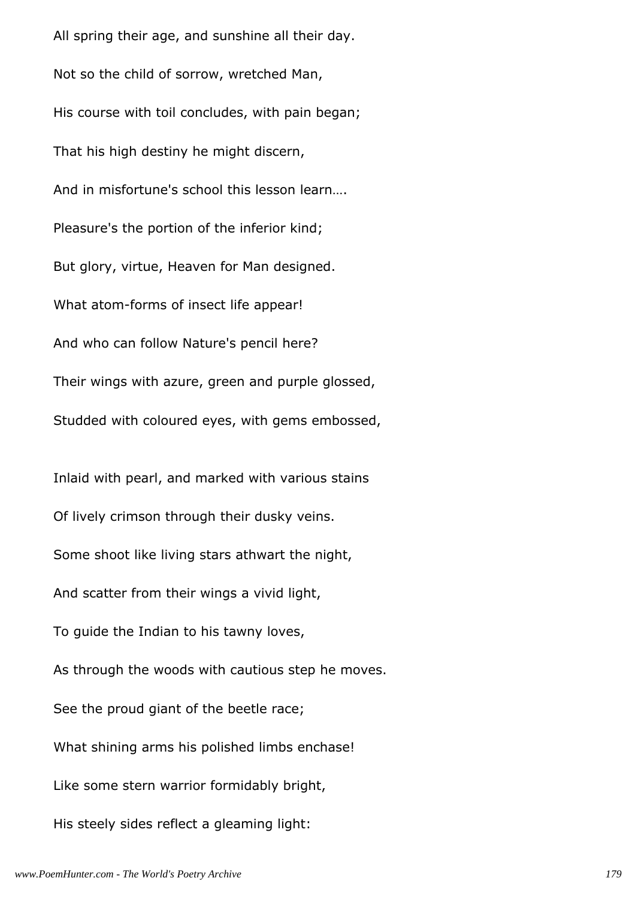All spring their age, and sunshine all their day.

Not so the child of sorrow, wretched Man,

His course with toil concludes, with pain began;

That his high destiny he might discern,

And in misfortune's school this lesson learn….

Pleasure's the portion of the inferior kind;

But glory, virtue, Heaven for Man designed.

What atom-forms of insect life appear!

And who can follow Nature's pencil here?

Their wings with azure, green and purple glossed,

Studded with coloured eyes, with gems embossed,

Inlaid with pearl, and marked with various stains

Of lively crimson through their dusky veins.

Some shoot like living stars athwart the night,

And scatter from their wings a vivid light,

To guide the Indian to his tawny loves,

As through the woods with cautious step he moves.

See the proud giant of the beetle race;

What shining arms his polished limbs enchase!

Like some stern warrior formidably bright,

His steely sides reflect a gleaming light: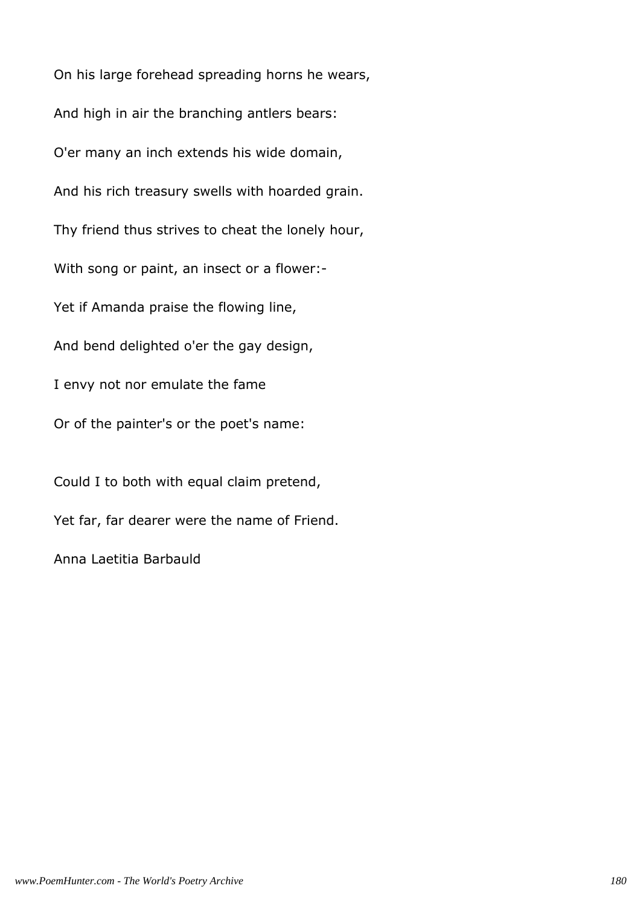On his large forehead spreading horns he wears,

And high in air the branching antlers bears:

O'er many an inch extends his wide domain,

And his rich treasury swells with hoarded grain.

Thy friend thus strives to cheat the lonely hour,

With song or paint, an insect or a flower:-

Yet if Amanda praise the flowing line,

And bend delighted o'er the gay design,

I envy not nor emulate the fame

Or of the painter's or the poet's name:

Could I to both with equal claim pretend,

Yet far, far dearer were the name of Friend.

Anna Laetitia Barbauld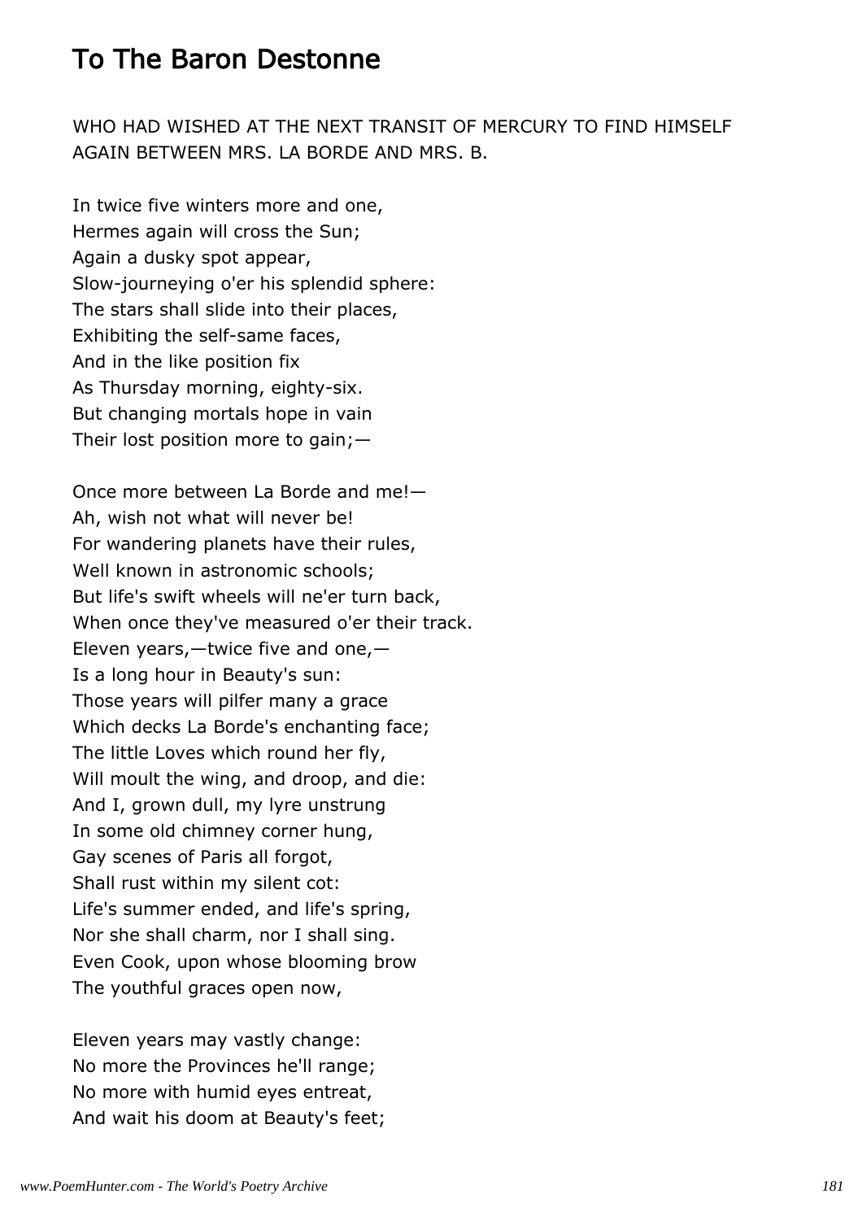# To The Baron Destonne

WHO HAD WISHED AT THE NEXT TRANSIT OF MERCURY TO FIND HIMSELF AGAIN BETWEEN MRS. LA BORDE AND MRS. B.

In twice five winters more and one,  
Hermes again will cross the Sun;  
Again a dusky spot appear,  
Slow-journeying o'er his splendid sphere:  
The stars shall slide into their places,  
Exhibiting the self-same faces,  
And in the like position fix  
As Thursday morning, eighty-six.  
But changing mortals hope in vain  
Their lost position more to gain;—

Once more between La Borde and me!—  
Ah, wish not what will never be!  
For wandering planets have their rules,  
Well known in astronomic schools;  
But life's swift wheels will ne'er turn back,  
When once they've measured o'er their track.  
Eleven years,—twice five and one,—  
Is a long hour in Beauty's sun:  
Those years will pilfer many a grace  
Which decks La Borde's enchanting face;  
The little Loves which round her fly,  
Will moult the wing, and droop, and die:  
And I, grown dull, my lyre unstrung  
In some old chimney corner hung,  
Gay scenes of Paris all forgot,  
Shall rust within my silent cot:  
Life's summer ended, and life's spring,  
Nor she shall charm, nor I shall sing.  
Even Cook, upon whose blooming brow  
The youthful graces open now,

Eleven years may vastly change:  
No more the Provinces he'll range;  
No more with humid eyes entreat,  
And wait his doom at Beauty's feet;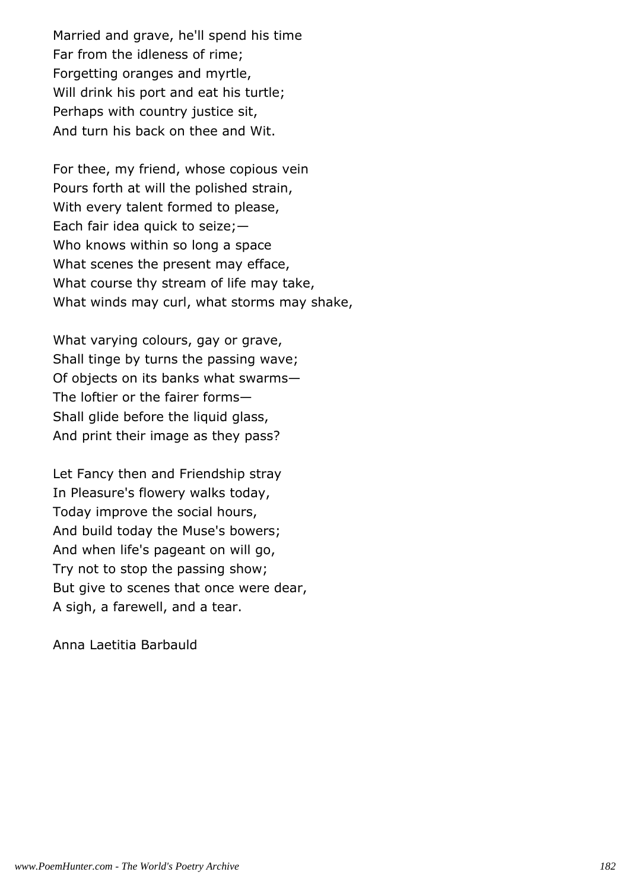Married and grave, he'll spend his time
Far from the idleness of rime;
Forgetting oranges and myrtle,
Will drink his port and eat his turtle;
Perhaps with country justice sit,
And turn his back on thee and Wit.

For thee, my friend, whose copious vein
Pours forth at will the polished strain,
With every talent formed to please,
Each fair idea quick to seize;—
Who knows within so long a space
What scenes the present may efface,
What course thy stream of life may take,
What winds may curl, what storms may shake,

What varying colours, gay or grave,
Shall tinge by turns the passing wave;
Of objects on its banks what swarms—
The loftier or the fairer forms—
Shall glide before the liquid glass,
And print their image as they pass?

Let Fancy then and Friendship stray
In Pleasure's flowery walks today,
Today improve the social hours,
And build today the Muse's bowers;
And when life's pageant on will go,
Try not to stop the passing show;
But give to scenes that once were dear,
A sigh, a farewell, and a tear.

Anna Laetitia Barbauld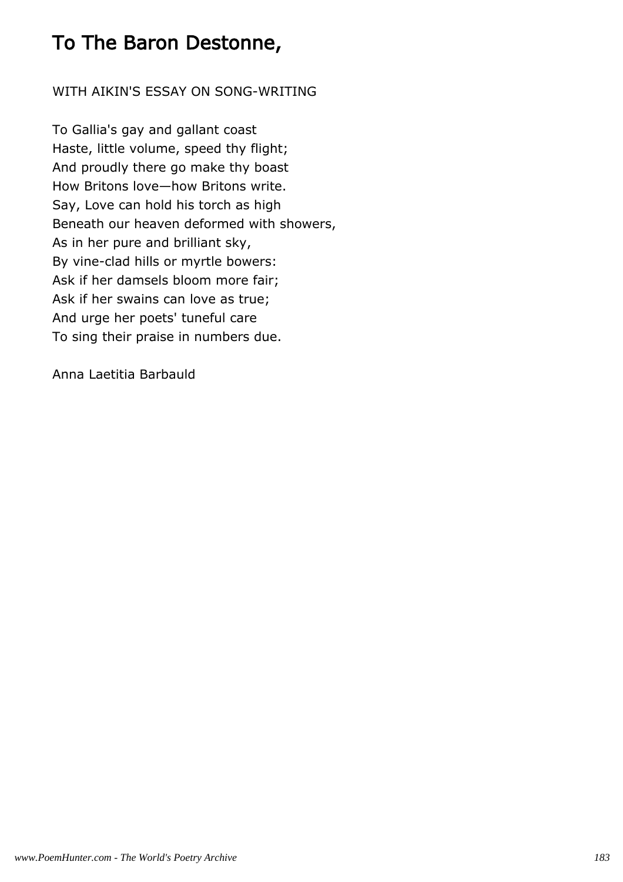# To The Baron Destonne,

WITH AIKIN'S ESSAY ON SONG-WRITING

To Gallia's gay and gallant coast  
Haste, little volume, speed thy flight;  
And proudly there go make thy boast  
How Britons love—how Britons write.  
Say, Love can hold his torch as high  
Beneath our heaven deformed with showers,  
As in her pure and brilliant sky,  
By vine-clad hills or myrtle bowers:  
Ask if her damsels bloom more fair;  
Ask if her swains can love as true;  
And urge her poets' tuneful care  
To sing their praise in numbers due.

Anna Laetitia Barbauld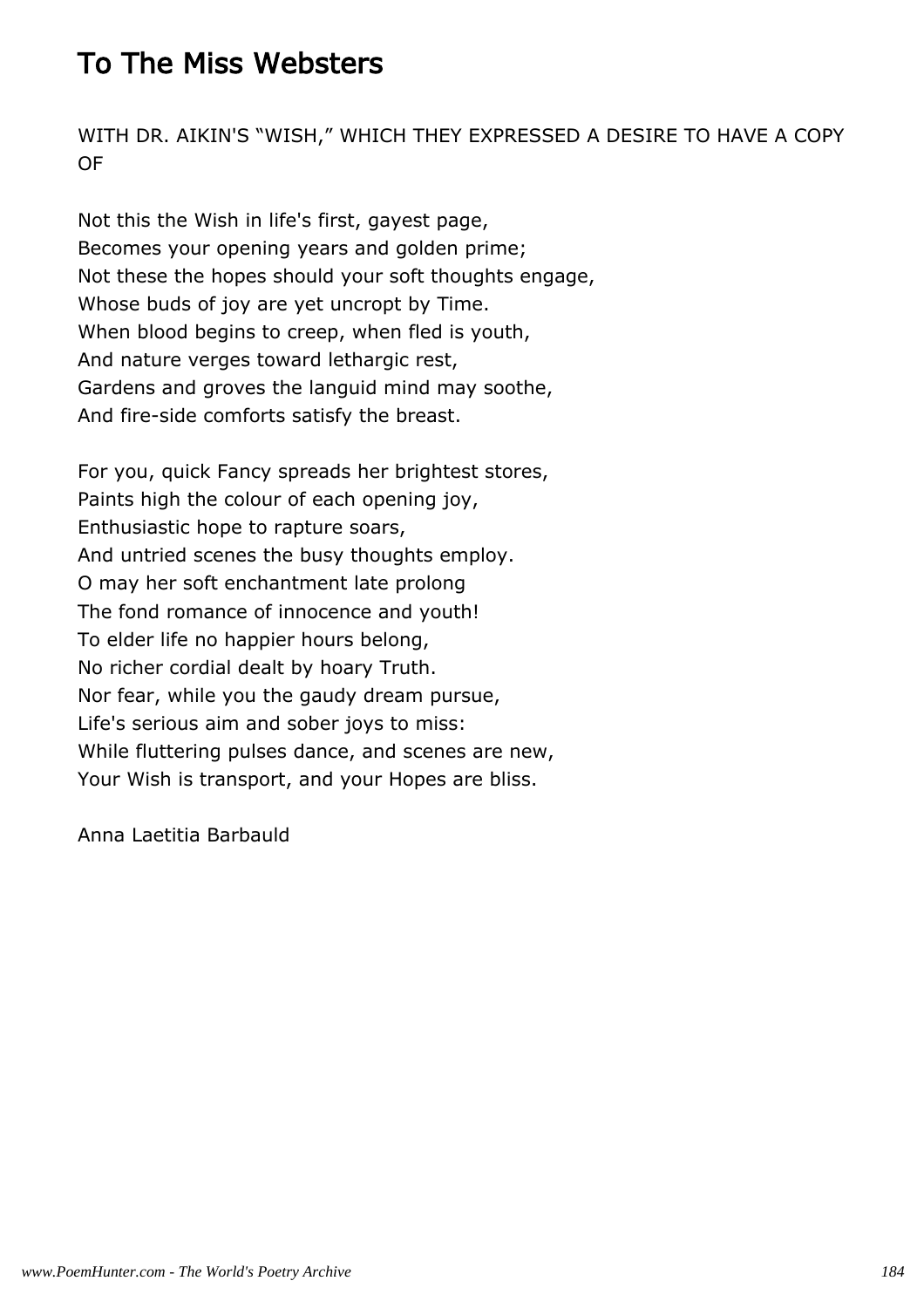# To The Miss Websters

WITH DR. AIKIN'S “WISH,” WHICH THEY EXPRESSED A DESIRE TO HAVE A COPY OF

Not this the Wish in life's first, gayest page,
Becomes your opening years and golden prime;
Not these the hopes should your soft thoughts engage,
Whose buds of joy are yet uncropt by Time.
When blood begins to creep, when fled is youth,
And nature verges toward lethargic rest,
Gardens and groves the languid mind may soothe,
And fire-side comforts satisfy the breast.

For you, quick Fancy spreads her brightest stores,
Paints high the colour of each opening joy,
Enthusiastic hope to rapture soars,
And untried scenes the busy thoughts employ.
O may her soft enchantment late prolong
The fond romance of innocence and youth!
To elder life no happier hours belong,
No richer cordial dealt by hoary Truth.
Nor fear, while you the gaudy dream pursue,
Life's serious aim and sober joys to miss:
While fluttering pulses dance, and scenes are new,
Your Wish is transport, and your Hopes are bliss.

Anna Laetitia Barbauld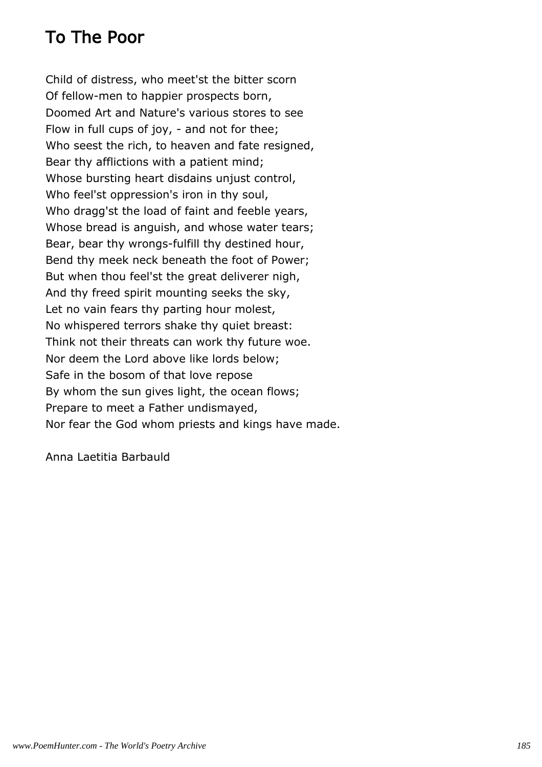# To The Poor

Child of distress, who meet'st the bitter scorn
Of fellow-men to happier prospects born,
Doomed Art and Nature's various stores to see
Flow in full cups of joy, - and not for thee;
Who seest the rich, to heaven and fate resigned,
Bear thy afflictions with a patient mind;
Whose bursting heart disdains unjust control,
Who feel'st oppression's iron in thy soul,
Who dragg'st the load of faint and feeble years,
Whose bread is anguish, and whose water tears;
Bear, bear thy wrongs-fulfill thy destined hour,
Bend thy meek neck beneath the foot of Power;
But when thou feel'st the great deliverer nigh,
And thy freed spirit mounting seeks the sky,
Let no vain fears thy parting hour molest,
No whispered terrors shake thy quiet breast:
Think not their threats can work thy future woe.
Nor deem the Lord above like lords below;
Safe in the bosom of that love repose
By whom the sun gives light, the ocean flows;
Prepare to meet a Father undismayed,
Nor fear the God whom priests and kings have made.

Anna Laetitia Barbauld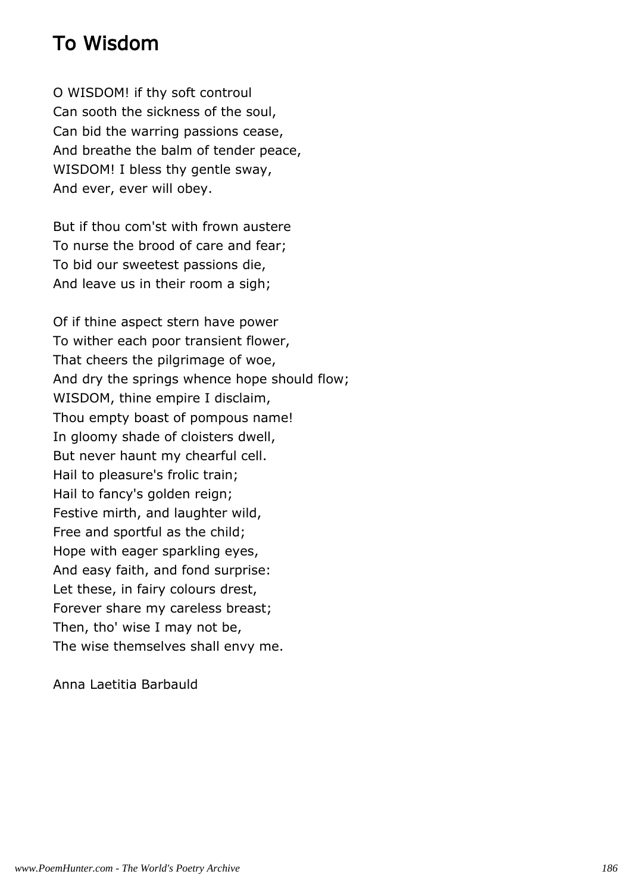## To Wisdom

O WISDOM! if thy soft controul  
Can sooth the sickness of the soul,  
Can bid the warring passions cease,  
And breathe the balm of tender peace,  
WISDOM! I bless thy gentle sway,  
And ever, ever will obey.

But if thou com'st with frown austere  
To nurse the brood of care and fear;  
To bid our sweetest passions die,  
And leave us in their room a sigh;

Of if thine aspect stern have power  
To wither each poor transient flower,  
That cheers the pilgrimage of woe,  
And dry the springs whence hope should flow;  
WISDOM, thine empire I disclaim,  
Thou empty boast of pompous name!  
In gloomy shade of cloisters dwell,  
But never haunt my chearful cell.  
Hail to pleasure's frolic train;  
Hail to fancy's golden reign;  
Festive mirth, and laughter wild,  
Free and sportful as the child;  
Hope with eager sparkling eyes,  
And easy faith, and fond surprise:  
Let these, in fairy colours drest,  
Forever share my careless breast;  
Then, tho' wise I may not be,  
The wise themselves shall envy me.

Anna Laetitia Barbauld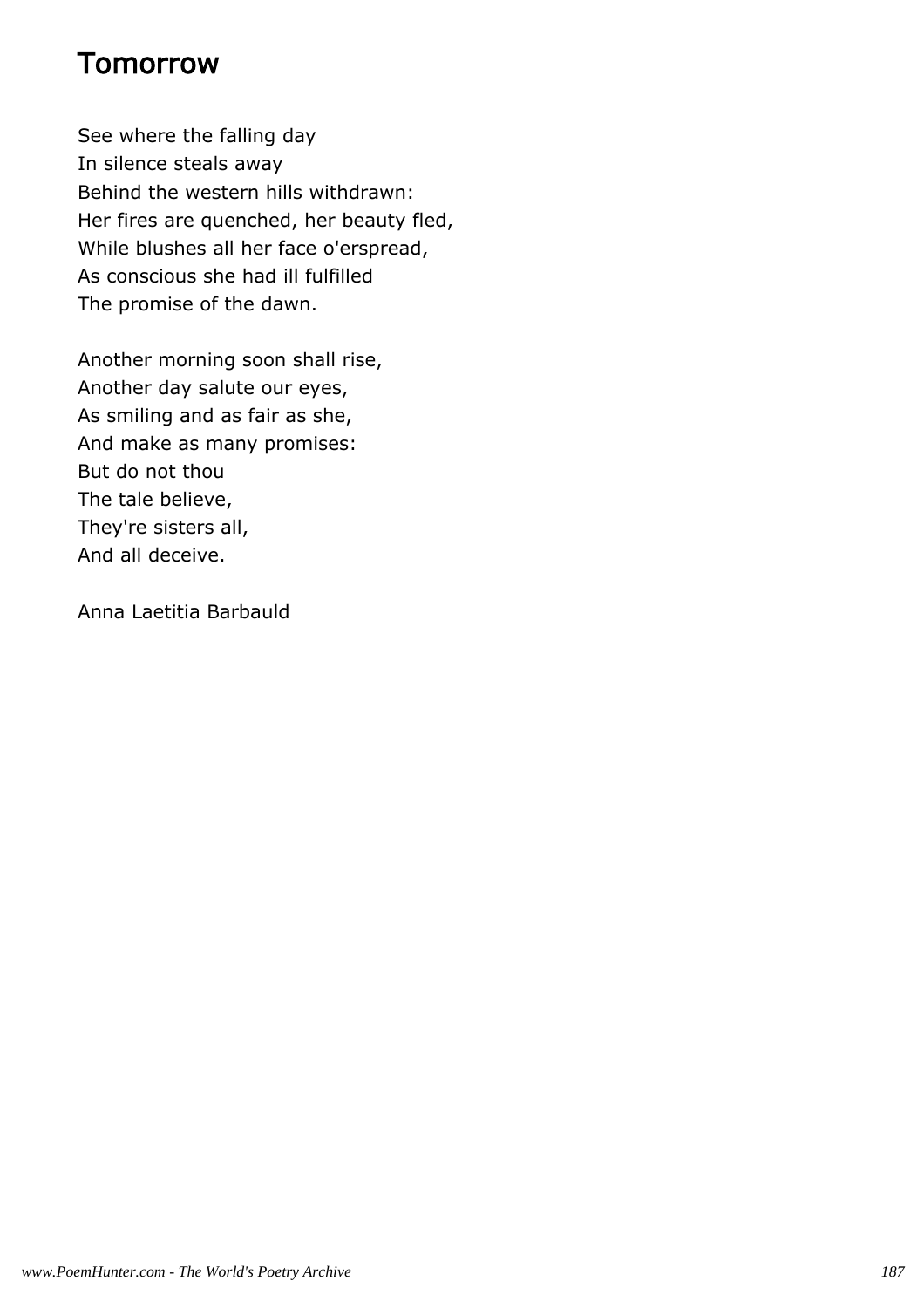# Tomorrow

See where the falling day
In silence steals away
Behind the western hills withdrawn:
Her fires are quenched, her beauty fled,
While blushes all her face o'erspread,
As conscious she had ill fulfilled
The promise of the dawn.

Another morning soon shall rise,
Another day salute our eyes,
As smiling and as fair as she,
And make as many promises:
But do not thou
The tale believe,
They're sisters all,
And all deceive.

Anna Laetitia Barbauld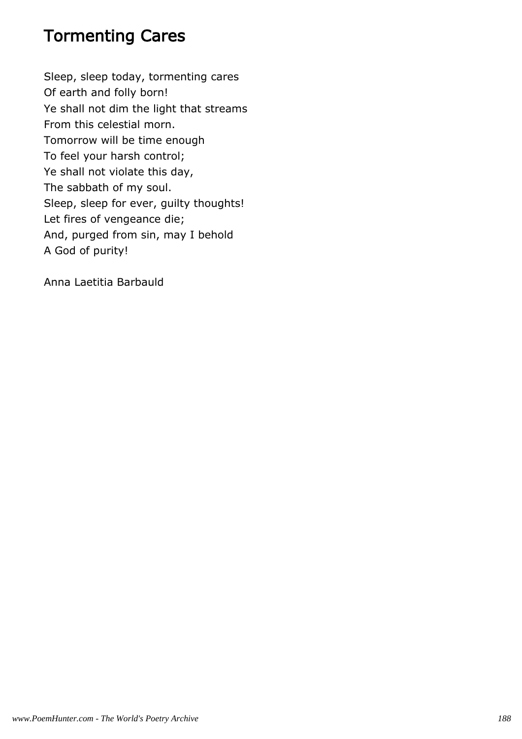# Tormenting Cares

Sleep, sleep today, tormenting cares
Of earth and folly born!
Ye shall not dim the light that streams
From this celestial morn.
Tomorrow will be time enough
To feel your harsh control;
Ye shall not violate this day,
The sabbath of my soul.
Sleep, sleep for ever, guilty thoughts!
Let fires of vengeance die;
And, purged from sin, may I behold
A God of purity!

Anna Laetitia Barbauld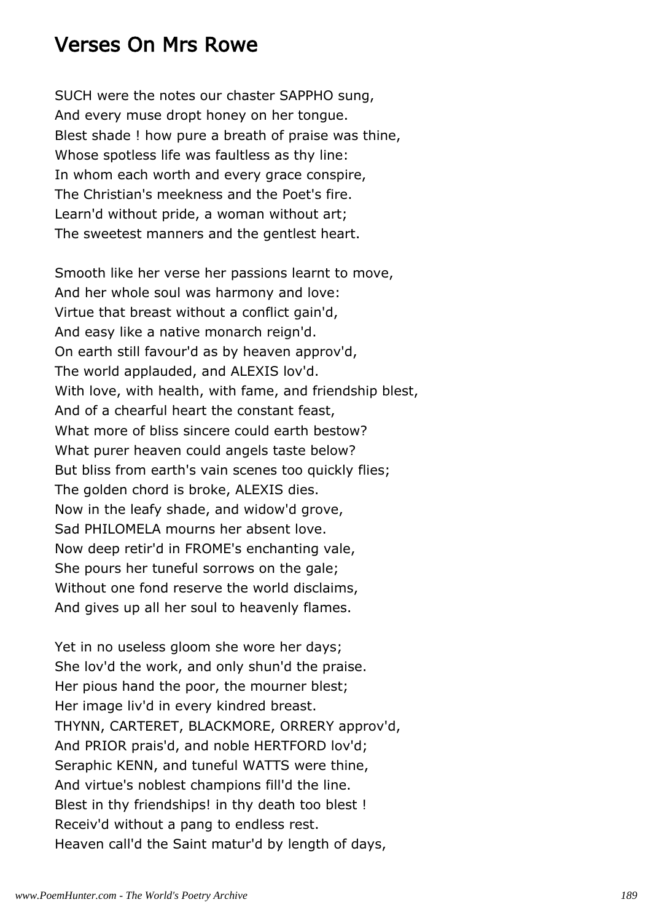# Verses On Mrs Rowe

SUCH were the notes our chaster SAPPHO sung,
And every muse dropt honey on her tongue.
Blest shade ! how pure a breath of praise was thine,
Whose spotless life was faultless as thy line:
In whom each worth and every grace conspire,
The Christian's meekness and the Poet's fire.
Learn'd without pride, a woman without art;
The sweetest manners and the gentlest heart.

Smooth like her verse her passions learnt to move,
And her whole soul was harmony and love:
Virtue that breast without a conflict gain'd,
And easy like a native monarch reign'd.
On earth still favour'd as by heaven approv'd,
The world applauded, and ALEXIS lov'd.
With love, with health, with fame, and friendship blest,
And of a chearful heart the constant feast,
What more of bliss sincere could earth bestow?
What purer heaven could angels taste below?
But bliss from earth's vain scenes too quickly flies;
The golden chord is broke, ALEXIS dies.
Now in the leafy shade, and widow'd grove,
Sad PHILOMELA mourns her absent love.
Now deep retir'd in FROME's enchanting vale,
She pours her tuneful sorrows on the gale;
Without one fond reserve the world disclaims,
And gives up all her soul to heavenly flames.

Yet in no useless gloom she wore her days;
She lov'd the work, and only shun'd the praise.
Her pious hand the poor, the mourner blest;
Her image liv'd in every kindred breast.
THYNN, CARTERET, BLACKMORE, ORRERY approv'd,
And PRIOR prais'd, and noble HERTFORD lov'd;
Seraphic KENN, and tuneful WATTS were thine,
And virtue's noblest champions fill'd the line.
Blest in thy friendships! in thy death too blest !
Receiv'd without a pang to endless rest.
Heaven call'd the Saint matur'd by length of days,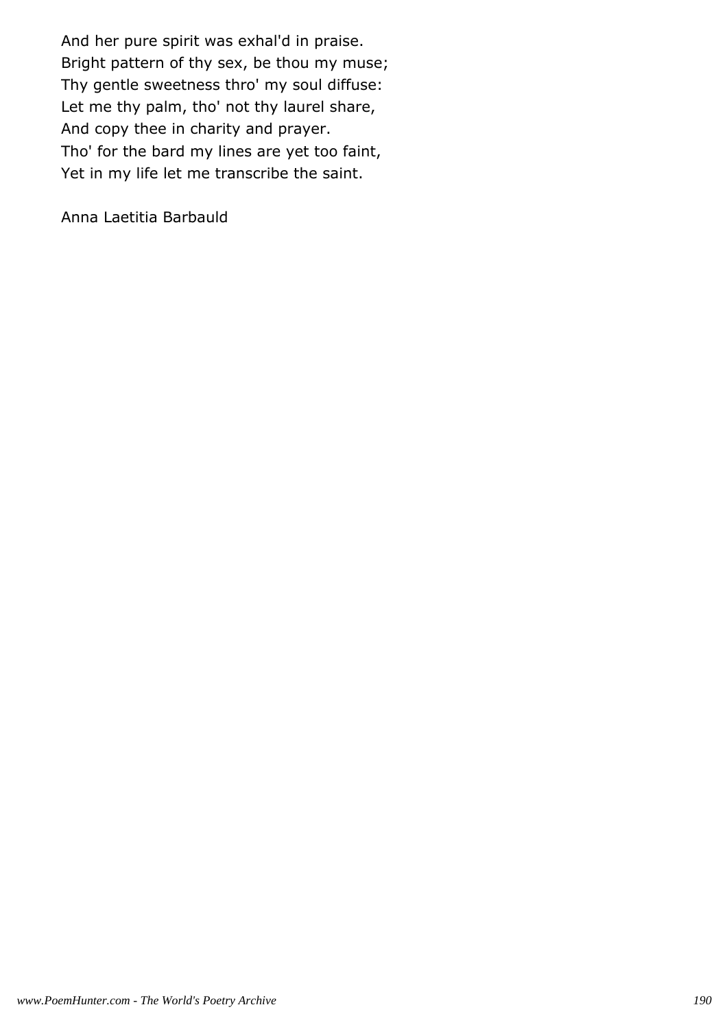And her pure spirit was exhal'd in praise.
Bright pattern of thy sex, be thou my muse;
Thy gentle sweetness thro' my soul diffuse:
Let me thy palm, tho' not thy laurel share,
And copy thee in charity and prayer.
Tho' for the bard my lines are yet too faint,
Yet in my life let me transcribe the saint.

Anna Laetitia Barbauld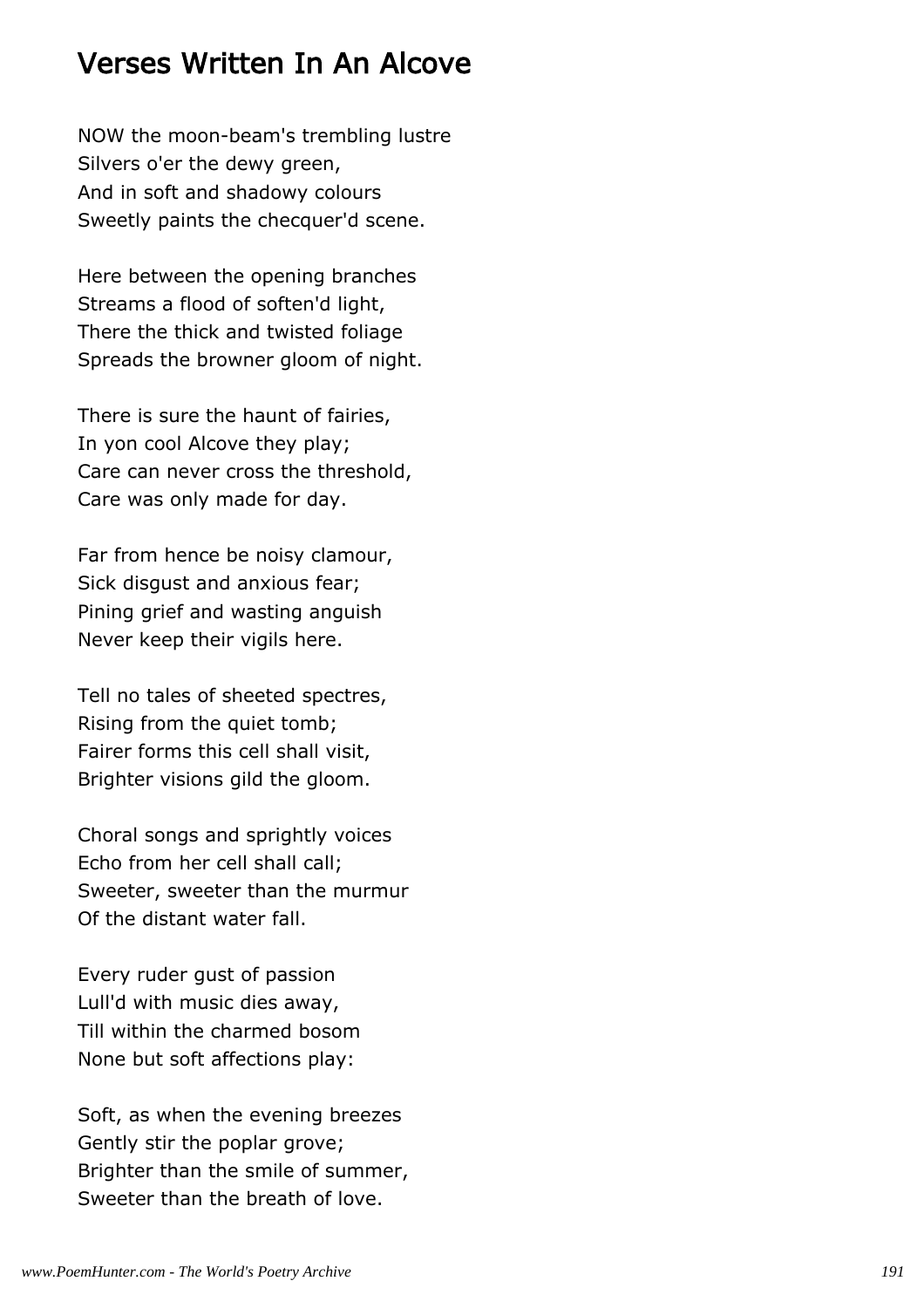# Verses Written In An Alcove

NOW the moon-beam's trembling lustre
Silvers o'er the dewy green,
And in soft and shadowy colours
Sweetly paints the checquer'd scene.

Here between the opening branches
Streams a flood of soften'd light,
There the thick and twisted foliage
Spreads the browner gloom of night.

There is sure the haunt of fairies,
In yon cool Alcove they play;
Care can never cross the threshold,
Care was only made for day.

Far from hence be noisy clamour,
Sick disgust and anxious fear;
Pining grief and wasting anguish
Never keep their vigils here.

Tell no tales of sheeted spectres,
Rising from the quiet tomb;
Fairer forms this cell shall visit,
Brighter visions gild the gloom.

Choral songs and sprightly voices
Echo from her cell shall call;
Sweeter, sweeter than the murmur
Of the distant water fall.

Every ruder gust of passion
Lull'd with music dies away,
Till within the charmed bosom
None but soft affections play:

Soft, as when the evening breezes
Gently stir the poplar grove;
Brighter than the smile of summer,
Sweeter than the breath of love.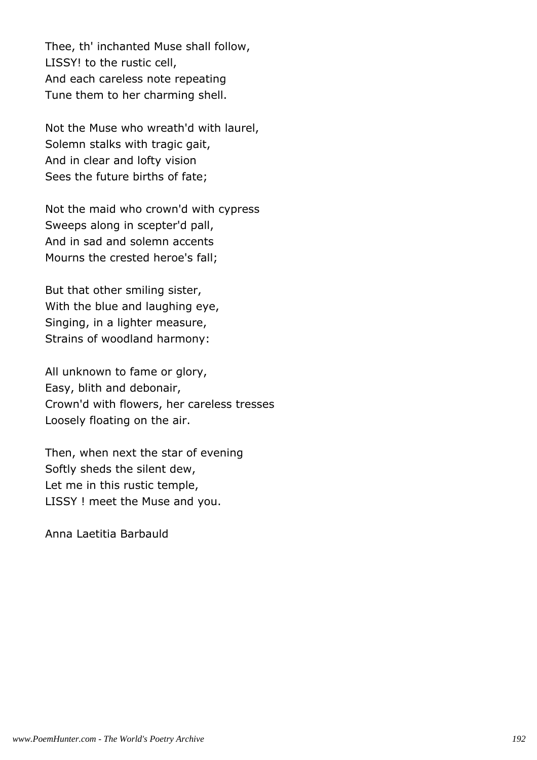Thee, th' inchanted Muse shall follow,
LISSY! to the rustic cell,
And each careless note repeating
Tune them to her charming shell.

Not the Muse who wreath'd with laurel,
Solemn stalks with tragic gait,
And in clear and lofty vision
Sees the future births of fate;

Not the maid who crown'd with cypress
Sweeps along in scepter'd pall,
And in sad and solemn accents
Mourns the crested heroe's fall;

But that other smiling sister,
With the blue and laughing eye,
Singing, in a lighter measure,
Strains of woodland harmony:

All unknown to fame or glory,
Easy, blith and debonair,
Crown'd with flowers, her careless tresses
Loosely floating on the air.

Then, when next the star of evening
Softly sheds the silent dew,
Let me in this rustic temple,
LISSY ! meet the Muse and you.

Anna Laetitia Barbauld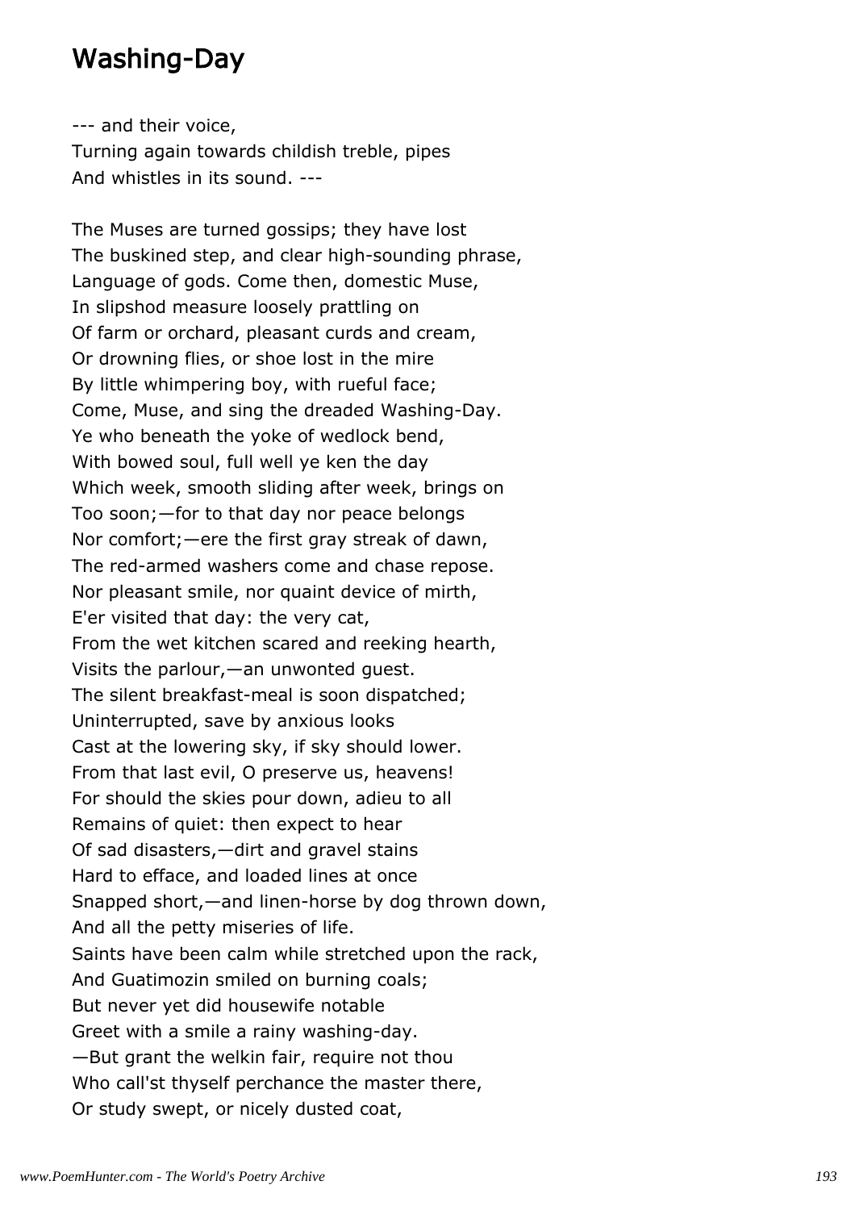# Washing-Day

--- and their voice,
Turning again towards childish treble, pipes
And whistles in its sound. ---

The Muses are turned gossips; they have lost
The buskined step, and clear high-sounding phrase,
Language of gods. Come then, domestic Muse,
In slipshod measure loosely prattling on
Of farm or orchard, pleasant curds and cream,
Or drowning flies, or shoe lost in the mire
By little whimpering boy, with rueful face;
Come, Muse, and sing the dreaded Washing-Day.
Ye who beneath the yoke of wedlock bend,
With bowed soul, full well ye ken the day
Which week, smooth sliding after week, brings on
Too soon;—for to that day nor peace belongs
Nor comfort;—ere the first gray streak of dawn,
The red-armed washers come and chase repose.
Nor pleasant smile, nor quaint device of mirth,
E'er visited that day: the very cat,
From the wet kitchen scared and reeking hearth,
Visits the parlour,—an unwonted guest.
The silent breakfast-meal is soon dispatched;
Uninterrupted, save by anxious looks
Cast at the lowering sky, if sky should lower.
From that last evil, O preserve us, heavens!
For should the skies pour down, adieu to all
Remains of quiet: then expect to hear
Of sad disasters,—dirt and gravel stains
Hard to efface, and loaded lines at once
Snapped short,—and linen-horse by dog thrown down,
And all the petty miseries of life.
Saints have been calm while stretched upon the rack,
And Guatimozin smiled on burning coals;
But never yet did housewife notable
Greet with a smile a rainy washing-day.
—But grant the welkin fair, require not thou
Who call'st thyself perchance the master there,
Or study swept, or nicely dusted coat,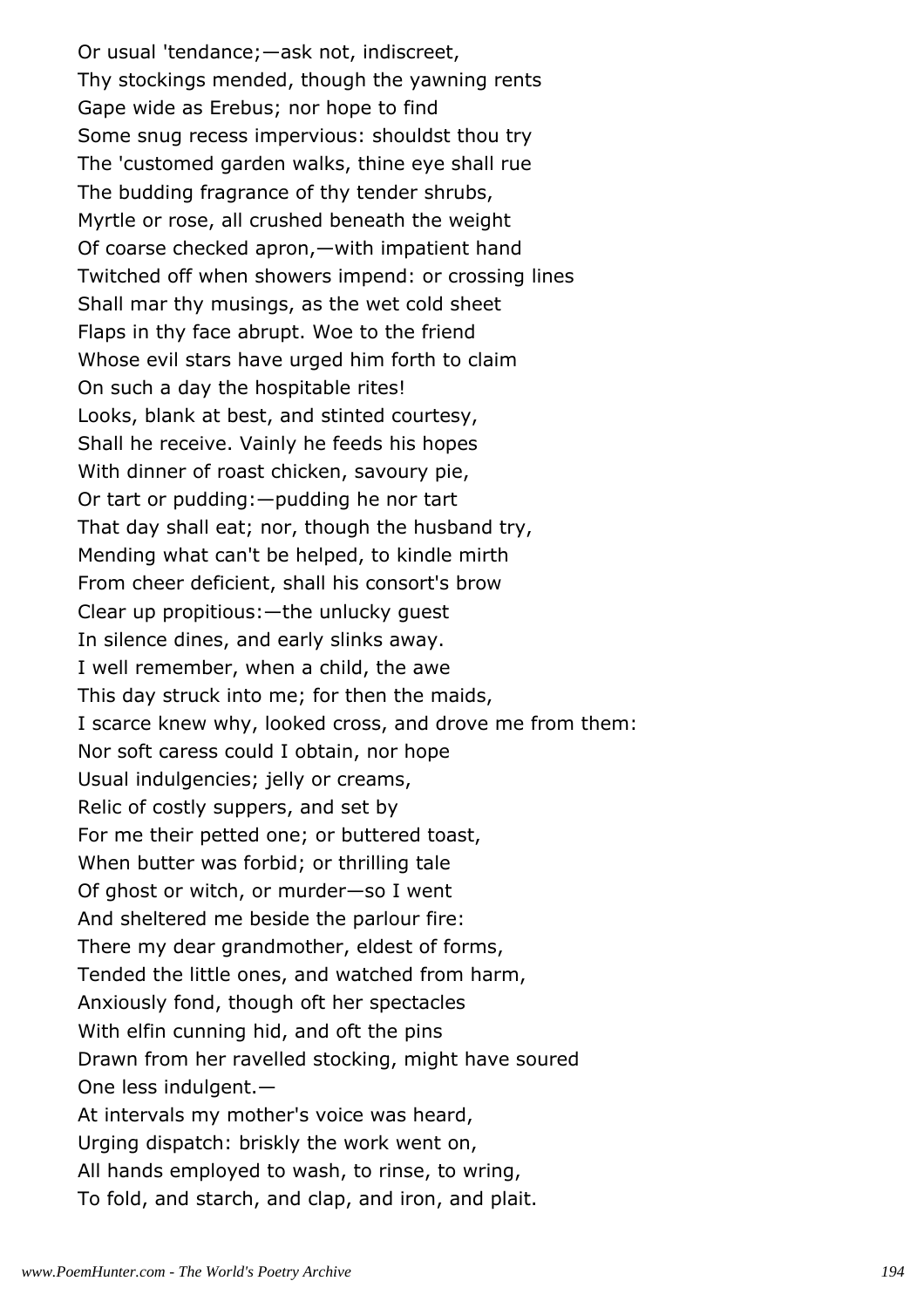Or usual 'tendance;—ask not, indiscreet,
Thy stockings mended, though the yawning rents
Gape wide as Erebus; nor hope to find
Some snug recess impervious: shouldst thou try
The 'customed garden walks, thine eye shall rue
The budding fragrance of thy tender shrubs,
Myrtle or rose, all crushed beneath the weight
Of coarse checked apron,—with impatient hand
Twitched off when showers impend: or crossing lines
Shall mar thy musings, as the wet cold sheet
Flaps in thy face abrupt. Woe to the friend
Whose evil stars have urged him forth to claim
On such a day the hospitable rites!
Looks, blank at best, and stinted courtesy,
Shall he receive. Vainly he feeds his hopes
With dinner of roast chicken, savoury pie,
Or tart or pudding:—pudding he nor tart
That day shall eat; nor, though the husband try,
Mending what can't be helped, to kindle mirth
From cheer deficient, shall his consort's brow
Clear up propitious:—the unlucky guest
In silence dines, and early slinks away.
I well remember, when a child, the awe
This day struck into me; for then the maids,
I scarce knew why, looked cross, and drove me from them:
Nor soft caress could I obtain, nor hope
Usual indulgencies; jelly or creams,
Relic of costly suppers, and set by
For me their petted one; or buttered toast,
When butter was forbid; or thrilling tale
Of ghost or witch, or murder—so I went
And sheltered me beside the parlour fire:
There my dear grandmother, eldest of forms,
Tended the little ones, and watched from harm,
Anxiously fond, though oft her spectacles
With elfin cunning hid, and oft the pins
Drawn from her ravelled stocking, might have soured
One less indulgent.—
At intervals my mother's voice was heard,
Urging dispatch: briskly the work went on,
All hands employed to wash, to rinse, to wring,
To fold, and starch, and clap, and iron, and plait.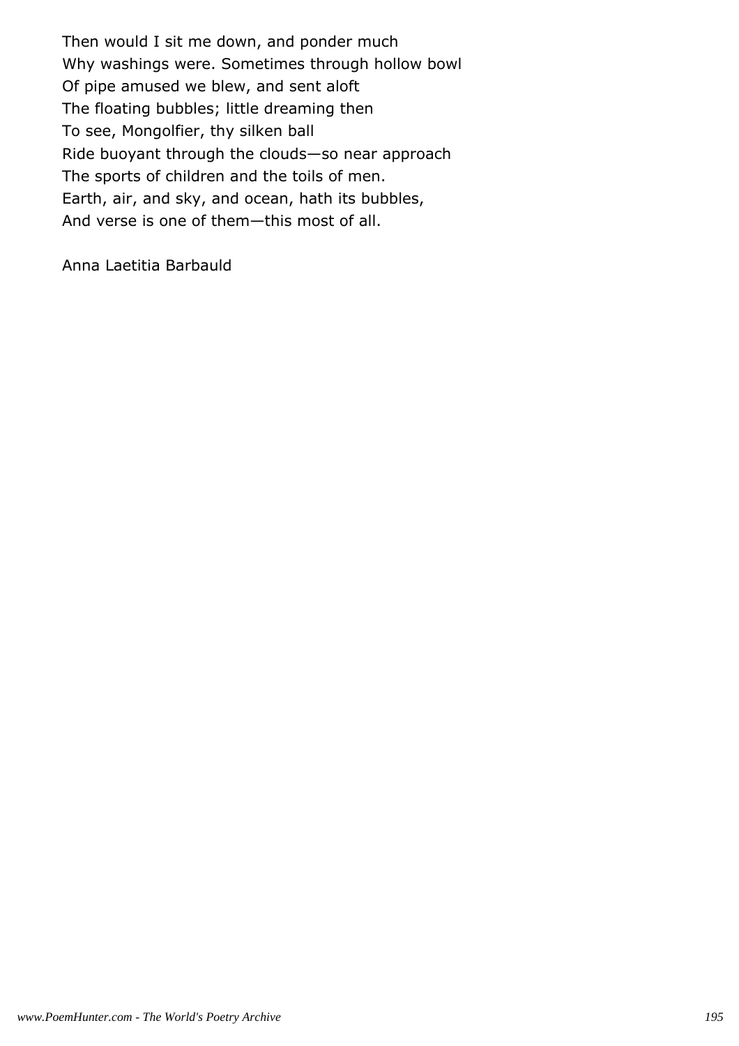Then would I sit me down, and ponder much
Why washings were. Sometimes through hollow bowl
Of pipe amused we blew, and sent aloft
The floating bubbles; little dreaming then
To see, Mongolfier, thy silken ball
Ride buoyant through the clouds—so near approach
The sports of children and the toils of men.
Earth, air, and sky, and ocean, hath its bubbles,
And verse is one of them—this most of all.

Anna Laetitia Barbauld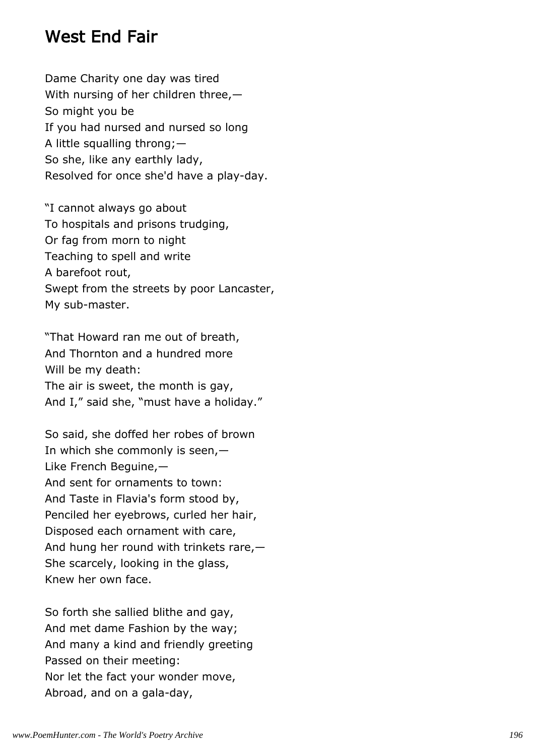# West End Fair

Dame Charity one day was tired  
With nursing of her children three,—  
So might you be  
If you had nursed and nursed so long  
A little squalling throng;—  
So she, like any earthly lady,  
Resolved for once she'd have a play-day.

"I cannot always go about  
To hospitals and prisons trudging,  
Or fag from morn to night  
Teaching to spell and write  
A barefoot rout,  
Swept from the streets by poor Lancaster,  
My sub-master.

"That Howard ran me out of breath,  
And Thornton and a hundred more  
Will be my death:  
The air is sweet, the month is gay,  
And I," said she, "must have a holiday."

So said, she doffed her robes of brown  
In which she commonly is seen,—  
Like French Beguine,—  
And sent for ornaments to town:  
And Taste in Flavia's form stood by,  
Penciled her eyebrows, curled her hair,  
Disposed each ornament with care,  
And hung her round with trinkets rare,—  
She scarcely, looking in the glass,  
Knew her own face.

So forth she sallied blithe and gay,  
And met dame Fashion by the way;  
And many a kind and friendly greeting  
Passed on their meeting:  
Nor let the fact your wonder move,  
Abroad, and on a gala-day,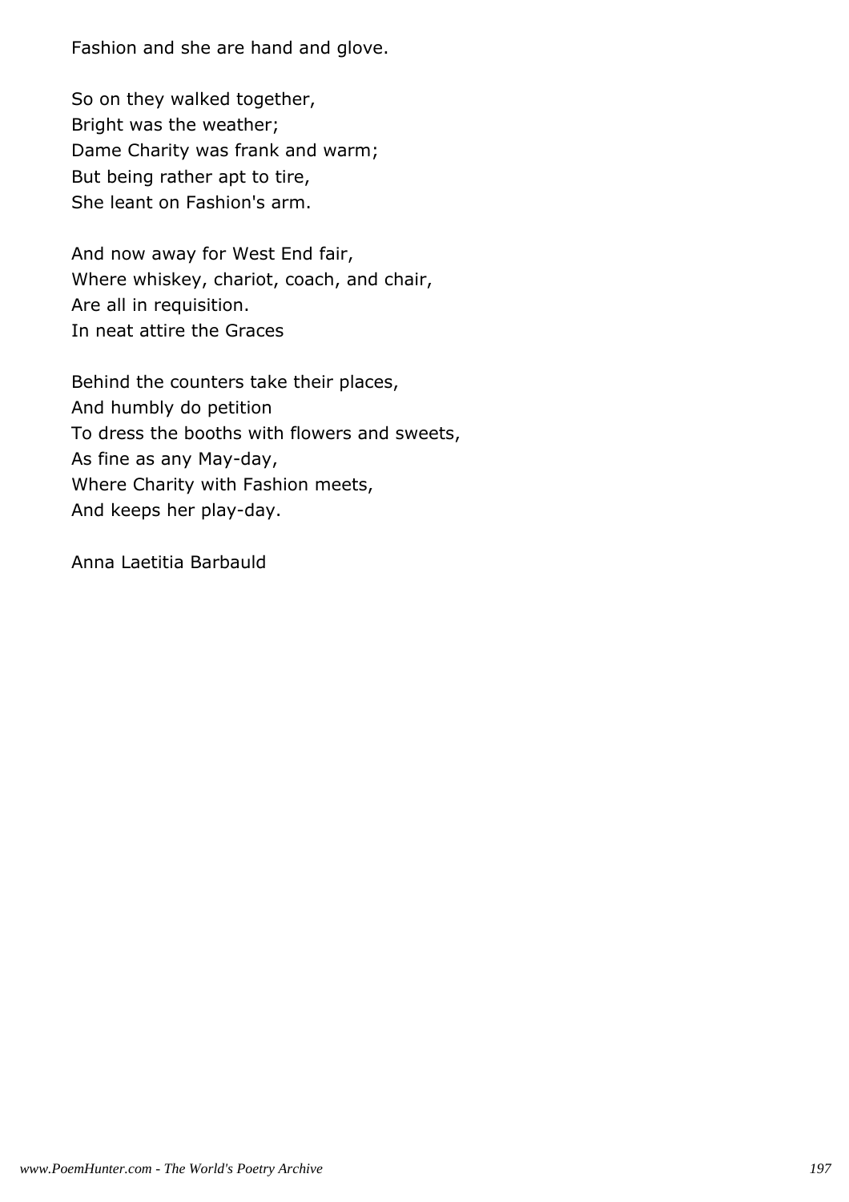Fashion and she are hand and glove.

So on they walked together,
Bright was the weather;
Dame Charity was frank and warm;
But being rather apt to tire,
She leant on Fashion's arm.

And now away for West End fair,
Where whiskey, chariot, coach, and chair,
Are all in requisition.
In neat attire the Graces

Behind the counters take their places,
And humbly do petition
To dress the booths with flowers and sweets,
As fine as any May-day,
Where Charity with Fashion meets,
And keeps her play-day.

Anna Laetitia Barbauld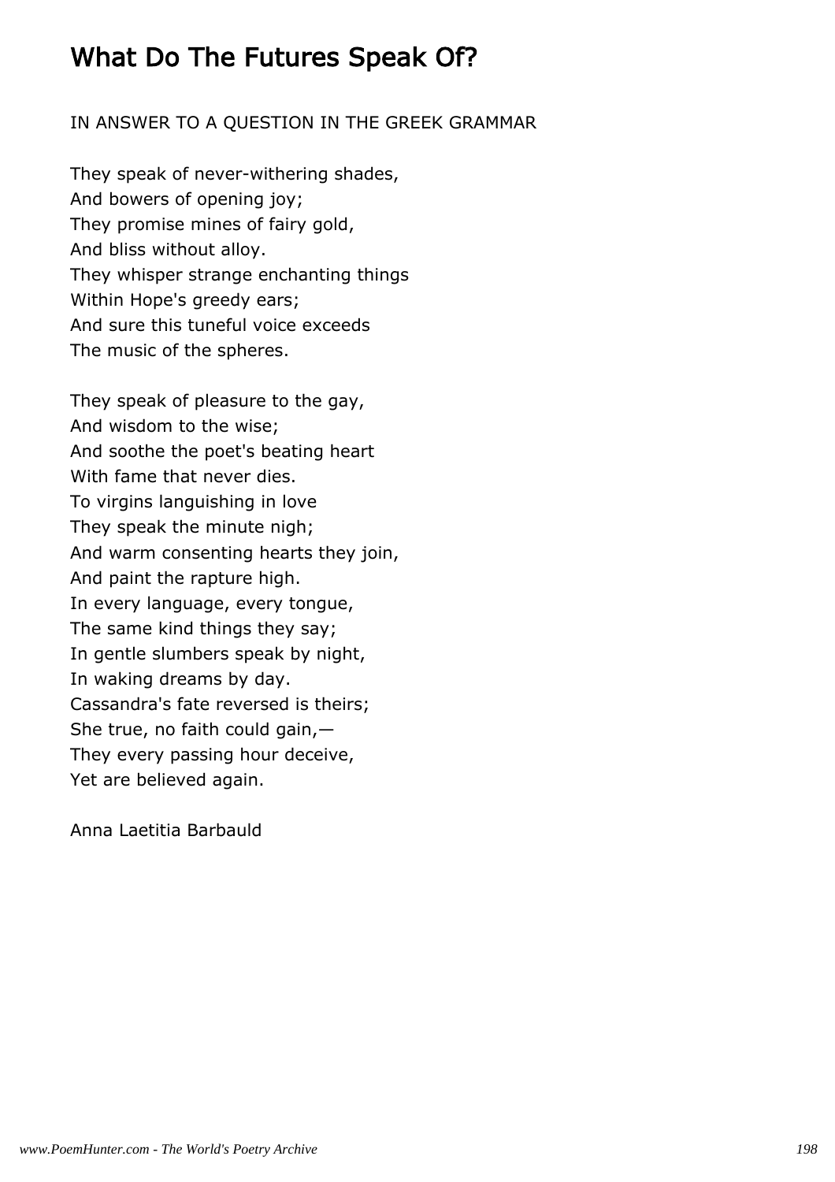# What Do The Futures Speak Of?

IN ANSWER TO A QUESTION IN THE GREEK GRAMMAR

They speak of never-withering shades,
And bowers of opening joy;
They promise mines of fairy gold,
And bliss without alloy.
They whisper strange enchanting things
Within Hope's greedy ears;
And sure this tuneful voice exceeds
The music of the spheres.

They speak of pleasure to the gay,
And wisdom to the wise;
And soothe the poet's beating heart
With fame that never dies.
To virgins languishing in love
They speak the minute nigh;
And warm consenting hearts they join,
And paint the rapture high.
In every language, every tongue,
The same kind things they say;
In gentle slumbers speak by night,
In waking dreams by day.
Cassandra's fate reversed is theirs;
She true, no faith could gain,—
They every passing hour deceive,
Yet are believed again.

Anna Laetitia Barbauld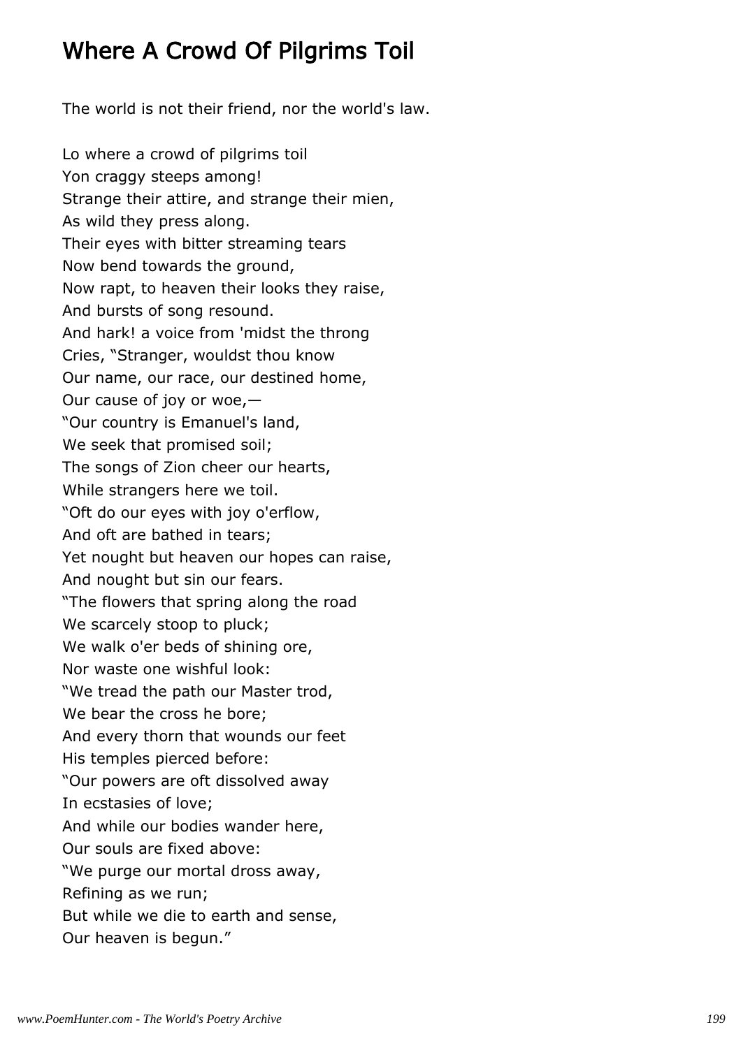## Where A Crowd Of Pilgrims Toil

The world is not their friend, nor the world's law.

Lo where a crowd of pilgrims toil
Yon craggy steeps among!
Strange their attire, and strange their mien,
As wild they press along.
Their eyes with bitter streaming tears
Now bend towards the ground,
Now rapt, to heaven their looks they raise,
And bursts of song resound.
And hark! a voice from 'midst the throng
Cries, "Stranger, wouldst thou know
Our name, our race, our destined home,
Our cause of joy or woe,—
"Our country is Emanuel's land,
We seek that promised soil;
The songs of Zion cheer our hearts,
While strangers here we toil.
"Oft do our eyes with joy o'erflow,
And oft are bathed in tears;
Yet nought but heaven our hopes can raise,
And nought but sin our fears.
"The flowers that spring along the road
We scarcely stoop to pluck;
We walk o'er beds of shining ore,
Nor waste one wishful look:
"We tread the path our Master trod,
We bear the cross he bore;
And every thorn that wounds our feet
His temples pierced before:
"Our powers are oft dissolved away
In ecstasies of love;
And while our bodies wander here,
Our souls are fixed above:
"We purge our mortal dross away,
Refining as we run;
But while we die to earth and sense,
Our heaven is begun."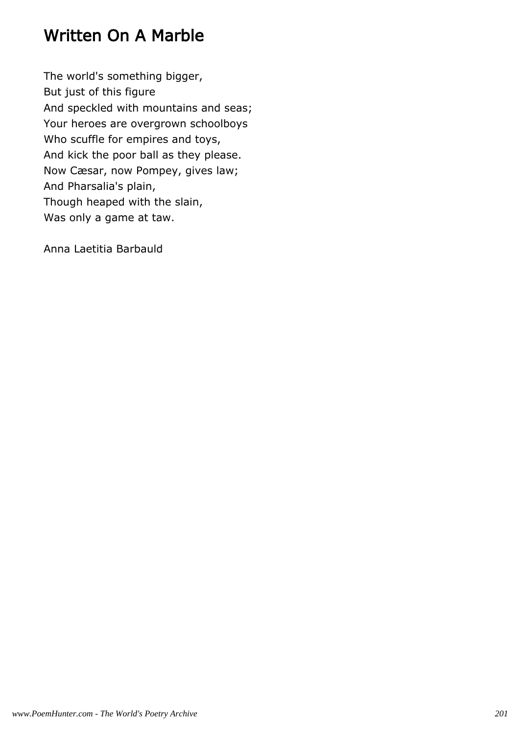# Written On A Marble

The world's something bigger,
But just of this figure
And speckled with mountains and seas;
Your heroes are overgrown schoolboys
Who scuffle for empires and toys,
And kick the poor ball as they please.
Now Cæsar, now Pompey, gives law;
And Pharsalia's plain,
Though heaped with the slain,
Was only a game at taw.

Anna Laetitia Barbauld